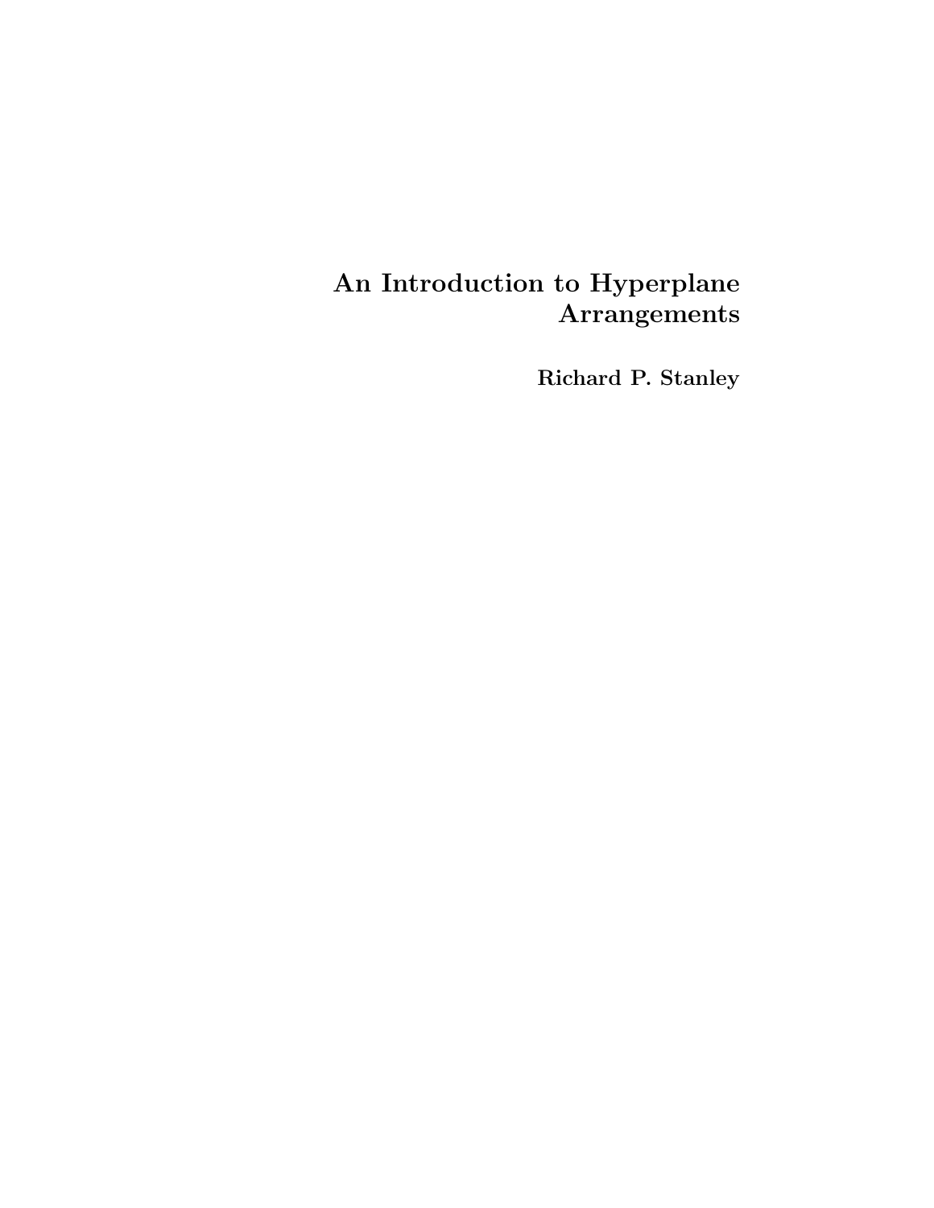# An Introduction to Hyperplane Arrangements

**Richard P. Stanley**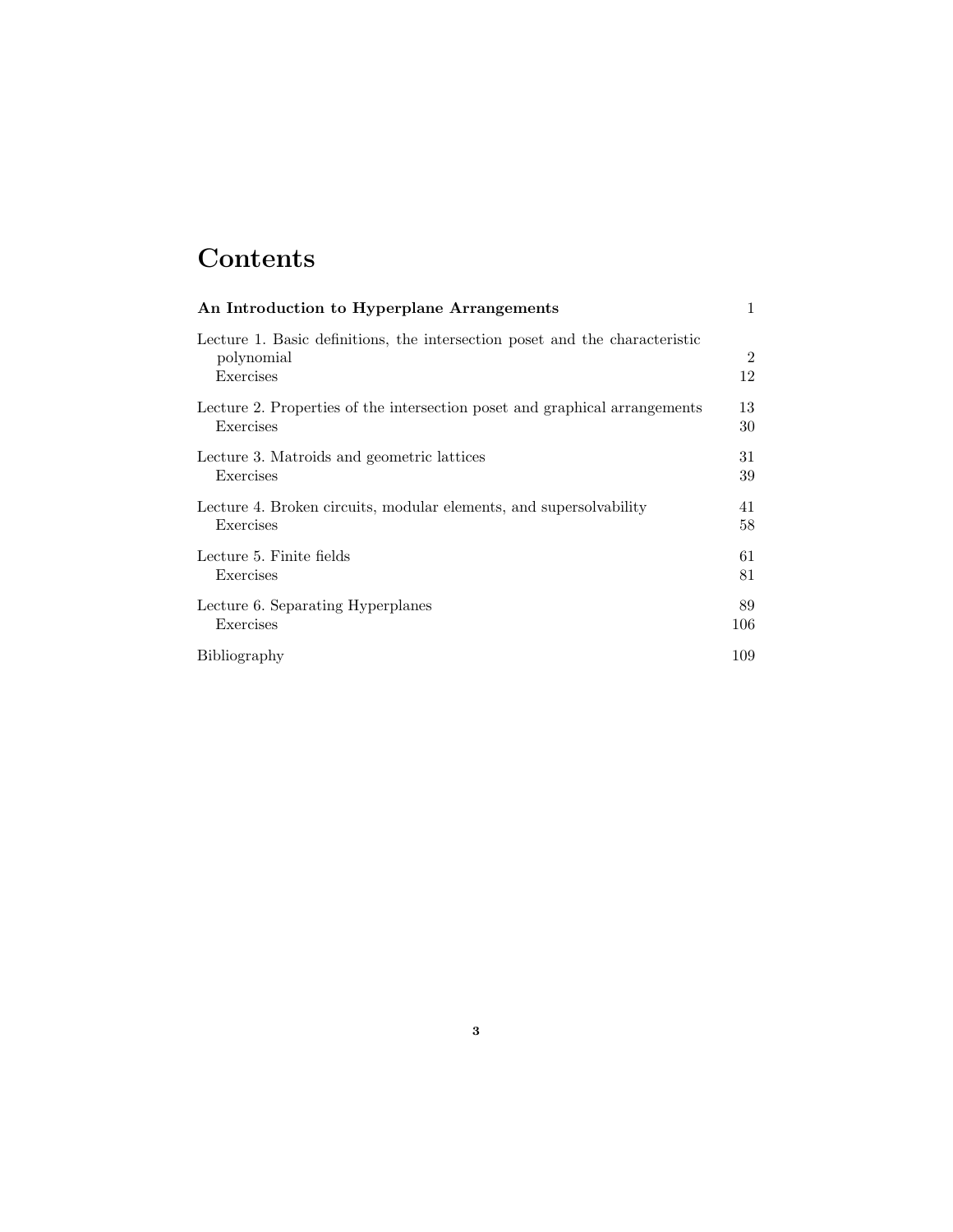# Contents

| | |
|---|---|
| **An Introduction to Hyperplane Arrangements** | 1 |
| Lecture 1. Basic definitions, the intersection poset and the characteristic polynomial | 2 |
| Exercises | 12 |
| Lecture 2. Properties of the intersection poset and graphical arrangements | 13 |
| Exercises | 30 |
| Lecture 3. Matroids and geometric lattices | 31 |
| Exercises | 39 |
| Lecture 4. Broken circuits, modular elements, and supersolvability | 41 |
| Exercises | 58 |
| Lecture 5. Finite fields | 61 |
| Exercises | 81 |
| Lecture 6. Separating Hyperplanes | 89 |
| Exercises | 106 |
| Bibliography | 109 |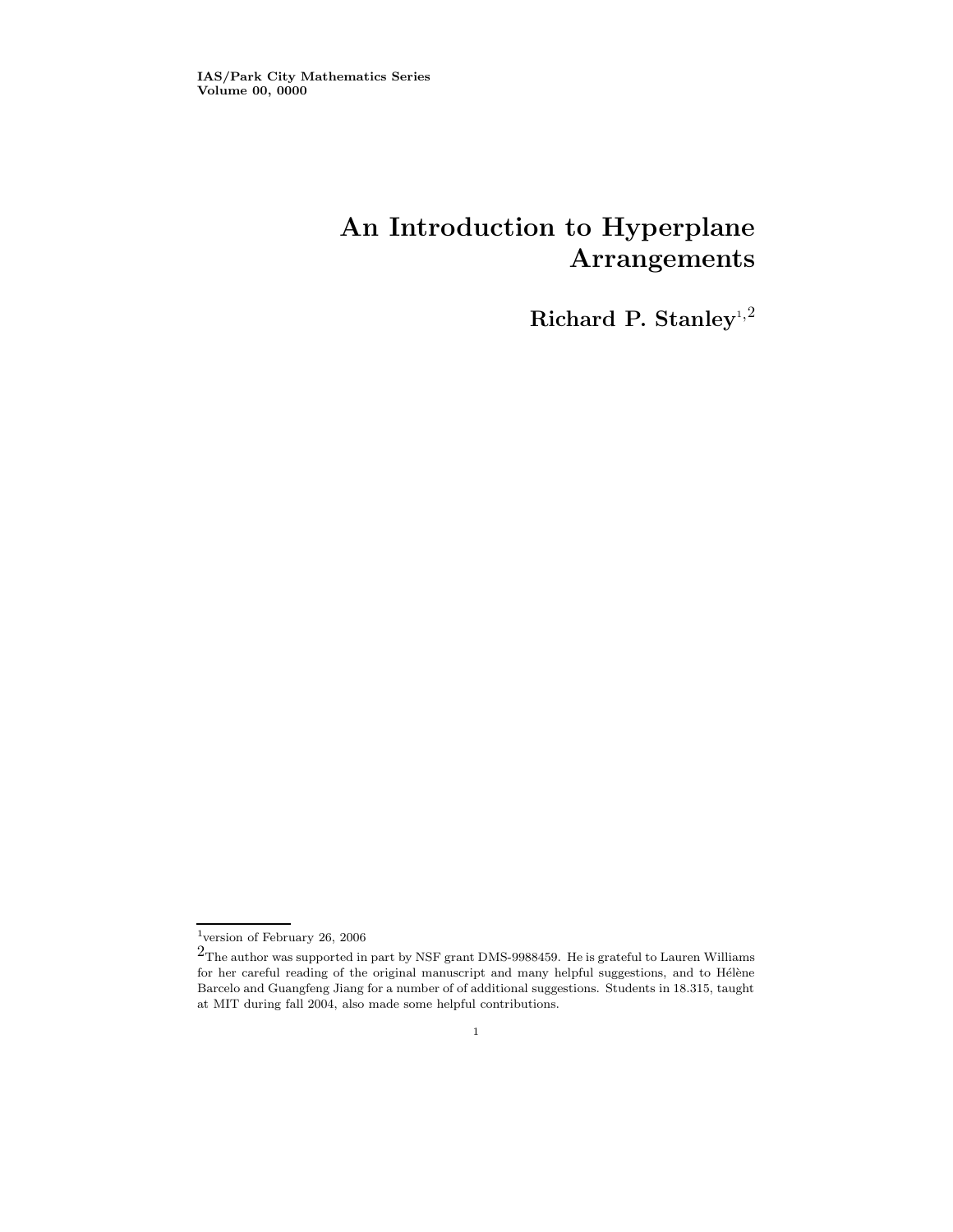IAS/Park City Mathematics Series
Volume 00, 0000

# An Introduction to Hyperplane Arrangements

**Richard P. Stanley**[1,2]

---

[1]version of February 26, 2006

[2]The author was supported in part by NSF grant DMS-9988459. He is grateful to Lauren Williams for her careful reading of the original manuscript and many helpful suggestions, and to Hélène Barcelo and Guangfeng Jiang for a number of of additional suggestions. Students in 18.315, taught at MIT during fall 2004, also made some helpful contributions.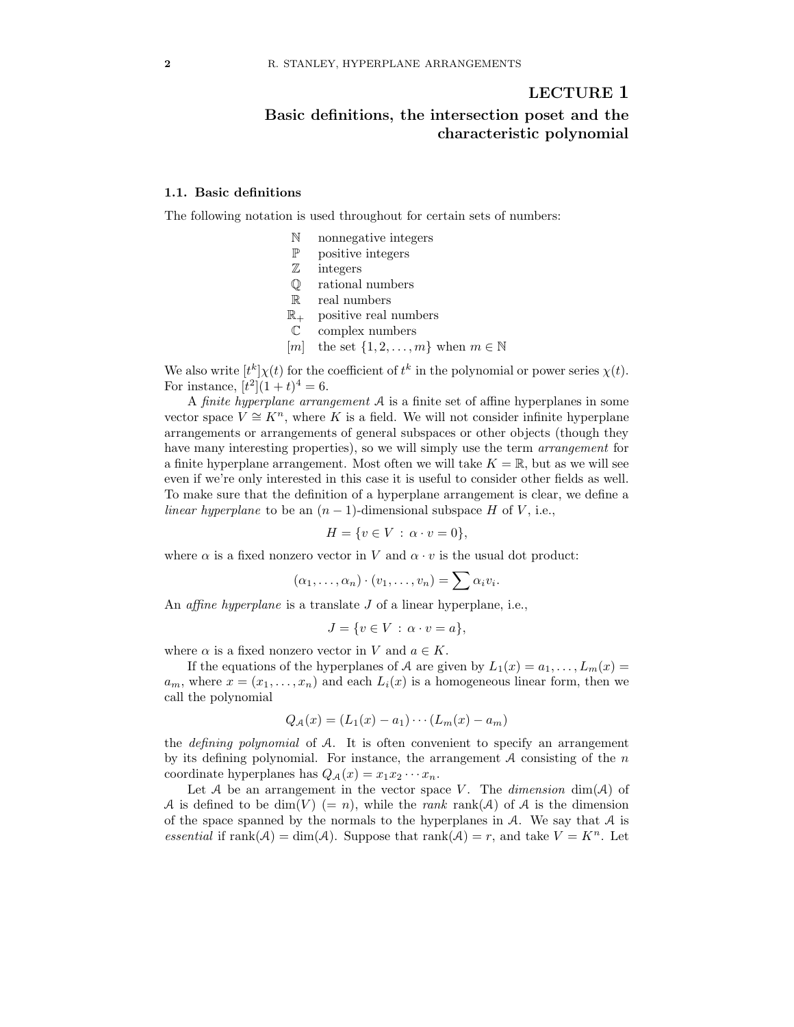# LECTURE 1

## Basic definitions, the intersection poset and the characteristic polynomial

### 1.1. Basic definitions

The following notation is used throughout for certain sets of numbers:

| | |
|---|---|
| $\mathbb{N}$ | nonnegative integers |
| $\mathbb{P}$ | positive integers |
| $\mathbb{Z}$ | integers |
| $\mathbb{Q}$ | rational numbers |
| $\mathbb{R}$ | real numbers |
| $\mathbb{R}_+$ | positive real numbers |
| $\mathbb{C}$ | complex numbers |
| $[m]$ | the set $\{1, 2, \ldots, m\}$ when $m \in \mathbb{N}$ |

We also write $[t^k]\chi(t)$ for the coefficient of $t^k$ in the polynomial or power series $\chi(t)$. For instance, $[t^2](1+t)^4 = 6$.

A *finite hyperplane arrangement* $\mathcal{A}$ is a finite set of affine hyperplanes in some vector space $V \cong K^n$, where $K$ is a field. We will not consider infinite hyperplane arrangements or arrangements of general subspaces or other objects (though they have many interesting properties), so we will simply use the term *arrangement* for a finite hyperplane arrangement. Most often we will take $K = \mathbb{R}$, but as we will see even if we're only interested in this case it is useful to consider other fields as well. To make sure that the definition of a hyperplane arrangement is clear, we define a *linear hyperplane* to be an $(n-1)$-dimensional subspace $H$ of $V$, i.e.,

$$H = \{v \in V \,:\, \alpha \cdot v = 0\},$$

where $\alpha$ is a fixed nonzero vector in $V$ and $\alpha \cdot v$ is the usual dot product:

$$(\alpha_1, \ldots, \alpha_n) \cdot (v_1, \ldots, v_n) = \sum \alpha_i v_i.$$

An *affine hyperplane* is a translate $J$ of a linear hyperplane, i.e.,

$$J = \{v \in V \,:\, \alpha \cdot v = a\},$$

where $\alpha$ is a fixed nonzero vector in $V$ and $a \in K$.

If the equations of the hyperplanes of $\mathcal{A}$ are given by $L_1(x) = a_1, \ldots, L_m(x) = a_m$, where $x = (x_1, \ldots, x_n)$ and each $L_i(x)$ is a homogeneous linear form, then we call the polynomial

$$Q_{\mathcal{A}}(x) = (L_1(x) - a_1) \cdots (L_m(x) - a_m)$$

the *defining polynomial* of $\mathcal{A}$. It is often convenient to specify an arrangement by its defining polynomial. For instance, the arrangement $\mathcal{A}$ consisting of the $n$ coordinate hyperplanes has $Q_{\mathcal{A}}(x) = x_1 x_2 \cdots x_n$.

Let $\mathcal{A}$ be an arrangement in the vector space $V$. The *dimension* $\dim(\mathcal{A})$ of $\mathcal{A}$ is defined to be $\dim(V)$ $(= n)$, while the *rank* $\operatorname{rank}(\mathcal{A})$ of $\mathcal{A}$ is the dimension of the space spanned by the normals to the hyperplanes in $\mathcal{A}$. We say that $\mathcal{A}$ is *essential* if $\operatorname{rank}(\mathcal{A}) = \dim(\mathcal{A})$. Suppose that $\operatorname{rank}(\mathcal{A}) = r$, and take $V = K^n$. Let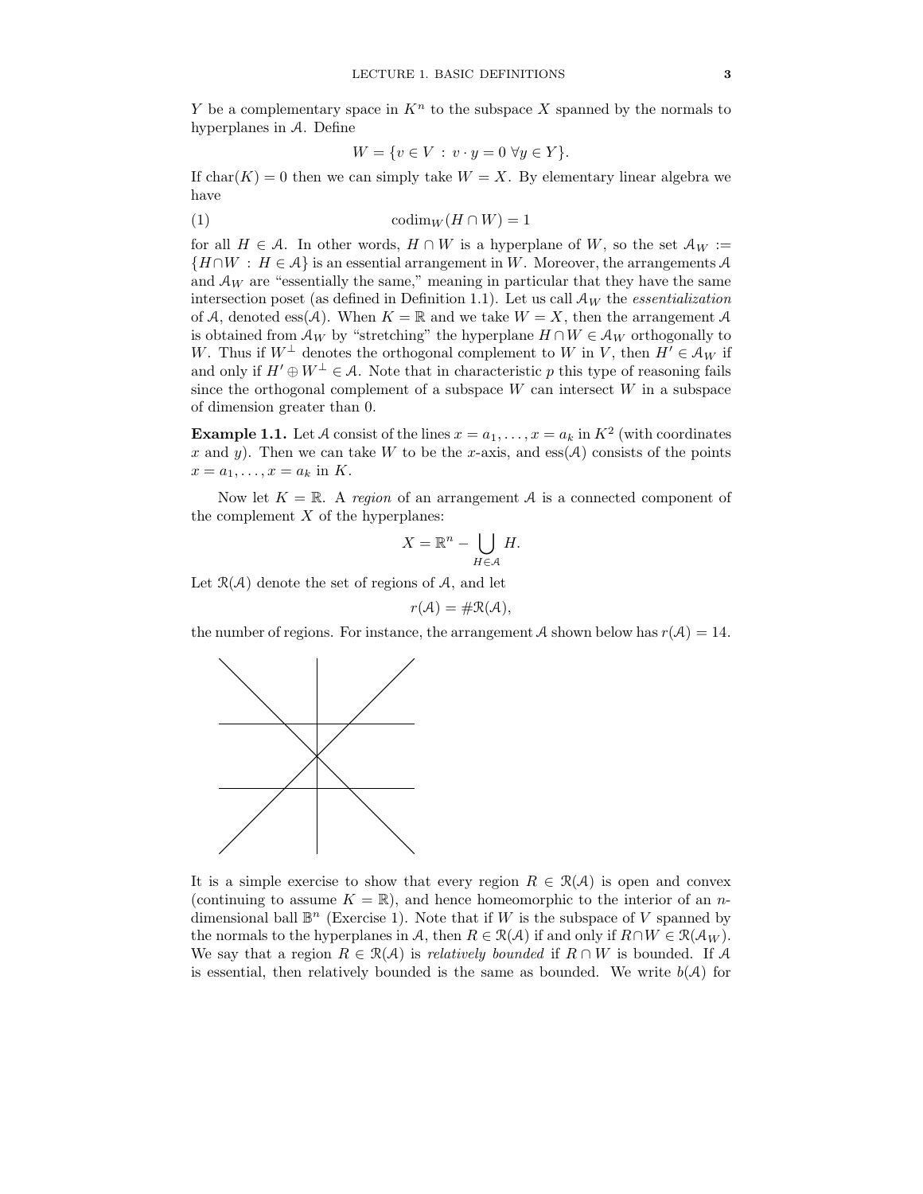$Y$ be a complementary space in $K^n$ to the subspace $X$ spanned by the normals to hyperplanes in $\mathcal{A}$. Define

$$W = \{v \in V \,:\, v \cdot y = 0 \ \forall y \in Y\}.$$

If $\mathrm{char}(K) = 0$ then we can simply take $W = X$. By elementary linear algebra we have

$$\mathrm{codim}_W(H \cap W) = 1 \tag{1}$$

for all $H \in \mathcal{A}$. In other words, $H \cap W$ is a hyperplane of $W$, so the set $\mathcal{A}_W := \{H \cap W \,:\, H \in \mathcal{A}\}$ is an essential arrangement in $W$. Moreover, the arrangements $\mathcal{A}$ and $\mathcal{A}_W$ are "essentially the same," meaning in particular that they have the same intersection poset (as defined in Definition 1.1). Let us call $\mathcal{A}_W$ the *essentialization* of $\mathcal{A}$, denoted $\mathrm{ess}(\mathcal{A})$. When $K = \mathbb{R}$ and we take $W = X$, then the arrangement $\mathcal{A}$ is obtained from $\mathcal{A}_W$ by "stretching" the hyperplane $H \cap W \in \mathcal{A}_W$ orthogonally to $W$. Thus if $W^\perp$ denotes the orthogonal complement to $W$ in $V$, then $H' \in \mathcal{A}_W$ if and only if $H' \oplus W^\perp \in \mathcal{A}$. Note that in characteristic $p$ this type of reasoning fails since the orthogonal complement of a subspace $W$ can intersect $W$ in a subspace of dimension greater than 0.

**Example 1.1.** Let $\mathcal{A}$ consist of the lines $x = a_1, \ldots, x = a_k$ in $K^2$ (with coordinates $x$ and $y$). Then we can take $W$ to be the $x$-axis, and $\mathrm{ess}(\mathcal{A})$ consists of the points $x = a_1, \ldots, x = a_k$ in $K$.

Now let $K = \mathbb{R}$. A *region* of an arrangement $\mathcal{A}$ is a connected component of the complement $X$ of the hyperplanes:

$$X = \mathbb{R}^n - \bigcup_{H \in \mathcal{A}} H.$$

Let $\mathcal{R}(\mathcal{A})$ denote the set of regions of $\mathcal{A}$, and let

$$r(\mathcal{A}) = \#\mathcal{R}(\mathcal{A}),$$

the number of regions. For instance, the arrangement $\mathcal{A}$ shown below has $r(\mathcal{A}) = 14$.

It is a simple exercise to show that every region $R \in \mathcal{R}(\mathcal{A})$ is open and convex (continuing to assume $K = \mathbb{R}$), and hence homeomorphic to the interior of an $n$-dimensional ball $\mathbb{B}^n$ (Exercise 1). Note that if $W$ is the subspace of $V$ spanned by the normals to the hyperplanes in $\mathcal{A}$, then $R \in \mathcal{R}(\mathcal{A})$ if and only if $R \cap W \in \mathcal{R}(\mathcal{A}_W)$. We say that a region $R \in \mathcal{R}(\mathcal{A})$ is *relatively bounded* if $R \cap W$ is bounded. If $\mathcal{A}$ is essential, then relatively bounded is the same as bounded. We write $b(\mathcal{A})$ for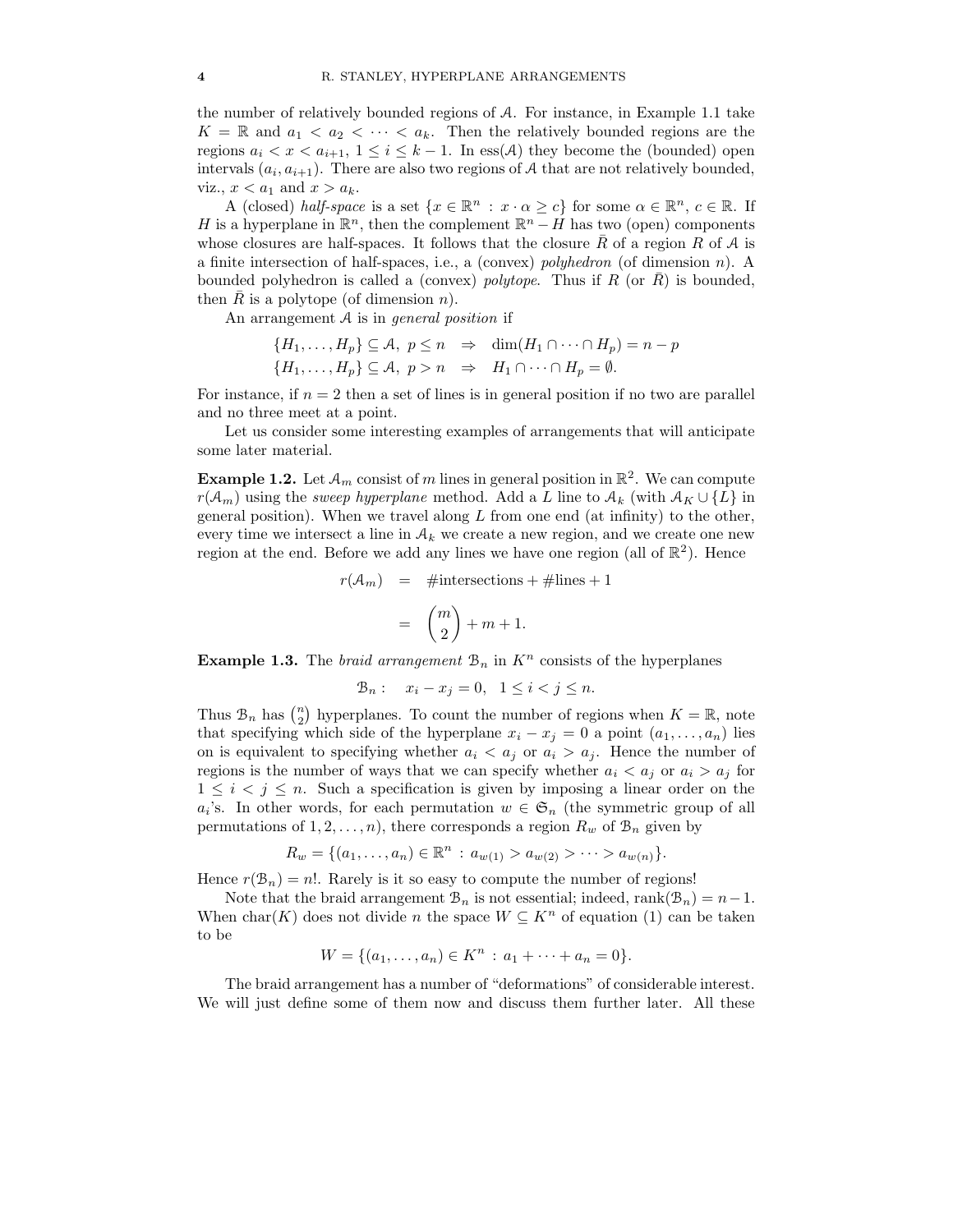the number of relatively bounded regions of $\mathcal{A}$. For instance, in Example 1.1 take $K = \mathbb{R}$ and $a_1 < a_2 < \cdots < a_k$. Then the relatively bounded regions are the regions $a_i < x < a_{i+1}$, $1 \le i \le k-1$. In ess($\mathcal{A}$) they become the (bounded) open intervals $(a_i, a_{i+1})$. There are also two regions of $\mathcal{A}$ that are not relatively bounded, viz., $x < a_1$ and $x > a_k$.

A (closed) *half-space* is a set $\{x \in \mathbb{R}^n : x \cdot \alpha \ge c\}$ for some $\alpha \in \mathbb{R}^n$, $c \in \mathbb{R}$. If $H$ is a hyperplane in $\mathbb{R}^n$, then the complement $\mathbb{R}^n - H$ has two (open) components whose closures are half-spaces. It follows that the closure $\bar{R}$ of a region $R$ of $\mathcal{A}$ is a finite intersection of half-spaces, i.e., a (convex) *polyhedron* (of dimension $n$). A bounded polyhedron is called a (convex) *polytope*. Thus if $R$ (or $\bar{R}$) is bounded, then $\bar{R}$ is a polytope (of dimension $n$).

An arrangement $\mathcal{A}$ is in *general position* if

$$
\begin{aligned}
\{H_1, \ldots, H_p\} \subseteq \mathcal{A},\ p \le n \quad &\Rightarrow \quad \dim(H_1 \cap \cdots \cap H_p) = n - p \\
\{H_1, \ldots, H_p\} \subseteq \mathcal{A},\ p > n \quad &\Rightarrow \quad H_1 \cap \cdots \cap H_p = \emptyset.
\end{aligned}
$$

For instance, if $n = 2$ then a set of lines is in general position if no two are parallel and no three meet at a point.

Let us consider some interesting examples of arrangements that will anticipate some later material.

**Example 1.2.** Let $\mathcal{A}_m$ consist of $m$ lines in general position in $\mathbb{R}^2$. We can compute $r(\mathcal{A}_m)$ using the *sweep hyperplane* method. Add a $L$ line to $\mathcal{A}_k$ (with $\mathcal{A}_K \cup \{L\}$ in general position). When we travel along $L$ from one end (at infinity) to the other, every time we intersect a line in $\mathcal{A}_k$ we create a new region, and we create one new region at the end. Before we add any lines we have one region (all of $\mathbb{R}^2$). Hence

$$
\begin{aligned}
r(\mathcal{A}_m) &= \#\text{intersections} + \#\text{lines} + 1 \\
&= \binom{m}{2} + m + 1.
\end{aligned}
$$

**Example 1.3.** The *braid arrangement* $\mathcal{B}_n$ in $K^n$ consists of the hyperplanes

$$
\mathcal{B}_n : \quad x_i - x_j = 0, \quad 1 \le i < j \le n.
$$

Thus $\mathcal{B}_n$ has $\binom{n}{2}$ hyperplanes. To count the number of regions when $K = \mathbb{R}$, note that specifying which side of the hyperplane $x_i - x_j = 0$ a point $(a_1, \ldots, a_n)$ lies on is equivalent to specifying whether $a_i < a_j$ or $a_i > a_j$. Hence the number of regions is the number of ways that we can specify whether $a_i < a_j$ or $a_i > a_j$ for $1 \le i < j \le n$. Such a specification is given by imposing a linear order on the $a_i$'s. In other words, for each permutation $w \in \mathfrak{S}_n$ (the symmetric group of all permutations of $1, 2, \ldots, n$), there corresponds a region $R_w$ of $\mathcal{B}_n$ given by

$$
R_w = \{(a_1, \ldots, a_n) \in \mathbb{R}^n : a_{w(1)} > a_{w(2)} > \cdots > a_{w(n)}\}.
$$

Hence $r(\mathcal{B}_n) = n!$. Rarely is it so easy to compute the number of regions!

Note that the braid arrangement $\mathcal{B}_n$ is not essential; indeed, $\text{rank}(\mathcal{B}_n) = n - 1$. When $\text{char}(K)$ does not divide $n$ the space $W \subseteq K^n$ of equation (1) can be taken to be

$$
W = \{(a_1, \ldots, a_n) \in K^n : a_1 + \cdots + a_n = 0\}.
$$

The braid arrangement has a number of "deformations" of considerable interest. We will just define some of them now and discuss them further later. All these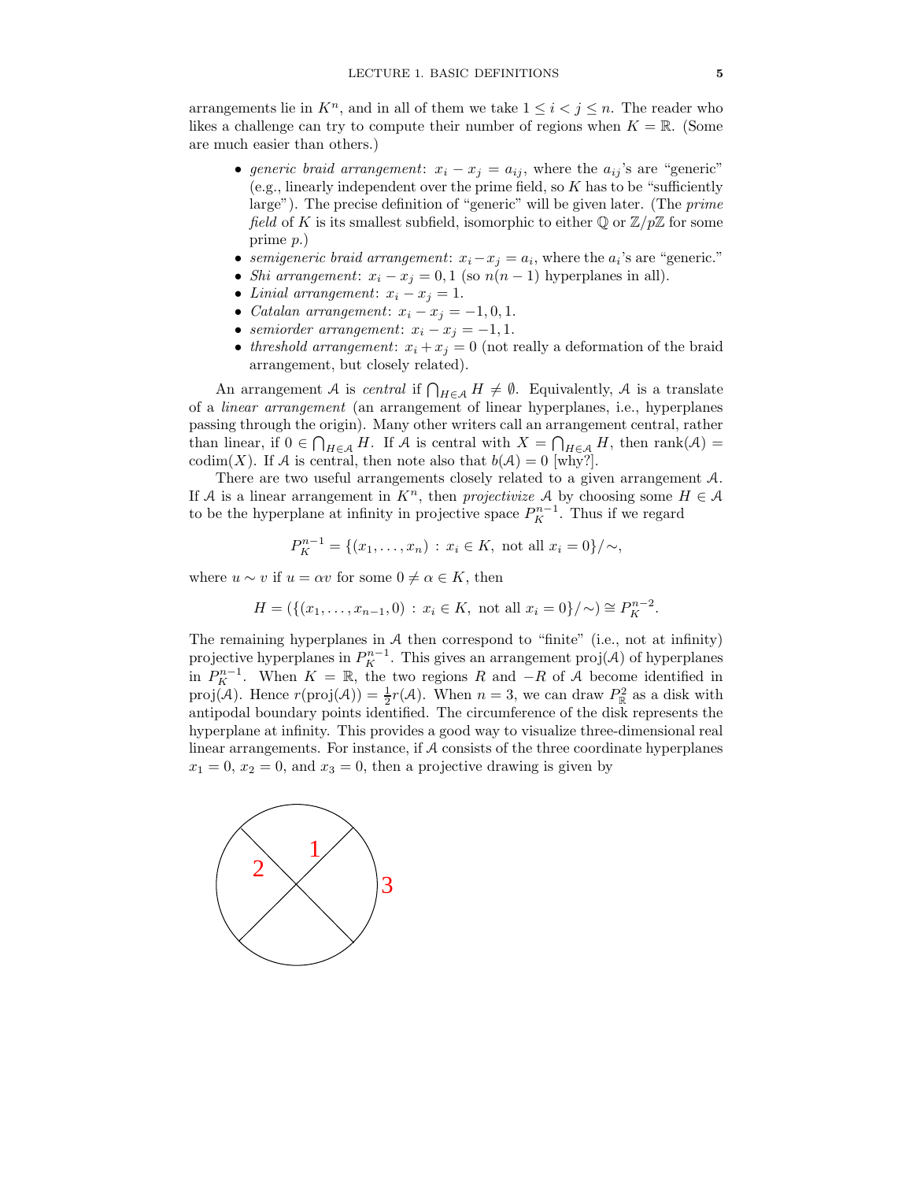arrangements lie in $K^n$, and in all of them we take $1 \leq i < j \leq n$. The reader who likes a challenge can try to compute their number of regions when $K = \mathbb{R}$. (Some are much easier than others.)

- *generic braid arrangement*: $x_i - x_j = a_{ij}$, where the $a_{ij}$'s are "generic" (e.g., linearly independent over the prime field, so $K$ has to be "sufficiently large"). The precise definition of "generic" will be given later. (The *prime field* of $K$ is its smallest subfield, isomorphic to either $\mathbb{Q}$ or $\mathbb{Z}/p\mathbb{Z}$ for some prime $p$.)
- *semigeneric braid arrangement*: $x_i - x_j = a_i$, where the $a_i$'s are "generic."
- *Shi arrangement*: $x_i - x_j = 0, 1$ (so $n(n-1)$ hyperplanes in all).
- *Linial arrangement*: $x_i - x_j = 1$.
- *Catalan arrangement*: $x_i - x_j = -1, 0, 1$.
- *semiorder arrangement*: $x_i - x_j = -1, 1$.
- *threshold arrangement*: $x_i + x_j = 0$ (not really a deformation of the braid arrangement, but closely related).

An arrangement $\mathcal{A}$ is *central* if $\bigcap_{H \in \mathcal{A}} H \neq \emptyset$. Equivalently, $\mathcal{A}$ is a translate of a *linear arrangement* (an arrangement of linear hyperplanes, i.e., hyperplanes passing through the origin). Many other writers call an arrangement central, rather than linear, if $0 \in \bigcap_{H \in \mathcal{A}} H$. If $\mathcal{A}$ is central with $X = \bigcap_{H \in \mathcal{A}} H$, then $\operatorname{rank}(\mathcal{A}) = \operatorname{codim}(X)$. If $\mathcal{A}$ is central, then note also that $b(\mathcal{A}) = 0$ [why?].

There are two useful arrangements closely related to a given arrangement $\mathcal{A}$. If $\mathcal{A}$ is a linear arrangement in $K^n$, then *projectivize* $\mathcal{A}$ by choosing some $H \in \mathcal{A}$ to be the hyperplane at infinity in projective space $P_K^{n-1}$. Thus if we regard

$$P_K^{n-1} = \{(x_1, \ldots, x_n) : x_i \in K, \text{ not all } x_i = 0\}/\sim,$$

where $u \sim v$ if $u = \alpha v$ for some $0 \neq \alpha \in K$, then

$$H = (\{(x_1, \ldots, x_{n-1}, 0) : x_i \in K, \text{ not all } x_i = 0\}/\sim) \cong P_K^{n-2}.$$

The remaining hyperplanes in $\mathcal{A}$ then correspond to "finite" (i.e., not at infinity) projective hyperplanes in $P_K^{n-1}$. This gives an arrangement $\operatorname{proj}(\mathcal{A})$ of hyperplanes in $P_K^{n-1}$. When $K = \mathbb{R}$, the two regions $R$ and $-R$ of $\mathcal{A}$ become identified in $\operatorname{proj}(\mathcal{A})$. Hence $r(\operatorname{proj}(\mathcal{A})) = \frac{1}{2}r(\mathcal{A})$. When $n = 3$, we can draw $P_{\mathbb{R}}^2$ as a disk with antipodal boundary points identified. The circumference of the disk represents the hyperplane at infinity. This provides a good way to visualize three-dimensional real linear arrangements. For instance, if $\mathcal{A}$ consists of the three coordinate hyperplanes $x_1 = 0$, $x_2 = 0$, and $x_3 = 0$, then a projective drawing is given by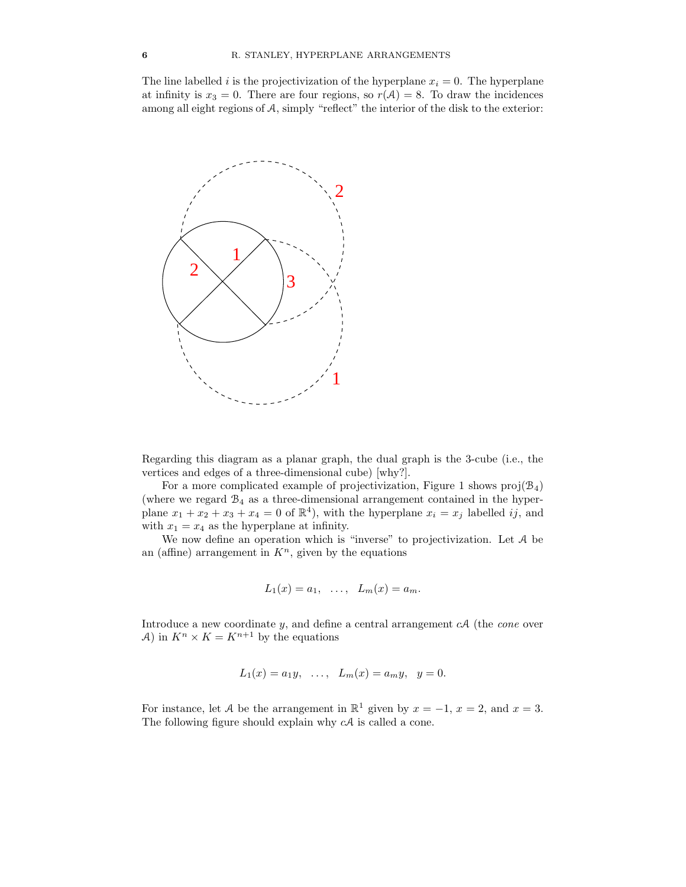The line labelled $i$ is the projectivization of the hyperplane $x_i = 0$. The hyperplane at infinity is $x_3 = 0$. There are four regions, so $r(\mathcal{A}) = 8$. To draw the incidences among all eight regions of $\mathcal{A}$, simply "reflect" the interior of the disk to the exterior:

Regarding this diagram as a planar graph, the dual graph is the 3-cube (i.e., the vertices and edges of a three-dimensional cube) [why?].

For a more complicated example of projectivization, Figure 1 shows $\text{proj}(\mathcal{B}_4)$ (where we regard $\mathcal{B}_4$ as a three-dimensional arrangement contained in the hyperplane $x_1 + x_2 + x_3 + x_4 = 0$ of $\mathbb{R}^4$), with the hyperplane $x_i = x_j$ labelled $ij$, and with $x_1 = x_4$ as the hyperplane at infinity.

We now define an operation which is "inverse" to projectivization. Let $\mathcal{A}$ be an (affine) arrangement in $K^n$, given by the equations

$$L_1(x) = a_1, \quad \ldots, \quad L_m(x) = a_m.$$

Introduce a new coordinate $y$, and define a central arrangement $c\mathcal{A}$ (the *cone* over $\mathcal{A}$) in $K^n \times K = K^{n+1}$ by the equations

$$L_1(x) = a_1 y, \quad \ldots, \quad L_m(x) = a_m y, \quad y = 0.$$

For instance, let $\mathcal{A}$ be the arrangement in $\mathbb{R}^1$ given by $x = -1$, $x = 2$, and $x = 3$. The following figure should explain why $c\mathcal{A}$ is called a cone.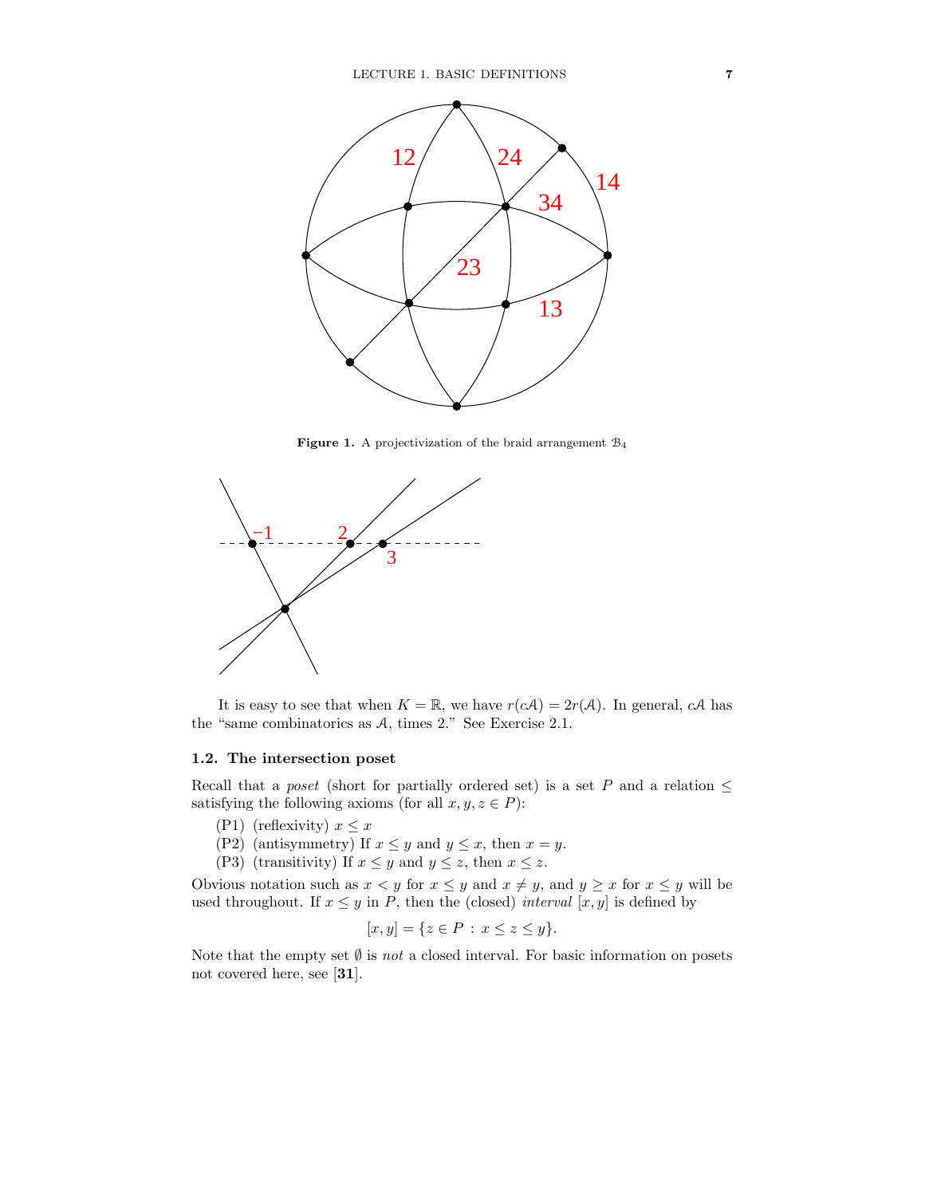**Figure 1.** A projectivization of the braid arrangement $\mathcal{B}_4$

It is easy to see that when $K = \mathbb{R}$, we have $r(c\mathcal{A}) = 2r(\mathcal{A})$. In general, $c\mathcal{A}$ has the "same combinatorics as $\mathcal{A}$, times 2." See Exercise 2.1.

### 1.2. The intersection poset

Recall that a *poset* (short for partially ordered set) is a set $P$ and a relation $\leq$ satisfying the following axioms (for all $x, y, z \in P$):

- (P1) (reflexivity) $x \leq x$
- (P2) (antisymmetry) If $x \leq y$ and $y \leq x$, then $x = y$.
- (P3) (transitivity) If $x \leq y$ and $y \leq z$, then $x \leq z$.

Obvious notation such as $x < y$ for $x \leq y$ and $x \neq y$, and $y \geq x$ for $x \leq y$ will be used throughout. If $x \leq y$ in $P$, then the (closed) *interval* $[x, y]$ is defined by

$$[x, y] = \{z \in P \,:\, x \leq z \leq y\}.$$

Note that the empty set $\emptyset$ is *not* a closed interval. For basic information on posets not covered here, see [**31**].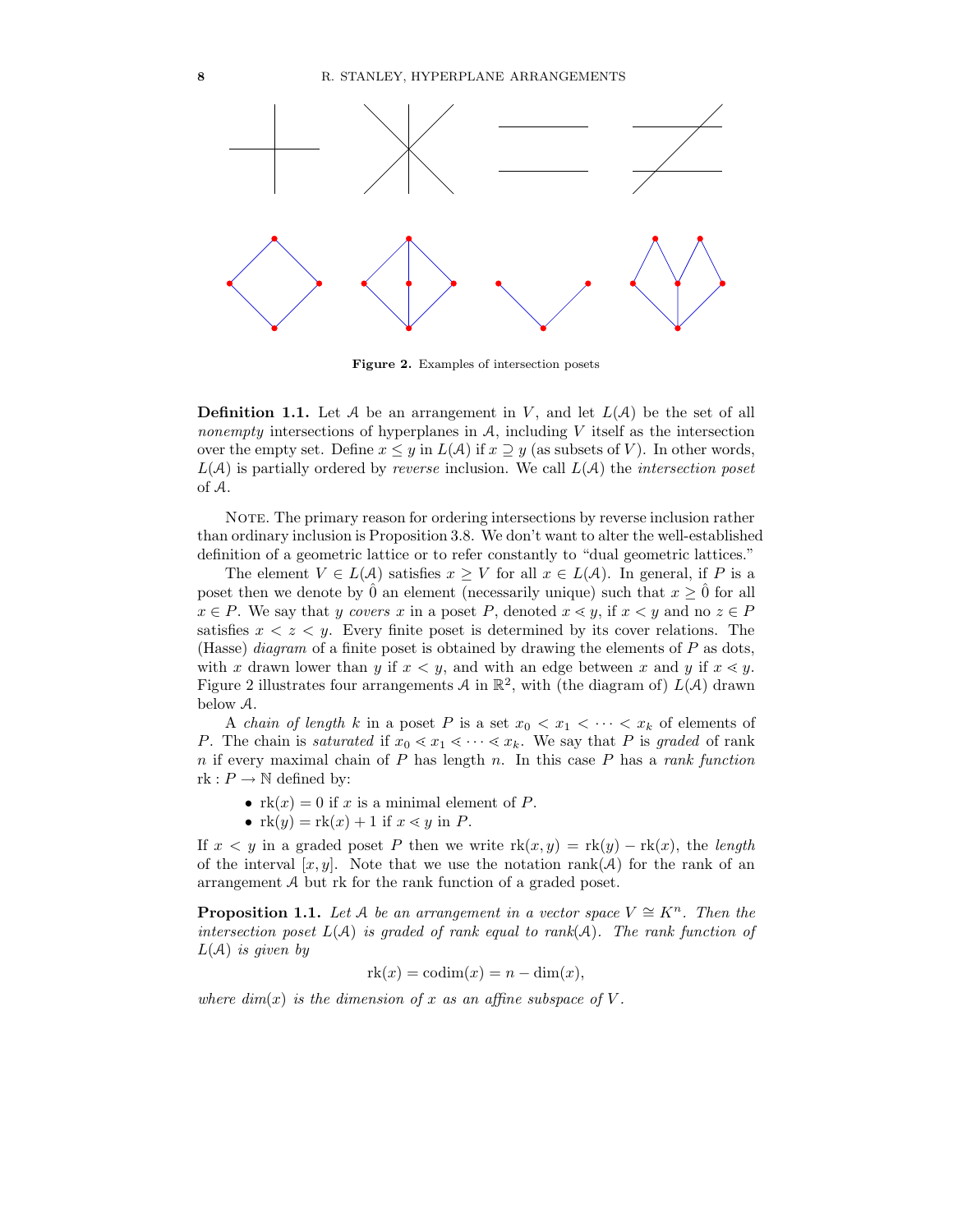**Figure 2.** Examples of intersection posets

**Definition 1.1.** Let $\mathcal{A}$ be an arrangement in $V$, and let $L(\mathcal{A})$ be the set of all *nonempty* intersections of hyperplanes in $\mathcal{A}$, including $V$ itself as the intersection over the empty set. Define $x \leq y$ in $L(\mathcal{A})$ if $x \supseteq y$ (as subsets of $V$). In other words, $L(\mathcal{A})$ is partially ordered by *reverse* inclusion. We call $L(\mathcal{A})$ the *intersection poset* of $\mathcal{A}$.

Note. The primary reason for ordering intersections by reverse inclusion rather than ordinary inclusion is Proposition 3.8. We don't want to alter the well-established definition of a geometric lattice or to refer constantly to "dual geometric lattices."

The element $V \in L(\mathcal{A})$ satisfies $x \geq V$ for all $x \in L(\mathcal{A})$. In general, if $P$ is a poset then we denote by $\hat{0}$ an element (necessarily unique) such that $x \geq \hat{0}$ for all $x \in P$. We say that $y$ *covers* $x$ in a poset $P$, denoted $x \lessdot y$, if $x < y$ and no $z \in P$ satisfies $x < z < y$. Every finite poset is determined by its cover relations. The (Hasse) *diagram* of a finite poset is obtained by drawing the elements of $P$ as dots, with $x$ drawn lower than $y$ if $x < y$, and with an edge between $x$ and $y$ if $x \lessdot y$. Figure 2 illustrates four arrangements $\mathcal{A}$ in $\mathbb{R}^2$, with (the diagram of) $L(\mathcal{A})$ drawn below $\mathcal{A}$.

A *chain of length* $k$ in a poset $P$ is a set $x_0 < x_1 < \cdots < x_k$ of elements of $P$. The chain is *saturated* if $x_0 \lessdot x_1 \lessdot \cdots \lessdot x_k$. We say that $P$ is *graded* of rank $n$ if every maximal chain of $P$ has length $n$. In this case $P$ has a *rank function* $\mathrm{rk} : P \to \mathbb{N}$ defined by:

- $\mathrm{rk}(x) = 0$ if $x$ is a minimal element of $P$.
- $\mathrm{rk}(y) = \mathrm{rk}(x) + 1$ if $x \lessdot y$ in $P$.

If $x < y$ in a graded poset $P$ then we write $\mathrm{rk}(x, y) = \mathrm{rk}(y) - \mathrm{rk}(x)$, the *length* of the interval $[x, y]$. Note that we use the notation $\mathrm{rank}(\mathcal{A})$ for the rank of an arrangement $\mathcal{A}$ but rk for the rank function of a graded poset.

**Proposition 1.1.** *Let $\mathcal{A}$ be an arrangement in a vector space $V \cong K^n$. Then the intersection poset $L(\mathcal{A})$ is graded of rank equal to rank($\mathcal{A}$). The rank function of $L(\mathcal{A})$ is given by*

$$\mathrm{rk}(x) = \mathrm{codim}(x) = n - \dim(x),$$

*where dim($x$) is the dimension of $x$ as an affine subspace of $V$.*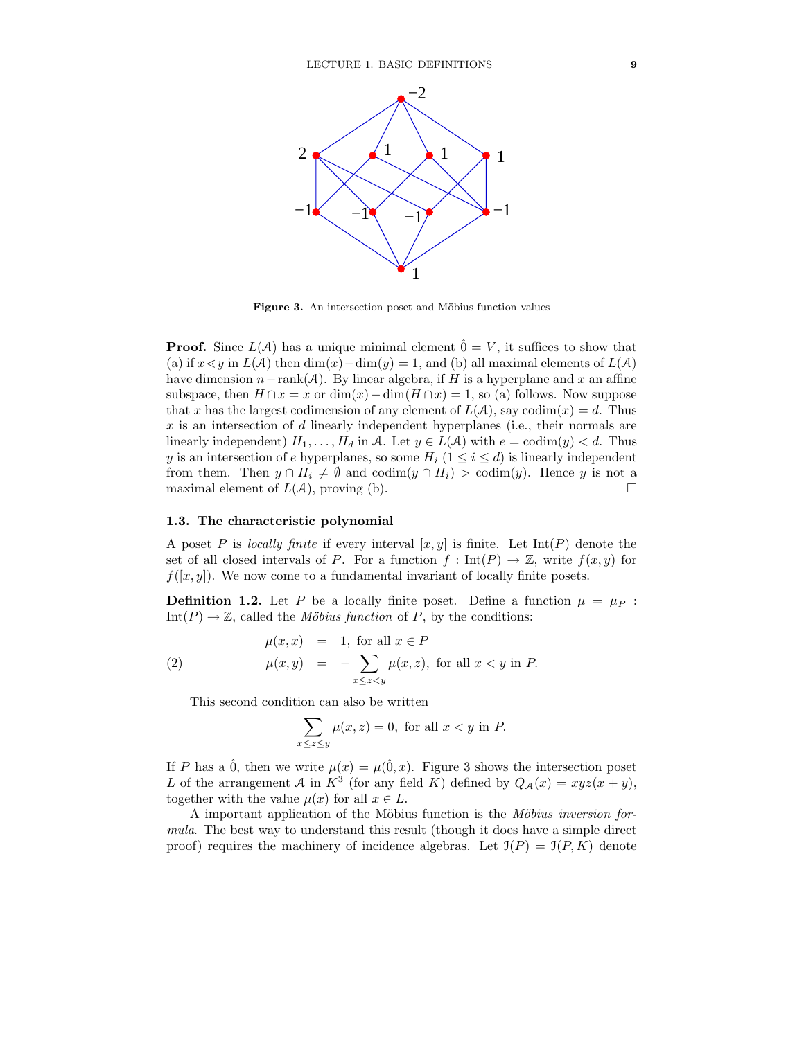Figure 3. An intersection poset and Möbius function values

**Proof.** Since $L(\mathcal{A})$ has a unique minimal element $\hat{0} = V$, it suffices to show that (a) if $x \lessdot y$ in $L(\mathcal{A})$ then $\dim(x) - \dim(y) = 1$, and (b) all maximal elements of $L(\mathcal{A})$ have dimension $n - \operatorname{rank}(\mathcal{A})$. By linear algebra, if $H$ is a hyperplane and $x$ an affine subspace, then $H \cap x = x$ or $\dim(x) - \dim(H \cap x) = 1$, so (a) follows. Now suppose that $x$ has the largest codimension of any element of $L(\mathcal{A})$, say $\operatorname{codim}(x) = d$. Thus $x$ is an intersection of $d$ linearly independent hyperplanes (i.e., their normals are linearly independent) $H_1, \ldots, H_d$ in $\mathcal{A}$. Let $y \in L(\mathcal{A})$ with $e = \operatorname{codim}(y) < d$. Thus $y$ is an intersection of $e$ hyperplanes, so some $H_i$ $(1 \leq i \leq d)$ is linearly independent from them. Then $y \cap H_i \neq \emptyset$ and $\operatorname{codim}(y \cap H_i) > \operatorname{codim}(y)$. Hence $y$ is not a maximal element of $L(\mathcal{A})$, proving (b). $\square$

### 1.3. The characteristic polynomial

A poset $P$ is *locally finite* if every interval $[x, y]$ is finite. Let $\operatorname{Int}(P)$ denote the set of all closed intervals of $P$. For a function $f : \operatorname{Int}(P) \to \mathbb{Z}$, write $f(x, y)$ for $f([x, y])$. We now come to a fundamental invariant of locally finite posets.

**Definition 1.2.** Let $P$ be a locally finite poset. Define a function $\mu = \mu_P : \operatorname{Int}(P) \to \mathbb{Z}$, called the *Möbius function* of $P$, by the conditions:

$$
\begin{aligned}
\mu(x, x) &= 1, \text{ for all } x \in P \\
\mu(x, y) &= -\sum_{x \leq z < y} \mu(x, z), \text{ for all } x < y \text{ in } P.
\end{aligned}
\tag{2}
$$

This second condition can also be written

$$
\sum_{x \leq z \leq y} \mu(x, z) = 0, \text{ for all } x < y \text{ in } P.
$$

If $P$ has a $\hat{0}$, then we write $\mu(x) = \mu(\hat{0}, x)$. Figure 3 shows the intersection poset $L$ of the arrangement $\mathcal{A}$ in $K^3$ (for any field $K$) defined by $Q_{\mathcal{A}}(x) = xyz(x + y)$, together with the value $\mu(x)$ for all $x \in L$.

A important application of the Möbius function is the *Möbius inversion formula*. The best way to understand this result (though it does have a simple direct proof) requires the machinery of incidence algebras. Let $\mathcal{I}(P) = \mathcal{I}(P, K)$ denote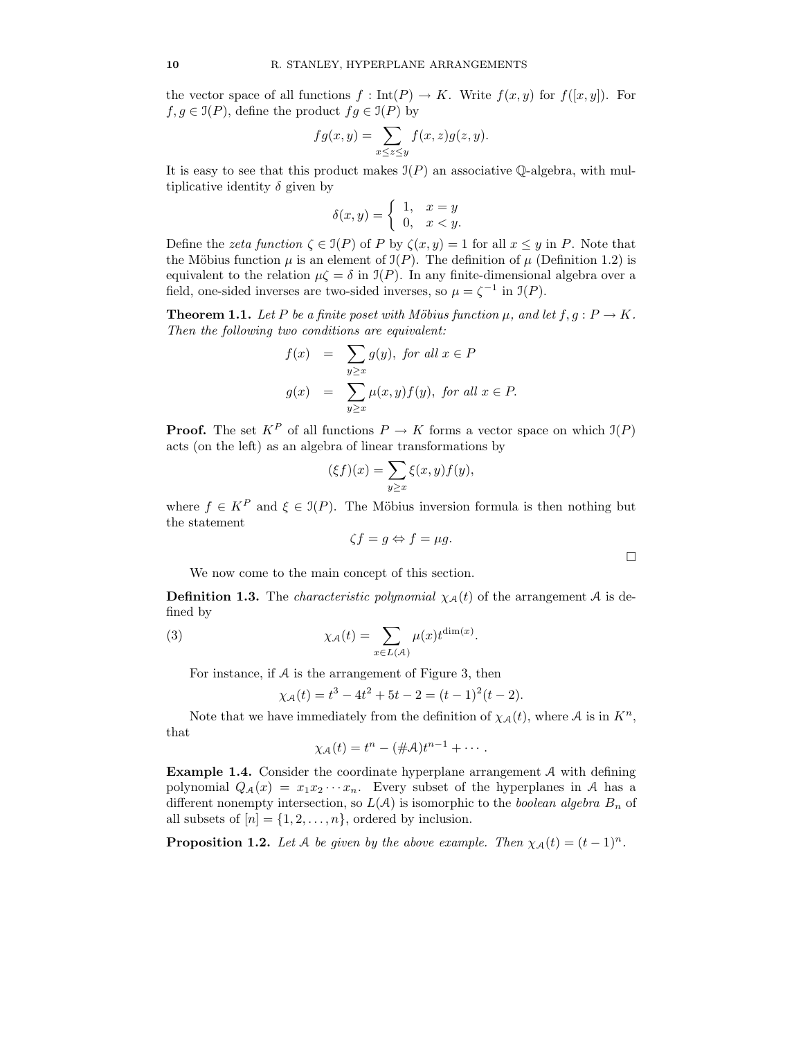the vector space of all functions $f : \text{Int}(P) \to K$. Write $f(x, y)$ for $f([x, y])$. For $f, g \in \mathcal{I}(P)$, define the product $fg \in \mathcal{I}(P)$ by

$$fg(x, y) = \sum_{x \le z \le y} f(x, z)g(z, y).$$

It is easy to see that this product makes $\mathcal{I}(P)$ an associative $\mathbb{Q}$-algebra, with multiplicative identity $\delta$ given by

$$\delta(x, y) = \begin{cases} 1, & x = y \\ 0, & x < y. \end{cases}$$

Define the *zeta function* $\zeta \in \mathcal{I}(P)$ of $P$ by $\zeta(x, y) = 1$ for all $x \le y$ in $P$. Note that the Möbius function $\mu$ is an element of $\mathcal{I}(P)$. The definition of $\mu$ (Definition 1.2) is equivalent to the relation $\mu\zeta = \delta$ in $\mathcal{I}(P)$. In any finite-dimensional algebra over a field, one-sided inverses are two-sided inverses, so $\mu = \zeta^{-1}$ in $\mathcal{I}(P)$.

**Theorem 1.1.** *Let $P$ be a finite poset with Möbius function $\mu$, and let $f, g : P \to K$. Then the following two conditions are equivalent:*

$$\begin{aligned} f(x) &= \sum_{y \ge x} g(y), \text{ for all } x \in P \\ g(x) &= \sum_{y \ge x} \mu(x, y) f(y), \text{ for all } x \in P. \end{aligned}$$

**Proof.** The set $K^P$ of all functions $P \to K$ forms a vector space on which $\mathcal{I}(P)$ acts (on the left) as an algebra of linear transformations by

$$(\xi f)(x) = \sum_{y \ge x} \xi(x, y) f(y),$$

where $f \in K^P$ and $\xi \in \mathcal{I}(P)$. The Möbius inversion formula is then nothing but the statement

$$\zeta f = g \Leftrightarrow f = \mu g.$$

□

We now come to the main concept of this section.

**Definition 1.3.** The *characteristic polynomial* $\chi_{\mathcal{A}}(t)$ of the arrangement $\mathcal{A}$ is defined by

$$\chi_{\mathcal{A}}(t) = \sum_{x \in L(\mathcal{A})} \mu(x) t^{\dim(x)}. \tag{3}$$

For instance, if $\mathcal{A}$ is the arrangement of Figure 3, then

$$\chi_{\mathcal{A}}(t) = t^3 - 4t^2 + 5t - 2 = (t - 1)^2(t - 2).$$

Note that we have immediately from the definition of $\chi_{\mathcal{A}}(t)$, where $\mathcal{A}$ is in $K^n$, that

$$\chi_{\mathcal{A}}(t) = t^n - (\#\mathcal{A})t^{n-1} + \cdots.$$

**Example 1.4.** Consider the coordinate hyperplane arrangement $\mathcal{A}$ with defining polynomial $Q_{\mathcal{A}}(x) = x_1 x_2 \cdots x_n$. Every subset of the hyperplanes in $\mathcal{A}$ has a different nonempty intersection, so $L(\mathcal{A})$ is isomorphic to the *boolean algebra* $B_n$ of all subsets of $[n] = \{1, 2, \ldots, n\}$, ordered by inclusion.

**Proposition 1.2.** *Let $\mathcal{A}$ be given by the above example. Then $\chi_{\mathcal{A}}(t) = (t - 1)^n$.*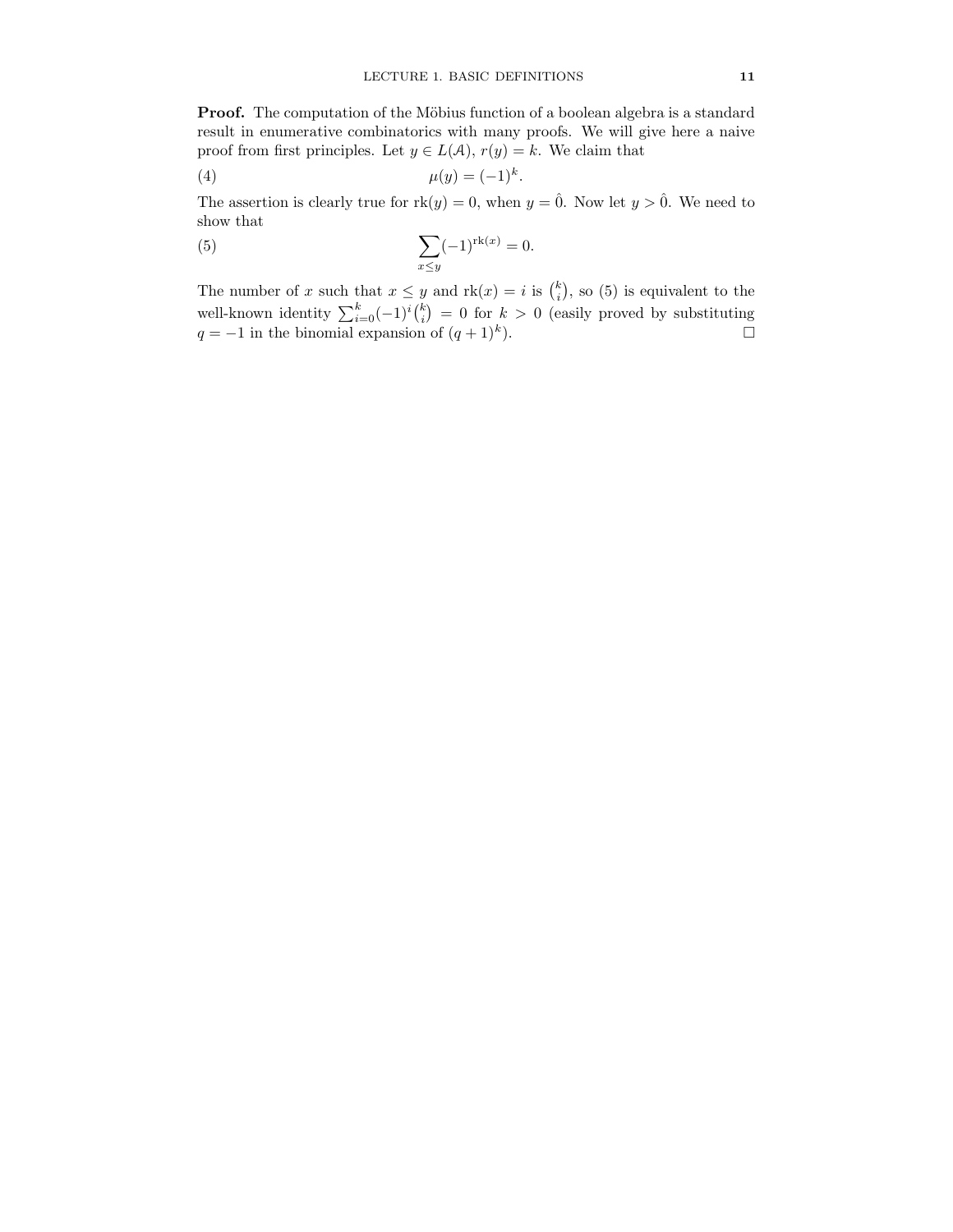**Proof.** The computation of the Möbius function of a boolean algebra is a standard result in enumerative combinatorics with many proofs. We will give here a naive proof from first principles. Let $y \in L(\mathcal{A})$, $r(y) = k$. We claim that

$$\mu(y) = (-1)^k. \tag{4}$$

The assertion is clearly true for $\mathrm{rk}(y) = 0$, when $y = \hat{0}$. Now let $y > \hat{0}$. We need to show that

$$\sum_{x \leq y} (-1)^{\mathrm{rk}(x)} = 0. \tag{5}$$

The number of $x$ such that $x \leq y$ and $\mathrm{rk}(x) = i$ is $\binom{k}{i}$, so (5) is equivalent to the well-known identity $\sum_{i=0}^{k} (-1)^i \binom{k}{i} = 0$ for $k > 0$ (easily proved by substituting $q = -1$ in the binomial expansion of $(q+1)^k$). □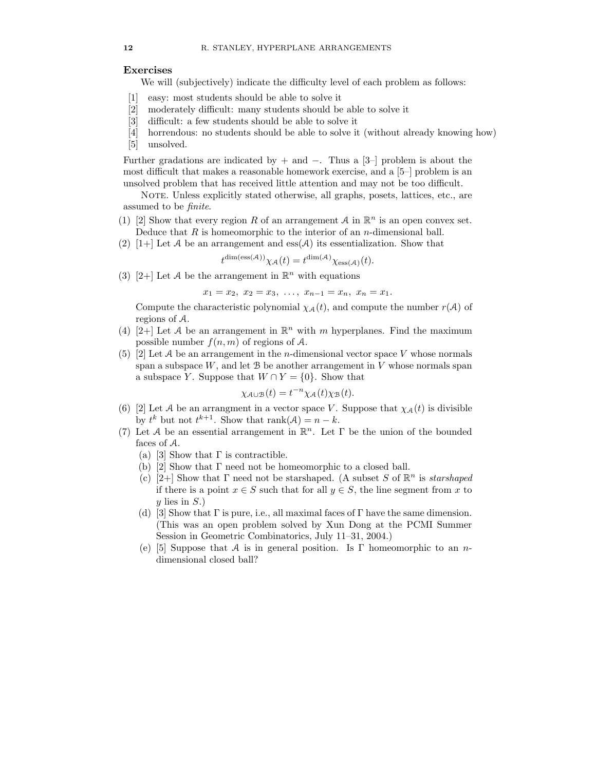## Exercises

We will (subjectively) indicate the difficulty level of each problem as follows:

- [1] easy: most students should be able to solve it
- [2] moderately difficult: many students should be able to solve it
- [3] difficult: a few students should be able to solve it
- [4] horrendous: no students should be able to solve it (without already knowing how)
- [5] unsolved.

Further gradations are indicated by + and −. Thus a [3–] problem is about the most difficult that makes a reasonable homework exercise, and a [5–] problem is an unsolved problem that has received little attention and may not be too difficult.

Note. Unless explicitly stated otherwise, all graphs, posets, lattices, etc., are assumed to be *finite*.

(1) [2] Show that every region $R$ of an arrangement $\mathcal{A}$ in $\mathbb{R}^n$ is an open convex set. Deduce that $R$ is homeomorphic to the interior of an $n$-dimensional ball.

(2) [1+] Let $\mathcal{A}$ be an arrangement and $\text{ess}(\mathcal{A})$ its essentialization. Show that

$$t^{\dim(\text{ess}(\mathcal{A}))}\chi_{\mathcal{A}}(t) = t^{\dim(\mathcal{A})}\chi_{\text{ess}(\mathcal{A})}(t).$$

(3) [2+] Let $\mathcal{A}$ be the arrangement in $\mathbb{R}^n$ with equations

$$x_1 = x_2,\ x_2 = x_3,\ \ldots,\ x_{n-1} = x_n,\ x_n = x_1.$$

Compute the characteristic polynomial $\chi_{\mathcal{A}}(t)$, and compute the number $r(\mathcal{A})$ of regions of $\mathcal{A}$.

(4) [2+] Let $\mathcal{A}$ be an arrangement in $\mathbb{R}^n$ with $m$ hyperplanes. Find the maximum possible number $f(n,m)$ of regions of $\mathcal{A}$.

(5) [2] Let $\mathcal{A}$ be an arrangement in the $n$-dimensional vector space $V$ whose normals span a subspace $W$, and let $\mathcal{B}$ be another arrangement in $V$ whose normals span a subspace $Y$. Suppose that $W \cap Y = \{0\}$. Show that

$$\chi_{\mathcal{A}\cup\mathcal{B}}(t) = t^{-n}\chi_{\mathcal{A}}(t)\chi_{\mathcal{B}}(t).$$

(6) [2] Let $\mathcal{A}$ be an arrangment in a vector space $V$. Suppose that $\chi_{\mathcal{A}}(t)$ is divisible by $t^k$ but not $t^{k+1}$. Show that $\text{rank}(\mathcal{A}) = n - k$.

(7) Let $\mathcal{A}$ be an essential arrangement in $\mathbb{R}^n$. Let $\Gamma$ be the union of the bounded faces of $\mathcal{A}$.
   - (a) [3] Show that $\Gamma$ is contractible.
   - (b) [2] Show that $\Gamma$ need not be homeomorphic to a closed ball.
   - (c) [2+] Show that $\Gamma$ need not be starshaped. (A subset $S$ of $\mathbb{R}^n$ is *starshaped* if there is a point $x \in S$ such that for all $y \in S$, the line segment from $x$ to $y$ lies in $S$.)
   - (d) [3] Show that $\Gamma$ is pure, i.e., all maximal faces of $\Gamma$ have the same dimension. (This was an open problem solved by Xun Dong at the PCMI Summer Session in Geometric Combinatorics, July 11–31, 2004.)
   - (e) [5] Suppose that $\mathcal{A}$ is in general position. Is $\Gamma$ homeomorphic to an $n$-dimensional closed ball?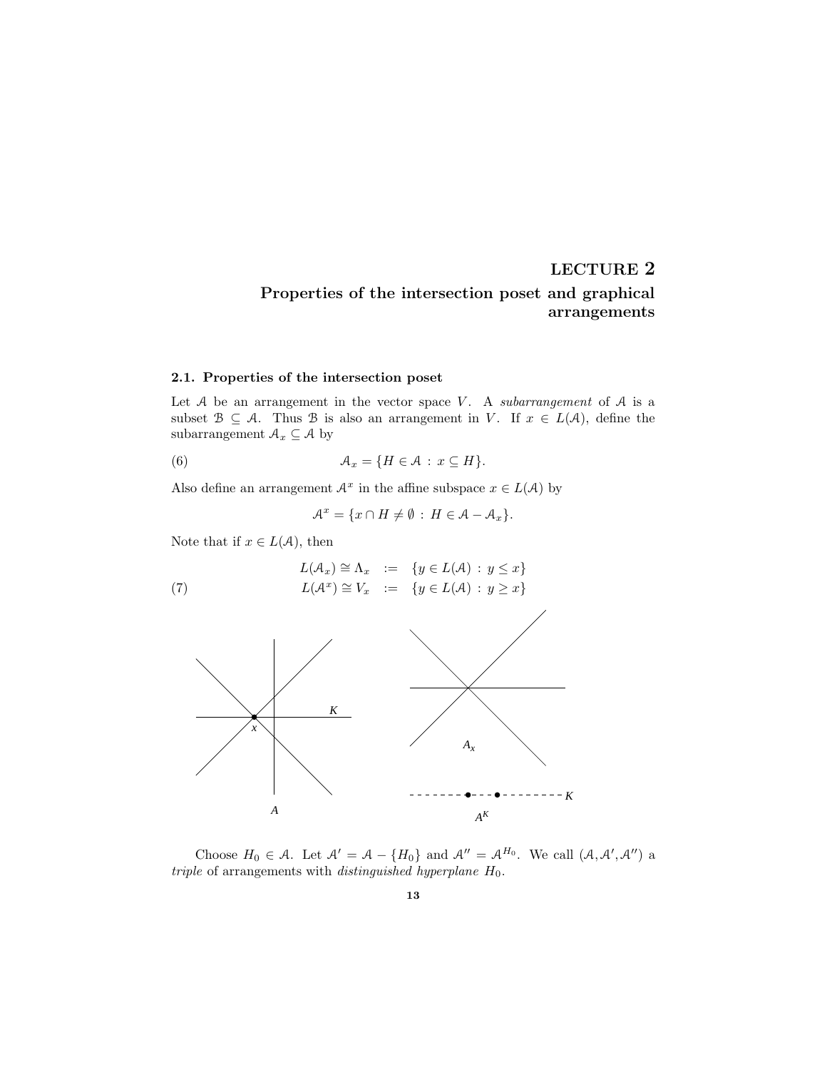# LECTURE 2
## Properties of the intersection poset and graphical arrangements

### 2.1. Properties of the intersection poset

Let $\mathcal{A}$ be an arrangement in the vector space $V$. A *subarrangement* of $\mathcal{A}$ is a subset $\mathcal{B} \subseteq \mathcal{A}$. Thus $\mathcal{B}$ is also an arrangement in $V$. If $x \in L(\mathcal{A})$, define the subarrangement $\mathcal{A}_x \subseteq \mathcal{A}$ by

$$\mathcal{A}_x = \{H \in \mathcal{A} \, : \, x \subseteq H\}. \tag{6}$$

Also define an arrangement $\mathcal{A}^x$ in the affine subspace $x \in L(\mathcal{A})$ by

$$\mathcal{A}^x = \{x \cap H \neq \emptyset \, : \, H \in \mathcal{A} - \mathcal{A}_x\}.$$

Note that if $x \in L(\mathcal{A})$, then

$$\begin{aligned} L(\mathcal{A}_x) \cong \Lambda_x &:= \{y \in L(\mathcal{A}) \, : \, y \leq x\} \\ L(\mathcal{A}^x) \cong V_x &:= \{y \in L(\mathcal{A}) \, : \, y \geq x\} \end{aligned} \tag{7}$$

Choose $H_0 \in \mathcal{A}$. Let $\mathcal{A}' = \mathcal{A} - \{H_0\}$ and $\mathcal{A}'' = \mathcal{A}^{H_0}$. We call $(\mathcal{A}, \mathcal{A}', \mathcal{A}'')$ a *triple* of arrangements with *distinguished hyperplane* $H_0$.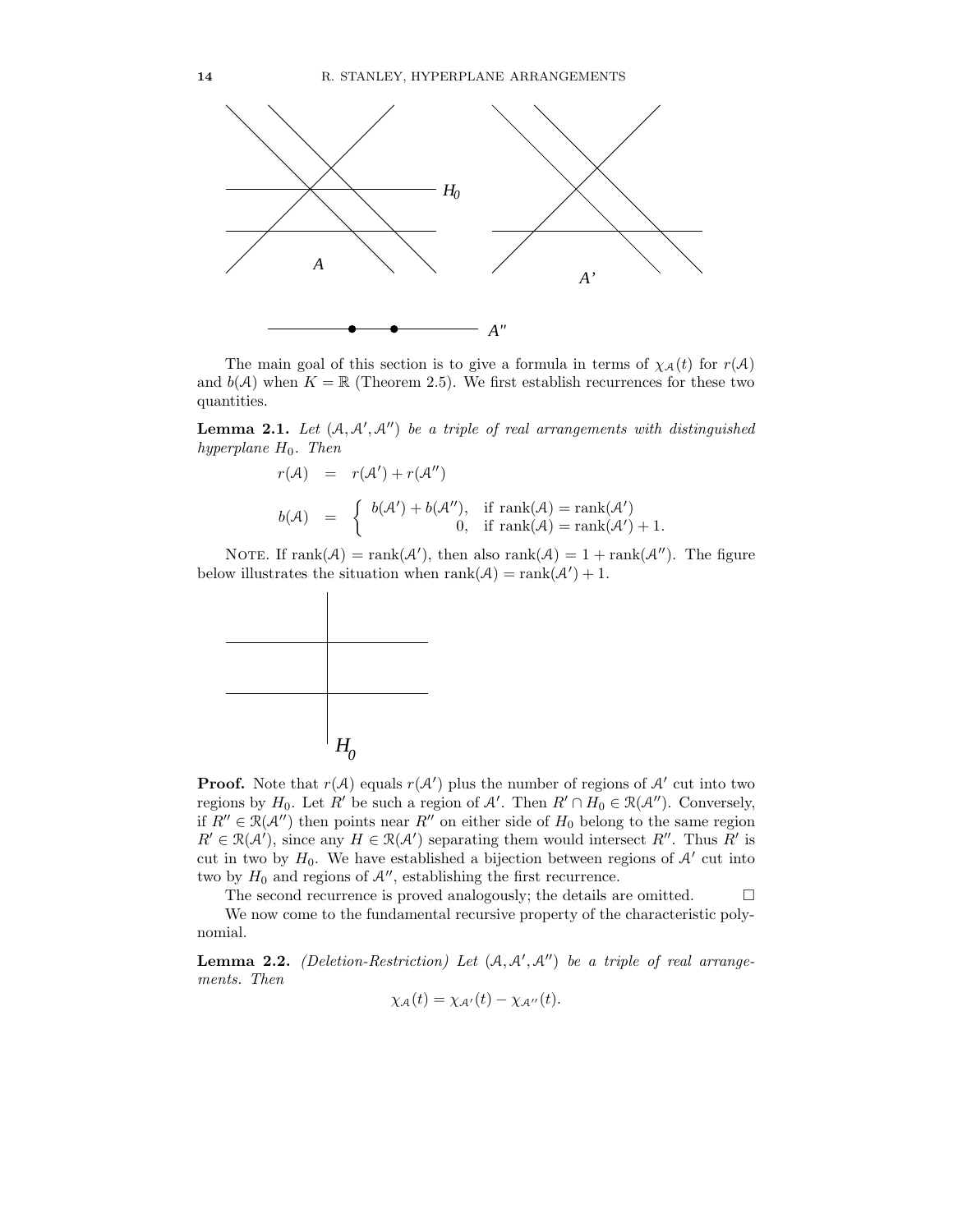The main goal of this section is to give a formula in terms of $\chi_{\mathcal{A}}(t)$ for $r(\mathcal{A})$ and $b(\mathcal{A})$ when $K = \mathbb{R}$ (Theorem 2.5). We first establish recurrences for these two quantities.

**Lemma 2.1.** *Let $(\mathcal{A}, \mathcal{A}', \mathcal{A}'')$ be a triple of real arrangements with distinguished hyperplane $H_0$. Then*

$$
\begin{aligned}
r(\mathcal{A}) &= r(\mathcal{A}') + r(\mathcal{A}'') \\
b(\mathcal{A}) &= \begin{cases} b(\mathcal{A}') + b(\mathcal{A}''), & \text{if } \operatorname{rank}(\mathcal{A}) = \operatorname{rank}(\mathcal{A}') \\ 0, & \text{if } \operatorname{rank}(\mathcal{A}) = \operatorname{rank}(\mathcal{A}') + 1. \end{cases}
\end{aligned}
$$

Note. If $\operatorname{rank}(\mathcal{A}) = \operatorname{rank}(\mathcal{A}')$, then also $\operatorname{rank}(\mathcal{A}) = 1 + \operatorname{rank}(\mathcal{A}'')$. The figure below illustrates the situation when $\operatorname{rank}(\mathcal{A}) = \operatorname{rank}(\mathcal{A}') + 1$.

**Proof.** Note that $r(\mathcal{A})$ equals $r(\mathcal{A}')$ plus the number of regions of $\mathcal{A}'$ cut into two regions by $H_0$. Let $R'$ be such a region of $\mathcal{A}'$. Then $R' \cap H_0 \in \mathcal{R}(\mathcal{A}'')$. Conversely, if $R'' \in \mathcal{R}(\mathcal{A}'')$ then points near $R''$ on either side of $H_0$ belong to the same region $R' \in \mathcal{R}(\mathcal{A}')$, since any $H \in \mathcal{R}(\mathcal{A}')$ separating them would intersect $R''$. Thus $R'$ is cut in two by $H_0$. We have established a bijection between regions of $\mathcal{A}'$ cut into two by $H_0$ and regions of $\mathcal{A}''$, establishing the first recurrence.

The second recurrence is proved analogously; the details are omitted. $\square$

We now come to the fundamental recursive property of the characteristic polynomial.

**Lemma 2.2.** *(Deletion-Restriction) Let $(\mathcal{A}, \mathcal{A}', \mathcal{A}'')$ be a triple of real arrangements. Then*

$$
\chi_{\mathcal{A}}(t) = \chi_{\mathcal{A}'}(t) - \chi_{\mathcal{A}''}(t).
$$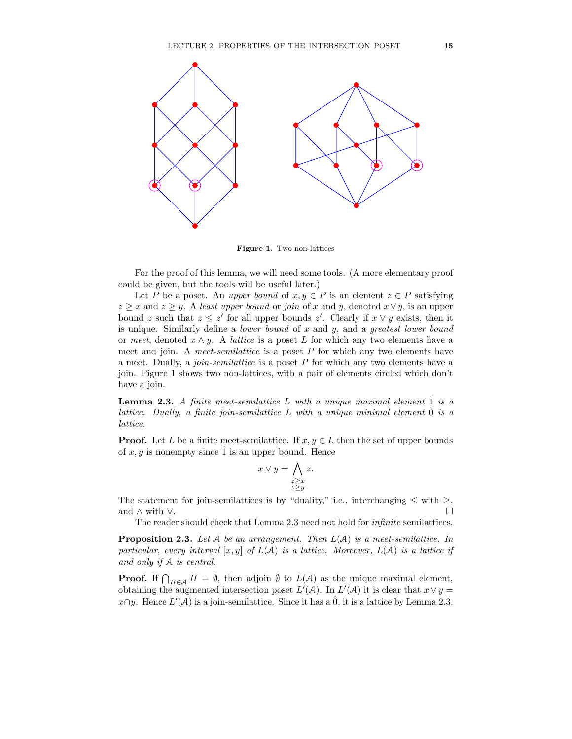**Figure 1.** Two non-lattices

For the proof of this lemma, we will need some tools. (A more elementary proof could be given, but the tools will be useful later.)

Let $P$ be a poset. An *upper bound* of $x, y \in P$ is an element $z \in P$ satisfying $z \geq x$ and $z \geq y$. A *least upper bound* or *join* of $x$ and $y$, denoted $x \vee y$, is an upper bound $z$ such that $z \leq z'$ for all upper bounds $z'$. Clearly if $x \vee y$ exists, then it is unique. Similarly define a *lower bound* of $x$ and $y$, and a *greatest lower bound* or *meet*, denoted $x \wedge y$. A *lattice* is a poset $L$ for which any two elements have a meet and join. A *meet-semilattice* is a poset $P$ for which any two elements have a meet. Dually, a *join-semilattice* is a poset $P$ for which any two elements have a join. Figure 1 shows two non-lattices, with a pair of elements circled which don't have a join.

**Lemma 2.3.** *A finite meet-semilattice $L$ with a unique maximal element $\hat{1}$ is a lattice. Dually, a finite join-semilattice $L$ with a unique minimal element $\hat{0}$ is a lattice.*

**Proof.** Let $L$ be a finite meet-semilattice. If $x, y \in L$ then the set of upper bounds of $x, y$ is nonempty since $\hat{1}$ is an upper bound. Hence

$$x \vee y = \bigwedge_{\substack{z \geq x \\ z \geq y}} z.$$

The statement for join-semilattices is by "duality," i.e., interchanging $\leq$ with $\geq$, and $\wedge$ with $\vee$. $\square$

The reader should check that Lemma 2.3 need not hold for *infinite* semilattices.

**Proposition 2.3.** *Let $\mathcal{A}$ be an arrangement. Then $L(\mathcal{A})$ is a meet-semilattice. In particular, every interval $[x, y]$ of $L(\mathcal{A})$ is a lattice. Moreover, $L(\mathcal{A})$ is a lattice if and only if $\mathcal{A}$ is central.*

**Proof.** If $\bigcap_{H \in \mathcal{A}} H = \emptyset$, then adjoin $\emptyset$ to $L(\mathcal{A})$ as the unique maximal element, obtaining the augmented intersection poset $L'(\mathcal{A})$. In $L'(\mathcal{A})$ it is clear that $x \vee y = x \cap y$. Hence $L'(\mathcal{A})$ is a join-semilattice. Since it has a $\hat{0}$, it is a lattice by Lemma 2.3.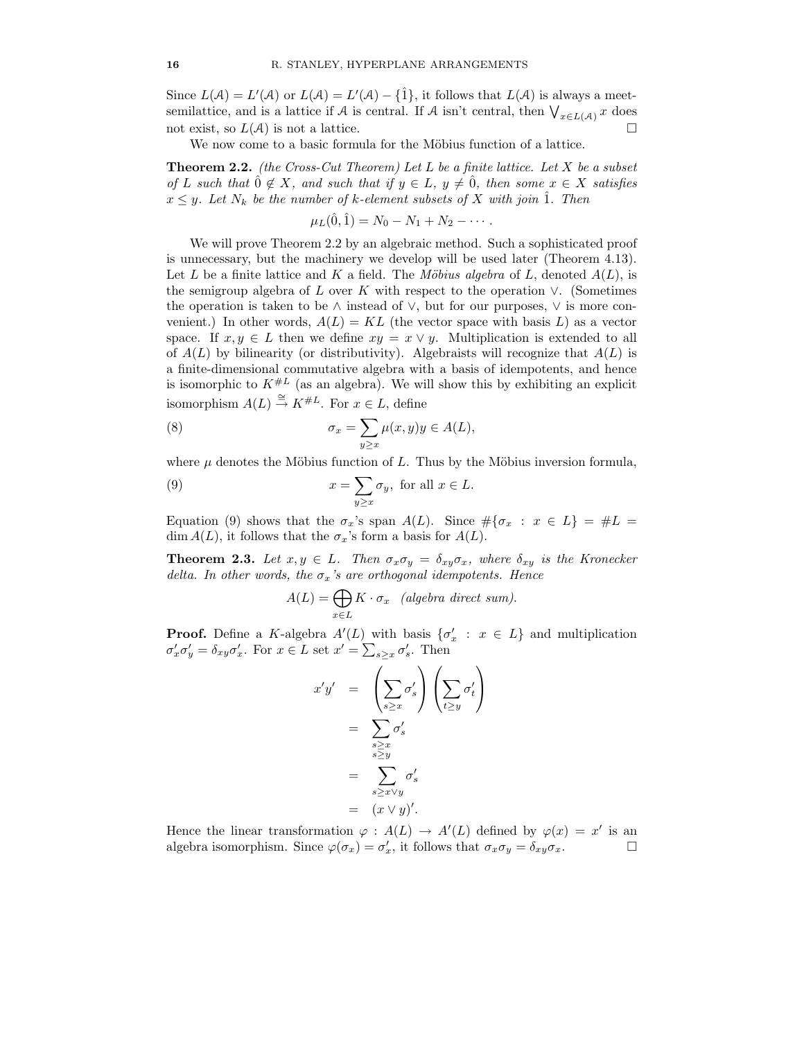Since $L(\mathcal{A}) = L'(\mathcal{A})$ or $L(\mathcal{A}) = L'(\mathcal{A}) - \{\hat{1}\}$, it follows that $L(\mathcal{A})$ is always a meet-semilattice, and is a lattice if $\mathcal{A}$ is central. If $\mathcal{A}$ isn't central, then $\bigvee_{x \in L(\mathcal{A})} x$ does not exist, so $L(\mathcal{A})$ is not a lattice. $\square$

We now come to a basic formula for the Möbius function of a lattice.

**Theorem 2.2.** *(the Cross-Cut Theorem) Let $L$ be a finite lattice. Let $X$ be a subset of $L$ such that $\hat{0} \notin X$, and such that if $y \in L$, $y \neq \hat{0}$, then some $x \in X$ satisfies $x \leq y$. Let $N_k$ be the number of $k$-element subsets of $X$ with join $\hat{1}$. Then*

$$\mu_L(\hat{0}, \hat{1}) = N_0 - N_1 + N_2 - \cdots .$$

We will prove Theorem 2.2 by an algebraic method. Such a sophisticated proof is unnecessary, but the machinery we develop will be used later (Theorem 4.13). Let $L$ be a finite lattice and $K$ a field. The *Möbius algebra* of $L$, denoted $A(L)$, is the semigroup algebra of $L$ over $K$ with respect to the operation $\vee$. (Sometimes the operation is taken to be $\wedge$ instead of $\vee$, but for our purposes, $\vee$ is more convenient.) In other words, $A(L) = KL$ (the vector space with basis $L$) as a vector space. If $x, y \in L$ then we define $xy = x \vee y$. Multiplication is extended to all of $A(L)$ by bilinearity (or distributivity). Algebraists will recognize that $A(L)$ is a finite-dimensional commutative algebra with a basis of idempotents, and hence is isomorphic to $K^{\#L}$ (as an algebra). We will show this by exhibiting an explicit isomorphism $A(L) \xrightarrow{\cong} K^{\#L}$. For $x \in L$, define

$$\sigma_x = \sum_{y \geq x} \mu(x, y) y \in A(L), \tag{8}$$

where $\mu$ denotes the Möbius function of $L$. Thus by the Möbius inversion formula,

$$x = \sum_{y \geq x} \sigma_y, \text{ for all } x \in L. \tag{9}$$

Equation (9) shows that the $\sigma_x$'s span $A(L)$. Since $\#\{\sigma_x : x \in L\} = \#L = \dim A(L)$, it follows that the $\sigma_x$'s form a basis for $A(L)$.

**Theorem 2.3.** *Let $x, y \in L$. Then $\sigma_x \sigma_y = \delta_{xy} \sigma_x$, where $\delta_{xy}$ is the Kronecker delta. In other words, the $\sigma_x$'s are orthogonal idempotents. Hence*

$$A(L) = \bigoplus_{x \in L} K \cdot \sigma_x \quad \textit{(algebra direct sum).}$$

**Proof.** Define a $K$-algebra $A'(L)$ with basis $\{\sigma'_x : x \in L\}$ and multiplication $\sigma'_x \sigma'_y = \delta_{xy} \sigma'_x$. For $x \in L$ set $x' = \sum_{s \geq x} \sigma'_s$. Then

$$\begin{aligned}
x'y' &= \left( \sum_{s \geq x} \sigma'_s \right) \left( \sum_{t \geq y} \sigma'_t \right) \\
&= \sum_{\substack{s \geq x \\ s \geq y}} \sigma'_s \\
&= \sum_{s \geq x \vee y} \sigma'_s \\
&= (x \vee y)'.
\end{aligned}$$

Hence the linear transformation $\varphi : A(L) \to A'(L)$ defined by $\varphi(x) = x'$ is an algebra isomorphism. Since $\varphi(\sigma_x) = \sigma'_x$, it follows that $\sigma_x \sigma_y = \delta_{xy} \sigma_x$. $\square$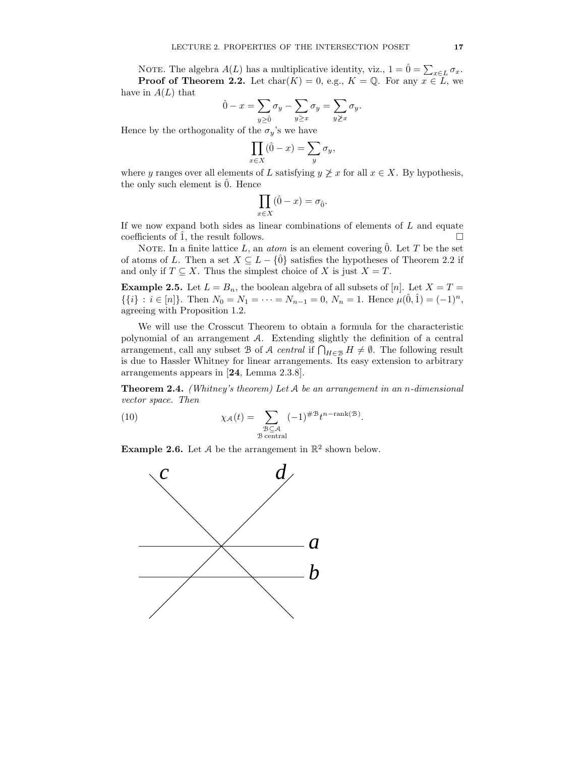NOTE. The algebra $A(L)$ has a multiplicative identity, viz., $1 = \hat{0} = \sum_{x \in L} \sigma_x$.

**Proof of Theorem 2.2.** Let $\mathrm{char}(K) = 0$, e.g., $K = \mathbb{Q}$. For any $x \in L$, we have in $A(L)$ that

$$\hat{0} - x = \sum_{y \geq \hat{0}} \sigma_y - \sum_{y \geq x} \sigma_y = \sum_{y \not\geq x} \sigma_y.$$

Hence by the orthogonality of the $\sigma_y$'s we have

$$\prod_{x \in X} (\hat{0} - x) = \sum_{y} \sigma_y,$$

where $y$ ranges over all elements of $L$ satisfying $y \not\geq x$ for all $x \in X$. By hypothesis, the only such element is $\hat{0}$. Hence

$$\prod_{x \in X} (\hat{0} - x) = \sigma_{\hat{0}}.$$

If we now expand both sides as linear combinations of elements of $L$ and equate coefficients of $\hat{1}$, the result follows. □

NOTE. In a finite lattice $L$, an *atom* is an element covering $\hat{0}$. Let $T$ be the set of atoms of $L$. Then a set $X \subseteq L - \{\hat{0}\}$ satisfies the hypotheses of Theorem 2.2 if and only if $T \subseteq X$. Thus the simplest choice of $X$ is just $X = T$.

**Example 2.5.** Let $L = B_n$, the boolean algebra of all subsets of $[n]$. Let $X = T = \{\{i\} : i \in [n]\}$. Then $N_0 = N_1 = \cdots = N_{n-1} = 0$, $N_n = 1$. Hence $\mu(\hat{0}, \hat{1}) = (-1)^n$, agreeing with Proposition 1.2.

We will use the Crosscut Theorem to obtain a formula for the characteristic polynomial of an arrangement $\mathcal{A}$. Extending slightly the definition of a central arrangement, call any subset $\mathcal{B}$ of $\mathcal{A}$ *central* if $\bigcap_{H \in \mathcal{B}} H \neq \emptyset$. The following result is due to Hassler Whitney for linear arrangements. Its easy extension to arbitrary arrangements appears in [**24**, Lemma 2.3.8].

**Theorem 2.4.** *(Whitney's theorem) Let $\mathcal{A}$ be an arrangement in an $n$-dimensional vector space. Then*

$$\chi_{\mathcal{A}}(t) = \sum_{\substack{\mathcal{B} \subseteq \mathcal{A} \\ \mathcal{B} \text{ central}}} (-1)^{\#\mathcal{B}} t^{n - \mathrm{rank}(\mathcal{B})}. \tag{10}$$

**Example 2.6.** Let $\mathcal{A}$ be the arrangement in $\mathbb{R}^2$ shown below.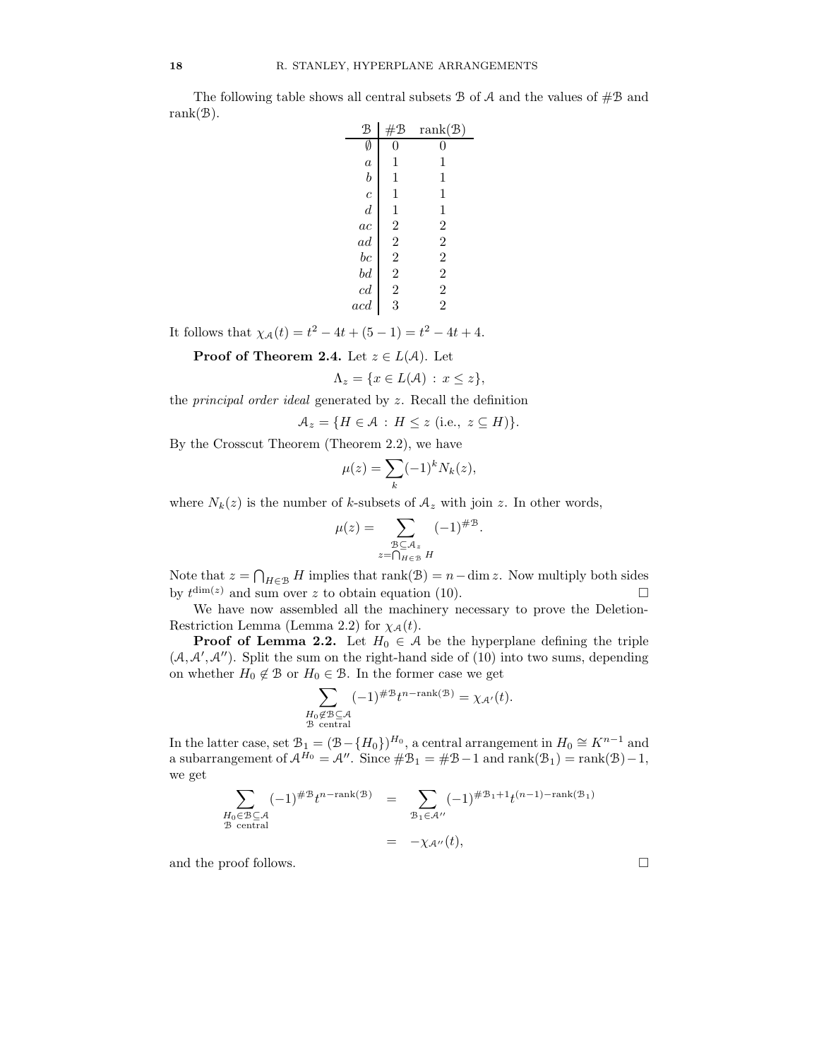The following table shows all central subsets $\mathcal{B}$ of $\mathcal{A}$ and the values of $\#\mathcal{B}$ and $\text{rank}(\mathcal{B})$.

| $\mathcal{B}$ | $\#\mathcal{B}$ | $\text{rank}(\mathcal{B})$ |
|---|---|---|
| $\emptyset$ | 0 | 0 |
| $a$ | 1 | 1 |
| $b$ | 1 | 1 |
| $c$ | 1 | 1 |
| $d$ | 1 | 1 |
| $ac$ | 2 | 2 |
| $ad$ | 2 | 2 |
| $bc$ | 2 | 2 |
| $bd$ | 2 | 2 |
| $cd$ | 2 | 2 |
| $acd$ | 3 | 2 |

It follows that $\chi_{\mathcal{A}}(t) = t^2 - 4t + (5-1) = t^2 - 4t + 4$.

**Proof of Theorem 2.4.** Let $z \in L(\mathcal{A})$. Let

$$\Lambda_z = \{x \in L(\mathcal{A}) \, : \, x \leq z\},$$

the *principal order ideal* generated by $z$. Recall the definition

$$\mathcal{A}_z = \{H \in \mathcal{A} \, : \, H \leq z \text{ (i.e., } z \subseteq H)\}.$$

By the Crosscut Theorem (Theorem 2.2), we have

$$\mu(z) = \sum_k (-1)^k N_k(z),$$

where $N_k(z)$ is the number of $k$-subsets of $\mathcal{A}_z$ with join $z$. In other words,

$$\mu(z) = \sum_{\substack{\mathcal{B} \subseteq \mathcal{A}_z \\ z = \bigcap_{H \in \mathcal{B}} H}} (-1)^{\#\mathcal{B}}.$$

Note that $z = \bigcap_{H \in \mathcal{B}} H$ implies that $\text{rank}(\mathcal{B}) = n - \dim z$. Now multiply both sides by $t^{\dim(z)}$ and sum over $z$ to obtain equation (10). $\square$

We have now assembled all the machinery necessary to prove the Deletion-Restriction Lemma (Lemma 2.2) for $\chi_{\mathcal{A}}(t)$.

**Proof of Lemma 2.2.** Let $H_0 \in \mathcal{A}$ be the hyperplane defining the triple $(\mathcal{A}, \mathcal{A}', \mathcal{A}'')$. Split the sum on the right-hand side of (10) into two sums, depending on whether $H_0 \notin \mathcal{B}$ or $H_0 \in \mathcal{B}$. In the former case we get

$$\sum_{\substack{H_0 \notin \mathcal{B} \subseteq \mathcal{A} \\ \mathcal{B} \text{ central}}} (-1)^{\#\mathcal{B}} t^{n - \text{rank}(\mathcal{B})} = \chi_{\mathcal{A}'}(t).$$

In the latter case, set $\mathcal{B}_1 = (\mathcal{B} - \{H_0\})^{H_0}$, a central arrangement in $H_0 \cong K^{n-1}$ and a subarrangement of $\mathcal{A}^{H_0} = \mathcal{A}''$. Since $\#\mathcal{B}_1 = \#\mathcal{B} - 1$ and $\text{rank}(\mathcal{B}_1) = \text{rank}(\mathcal{B}) - 1$, we get

$$\begin{aligned}
\sum_{\substack{H_0 \in \mathcal{B} \subseteq \mathcal{A} \\ \mathcal{B} \text{ central}}} (-1)^{\#\mathcal{B}} t^{n - \text{rank}(\mathcal{B})} &= \sum_{\mathcal{B}_1 \in \mathcal{A}''} (-1)^{\#\mathcal{B}_1 + 1} t^{(n-1) - \text{rank}(\mathcal{B}_1)} \\
&= -\chi_{\mathcal{A}''}(t),
\end{aligned}$$

and the proof follows. $\square$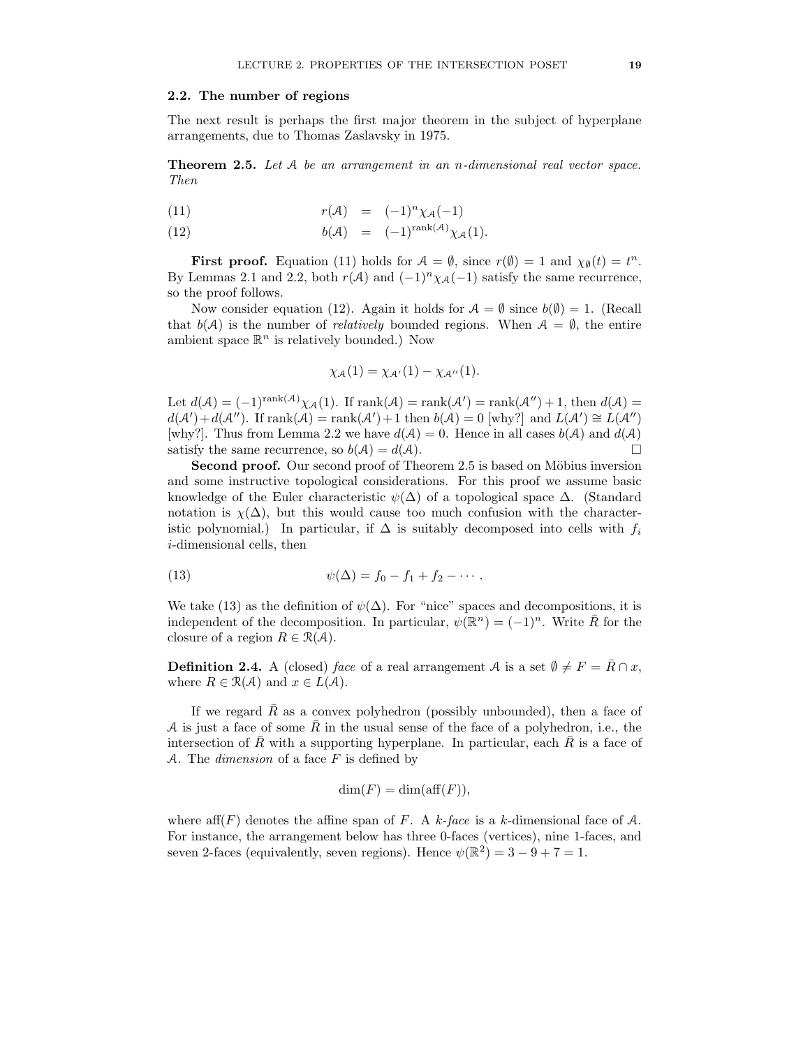## 2.2. The number of regions

The next result is perhaps the first major theorem in the subject of hyperplane arrangements, due to Thomas Zaslavsky in 1975.

**Theorem 2.5.** *Let $\mathcal{A}$ be an arrangement in an $n$-dimensional real vector space. Then*

$$r(\mathcal{A}) = (-1)^n \chi_{\mathcal{A}}(-1) \tag{11}$$

$$b(\mathcal{A}) = (-1)^{\operatorname{rank}(\mathcal{A})} \chi_{\mathcal{A}}(1). \tag{12}$$

**First proof.** Equation (11) holds for $\mathcal{A} = \emptyset$, since $r(\emptyset) = 1$ and $\chi_{\emptyset}(t) = t^n$. By Lemmas 2.1 and 2.2, both $r(\mathcal{A})$ and $(-1)^n \chi_{\mathcal{A}}(-1)$ satisfy the same recurrence, so the proof follows.

Now consider equation (12). Again it holds for $\mathcal{A} = \emptyset$ since $b(\emptyset) = 1$. (Recall that $b(\mathcal{A})$ is the number of *relatively* bounded regions. When $\mathcal{A} = \emptyset$, the entire ambient space $\mathbb{R}^n$ is relatively bounded.) Now

$$\chi_{\mathcal{A}}(1) = \chi_{\mathcal{A}'}(1) - \chi_{\mathcal{A}''}(1).$$

Let $d(\mathcal{A}) = (-1)^{\operatorname{rank}(\mathcal{A})} \chi_{\mathcal{A}}(1)$. If $\operatorname{rank}(\mathcal{A}) = \operatorname{rank}(\mathcal{A}') = \operatorname{rank}(\mathcal{A}'') + 1$, then $d(\mathcal{A}) = d(\mathcal{A}') + d(\mathcal{A}'')$. If $\operatorname{rank}(\mathcal{A}) = \operatorname{rank}(\mathcal{A}') + 1$ then $b(\mathcal{A}) = 0$ [why?] and $L(\mathcal{A}') \cong L(\mathcal{A}'')$ [why?]. Thus from Lemma 2.2 we have $d(\mathcal{A}) = 0$. Hence in all cases $b(\mathcal{A})$ and $d(\mathcal{A})$ satisfy the same recurrence, so $b(\mathcal{A}) = d(\mathcal{A})$. $\square$

**Second proof.** Our second proof of Theorem 2.5 is based on Möbius inversion and some instructive topological considerations. For this proof we assume basic knowledge of the Euler characteristic $\psi(\Delta)$ of a topological space $\Delta$. (Standard notation is $\chi(\Delta)$, but this would cause too much confusion with the characteristic polynomial.) In particular, if $\Delta$ is suitably decomposed into cells with $f_i$ $i$-dimensional cells, then

$$\psi(\Delta) = f_0 - f_1 + f_2 - \cdots . \tag{13}$$

We take (13) as the definition of $\psi(\Delta)$. For "nice" spaces and decompositions, it is independent of the decomposition. In particular, $\psi(\mathbb{R}^n) = (-1)^n$. Write $\bar{R}$ for the closure of a region $R \in \mathcal{R}(\mathcal{A})$.

**Definition 2.4.** A (closed) *face* of a real arrangement $\mathcal{A}$ is a set $\emptyset \neq F = \bar{R} \cap x$, where $R \in \mathcal{R}(\mathcal{A})$ and $x \in L(\mathcal{A})$.

If we regard $\bar{R}$ as a convex polyhedron (possibly unbounded), then a face of $\mathcal{A}$ is just a face of some $\bar{R}$ in the usual sense of the face of a polyhedron, i.e., the intersection of $\bar{R}$ with a supporting hyperplane. In particular, each $\bar{R}$ is a face of $\mathcal{A}$. The *dimension* of a face $F$ is defined by

$$\dim(F) = \dim(\operatorname{aff}(F)),$$

where $\operatorname{aff}(F)$ denotes the affine span of $F$. A *$k$-face* is a $k$-dimensional face of $\mathcal{A}$. For instance, the arrangement below has three 0-faces (vertices), nine 1-faces, and seven 2-faces (equivalently, seven regions). Hence $\psi(\mathbb{R}^2) = 3 - 9 + 7 = 1$.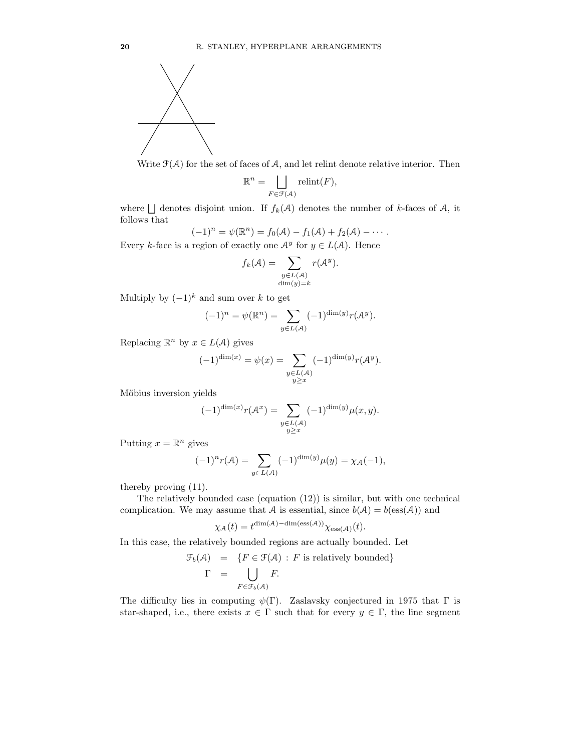Write $\mathcal{F}(\mathcal{A})$ for the set of faces of $\mathcal{A}$, and let relint denote relative interior. Then

$$\mathbb{R}^n = \bigsqcup_{F \in \mathcal{F}(\mathcal{A})} \mathrm{relint}(F),$$

where $\bigsqcup$ denotes disjoint union. If $f_k(\mathcal{A})$ denotes the number of $k$-faces of $\mathcal{A}$, it follows that

$$(-1)^n = \psi(\mathbb{R}^n) = f_0(\mathcal{A}) - f_1(\mathcal{A}) + f_2(\mathcal{A}) - \cdots .$$

Every $k$-face is a region of exactly one $\mathcal{A}^y$ for $y \in L(\mathcal{A})$. Hence

$$f_k(\mathcal{A}) = \sum_{\substack{y \in L(\mathcal{A}) \\ \dim(y) = k}} r(\mathcal{A}^y).$$

Multiply by $(-1)^k$ and sum over $k$ to get

$$(-1)^n = \psi(\mathbb{R}^n) = \sum_{y \in L(\mathcal{A})} (-1)^{\dim(y)} r(\mathcal{A}^y).$$

Replacing $\mathbb{R}^n$ by $x \in L(\mathcal{A})$ gives

$$(-1)^{\dim(x)} = \psi(x) = \sum_{\substack{y \in L(\mathcal{A}) \\ y \geq x}} (-1)^{\dim(y)} r(\mathcal{A}^y).$$

Möbius inversion yields

$$(-1)^{\dim(x)} r(\mathcal{A}^x) = \sum_{\substack{y \in L(\mathcal{A}) \\ y \geq x}} (-1)^{\dim(y)} \mu(x, y).$$

Putting $x = \mathbb{R}^n$ gives

$$(-1)^n r(\mathcal{A}) = \sum_{y \in L(\mathcal{A})} (-1)^{\dim(y)} \mu(y) = \chi_{\mathcal{A}}(-1),$$

thereby proving (11).

The relatively bounded case (equation (12)) is similar, but with one technical complication. We may assume that $\mathcal{A}$ is essential, since $b(\mathcal{A}) = b(\mathrm{ess}(\mathcal{A}))$ and

$$\chi_{\mathcal{A}}(t) = t^{\dim(\mathcal{A}) - \dim(\mathrm{ess}(\mathcal{A}))} \chi_{\mathrm{ess}(\mathcal{A})}(t).$$

In this case, the relatively bounded regions are actually bounded. Let

$$\begin{aligned} \mathcal{F}_b(\mathcal{A}) &= \{F \in \mathcal{F}(\mathcal{A}) : F \text{ is relatively bounded}\} \\ \Gamma &= \bigcup_{F \in \mathcal{F}_b(\mathcal{A})} F. \end{aligned}$$

The difficulty lies in computing $\psi(\Gamma)$. Zaslavsky conjectured in 1975 that $\Gamma$ is star-shaped, i.e., there exists $x \in \Gamma$ such that for every $y \in \Gamma$, the line segment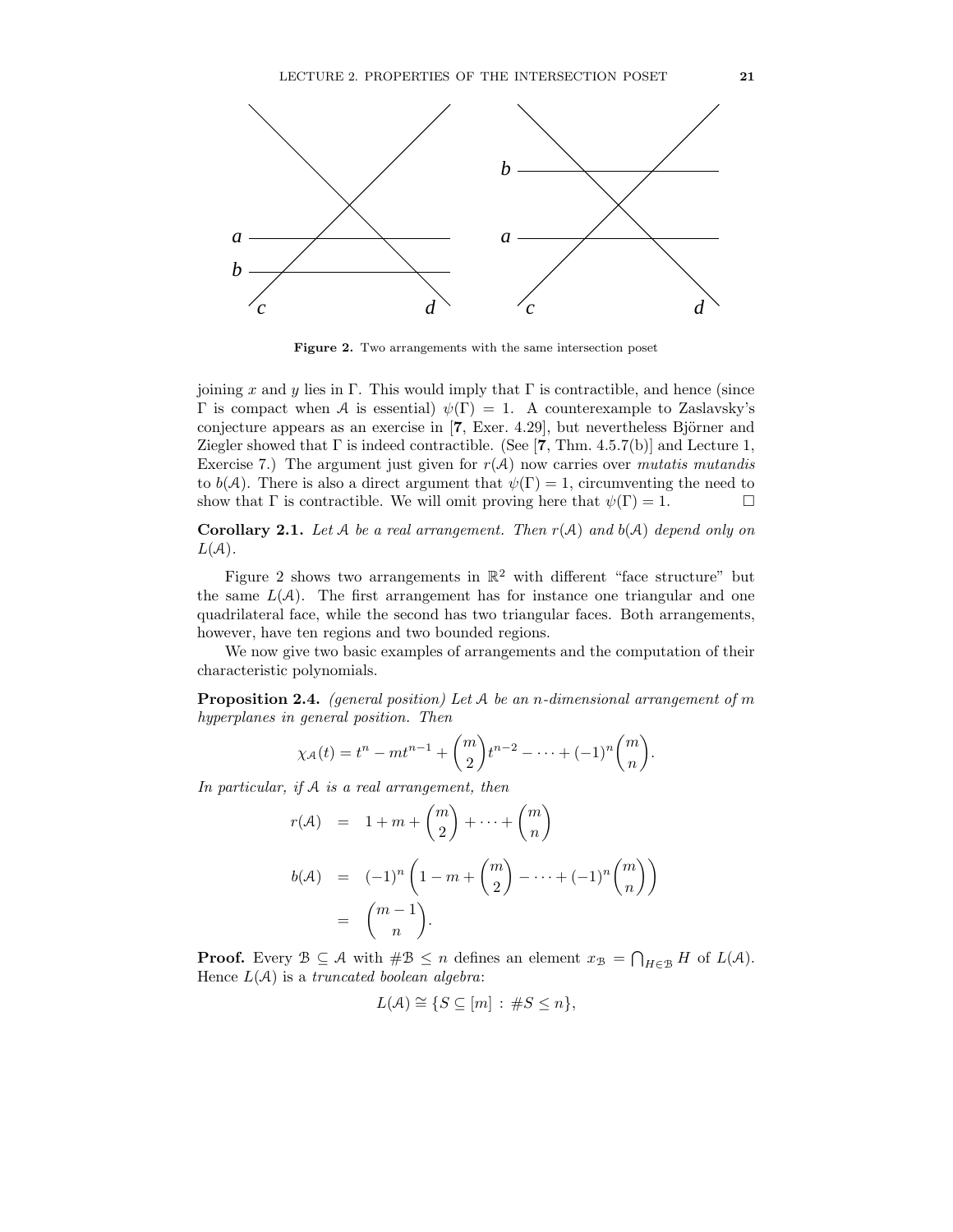Figure 2. Two arrangements with the same intersection poset

joining $x$ and $y$ lies in $\Gamma$. This would imply that $\Gamma$ is contractible, and hence (since $\Gamma$ is compact when $\mathcal{A}$ is essential) $\psi(\Gamma) = 1$. A counterexample to Zaslavsky's conjecture appears as an exercise in [**7**, Exer. 4.29], but nevertheless Björner and Ziegler showed that $\Gamma$ is indeed contractible. (See [**7**, Thm. 4.5.7(b)] and Lecture 1, Exercise 7.) The argument just given for $r(\mathcal{A})$ now carries over *mutatis mutandis* to $b(\mathcal{A})$. There is also a direct argument that $\psi(\Gamma) = 1$, circumventing the need to show that $\Gamma$ is contractible. We will omit proving here that $\psi(\Gamma) = 1$. $\square$

**Corollary 2.1.** *Let $\mathcal{A}$ be a real arrangement. Then $r(\mathcal{A})$ and $b(\mathcal{A})$ depend only on $L(\mathcal{A})$.*

Figure 2 shows two arrangements in $\mathbb{R}^2$ with different "face structure" but the same $L(\mathcal{A})$. The first arrangement has for instance one triangular and one quadrilateral face, while the second has two triangular faces. Both arrangements, however, have ten regions and two bounded regions.

We now give two basic examples of arrangements and the computation of their characteristic polynomials.

**Proposition 2.4.** *(general position) Let $\mathcal{A}$ be an $n$-dimensional arrangement of $m$ hyperplanes in general position. Then*

$$\chi_{\mathcal{A}}(t) = t^n - mt^{n-1} + \binom{m}{2}t^{n-2} - \cdots + (-1)^n\binom{m}{n}.$$

*In particular, if $\mathcal{A}$ is a real arrangement, then*

$$\begin{aligned} r(\mathcal{A}) &= 1 + m + \binom{m}{2} + \cdots + \binom{m}{n} \\ b(\mathcal{A}) &= (-1)^n\left(1 - m + \binom{m}{2} - \cdots + (-1)^n\binom{m}{n}\right) \\ &= \binom{m-1}{n}. \end{aligned}$$

**Proof.** Every $\mathcal{B} \subseteq \mathcal{A}$ with $\#\mathcal{B} \leq n$ defines an element $x_{\mathcal{B}} = \bigcap_{H\in\mathcal{B}} H$ of $L(\mathcal{A})$. Hence $L(\mathcal{A})$ is a *truncated boolean algebra*:

$$L(\mathcal{A}) \cong \{S \subseteq [m] \,:\, \#S \leq n\},$$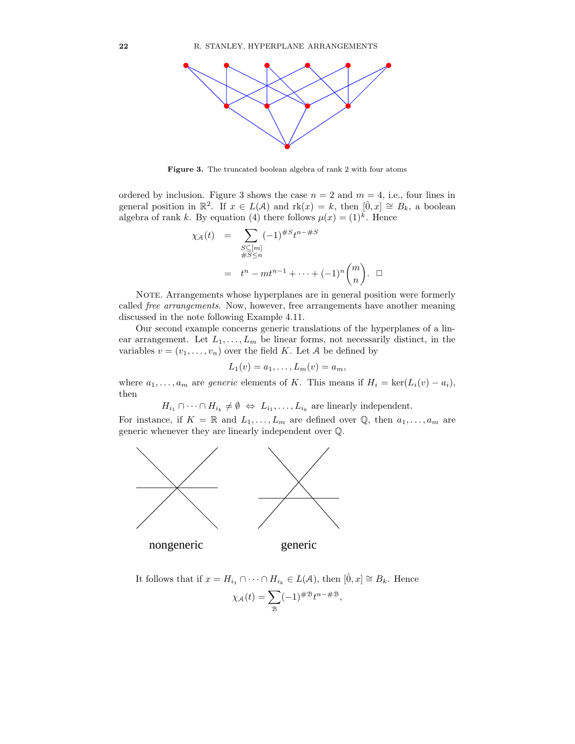**Figure 3.** The truncated boolean algebra of rank 2 with four atoms

ordered by inclusion. Figure 3 shows the case $n = 2$ and $m = 4$, i.e., four lines in general position in $\mathbb{R}^2$. If $x \in L(\mathcal{A})$ and $\mathrm{rk}(x) = k$, then $[\hat{0}, x] \cong B_k$, a boolean algebra of rank $k$. By equation (4) there follows $\mu(x) = (1)^k$. Hence

$$
\begin{aligned}
\chi_{\mathcal{A}}(t) &= \sum_{\substack{S \subseteq [m] \\ \#S \leq n}} (-1)^{\#S} t^{n-\#S} \\
&= t^n - mt^{n-1} + \cdots + (-1)^n \binom{m}{n}. \quad \square
\end{aligned}
$$

NOTE. Arrangements whose hyperplanes are in general position were formerly called *free arrangements*. Now, however, free arrangements have another meaning discussed in the note following Example 4.11.

Our second example concerns generic translations of the hyperplanes of a linear arrangement. Let $L_1, \ldots, L_m$ be linear forms, not necessarily distinct, in the variables $v = (v_1, \ldots, v_n)$ over the field $K$. Let $\mathcal{A}$ be defined by

$$L_1(v) = a_1, \ldots, L_m(v) = a_m,$$

where $a_1, \ldots, a_m$ are *generic* elements of $K$. This means if $H_i = \ker(L_i(v) - a_i)$, then

$$H_{i_1} \cap \cdots \cap H_{i_k} \neq \emptyset \;\Leftrightarrow\; L_{i_1}, \ldots, L_{i_k} \text{ are linearly independent.}$$

For instance, if $K = \mathbb{R}$ and $L_1, \ldots, L_m$ are defined over $\mathbb{Q}$, then $a_1, \ldots, a_m$ are generic whenever they are linearly independent over $\mathbb{Q}$.

nongeneric　　　　generic

It follows that if $x = H_{i_1} \cap \cdots \cap H_{i_k} \in L(\mathcal{A})$, then $[\hat{0}, x] \cong B_k$. Hence

$$\chi_{\mathcal{A}}(t) = \sum_{\mathcal{B}} (-1)^{\#\mathcal{B}} t^{n-\#\mathcal{B}},$$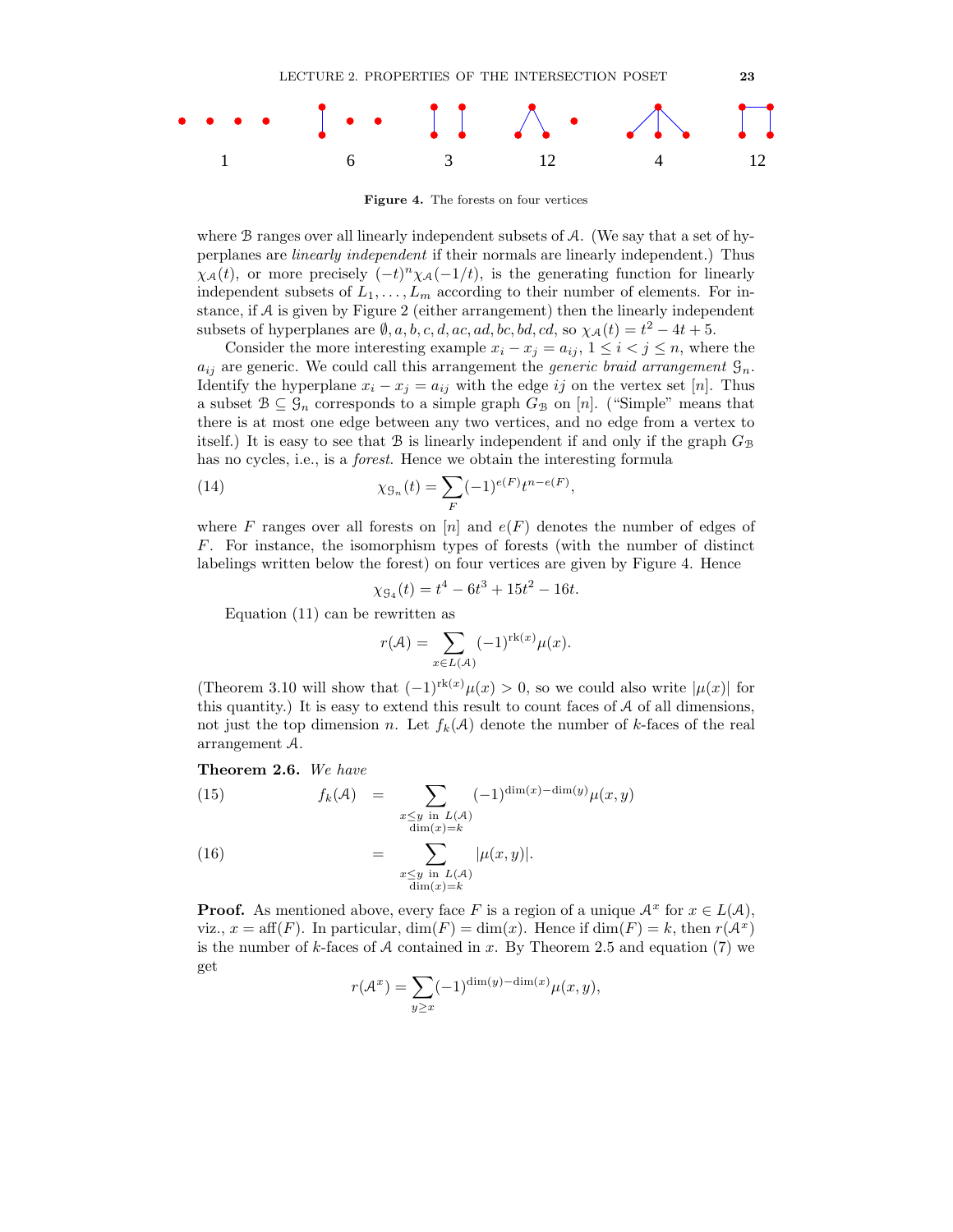1 6 3 12 4 12

**Figure 4.** The forests on four vertices

where $\mathcal{B}$ ranges over all linearly independent subsets of $\mathcal{A}$. (We say that a set of hyperplanes are *linearly independent* if their normals are linearly independent.) Thus $\chi_{\mathcal{A}}(t)$, or more precisely $(-t)^n\chi_{\mathcal{A}}(-1/t)$, is the generating function for linearly independent subsets of $L_1, \dots, L_m$ according to their number of elements. For instance, if $\mathcal{A}$ is given by Figure 2 (either arrangement) then the linearly independent subsets of hyperplanes are $\emptyset, a, b, c, d, ac, ad, bc, bd, cd$, so $\chi_{\mathcal{A}}(t) = t^2 - 4t + 5$.

Consider the more interesting example $x_i - x_j = a_{ij}$, $1 \le i < j \le n$, where the $a_{ij}$ are generic. We could call this arrangement the *generic braid arrangement* $\mathcal{G}_n$. Identify the hyperplane $x_i - x_j = a_{ij}$ with the edge $ij$ on the vertex set $[n]$. Thus a subset $\mathcal{B} \subseteq \mathcal{G}_n$ corresponds to a simple graph $G_{\mathcal{B}}$ on $[n]$. ("Simple" means that there is at most one edge between any two vertices, and no edge from a vertex to itself.) It is easy to see that $\mathcal{B}$ is linearly independent if and only if the graph $G_{\mathcal{B}}$ has no cycles, i.e., is a *forest*. Hence we obtain the interesting formula

$$\chi_{\mathcal{G}_n}(t) = \sum_F (-1)^{e(F)} t^{n-e(F)}, \tag{14}$$

where $F$ ranges over all forests on $[n]$ and $e(F)$ denotes the number of edges of $F$. For instance, the isomorphism types of forests (with the number of distinct labelings written below the forest) on four vertices are given by Figure 4. Hence

$$\chi_{\mathcal{G}_4}(t) = t^4 - 6t^3 + 15t^2 - 16t.$$

Equation (11) can be rewritten as

$$r(\mathcal{A}) = \sum_{x \in L(\mathcal{A})} (-1)^{\text{rk}(x)} \mu(x).$$

(Theorem 3.10 will show that $(-1)^{\text{rk}(x)}\mu(x) > 0$, so we could also write $|\mu(x)|$ for this quantity.) It is easy to extend this result to count faces of $\mathcal{A}$ of all dimensions, not just the top dimension $n$. Let $f_k(\mathcal{A})$ denote the number of $k$-faces of the real arrangement $\mathcal{A}$.

**Theorem 2.6.** *We have*

$$f_k(\mathcal{A}) = \sum_{\substack{x \le y \text{ in } L(\mathcal{A}) \\ \dim(x) = k}} (-1)^{\dim(x) - \dim(y)} \mu(x, y) \tag{15}$$

$$= \sum_{\substack{x \le y \text{ in } L(\mathcal{A}) \\ \dim(x) = k}} |\mu(x, y)|. \tag{16}$$

**Proof.** As mentioned above, every face $F$ is a region of a unique $\mathcal{A}^x$ for $x \in L(\mathcal{A})$, viz., $x = \text{aff}(F)$. In particular, $\dim(F) = \dim(x)$. Hence if $\dim(F) = k$, then $r(\mathcal{A}^x)$ is the number of $k$-faces of $\mathcal{A}$ contained in $x$. By Theorem 2.5 and equation (7) we get

$$r(\mathcal{A}^x) = \sum_{y \ge x} (-1)^{\dim(y) - \dim(x)} \mu(x, y),$$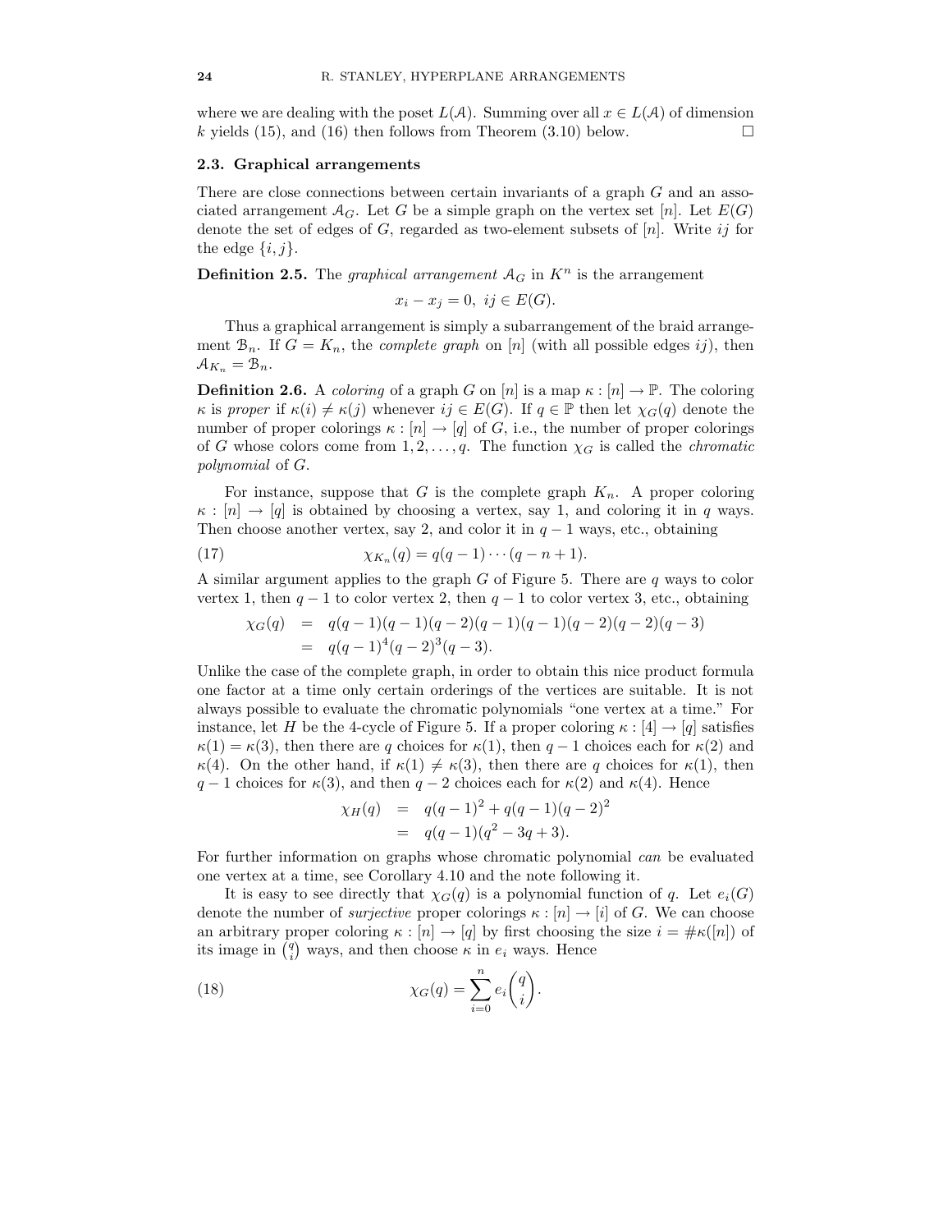where we are dealing with the poset $L(\mathcal{A})$. Summing over all $x \in L(\mathcal{A})$ of dimension $k$ yields (15), and (16) then follows from Theorem (3.10) below. □

### 2.3. Graphical arrangements

There are close connections between certain invariants of a graph $G$ and an associated arrangement $\mathcal{A}_G$. Let $G$ be a simple graph on the vertex set $[n]$. Let $E(G)$ denote the set of edges of $G$, regarded as two-element subsets of $[n]$. Write $ij$ for the edge $\{i, j\}$.

**Definition 2.5.** The *graphical arrangement* $\mathcal{A}_G$ in $K^n$ is the arrangement

$$x_i - x_j = 0, \ ij \in E(G).$$

Thus a graphical arrangement is simply a subarrangement of the braid arrangement $\mathcal{B}_n$. If $G = K_n$, the *complete graph* on $[n]$ (with all possible edges $ij$), then $\mathcal{A}_{K_n} = \mathcal{B}_n$.

**Definition 2.6.** A *coloring* of a graph $G$ on $[n]$ is a map $\kappa : [n] \to \mathbb{P}$. The coloring $\kappa$ is *proper* if $\kappa(i) \neq \kappa(j)$ whenever $ij \in E(G)$. If $q \in \mathbb{P}$ then let $\chi_G(q)$ denote the number of proper colorings $\kappa : [n] \to [q]$ of $G$, i.e., the number of proper colorings of $G$ whose colors come from $1, 2, \ldots, q$. The function $\chi_G$ is called the *chromatic polynomial* of $G$.

For instance, suppose that $G$ is the complete graph $K_n$. A proper coloring $\kappa : [n] \to [q]$ is obtained by choosing a vertex, say 1, and coloring it in $q$ ways. Then choose another vertex, say 2, and color it in $q-1$ ways, etc., obtaining

$$\chi_{K_n}(q) = q(q-1)\cdots(q-n+1). \tag{17}$$

A similar argument applies to the graph $G$ of Figure 5. There are $q$ ways to color vertex 1, then $q-1$ to color vertex 2, then $q-1$ to color vertex 3, etc., obtaining

$$\begin{aligned} \chi_G(q) &= q(q-1)(q-1)(q-2)(q-1)(q-1)(q-2)(q-2)(q-3) \\ &= q(q-1)^4(q-2)^3(q-3). \end{aligned}$$

Unlike the case of the complete graph, in order to obtain this nice product formula one factor at a time only certain orderings of the vertices are suitable. It is not always possible to evaluate the chromatic polynomials "one vertex at a time." For instance, let $H$ be the 4-cycle of Figure 5. If a proper coloring $\kappa : [4] \to [q]$ satisfies $\kappa(1) = \kappa(3)$, then there are $q$ choices for $\kappa(1)$, then $q-1$ choices each for $\kappa(2)$ and $\kappa(4)$. On the other hand, if $\kappa(1) \neq \kappa(3)$, then there are $q$ choices for $\kappa(1)$, then $q-1$ choices for $\kappa(3)$, and then $q-2$ choices each for $\kappa(2)$ and $\kappa(4)$. Hence

$$\begin{aligned} \chi_H(q) &= q(q-1)^2 + q(q-1)(q-2)^2 \\ &= q(q-1)(q^2 - 3q + 3). \end{aligned}$$

For further information on graphs whose chromatic polynomial *can* be evaluated one vertex at a time, see Corollary 4.10 and the note following it.

It is easy to see directly that $\chi_G(q)$ is a polynomial function of $q$. Let $e_i(G)$ denote the number of *surjective* proper colorings $\kappa : [n] \to [i]$ of $G$. We can choose an arbitrary proper coloring $\kappa : [n] \to [q]$ by first choosing the size $i = \#\kappa([n])$ of its image in $\binom{q}{i}$ ways, and then choose $\kappa$ in $e_i$ ways. Hence

$$\chi_G(q) = \sum_{i=0}^{n} e_i \binom{q}{i}. \tag{18}$$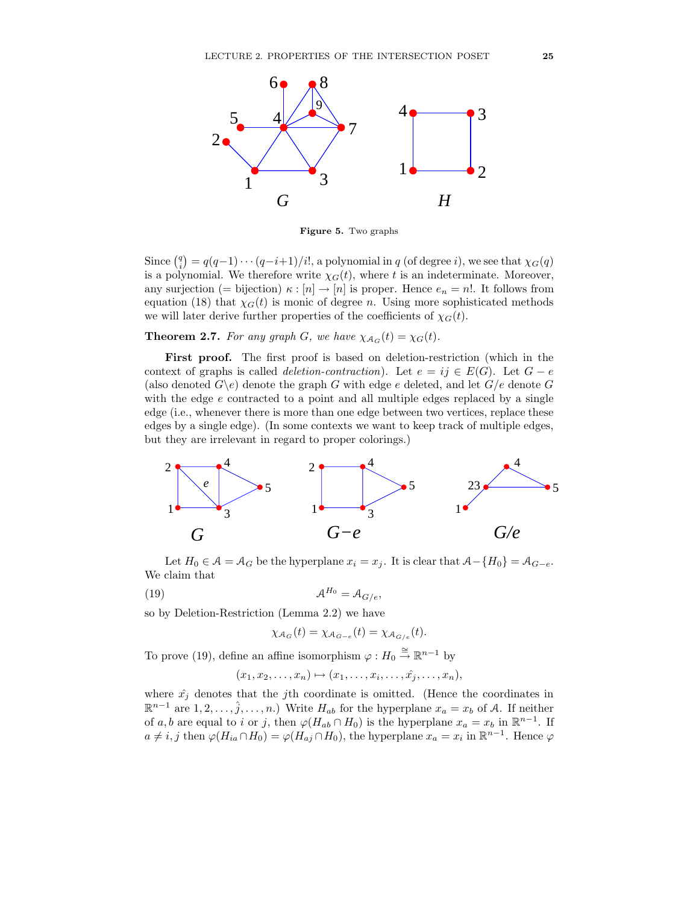**Figure 5.** Two graphs

Since $\binom{q}{i} = q(q-1)\cdots(q-i+1)/i!$, a polynomial in $q$ (of degree $i$), we see that $\chi_G(q)$ is a polynomial. We therefore write $\chi_G(t)$, where $t$ is an indeterminate. Moreover, any surjection (= bijection) $\kappa : [n] \to [n]$ is proper. Hence $e_n = n!$. It follows from equation (18) that $\chi_G(t)$ is monic of degree $n$. Using more sophisticated methods we will later derive further properties of the coefficients of $\chi_G(t)$.

**Theorem 2.7.** *For any graph $G$, we have $\chi_{\mathcal{A}_G}(t) = \chi_G(t)$.*

**First proof.** The first proof is based on deletion-restriction (which in the context of graphs is called *deletion-contraction*). Let $e = ij \in E(G)$. Let $G - e$ (also denoted $G\backslash e$) denote the graph $G$ with edge $e$ deleted, and let $G/e$ denote $G$ with the edge $e$ contracted to a point and all multiple edges replaced by a single edge (i.e., whenever there is more than one edge between two vertices, replace these edges by a single edge). (In some contexts we want to keep track of multiple edges, but they are irrelevant in regard to proper colorings.)

Let $H_0 \in \mathcal{A} = \mathcal{A}_G$ be the hyperplane $x_i = x_j$. It is clear that $\mathcal{A} - \{H_0\} = \mathcal{A}_{G-e}$. We claim that

$$\mathcal{A}^{H_0} = \mathcal{A}_{G/e}, \tag{19}$$

so by Deletion-Restriction (Lemma 2.2) we have

$$\chi_{\mathcal{A}_G}(t) = \chi_{\mathcal{A}_{G-e}}(t) = \chi_{\mathcal{A}_{G/e}}(t).$$

To prove (19), define an affine isomorphism $\varphi : H_0 \xrightarrow{\cong} \mathbb{R}^{n-1}$ by

$$(x_1, x_2, \ldots, x_n) \mapsto (x_1, \ldots, x_i, \ldots, \hat{x_j}, \ldots, x_n),$$

where $\hat{x_j}$ denotes that the $j$th coordinate is omitted. (Hence the coordinates in $\mathbb{R}^{n-1}$ are $1, 2, \ldots, \hat{j}, \ldots, n$.) Write $H_{ab}$ for the hyperplane $x_a = x_b$ of $\mathcal{A}$. If neither of $a, b$ are equal to $i$ or $j$, then $\varphi(H_{ab} \cap H_0)$ is the hyperplane $x_a = x_b$ in $\mathbb{R}^{n-1}$. If $a \neq i, j$ then $\varphi(H_{ia} \cap H_0) = \varphi(H_{aj} \cap H_0)$, the hyperplane $x_a = x_i$ in $\mathbb{R}^{n-1}$. Hence $\varphi$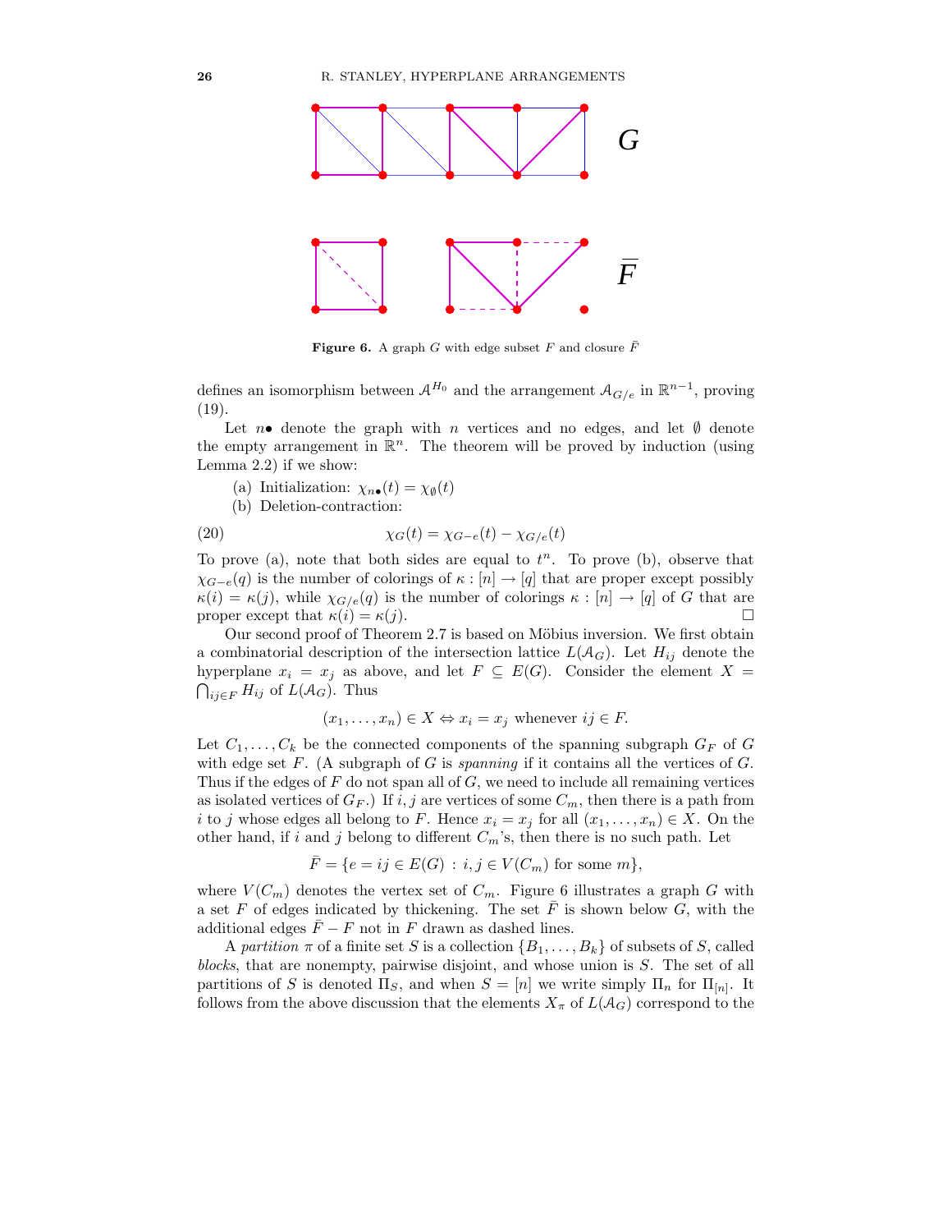**Figure 6.** A graph $G$ with edge subset $F$ and closure $\bar{F}$

defines an isomorphism between $\mathcal{A}^{H_0}$ and the arrangement $\mathcal{A}_{G/e}$ in $\mathbb{R}^{n-1}$, proving (19).

Let $n\bullet$ denote the graph with $n$ vertices and no edges, and let $\emptyset$ denote the empty arrangement in $\mathbb{R}^n$. The theorem will be proved by induction (using Lemma 2.2) if we show:

(a) Initialization: $\chi_{n\bullet}(t) = \chi_{\emptyset}(t)$

(b) Deletion-contraction:

$$\chi_G(t) = \chi_{G-e}(t) - \chi_{G/e}(t) \tag{20}$$

To prove (a), note that both sides are equal to $t^n$. To prove (b), observe that $\chi_{G-e}(q)$ is the number of colorings of $\kappa : [n] \to [q]$ that are proper except possibly $\kappa(i) = \kappa(j)$, while $\chi_{G/e}(q)$ is the number of colorings $\kappa : [n] \to [q]$ of $G$ that are proper except that $\kappa(i) = \kappa(j)$. $\square$

Our second proof of Theorem 2.7 is based on Möbius inversion. We first obtain a combinatorial description of the intersection lattice $L(\mathcal{A}_G)$. Let $H_{ij}$ denote the hyperplane $x_i = x_j$ as above, and let $F \subseteq E(G)$. Consider the element $X = \bigcap_{ij \in F} H_{ij}$ of $L(\mathcal{A}_G)$. Thus

$$(x_1, \ldots, x_n) \in X \Leftrightarrow x_i = x_j \text{ whenever } ij \in F.$$

Let $C_1, \ldots, C_k$ be the connected components of the spanning subgraph $G_F$ of $G$ with edge set $F$. (A subgraph of $G$ is *spanning* if it contains all the vertices of $G$. Thus if the edges of $F$ do not span all of $G$, we need to include all remaining vertices as isolated vertices of $G_F$.) If $i, j$ are vertices of some $C_m$, then there is a path from $i$ to $j$ whose edges all belong to $F$. Hence $x_i = x_j$ for all $(x_1, \ldots, x_n) \in X$. On the other hand, if $i$ and $j$ belong to different $C_m$'s, then there is no such path. Let

$$\bar{F} = \{e = ij \in E(G) : i, j \in V(C_m) \text{ for some } m\},$$

where $V(C_m)$ denotes the vertex set of $C_m$. Figure 6 illustrates a graph $G$ with a set $F$ of edges indicated by thickening. The set $\bar{F}$ is shown below $G$, with the additional edges $\bar{F} - F$ not in $F$ drawn as dashed lines.

A *partition* $\pi$ of a finite set $S$ is a collection $\{B_1, \ldots, B_k\}$ of subsets of $S$, called *blocks*, that are nonempty, pairwise disjoint, and whose union is $S$. The set of all partitions of $S$ is denoted $\Pi_S$, and when $S = [n]$ we write simply $\Pi_n$ for $\Pi_{[n]}$. It follows from the above discussion that the elements $X_\pi$ of $L(\mathcal{A}_G)$ correspond to the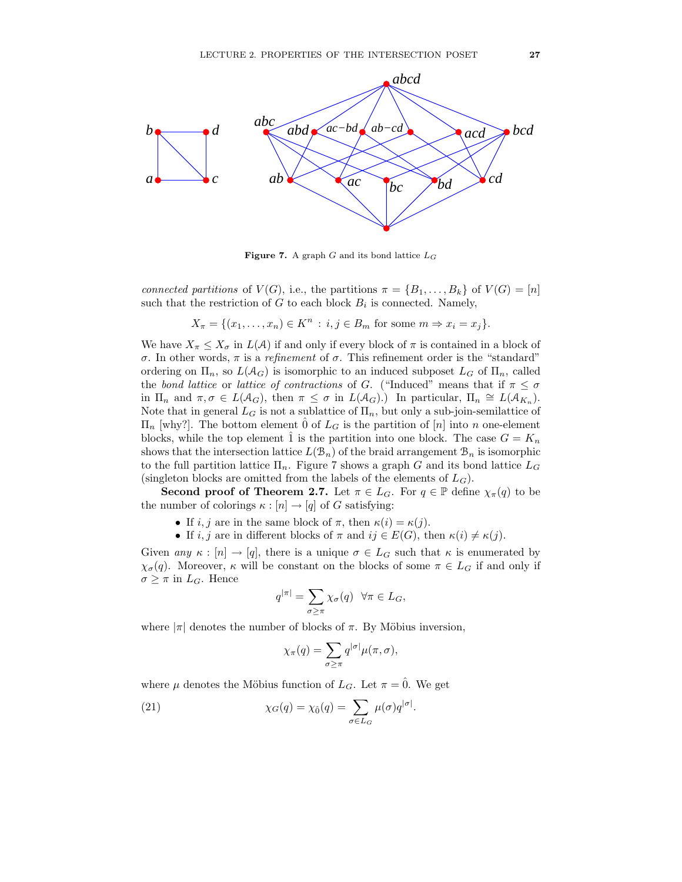**Figure 7.** A graph $G$ and its bond lattice $L_G$

*connected partitions* of $V(G)$, i.e., the partitions $\pi = \{B_1, \dots, B_k\}$ of $V(G) = [n]$ such that the restriction of $G$ to each block $B_i$ is connected. Namely,

$$X_\pi = \{(x_1, \dots, x_n) \in K^n \,:\, i, j \in B_m \text{ for some } m \Rightarrow x_i = x_j\}.$$

We have $X_\pi \leq X_\sigma$ in $L(\mathcal{A})$ if and only if every block of $\pi$ is contained in a block of $\sigma$. In other words, $\pi$ is a *refinement* of $\sigma$. This refinement order is the "standard" ordering on $\Pi_n$, so $L(\mathcal{A}_G)$ is isomorphic to an induced subposet $L_G$ of $\Pi_n$, called the *bond lattice* or *lattice of contractions* of $G$. ("Induced" means that if $\pi \leq \sigma$ in $\Pi_n$ and $\pi, \sigma \in L(\mathcal{A}_G)$, then $\pi \leq \sigma$ in $L(\mathcal{A}_G)$.) In particular, $\Pi_n \cong L(\mathcal{A}_{K_n})$. Note that in general $L_G$ is not a sublattice of $\Pi_n$, but only a sub-join-semilattice of $\Pi_n$ [why?]. The bottom element $\hat{0}$ of $L_G$ is the partition of $[n]$ into $n$ one-element blocks, while the top element $\hat{1}$ is the partition into one block. The case $G = K_n$ shows that the intersection lattice $L(\mathcal{B}_n)$ of the braid arrangement $\mathcal{B}_n$ is isomorphic to the full partition lattice $\Pi_n$. Figure 7 shows a graph $G$ and its bond lattice $L_G$ (singleton blocks are omitted from the labels of the elements of $L_G$).

**Second proof of Theorem 2.7.** Let $\pi \in L_G$. For $q \in \mathbb{P}$ define $\chi_\pi(q)$ to be the number of colorings $\kappa : [n] \to [q]$ of $G$ satisfying:

- If $i, j$ are in the same block of $\pi$, then $\kappa(i) = \kappa(j)$.
- If $i, j$ are in different blocks of $\pi$ and $ij \in E(G)$, then $\kappa(i) \neq \kappa(j)$.

Given *any* $\kappa : [n] \to [q]$, there is a unique $\sigma \in L_G$ such that $\kappa$ is enumerated by $\chi_\sigma(q)$. Moreover, $\kappa$ will be constant on the blocks of some $\pi \in L_G$ if and only if $\sigma \geq \pi$ in $L_G$. Hence

$$q^{|\pi|} = \sum_{\sigma \geq \pi} \chi_\sigma(q) \quad \forall \pi \in L_G,$$

where $|\pi|$ denotes the number of blocks of $\pi$. By Möbius inversion,

$$\chi_\pi(q) = \sum_{\sigma \geq \pi} q^{|\sigma|} \mu(\pi, \sigma),$$

where $\mu$ denotes the Möbius function of $L_G$. Let $\pi = \hat{0}$. We get

$$\chi_G(q) = \chi_{\hat{0}}(q) = \sum_{\sigma \in L_G} \mu(\sigma) q^{|\sigma|}. \tag{21}$$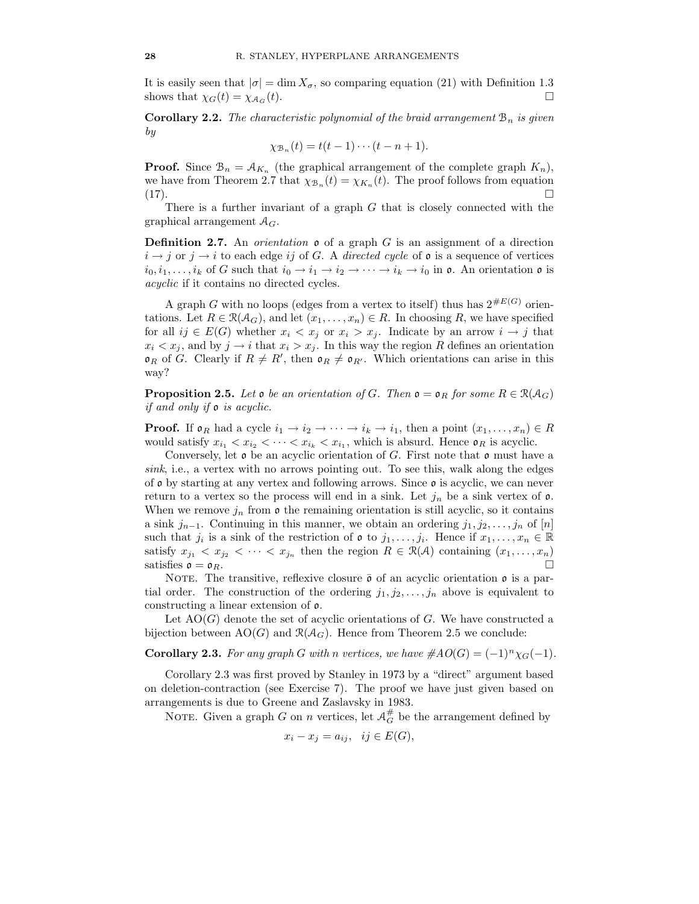It is easily seen that $|\sigma| = \dim X_\sigma$, so comparing equation (21) with Definition 1.3 shows that $\chi_G(t) = \chi_{\mathcal{A}_G}(t)$. $\square$

**Corollary 2.2.** *The characteristic polynomial of the braid arrangement $\mathcal{B}_n$ is given by*

$$\chi_{\mathcal{B}_n}(t) = t(t-1)\cdots(t-n+1).$$

**Proof.** Since $\mathcal{B}_n = \mathcal{A}_{K_n}$ (the graphical arrangement of the complete graph $K_n$), we have from Theorem 2.7 that $\chi_{\mathcal{B}_n}(t) = \chi_{K_n}(t)$. The proof follows from equation (17). $\square$

There is a further invariant of a graph $G$ that is closely connected with the graphical arrangement $\mathcal{A}_G$.

**Definition 2.7.** An *orientation* $\mathfrak{o}$ of a graph $G$ is an assignment of a direction $i \to j$ or $j \to i$ to each edge $ij$ of $G$. A *directed cycle* of $\mathfrak{o}$ is a sequence of vertices $i_0, i_1, \ldots, i_k$ of $G$ such that $i_0 \to i_1 \to i_2 \to \cdots \to i_k \to i_0$ in $\mathfrak{o}$. An orientation $\mathfrak{o}$ is *acyclic* if it contains no directed cycles.

A graph $G$ with no loops (edges from a vertex to itself) thus has $2^{\#E(G)}$ orientations. Let $R \in \mathcal{R}(\mathcal{A}_G)$, and let $(x_1, \ldots, x_n) \in R$. In choosing $R$, we have specified for all $ij \in E(G)$ whether $x_i < x_j$ or $x_i > x_j$. Indicate by an arrow $i \to j$ that $x_i < x_j$, and by $j \to i$ that $x_i > x_j$. In this way the region $R$ defines an orientation $\mathfrak{o}_R$ of $G$. Clearly if $R \neq R'$, then $\mathfrak{o}_R \neq \mathfrak{o}_{R'}$. Which orientations can arise in this way?

**Proposition 2.5.** *Let $\mathfrak{o}$ be an orientation of $G$. Then $\mathfrak{o} = \mathfrak{o}_R$ for some $R \in \mathcal{R}(\mathcal{A}_G)$ if and only if $\mathfrak{o}$ is acyclic.*

**Proof.** If $\mathfrak{o}_R$ had a cycle $i_1 \to i_2 \to \cdots \to i_k \to i_1$, then a point $(x_1, \ldots, x_n) \in R$ would satisfy $x_{i_1} < x_{i_2} < \cdots < x_{i_k} < x_{i_1}$, which is absurd. Hence $\mathfrak{o}_R$ is acyclic.

Conversely, let $\mathfrak{o}$ be an acyclic orientation of $G$. First note that $\mathfrak{o}$ must have a *sink*, i.e., a vertex with no arrows pointing out. To see this, walk along the edges of $\mathfrak{o}$ by starting at any vertex and following arrows. Since $\mathfrak{o}$ is acyclic, we can never return to a vertex so the process will end in a sink. Let $j_n$ be a sink vertex of $\mathfrak{o}$. When we remove $j_n$ from $\mathfrak{o}$ the remaining orientation is still acyclic, so it contains a sink $j_{n-1}$. Continuing in this manner, we obtain an ordering $j_1, j_2, \ldots, j_n$ of $[n]$ such that $j_i$ is a sink of the restriction of $\mathfrak{o}$ to $j_1, \ldots, j_i$. Hence if $x_1, \ldots, x_n \in \mathbb{R}$ satisfy $x_{j_1} < x_{j_2} < \cdots < x_{j_n}$ then the region $R \in \mathcal{R}(\mathcal{A})$ containing $(x_1, \ldots, x_n)$ satisfies $\mathfrak{o} = \mathfrak{o}_R$. $\square$

Note. The transitive, reflexive closure $\bar{\mathfrak{o}}$ of an acyclic orientation $\mathfrak{o}$ is a partial order. The construction of the ordering $j_1, j_2, \ldots, j_n$ above is equivalent to constructing a linear extension of $\mathfrak{o}$.

Let $\mathrm{AO}(G)$ denote the set of acyclic orientations of $G$. We have constructed a bijection between $\mathrm{AO}(G)$ and $\mathcal{R}(\mathcal{A}_G)$. Hence from Theorem 2.5 we conclude:

**Corollary 2.3.** *For any graph $G$ with $n$ vertices, we have $\#AO(G) = (-1)^n \chi_G(-1)$.*

Corollary 2.3 was first proved by Stanley in 1973 by a "direct" argument based on deletion-contraction (see Exercise 7). The proof we have just given based on arrangements is due to Greene and Zaslavsky in 1983.

Note. Given a graph $G$ on $n$ vertices, let $\mathcal{A}_G^{\#}$ be the arrangement defined by

$$x_i - x_j = a_{ij}, \quad ij \in E(G),$$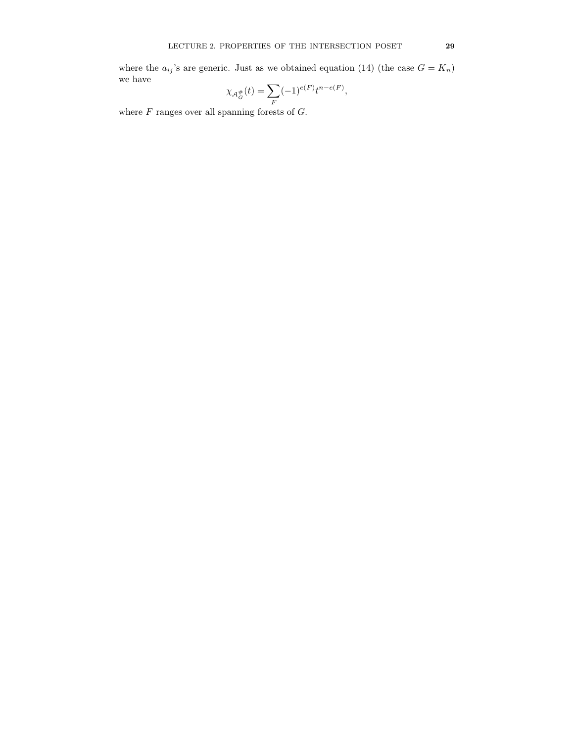where the $a_{ij}$'s are generic. Just as we obtained equation (14) (the case $G = K_n$) we have

$$\chi_{\mathcal{A}_G^\#}(t) = \sum_F (-1)^{e(F)} t^{n-e(F)},$$

where $F$ ranges over all spanning forests of $G$.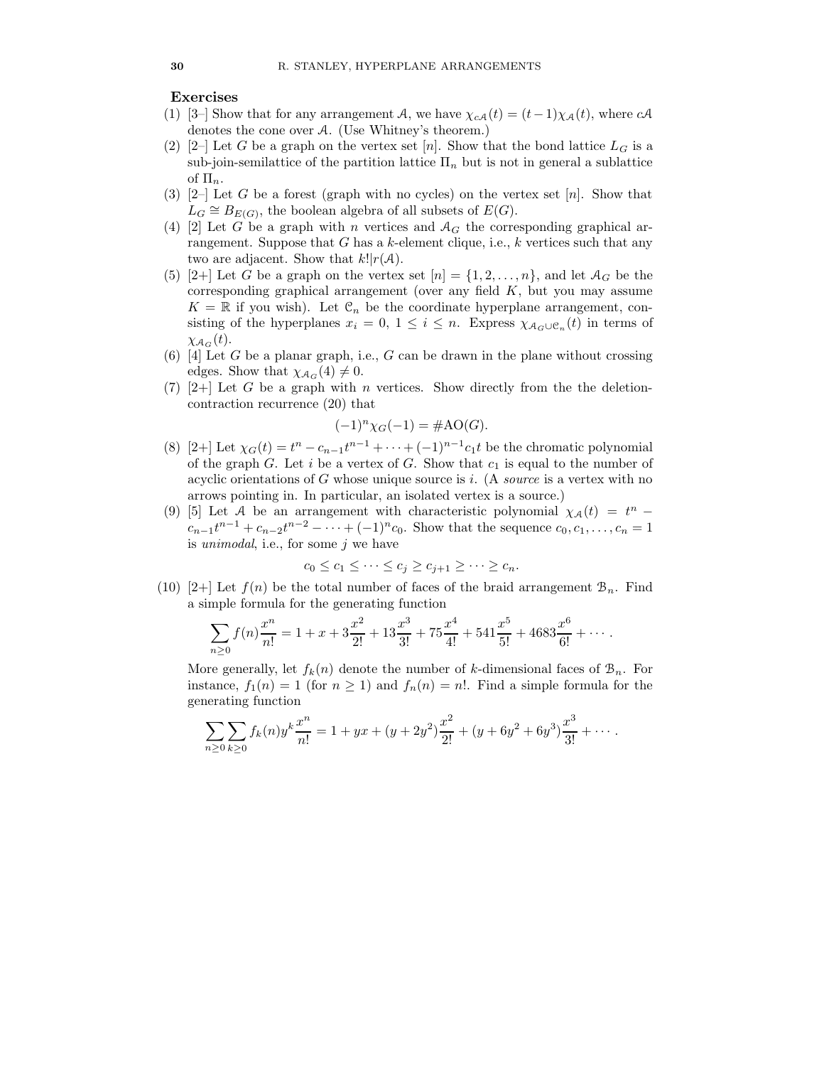**Exercises**

(1) [3–] Show that for any arrangement $\mathcal{A}$, we have $\chi_{c\mathcal{A}}(t) = (t-1)\chi_{\mathcal{A}}(t)$, where $c\mathcal{A}$ denotes the cone over $\mathcal{A}$. (Use Whitney's theorem.)

(2) [2–] Let $G$ be a graph on the vertex set $[n]$. Show that the bond lattice $L_G$ is a sub-join-semilattice of the partition lattice $\Pi_n$ but is not in general a sublattice of $\Pi_n$.

(3) [2–] Let $G$ be a forest (graph with no cycles) on the vertex set $[n]$. Show that $L_G \cong B_{E(G)}$, the boolean algebra of all subsets of $E(G)$.

(4) [2] Let $G$ be a graph with $n$ vertices and $\mathcal{A}_G$ the corresponding graphical arrangement. Suppose that $G$ has a $k$-element clique, i.e., $k$ vertices such that any two are adjacent. Show that $k! | r(\mathcal{A})$.

(5) [2+] Let $G$ be a graph on the vertex set $[n] = \{1, 2, \dots, n\}$, and let $\mathcal{A}_G$ be the corresponding graphical arrangement (over any field $K$, but you may assume $K = \mathbb{R}$ if you wish). Let $\mathcal{C}_n$ be the coordinate hyperplane arrangement, consisting of the hyperplanes $x_i = 0$, $1 \leq i \leq n$. Express $\chi_{\mathcal{A}_G \cup \mathcal{C}_n}(t)$ in terms of $\chi_{\mathcal{A}_G}(t)$.

(6) [4] Let $G$ be a planar graph, i.e., $G$ can be drawn in the plane without crossing edges. Show that $\chi_{\mathcal{A}_G}(4) \neq 0$.

(7) [2+] Let $G$ be a graph with $n$ vertices. Show directly from the the deletion-contraction recurrence (20) that

$$(-1)^n \chi_G(-1) = \#\mathrm{AO}(G).$$

(8) [2+] Let $\chi_G(t) = t^n - c_{n-1}t^{n-1} + \cdots + (-1)^{n-1}c_1 t$ be the chromatic polynomial of the graph $G$. Let $i$ be a vertex of $G$. Show that $c_1$ is equal to the number of acyclic orientations of $G$ whose unique source is $i$. (A *source* is a vertex with no arrows pointing in. In particular, an isolated vertex is a source.)

(9) [5] Let $\mathcal{A}$ be an arrangement with characteristic polynomial $\chi_{\mathcal{A}}(t) = t^n - c_{n-1}t^{n-1} + c_{n-2}t^{n-2} - \cdots + (-1)^n c_0$. Show that the sequence $c_0, c_1, \dots, c_n = 1$ is *unimodal*, i.e., for some $j$ we have

$$c_0 \leq c_1 \leq \cdots \leq c_j \geq c_{j+1} \geq \cdots \geq c_n.$$

(10) [2+] Let $f(n)$ be the total number of faces of the braid arrangement $\mathcal{B}_n$. Find a simple formula for the generating function

$$\sum_{n \geq 0} f(n) \frac{x^n}{n!} = 1 + x + 3\frac{x^2}{2!} + 13\frac{x^3}{3!} + 75\frac{x^4}{4!} + 541\frac{x^5}{5!} + 4683\frac{x^6}{6!} + \cdots.$$

More generally, let $f_k(n)$ denote the number of $k$-dimensional faces of $\mathcal{B}_n$. For instance, $f_1(n) = 1$ (for $n \geq 1$) and $f_n(n) = n!$. Find a simple formula for the generating function

$$\sum_{n \geq 0} \sum_{k \geq 0} f_k(n) y^k \frac{x^n}{n!} = 1 + yx + (y + 2y^2)\frac{x^2}{2!} + (y + 6y^2 + 6y^3)\frac{x^3}{3!} + \cdots.$$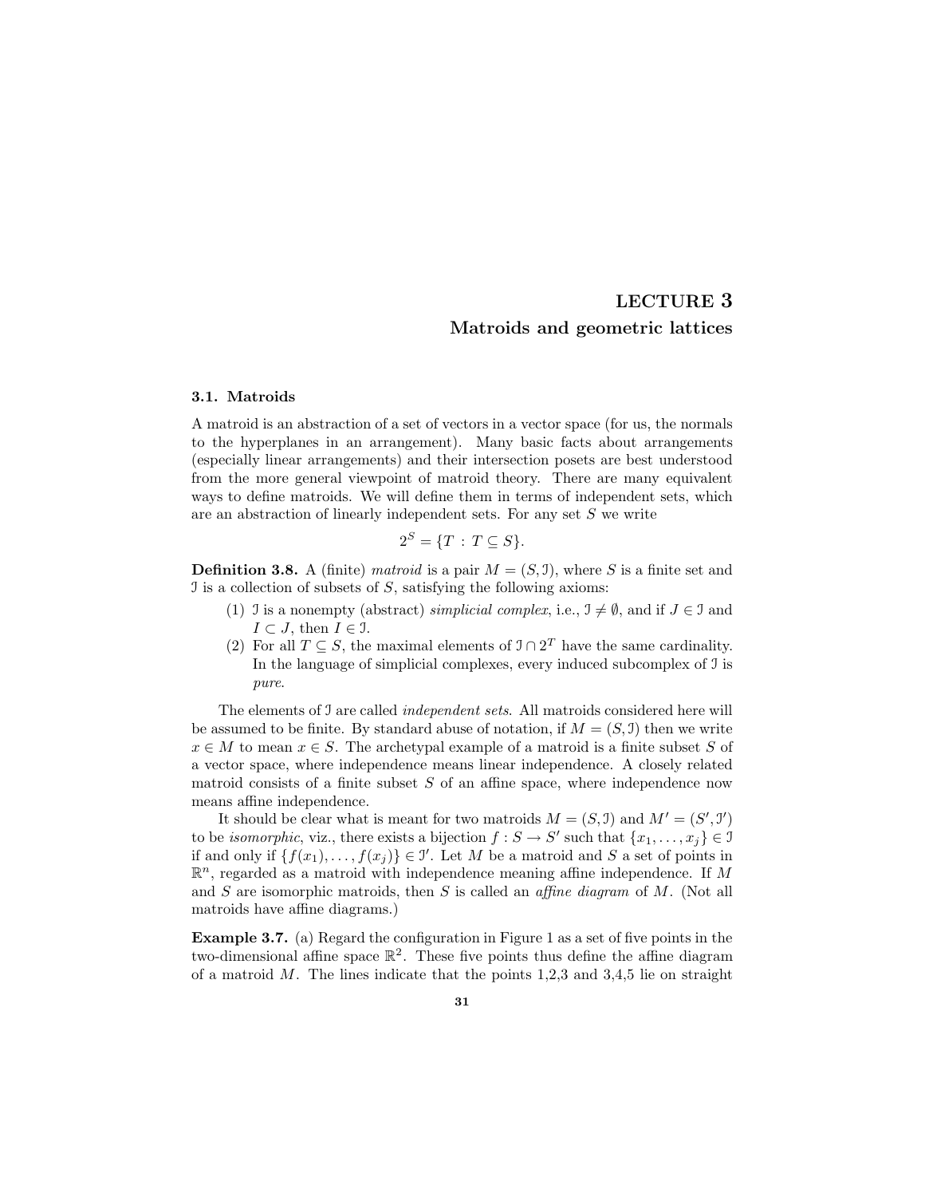# LECTURE 3
## Matroids and geometric lattices

### 3.1. Matroids

A matroid is an abstraction of a set of vectors in a vector space (for us, the normals to the hyperplanes in an arrangement). Many basic facts about arrangements (especially linear arrangements) and their intersection posets are best understood from the more general viewpoint of matroid theory. There are many equivalent ways to define matroids. We will define them in terms of independent sets, which are an abstraction of linearly independent sets. For any set $S$ we write

$$2^S = \{T : T \subseteq S\}.$$

**Definition 3.8.** A (finite) *matroid* is a pair $M = (S, \mathcal{I})$, where $S$ is a finite set and $\mathcal{I}$ is a collection of subsets of $S$, satisfying the following axioms:

1. $\mathcal{I}$ is a nonempty (abstract) *simplicial complex*, i.e., $\mathcal{I} \neq \emptyset$, and if $J \in \mathcal{I}$ and $I \subset J$, then $I \in \mathcal{I}$.
2. For all $T \subseteq S$, the maximal elements of $\mathcal{I} \cap 2^T$ have the same cardinality. In the language of simplicial complexes, every induced subcomplex of $\mathcal{I}$ is *pure*.

The elements of $\mathcal{I}$ are called *independent sets*. All matroids considered here will be assumed to be finite. By standard abuse of notation, if $M = (S, \mathcal{I})$ then we write $x \in M$ to mean $x \in S$. The archetypal example of a matroid is a finite subset $S$ of a vector space, where independence means linear independence. A closely related matroid consists of a finite subset $S$ of an affine space, where independence now means affine independence.

It should be clear what is meant for two matroids $M = (S, \mathcal{I})$ and $M' = (S', \mathcal{I}')$ to be *isomorphic*, viz., there exists a bijection $f : S \to S'$ such that $\{x_1, \dots, x_j\} \in \mathcal{I}$ if and only if $\{f(x_1), \dots, f(x_j)\} \in \mathcal{I}'$. Let $M$ be a matroid and $S$ a set of points in $\mathbb{R}^n$, regarded as a matroid with independence meaning affine independence. If $M$ and $S$ are isomorphic matroids, then $S$ is called an *affine diagram* of $M$. (Not all matroids have affine diagrams.)

**Example 3.7.** (a) Regard the configuration in Figure 1 as a set of five points in the two-dimensional affine space $\mathbb{R}^2$. These five points thus define the affine diagram of a matroid $M$. The lines indicate that the points 1,2,3 and 3,4,5 lie on straight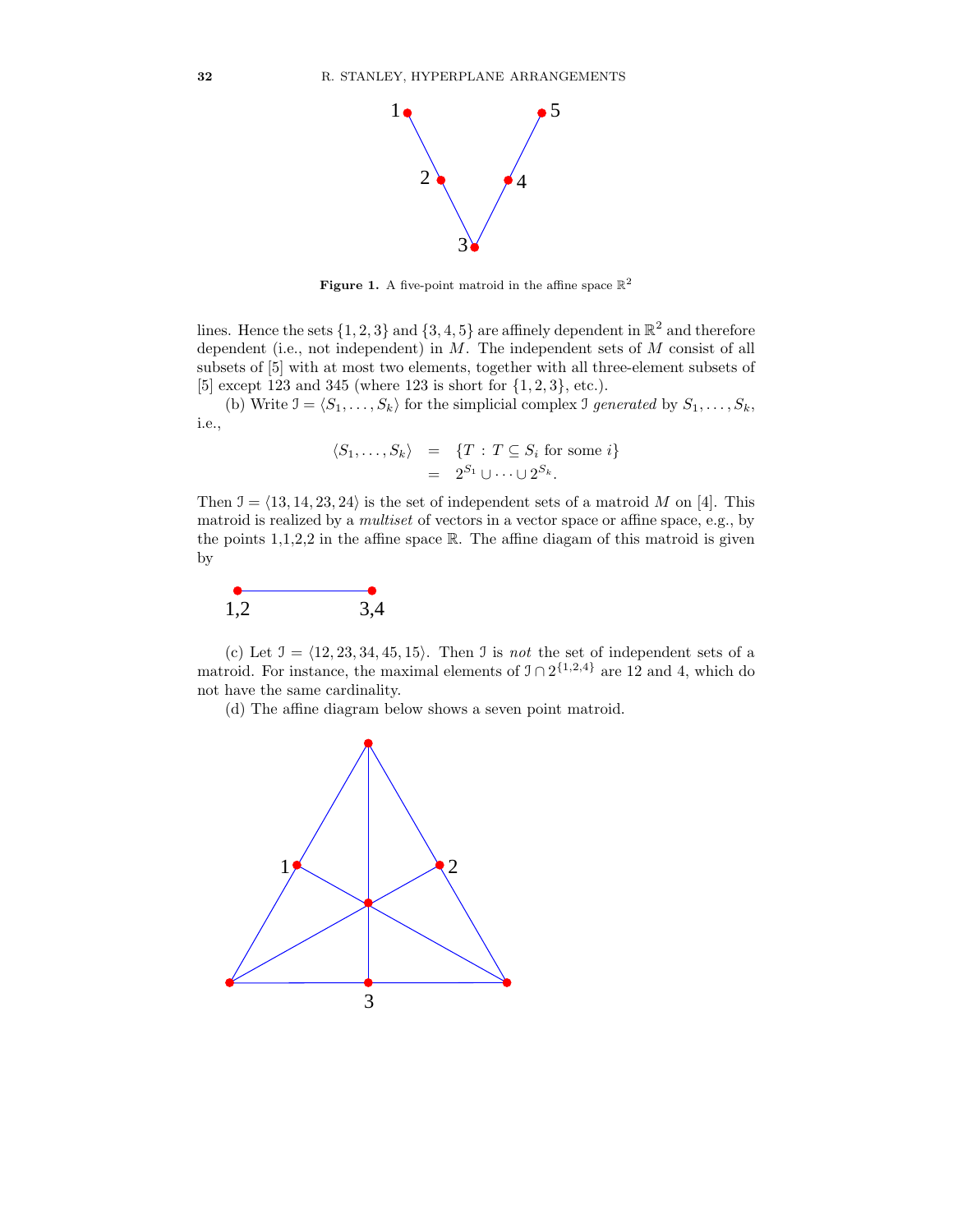Figure 1. A five-point matroid in the affine space $\mathbb{R}^2$

lines. Hence the sets $\{1, 2, 3\}$ and $\{3, 4, 5\}$ are affinely dependent in $\mathbb{R}^2$ and therefore dependent (i.e., not independent) in $M$. The independent sets of $M$ consist of all subsets of $[5]$ with at most two elements, together with all three-element subsets of $[5]$ except 123 and 345 (where 123 is short for $\{1, 2, 3\}$, etc.).

(b) Write $\mathcal{I} = \langle S_1, \ldots, S_k \rangle$ for the simplicial complex $\mathcal{I}$ *generated* by $S_1, \ldots, S_k$, i.e.,

$$\begin{aligned} \langle S_1, \ldots, S_k \rangle &= \{T : T \subseteq S_i \text{ for some } i\} \\ &= 2^{S_1} \cup \cdots \cup 2^{S_k}. \end{aligned}$$

Then $\mathcal{I} = \langle 13, 14, 23, 24 \rangle$ is the set of independent sets of a matroid $M$ on $[4]$. This matroid is realized by a *multiset* of vectors in a vector space or affine space, e.g., by the points 1,1,2,2 in the affine space $\mathbb{R}$. The affine diagam of this matroid is given by

(c) Let $\mathcal{I} = \langle 12, 23, 34, 45, 15 \rangle$. Then $\mathcal{I}$ is *not* the set of independent sets of a matroid. For instance, the maximal elements of $\mathcal{I} \cap 2^{\{1,2,4\}}$ are 12 and 4, which do not have the same cardinality.

(d) The affine diagram below shows a seven point matroid.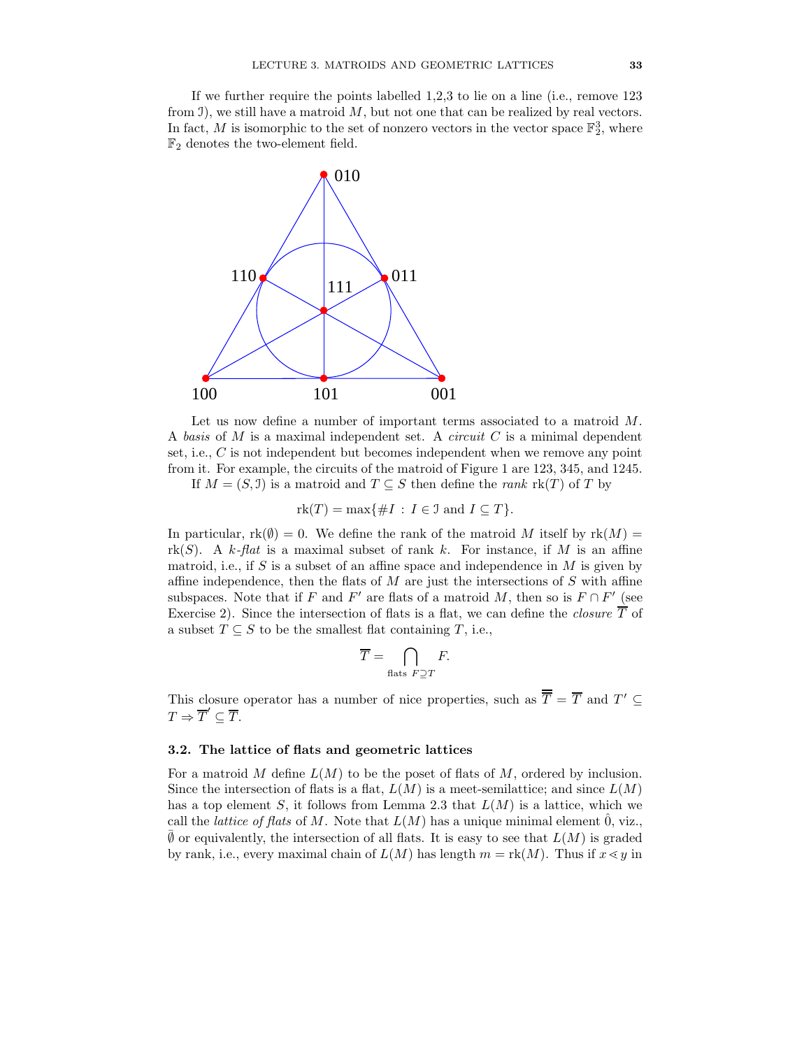If we further require the points labelled 1,2,3 to lie on a line (i.e., remove 123 from $\mathcal{I}$), we still have a matroid $M$, but not one that can be realized by real vectors. In fact, $M$ is isomorphic to the set of nonzero vectors in the vector space $\mathbb{F}_2^3$, where $\mathbb{F}_2$ denotes the two-element field.

Let us now define a number of important terms associated to a matroid $M$. A *basis* of $M$ is a maximal independent set. A *circuit* $C$ is a minimal dependent set, i.e., $C$ is not independent but becomes independent when we remove any point from it. For example, the circuits of the matroid of Figure 1 are 123, 345, and 1245.

If $M = (S, \mathcal{I})$ is a matroid and $T \subseteq S$ then define the *rank* $\mathrm{rk}(T)$ of $T$ by

$$\mathrm{rk}(T) = \max\{\#I \,:\, I \in \mathcal{I} \text{ and } I \subseteq T\}.$$

In particular, $\mathrm{rk}(\emptyset) = 0$. We define the rank of the matroid $M$ itself by $\mathrm{rk}(M) = \mathrm{rk}(S)$. A *$k$-flat* is a maximal subset of rank $k$. For instance, if $M$ is an affine matroid, i.e., if $S$ is a subset of an affine space and independence in $M$ is given by affine independence, then the flats of $M$ are just the intersections of $S$ with affine subspaces. Note that if $F$ and $F'$ are flats of a matroid $M$, then so is $F \cap F'$ (see Exercise 2). Since the intersection of flats is a flat, we can define the *closure* $\overline{T}$ of a subset $T \subseteq S$ to be the smallest flat containing $T$, i.e.,

$$\overline{T} = \bigcap_{\text{flats } F \supseteq T} F.$$

This closure operator has a number of nice properties, such as $\overline{\overline{T}} = \overline{T}$ and $T' \subseteq T \Rightarrow \overline{T}' \subseteq \overline{T}$.

### 3.2. The lattice of flats and geometric lattices

For a matroid $M$ define $L(M)$ to be the poset of flats of $M$, ordered by inclusion. Since the intersection of flats is a flat, $L(M)$ is a meet-semilattice; and since $L(M)$ has a top element $S$, it follows from Lemma 2.3 that $L(M)$ is a lattice, which we call the *lattice of flats* of $M$. Note that $L(M)$ has a unique minimal element $\hat{0}$, viz., $\bar{\emptyset}$ or equivalently, the intersection of all flats. It is easy to see that $L(M)$ is graded by rank, i.e., every maximal chain of $L(M)$ has length $m = \mathrm{rk}(M)$. Thus if $x \lessdot y$ in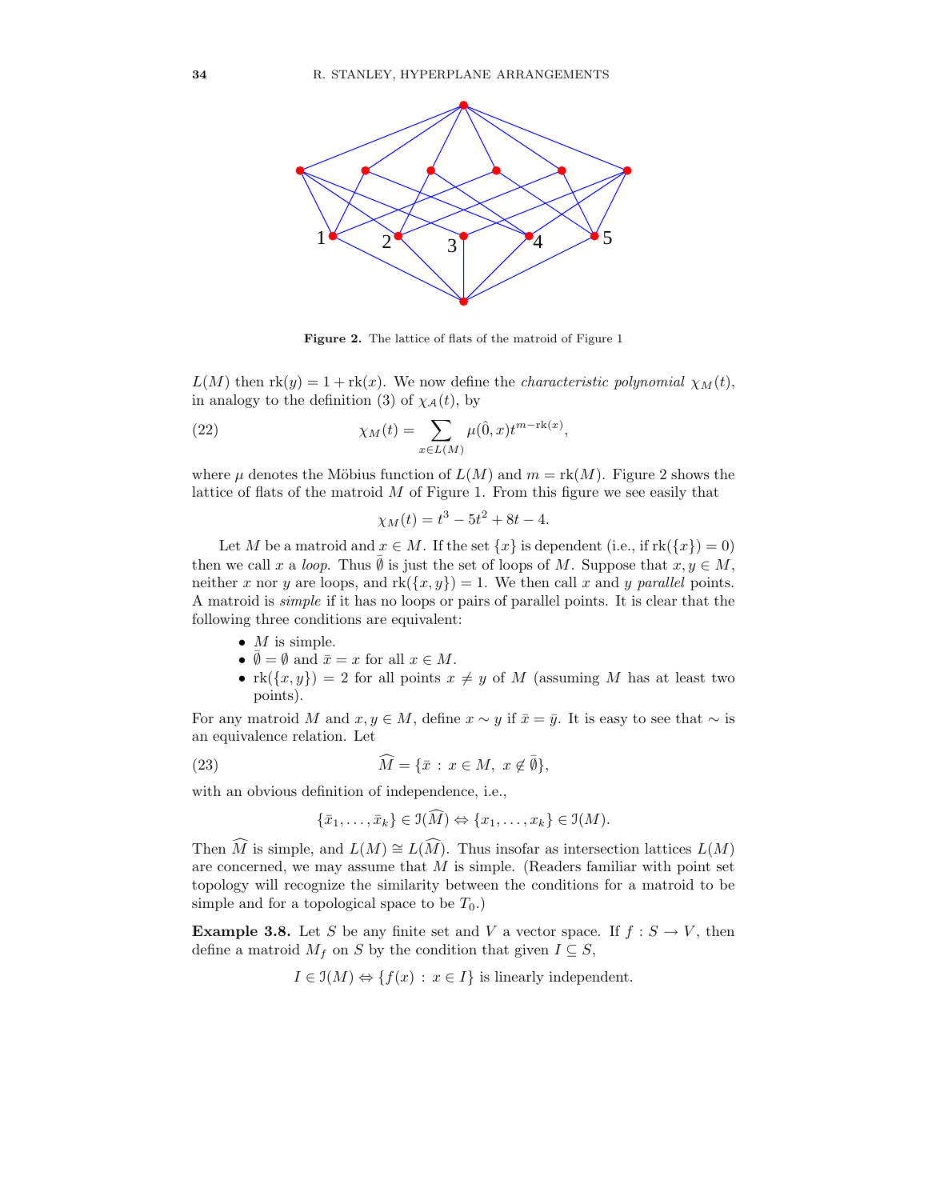**Figure 2.** The lattice of flats of the matroid of Figure 1

$L(M)$ then $\text{rk}(y) = 1 + \text{rk}(x)$. We now define the *characteristic polynomial* $\chi_M(t)$, in analogy to the definition (3) of $\chi_{\mathcal{A}}(t)$, by

$$\chi_M(t) = \sum_{x \in L(M)} \mu(\hat{0}, x) t^{m - \text{rk}(x)}, \tag{22}$$

where $\mu$ denotes the Möbius function of $L(M)$ and $m = \text{rk}(M)$. Figure 2 shows the lattice of flats of the matroid $M$ of Figure 1. From this figure we see easily that

$$\chi_M(t) = t^3 - 5t^2 + 8t - 4.$$

Let $M$ be a matroid and $x \in M$. If the set $\{x\}$ is dependent (i.e., if $\text{rk}(\{x\}) = 0$) then we call $x$ a *loop*. Thus $\bar{\emptyset}$ is just the set of loops of $M$. Suppose that $x, y \in M$, neither $x$ nor $y$ are loops, and $\text{rk}(\{x, y\}) = 1$. We then call $x$ and $y$ *parallel* points. A matroid is *simple* if it has no loops or pairs of parallel points. It is clear that the following three conditions are equivalent:

- $M$ is simple.
- $\bar{\emptyset} = \emptyset$ and $\bar{x} = x$ for all $x \in M$.
- $\text{rk}(\{x, y\}) = 2$ for all points $x \neq y$ of $M$ (assuming $M$ has at least two points).

For any matroid $M$ and $x, y \in M$, define $x \sim y$ if $\bar{x} = \bar{y}$. It is easy to see that $\sim$ is an equivalence relation. Let

$$\widehat{M} = \{\bar{x} : x \in M, \ x \notin \bar{\emptyset}\}, \tag{23}$$

with an obvious definition of independence, i.e.,

$$\{\bar{x}_1, \ldots, \bar{x}_k\} \in \mathcal{I}(\widehat{M}) \Leftrightarrow \{x_1, \ldots, x_k\} \in \mathcal{I}(M).$$

Then $\widehat{M}$ is simple, and $L(M) \cong L(\widehat{M})$. Thus insofar as intersection lattices $L(M)$ are concerned, we may assume that $M$ is simple. (Readers familiar with point set topology will recognize the similarity between the conditions for a matroid to be simple and for a topological space to be $T_0$.)

**Example 3.8.** Let $S$ be any finite set and $V$ a vector space. If $f : S \to V$, then define a matroid $M_f$ on $S$ by the condition that given $I \subseteq S$,

$$I \in \mathcal{I}(M) \Leftrightarrow \{f(x) : x \in I\} \text{ is linearly independent.}$$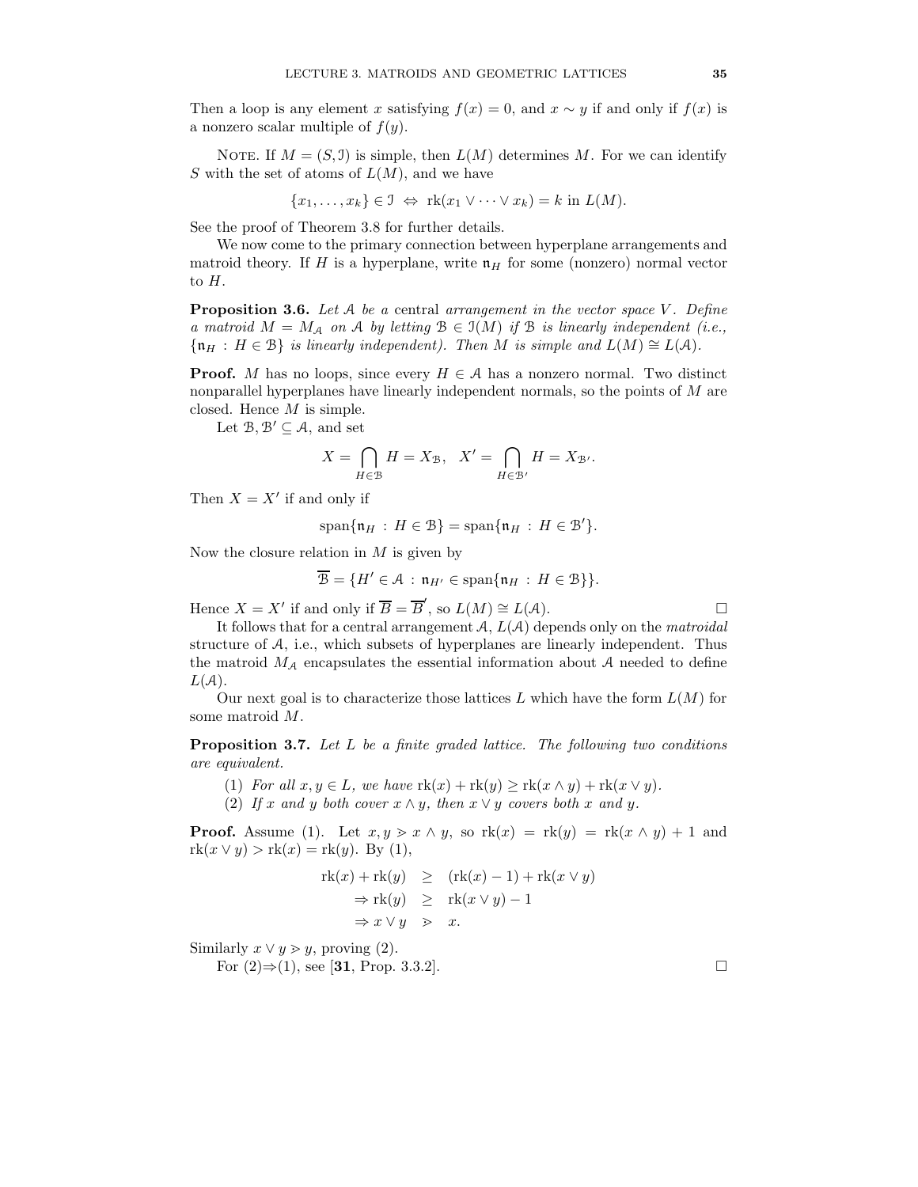Then a loop is any element $x$ satisfying $f(x) = 0$, and $x \sim y$ if and only if $f(x)$ is a nonzero scalar multiple of $f(y)$.

NOTE. If $M = (S, \mathcal{I})$ is simple, then $L(M)$ determines $M$. For we can identify $S$ with the set of atoms of $L(M)$, and we have

$$\{x_1, \dots, x_k\} \in \mathcal{I} \Leftrightarrow \operatorname{rk}(x_1 \vee \cdots \vee x_k) = k \text{ in } L(M).$$

See the proof of Theorem 3.8 for further details.

We now come to the primary connection between hyperplane arrangements and matroid theory. If $H$ is a hyperplane, write $\mathfrak{n}_H$ for some (nonzero) normal vector to $H$.

**Proposition 3.6.** *Let $\mathcal{A}$ be a* central *arrangement in the vector space $V$. Define a matroid $M = M_{\mathcal{A}}$ on $\mathcal{A}$ by letting $\mathcal{B} \in \mathcal{I}(M)$ if $\mathcal{B}$ is linearly independent (i.e., $\{\mathfrak{n}_H : H \in \mathcal{B}\}$ is linearly independent). Then $M$ is simple and $L(M) \cong L(\mathcal{A})$.*

**Proof.** $M$ has no loops, since every $H \in \mathcal{A}$ has a nonzero normal. Two distinct nonparallel hyperplanes have linearly independent normals, so the points of $M$ are closed. Hence $M$ is simple.

Let $\mathcal{B}, \mathcal{B}' \subseteq \mathcal{A}$, and set

$$X = \bigcap_{H \in \mathcal{B}} H = X_{\mathcal{B}}, \quad X' = \bigcap_{H \in \mathcal{B}'} H = X_{\mathcal{B}'}.$$

Then $X = X'$ if and only if

$$\operatorname{span}\{\mathfrak{n}_H : H \in \mathcal{B}\} = \operatorname{span}\{\mathfrak{n}_H : H \in \mathcal{B}'\}.$$

Now the closure relation in $M$ is given by

$$\overline{\mathcal{B}} = \{H' \in \mathcal{A} : \mathfrak{n}_{H'} \in \operatorname{span}\{\mathfrak{n}_H : H \in \mathcal{B}\}\}.$$

Hence $X = X'$ if and only if $\overline{B} = \overline{B}'$, so $L(M) \cong L(\mathcal{A})$. $\square$

It follows that for a central arrangement $\mathcal{A}$, $L(\mathcal{A})$ depends only on the *matroidal* structure of $\mathcal{A}$, i.e., which subsets of hyperplanes are linearly independent. Thus the matroid $M_{\mathcal{A}}$ encapsulates the essential information about $\mathcal{A}$ needed to define $L(\mathcal{A})$.

Our next goal is to characterize those lattices $L$ which have the form $L(M)$ for some matroid $M$.

**Proposition 3.7.** *Let $L$ be a finite graded lattice. The following two conditions are equivalent.*

1. *For all $x, y \in L$, we have $\operatorname{rk}(x) + \operatorname{rk}(y) \geq \operatorname{rk}(x \wedge y) + \operatorname{rk}(x \vee y)$.*
2. *If $x$ and $y$ both cover $x \wedge y$, then $x \vee y$ covers both $x$ and $y$.*

**Proof.** Assume (1). Let $x, y \gtrdot x \wedge y$, so $\operatorname{rk}(x) = \operatorname{rk}(y) = \operatorname{rk}(x \wedge y) + 1$ and $\operatorname{rk}(x \vee y) > \operatorname{rk}(x) = \operatorname{rk}(y)$. By (1),

$$\begin{aligned} \operatorname{rk}(x) + \operatorname{rk}(y) &\geq (\operatorname{rk}(x) - 1) + \operatorname{rk}(x \vee y) \\ \Rightarrow \operatorname{rk}(y) &\geq \operatorname{rk}(x \vee y) - 1 \\ \Rightarrow x \vee y &\gtrdot x. \end{aligned}$$

Similarly $x \vee y \gtrdot y$, proving (2).

For (2)$\Rightarrow$(1), see [**31**, Prop. 3.3.2]. $\square$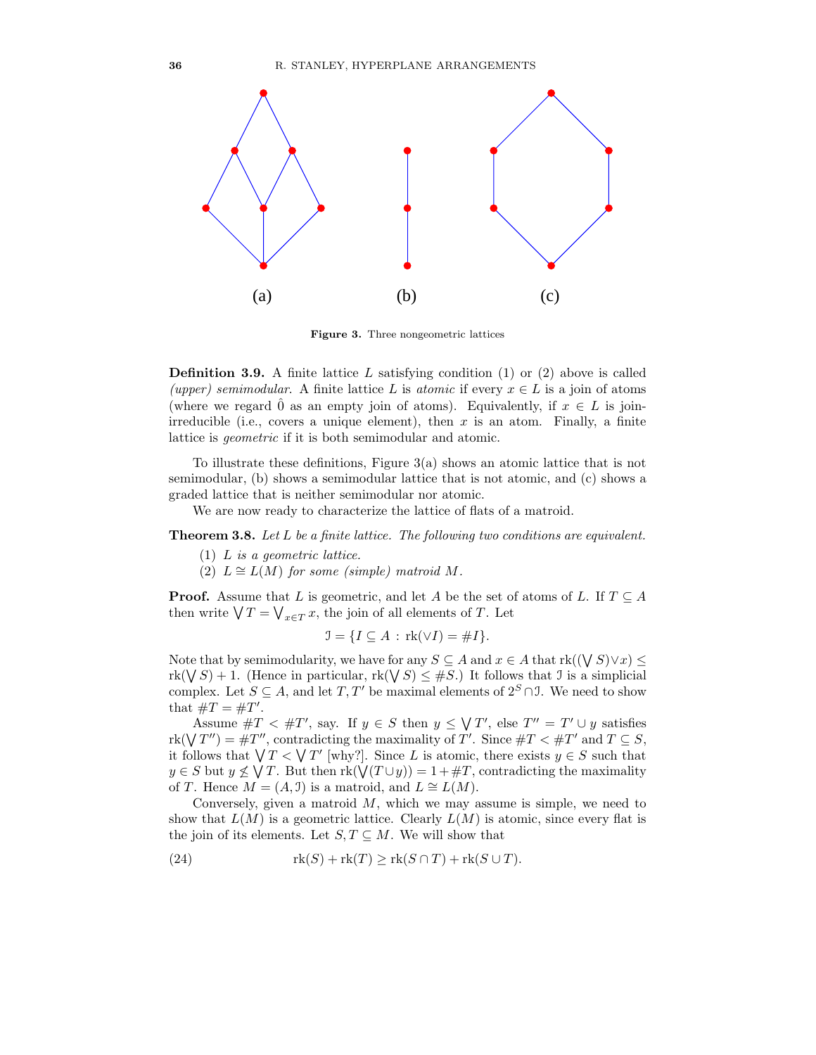(a) (b) (c)

**Figure 3.** Three nongeometric lattices

**Definition 3.9.** A finite lattice $L$ satisfying condition (1) or (2) above is called *(upper) semimodular*. A finite lattice $L$ is *atomic* if every $x \in L$ is a join of atoms (where we regard $\hat{0}$ as an empty join of atoms). Equivalently, if $x \in L$ is join-irreducible (i.e., covers a unique element), then $x$ is an atom. Finally, a finite lattice is *geometric* if it is both semimodular and atomic.

To illustrate these definitions, Figure 3(a) shows an atomic lattice that is not semimodular, (b) shows a semimodular lattice that is not atomic, and (c) shows a graded lattice that is neither semimodular nor atomic.

We are now ready to characterize the lattice of flats of a matroid.

**Theorem 3.8.** *Let $L$ be a finite lattice. The following two conditions are equivalent.*

1. *$L$ is a geometric lattice.*
2. *$L \cong L(M)$ for some (simple) matroid $M$.*

**Proof.** Assume that $L$ is geometric, and let $A$ be the set of atoms of $L$. If $T \subseteq A$ then write $\bigvee T = \bigvee_{x \in T} x$, the join of all elements of $T$. Let

$$\mathcal{I} = \{I \subseteq A : \operatorname{rk}(\vee I) = \#I\}.$$

Note that by semimodularity, we have for any $S \subseteq A$ and $x \in A$ that $\operatorname{rk}((\bigvee S) \vee x) \leq \operatorname{rk}(\bigvee S) + 1$. (Hence in particular, $\operatorname{rk}(\bigvee S) \leq \#S$.) It follows that $\mathcal{I}$ is a simplicial complex. Let $S \subseteq A$, and let $T, T'$ be maximal elements of $2^S \cap \mathcal{I}$. We need to show that $\#T = \#T'$.

Assume $\#T < \#T'$, say. If $y \in S$ then $y \leq \bigvee T'$, else $T'' = T' \cup y$ satisfies $\operatorname{rk}(\bigvee T'') = \#T''$, contradicting the maximality of $T'$. Since $\#T < \#T'$ and $T \subseteq S$, it follows that $\bigvee T < \bigvee T'$ [why?]. Since $L$ is atomic, there exists $y \in S$ such that $y \in S$ but $y \not\leq \bigvee T$. But then $\operatorname{rk}(\bigvee(T \cup y)) = 1 + \#T$, contradicting the maximality of $T$. Hence $M = (A, \mathcal{I})$ is a matroid, and $L \cong L(M)$.

Conversely, given a matroid $M$, which we may assume is simple, we need to show that $L(M)$ is a geometric lattice. Clearly $L(M)$ is atomic, since every flat is the join of its elements. Let $S, T \subseteq M$. We will show that

$$\operatorname{rk}(S) + \operatorname{rk}(T) \geq \operatorname{rk}(S \cap T) + \operatorname{rk}(S \cup T). \tag{24}$$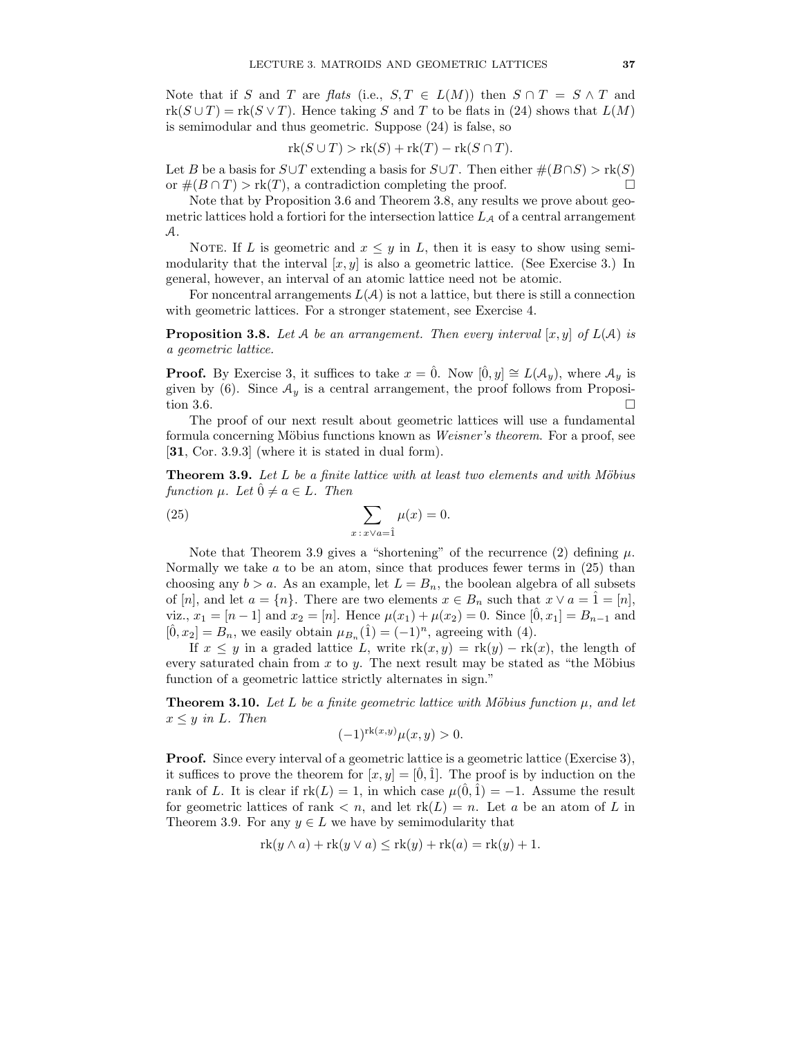Note that if $S$ and $T$ are *flats* (i.e., $S, T \in L(M)$) then $S \cap T = S \wedge T$ and $\operatorname{rk}(S \cup T) = \operatorname{rk}(S \vee T)$. Hence taking $S$ and $T$ to be flats in (24) shows that $L(M)$ is semimodular and thus geometric. Suppose (24) is false, so

$$\operatorname{rk}(S \cup T) > \operatorname{rk}(S) + \operatorname{rk}(T) - \operatorname{rk}(S \cap T).$$

Let $B$ be a basis for $S \cup T$ extending a basis for $S \cup T$. Then either $\#(B \cap S) > \operatorname{rk}(S)$ or $\#(B \cap T) > \operatorname{rk}(T)$, a contradiction completing the proof. □

Note that by Proposition 3.6 and Theorem 3.8, any results we prove about geometric lattices hold a fortiori for the intersection lattice $L_{\mathcal{A}}$ of a central arrangement $\mathcal{A}$.

Note. If $L$ is geometric and $x \le y$ in $L$, then it is easy to show using semimodularity that the interval $[x, y]$ is also a geometric lattice. (See Exercise 3.) In general, however, an interval of an atomic lattice need not be atomic.

For noncentral arrangements $L(\mathcal{A})$ is not a lattice, but there is still a connection with geometric lattices. For a stronger statement, see Exercise 4.

**Proposition 3.8.** *Let $\mathcal{A}$ be an arrangement. Then every interval $[x, y]$ of $L(\mathcal{A})$ is a geometric lattice.*

**Proof.** By Exercise 3, it suffices to take $x = \hat{0}$. Now $[\hat{0}, y] \cong L(\mathcal{A}_y)$, where $\mathcal{A}_y$ is given by (6). Since $\mathcal{A}_y$ is a central arrangement, the proof follows from Proposition 3.6. □

The proof of our next result about geometric lattices will use a fundamental formula concerning Möbius functions known as *Weisner's theorem*. For a proof, see [**31**, Cor. 3.9.3] (where it is stated in dual form).

**Theorem 3.9.** *Let $L$ be a finite lattice with at least two elements and with Möbius function $\mu$. Let $\hat{0} \neq a \in L$. Then*

$$\sum_{x \,:\, x \vee a = \hat{1}} \mu(x) = 0. \tag{25}$$

Note that Theorem 3.9 gives a "shortening" of the recurrence (2) defining $\mu$. Normally we take $a$ to be an atom, since that produces fewer terms in (25) than choosing any $b > a$. As an example, let $L = B_n$, the boolean algebra of all subsets of $[n]$, and let $a = \{n\}$. There are two elements $x \in B_n$ such that $x \vee a = \hat{1} = [n]$, viz., $x_1 = [n-1]$ and $x_2 = [n]$. Hence $\mu(x_1) + \mu(x_2) = 0$. Since $[\hat{0}, x_1] = B_{n-1}$ and $[\hat{0}, x_2] = B_n$, we easily obtain $\mu_{B_n}(\hat{1}) = (-1)^n$, agreeing with (4).

If $x \le y$ in a graded lattice $L$, write $\operatorname{rk}(x, y) = \operatorname{rk}(y) - \operatorname{rk}(x)$, the length of every saturated chain from $x$ to $y$. The next result may be stated as "the Möbius function of a geometric lattice strictly alternates in sign."

**Theorem 3.10.** *Let $L$ be a finite geometric lattice with Möbius function $\mu$, and let $x \le y$ in $L$. Then*

$$(-1)^{\operatorname{rk}(x,y)} \mu(x, y) > 0.$$

**Proof.** Since every interval of a geometric lattice is a geometric lattice (Exercise 3), it suffices to prove the theorem for $[x, y] = [\hat{0}, \hat{1}]$. The proof is by induction on the rank of $L$. It is clear if $\operatorname{rk}(L) = 1$, in which case $\mu(\hat{0}, \hat{1}) = -1$. Assume the result for geometric lattices of rank $< n$, and let $\operatorname{rk}(L) = n$. Let $a$ be an atom of $L$ in Theorem 3.9. For any $y \in L$ we have by semimodularity that

$$\operatorname{rk}(y \wedge a) + \operatorname{rk}(y \vee a) \le \operatorname{rk}(y) + \operatorname{rk}(a) = \operatorname{rk}(y) + 1.$$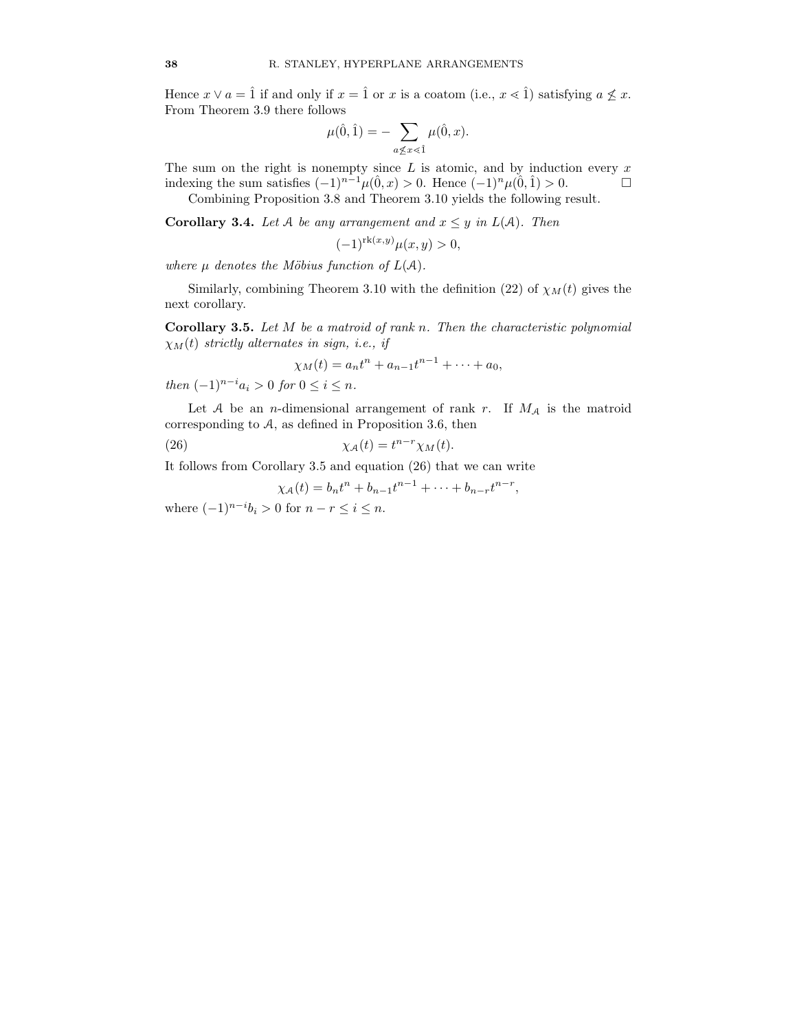Hence $x \vee a = \hat{1}$ if and only if $x = \hat{1}$ or $x$ is a coatom (i.e., $x \lessdot \hat{1}$) satisfying $a \not\leq x$. From Theorem 3.9 there follows

$$\mu(\hat{0}, \hat{1}) = -\sum_{a \not\leq x \lessdot \hat{1}} \mu(\hat{0}, x).$$

The sum on the right is nonempty since $L$ is atomic, and by induction every $x$ indexing the sum satisfies $(-1)^{n-1}\mu(\hat{0}, x) > 0$. Hence $(-1)^n \mu(\hat{0}, \hat{1}) > 0$. $\square$

Combining Proposition 3.8 and Theorem 3.10 yields the following result.

**Corollary 3.4.** *Let $\mathcal{A}$ be any arrangement and $x \leq y$ in $L(\mathcal{A})$. Then*

$$(-1)^{\mathrm{rk}(x,y)} \mu(x, y) > 0,$$

*where $\mu$ denotes the Möbius function of $L(\mathcal{A})$.*

Similarly, combining Theorem 3.10 with the definition (22) of $\chi_M(t)$ gives the next corollary.

**Corollary 3.5.** *Let $M$ be a matroid of rank $n$. Then the characteristic polynomial $\chi_M(t)$ strictly alternates in sign, i.e., if*

$$\chi_M(t) = a_n t^n + a_{n-1} t^{n-1} + \cdots + a_0,$$

*then $(-1)^{n-i} a_i > 0$ for $0 \leq i \leq n$.*

Let $\mathcal{A}$ be an $n$-dimensional arrangement of rank $r$. If $M_{\mathcal{A}}$ is the matroid corresponding to $\mathcal{A}$, as defined in Proposition 3.6, then

$$\chi_{\mathcal{A}}(t) = t^{n-r} \chi_M(t). \tag{26}$$

It follows from Corollary 3.5 and equation (26) that we can write

$$\chi_{\mathcal{A}}(t) = b_n t^n + b_{n-1} t^{n-1} + \cdots + b_{n-r} t^{n-r},$$

where $(-1)^{n-i} b_i > 0$ for $n - r \leq i \leq n$.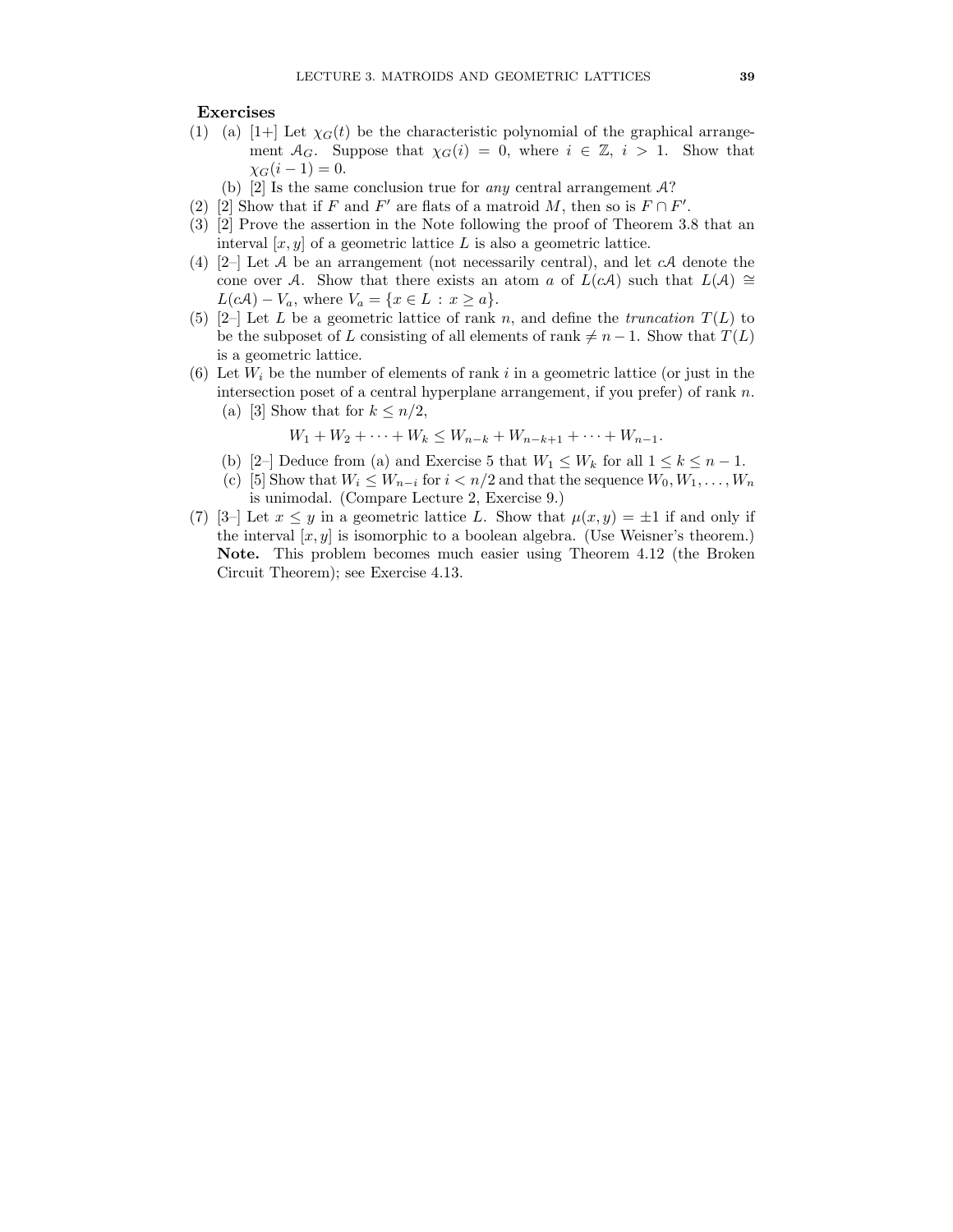## Exercises

(1) (a) [1+] Let $\chi_G(t)$ be the characteristic polynomial of the graphical arrangement $\mathcal{A}_G$. Suppose that $\chi_G(i) = 0$, where $i \in \mathbb{Z}$, $i > 1$. Show that $\chi_G(i-1) = 0$.

(b) [2] Is the same conclusion true for *any* central arrangement $\mathcal{A}$?

(2) [2] Show that if $F$ and $F'$ are flats of a matroid $M$, then so is $F \cap F'$.

(3) [2] Prove the assertion in the Note following the proof of Theorem 3.8 that an interval $[x, y]$ of a geometric lattice $L$ is also a geometric lattice.

(4) [2–] Let $\mathcal{A}$ be an arrangement (not necessarily central), and let $c\mathcal{A}$ denote the cone over $\mathcal{A}$. Show that there exists an atom $a$ of $L(c\mathcal{A})$ such that $L(\mathcal{A}) \cong L(c\mathcal{A}) - V_a$, where $V_a = \{x \in L : x \geq a\}$.

(5) [2–] Let $L$ be a geometric lattice of rank $n$, and define the *truncation* $T(L)$ to be the subposet of $L$ consisting of all elements of rank $\neq n-1$. Show that $T(L)$ is a geometric lattice.

(6) Let $W_i$ be the number of elements of rank $i$ in a geometric lattice (or just in the intersection poset of a central hyperplane arrangement, if you prefer) of rank $n$.

(a) [3] Show that for $k \leq n/2$,

$$W_1 + W_2 + \cdots + W_k \leq W_{n-k} + W_{n-k+1} + \cdots + W_{n-1}.$$

(b) [2–] Deduce from (a) and Exercise 5 that $W_1 \leq W_k$ for all $1 \leq k \leq n-1$.

(c) [5] Show that $W_i \leq W_{n-i}$ for $i < n/2$ and that the sequence $W_0, W_1, \ldots, W_n$ is unimodal. (Compare Lecture 2, Exercise 9.)

(7) [3–] Let $x \leq y$ in a geometric lattice $L$. Show that $\mu(x, y) = \pm 1$ if and only if the interval $[x, y]$ is isomorphic to a boolean algebra. (Use Weisner's theorem.) **Note.** This problem becomes much easier using Theorem 4.12 (the Broken Circuit Theorem); see Exercise 4.13.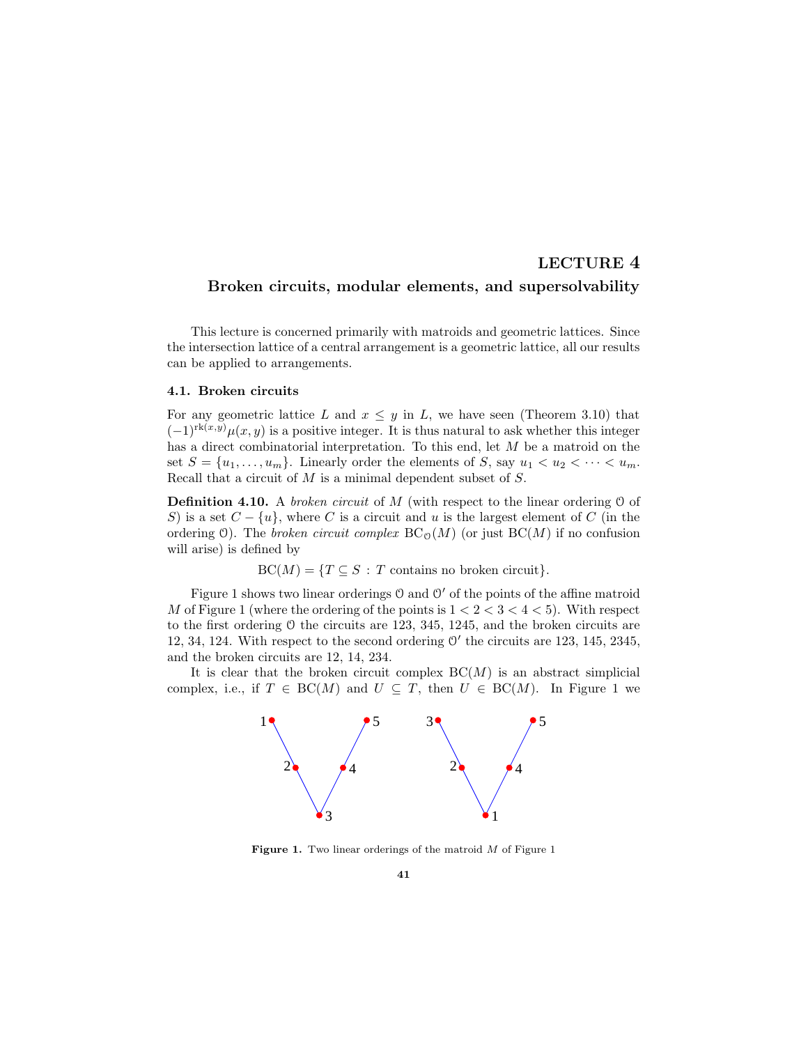# LECTURE 4

## Broken circuits, modular elements, and supersolvability

This lecture is concerned primarily with matroids and geometric lattices. Since the intersection lattice of a central arrangement is a geometric lattice, all our results can be applied to arrangements.

### 4.1. Broken circuits

For any geometric lattice $L$ and $x \leq y$ in $L$, we have seen (Theorem 3.10) that $(-1)^{\mathrm{rk}(x,y)}\mu(x,y)$ is a positive integer. It is thus natural to ask whether this integer has a direct combinatorial interpretation. To this end, let $M$ be a matroid on the set $S = \{u_1, \ldots, u_m\}$. Linearly order the elements of $S$, say $u_1 < u_2 < \cdots < u_m$. Recall that a circuit of $M$ is a minimal dependent subset of $S$.

**Definition 4.10.** A *broken circuit* of $M$ (with respect to the linear ordering $\mathcal{O}$ of $S$) is a set $C - \{u\}$, where $C$ is a circuit and $u$ is the largest element of $C$ (in the ordering $\mathcal{O}$). The *broken circuit complex* $\mathrm{BC}_{\mathcal{O}}(M)$ (or just $\mathrm{BC}(M)$ if no confusion will arise) is defined by

$$\mathrm{BC}(M) = \{T \subseteq S : T \text{ contains no broken circuit}\}.$$

Figure 1 shows two linear orderings $\mathcal{O}$ and $\mathcal{O}'$ of the points of the affine matroid $M$ of Figure 1 (where the ordering of the points is $1 < 2 < 3 < 4 < 5$). With respect to the first ordering $\mathcal{O}$ the circuits are 123, 345, 1245, and the broken circuits are 12, 34, 124. With respect to the second ordering $\mathcal{O}'$ the circuits are 123, 145, 2345, and the broken circuits are 12, 14, 234.

It is clear that the broken circuit complex $\mathrm{BC}(M)$ is an abstract simplicial complex, i.e., if $T \in \mathrm{BC}(M)$ and $U \subseteq T$, then $U \in \mathrm{BC}(M)$. In Figure 1 we

**Figure 1.** Two linear orderings of the matroid $M$ of Figure 1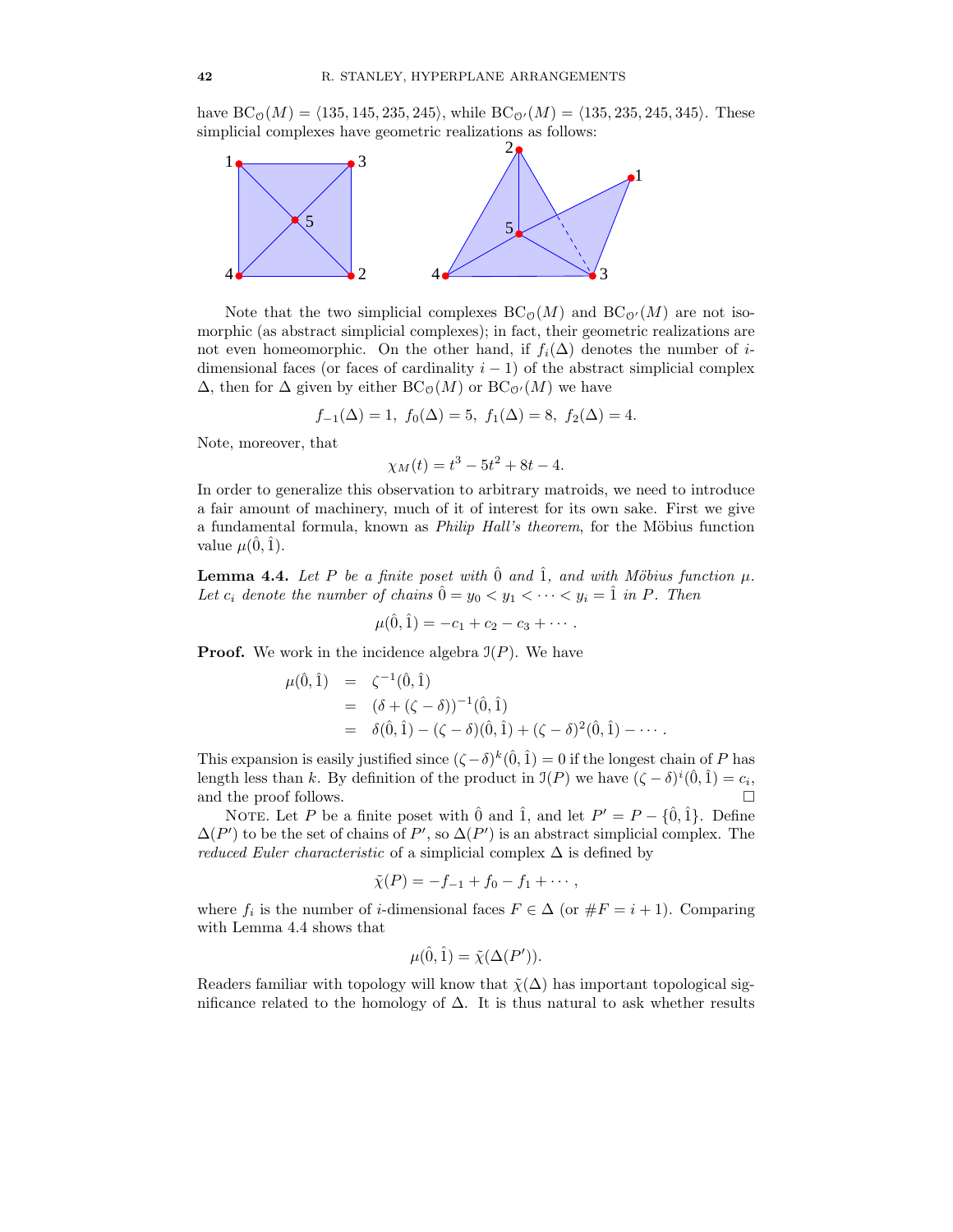have $\mathrm{BC}_{\mathcal{O}}(M) = \langle 135, 145, 235, 245\rangle$, while $\mathrm{BC}_{\mathcal{O}'}(M) = \langle 135, 235, 245, 345\rangle$. These simplicial complexes have geometric realizations as follows:

Note that the two simplicial complexes $\mathrm{BC}_{\mathcal{O}}(M)$ and $\mathrm{BC}_{\mathcal{O}'}(M)$ are not isomorphic (as abstract simplicial complexes); in fact, their geometric realizations are not even homeomorphic. On the other hand, if $f_i(\Delta)$ denotes the number of $i$-dimensional faces (or faces of cardinality $i-1$) of the abstract simplicial complex $\Delta$, then for $\Delta$ given by either $\mathrm{BC}_{\mathcal{O}}(M)$ or $\mathrm{BC}_{\mathcal{O}'}(M)$ we have

$$f_{-1}(\Delta) = 1,\ f_0(\Delta) = 5,\ f_1(\Delta) = 8,\ f_2(\Delta) = 4.$$

Note, moreover, that

$$\chi_M(t) = t^3 - 5t^2 + 8t - 4.$$

In order to generalize this observation to arbitrary matroids, we need to introduce a fair amount of machinery, much of it of interest for its own sake. First we give a fundamental formula, known as *Philip Hall's theorem*, for the Möbius function value $\mu(\hat{0}, \hat{1})$.

**Lemma 4.4.** *Let $P$ be a finite poset with $\hat{0}$ and $\hat{1}$, and with Möbius function $\mu$. Let $c_i$ denote the number of chains $\hat{0} = y_0 < y_1 < \cdots < y_i = \hat{1}$ in $P$. Then*

$$\mu(\hat{0}, \hat{1}) = -c_1 + c_2 - c_3 + \cdots .$$

**Proof.** We work in the incidence algebra $\mathcal{I}(P)$. We have

$$\begin{aligned}
\mu(\hat{0}, \hat{1}) &= \zeta^{-1}(\hat{0}, \hat{1}) \\
&= (\delta + (\zeta - \delta))^{-1}(\hat{0}, \hat{1}) \\
&= \delta(\hat{0}, \hat{1}) - (\zeta - \delta)(\hat{0}, \hat{1}) + (\zeta - \delta)^2(\hat{0}, \hat{1}) - \cdots .
\end{aligned}$$

This expansion is easily justified since $(\zeta - \delta)^k(\hat{0}, \hat{1}) = 0$ if the longest chain of $P$ has length less than $k$. By definition of the product in $\mathcal{I}(P)$ we have $(\zeta - \delta)^i(\hat{0}, \hat{1}) = c_i$, and the proof follows. □

NOTE. Let $P$ be a finite poset with $\hat{0}$ and $\hat{1}$, and let $P' = P - \{\hat{0}, \hat{1}\}$. Define $\Delta(P')$ to be the set of chains of $P'$, so $\Delta(P')$ is an abstract simplicial complex. The *reduced Euler characteristic* of a simplicial complex $\Delta$ is defined by

$$\tilde{\chi}(P) = -f_{-1} + f_0 - f_1 + \cdots ,$$

where $f_i$ is the number of $i$-dimensional faces $F \in \Delta$ (or $\#F = i+1$). Comparing with Lemma 4.4 shows that

$$\mu(\hat{0}, \hat{1}) = \tilde{\chi}(\Delta(P')).$$

Readers familiar with topology will know that $\tilde{\chi}(\Delta)$ has important topological significance related to the homology of $\Delta$. It is thus natural to ask whether results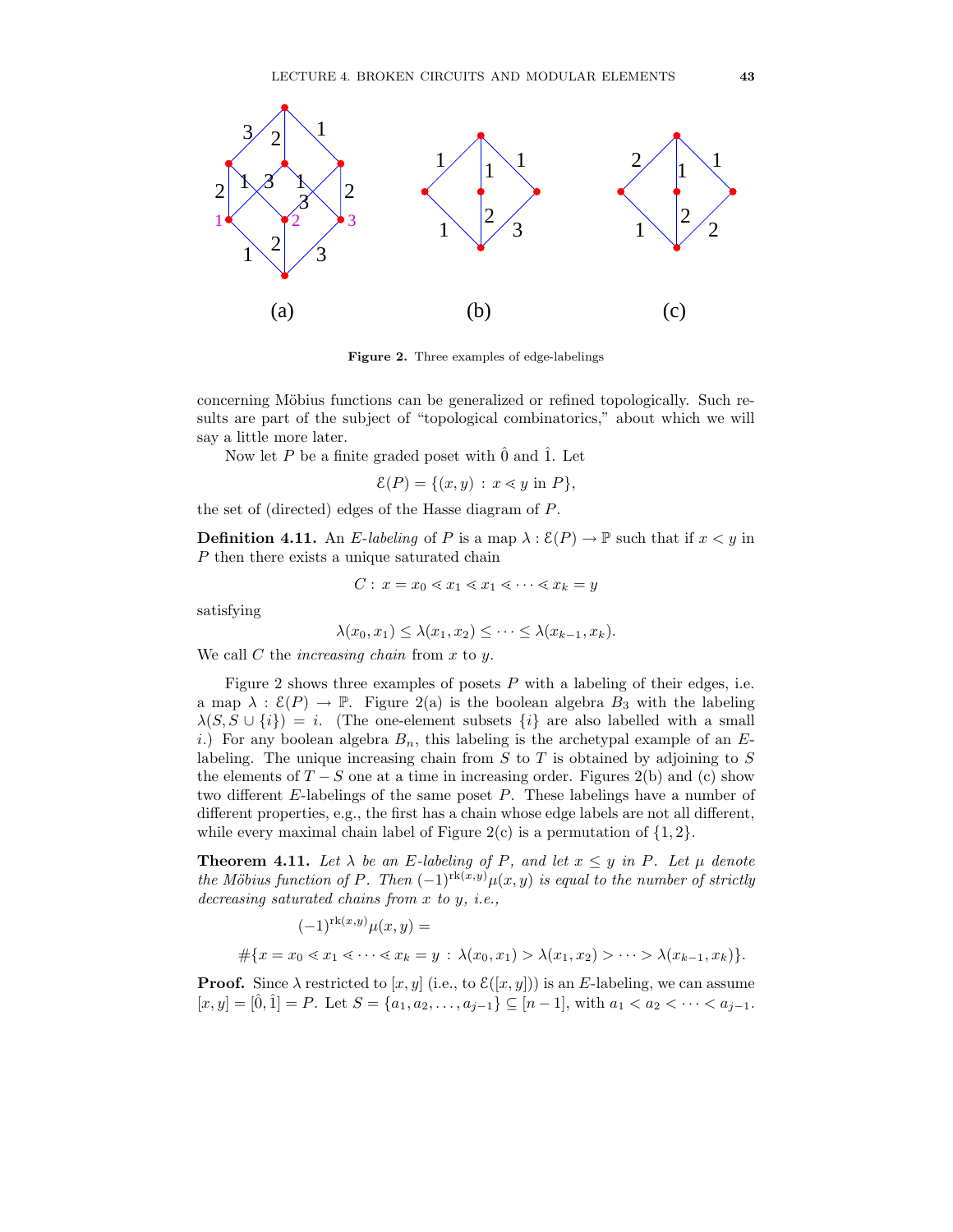(a) (b) (c)

**Figure 2.** Three examples of edge-labelings

concerning Möbius functions can be generalized or refined topologically. Such results are part of the subject of "topological combinatorics," about which we will say a little more later.

Now let $P$ be a finite graded poset with $\hat{0}$ and $\hat{1}$. Let

$$\mathcal{E}(P) = \{(x,y) : x \lessdot y \text{ in } P\},$$

the set of (directed) edges of the Hasse diagram of $P$.

**Definition 4.11.** An *E-labeling* of $P$ is a map $\lambda : \mathcal{E}(P) \to \mathbb{P}$ such that if $x < y$ in $P$ then there exists a unique saturated chain

$$C : \ x = x_0 \lessdot x_1 \lessdot x_1 \lessdot \cdots \lessdot x_k = y$$

satisfying

$$\lambda(x_0, x_1) \leq \lambda(x_1, x_2) \leq \cdots \leq \lambda(x_{k-1}, x_k).$$

We call $C$ the *increasing chain* from $x$ to $y$.

Figure 2 shows three examples of posets $P$ with a labeling of their edges, i.e. a map $\lambda : \mathcal{E}(P) \to \mathbb{P}$. Figure 2(a) is the boolean algebra $B_3$ with the labeling $\lambda(S, S \cup \{i\}) = i$. (The one-element subsets $\{i\}$ are also labelled with a small $i$.) For any boolean algebra $B_n$, this labeling is the archetypal example of an $E$-labeling. The unique increasing chain from $S$ to $T$ is obtained by adjoining to $S$ the elements of $T - S$ one at a time in increasing order. Figures 2(b) and (c) show two different $E$-labelings of the same poset $P$. These labelings have a number of different properties, e.g., the first has a chain whose edge labels are not all different, while every maximal chain label of Figure 2(c) is a permutation of $\{1, 2\}$.

**Theorem 4.11.** *Let $\lambda$ be an $E$-labeling of $P$, and let $x \leq y$ in $P$. Let $\mu$ denote the Möbius function of $P$. Then $(-1)^{\text{rk}(x,y)}\mu(x,y)$ is equal to the number of strictly decreasing saturated chains from $x$ to $y$, i.e.,*

$$(-1)^{\text{rk}(x,y)}\mu(x,y) =$$

$$\#\{x = x_0 \lessdot x_1 \lessdot \cdots \lessdot x_k = y : \lambda(x_0, x_1) > \lambda(x_1, x_2) > \cdots > \lambda(x_{k-1}, x_k)\}.$$

**Proof.** Since $\lambda$ restricted to $[x, y]$ (i.e., to $\mathcal{E}([x, y])$) is an $E$-labeling, we can assume $[x, y] = [\hat{0}, \hat{1}] = P$. Let $S = \{a_1, a_2, \ldots, a_{j-1}\} \subseteq [n-1]$, with $a_1 < a_2 < \cdots < a_{j-1}$.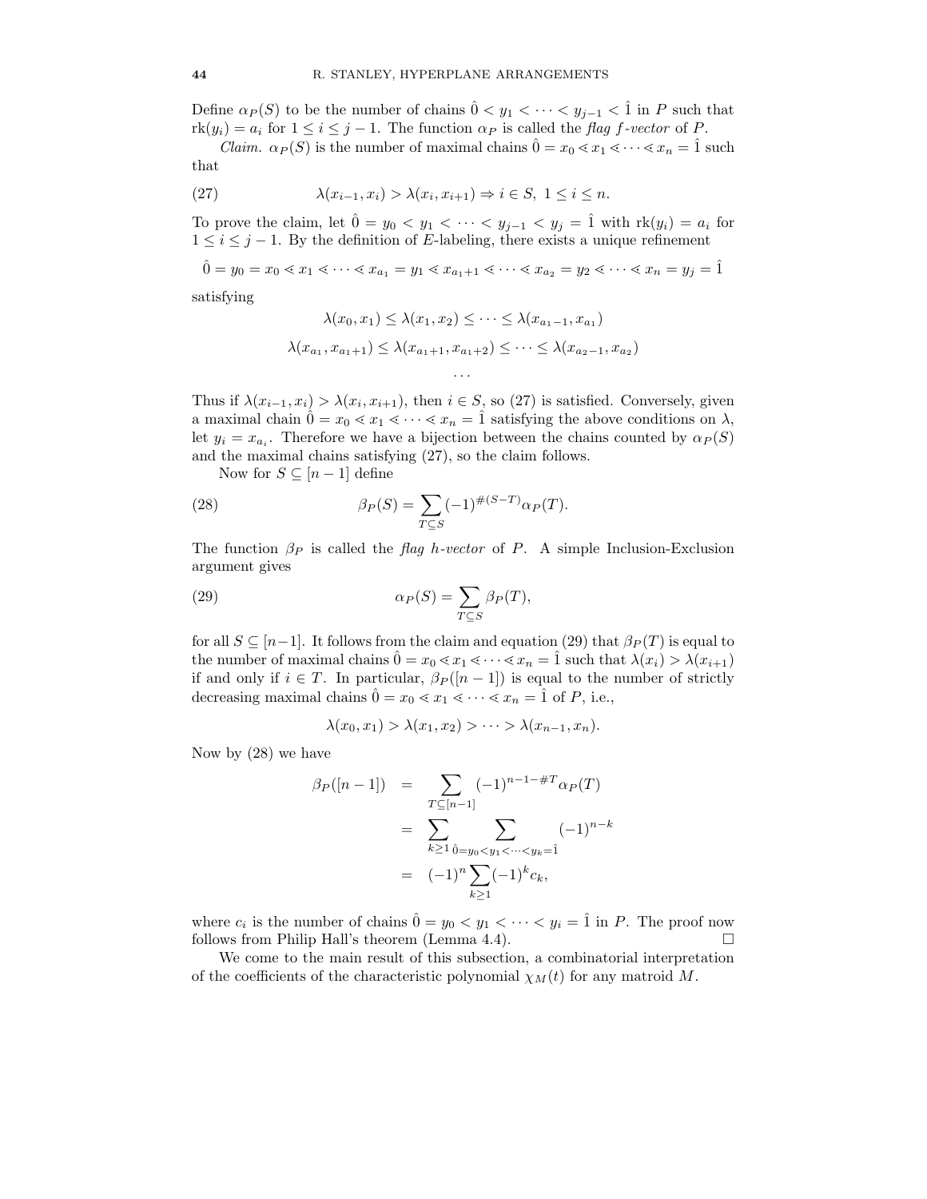Define $\alpha_P(S)$ to be the number of chains $\hat{0} < y_1 < \cdots < y_{j-1} < \hat{1}$ in $P$ such that $\mathrm{rk}(y_i) = a_i$ for $1 \le i \le j-1$. The function $\alpha_P$ is called the *flag f-vector* of $P$.

*Claim.* $\alpha_P(S)$ is the number of maximal chains $\hat{0} = x_0 \lessdot x_1 \lessdot \cdots \lessdot x_n = \hat{1}$ such that

$$\lambda(x_{i-1}, x_i) > \lambda(x_i, x_{i+1}) \Rightarrow i \in S,\ 1 \le i \le n. \tag{27}$$

To prove the claim, let $\hat{0} = y_0 < y_1 < \cdots < y_{j-1} < y_j = \hat{1}$ with $\mathrm{rk}(y_i) = a_i$ for $1 \le i \le j-1$. By the definition of $E$-labeling, there exists a unique refinement

$$\hat{0} = y_0 = x_0 \lessdot x_1 \lessdot \cdots \lessdot x_{a_1} = y_1 \lessdot x_{a_1+1} \lessdot \cdots \lessdot x_{a_2} = y_2 \lessdot \cdots \lessdot x_n = y_j = \hat{1}$$

satisfying

$$\lambda(x_0, x_1) \le \lambda(x_1, x_2) \le \cdots \le \lambda(x_{a_1-1}, x_{a_1})$$

$$\lambda(x_{a_1}, x_{a_1+1}) \le \lambda(x_{a_1+1}, x_{a_1+2}) \le \cdots \le \lambda(x_{a_2-1}, x_{a_2})$$

$$\cdots$$

Thus if $\lambda(x_{i-1}, x_i) > \lambda(x_i, x_{i+1})$, then $i \in S$, so (27) is satisfied. Conversely, given a maximal chain $\hat{0} = x_0 \lessdot x_1 \lessdot \cdots \lessdot x_n = \hat{1}$ satisfying the above conditions on $\lambda$, let $y_i = x_{a_i}$. Therefore we have a bijection between the chains counted by $\alpha_P(S)$ and the maximal chains satisfying (27), so the claim follows.

Now for $S \subseteq [n-1]$ define

$$\beta_P(S) = \sum_{T \subseteq S} (-1)^{\#(S-T)} \alpha_P(T). \tag{28}$$

The function $\beta_P$ is called the *flag h-vector* of $P$. A simple Inclusion-Exclusion argument gives

$$\alpha_P(S) = \sum_{T \subseteq S} \beta_P(T), \tag{29}$$

for all $S \subseteq [n-1]$. It follows from the claim and equation (29) that $\beta_P(T)$ is equal to the number of maximal chains $\hat{0} = x_0 \lessdot x_1 \lessdot \cdots \lessdot x_n = \hat{1}$ such that $\lambda(x_i) > \lambda(x_{i+1})$ if and only if $i \in T$. In particular, $\beta_P([n-1])$ is equal to the number of strictly decreasing maximal chains $\hat{0} = x_0 \lessdot x_1 \lessdot \cdots \lessdot x_n = \hat{1}$ of $P$, i.e.,

$$\lambda(x_0, x_1) > \lambda(x_1, x_2) > \cdots > \lambda(x_{n-1}, x_n).$$

Now by (28) we have

$$\begin{aligned}
\beta_P([n-1]) &= \sum_{T \subseteq [n-1]} (-1)^{n-1-\#T} \alpha_P(T) \\
&= \sum_{k \ge 1} \sum_{\hat{0} = y_0 < y_1 < \cdots < y_k = \hat{1}} (-1)^{n-k} \\
&= (-1)^n \sum_{k \ge 1} (-1)^k c_k,
\end{aligned}$$

where $c_i$ is the number of chains $\hat{0} = y_0 < y_1 < \cdots < y_i = \hat{1}$ in $P$. The proof now follows from Philip Hall's theorem (Lemma 4.4). $\square$

We come to the main result of this subsection, a combinatorial interpretation of the coefficients of the characteristic polynomial $\chi_M(t)$ for any matroid $M$.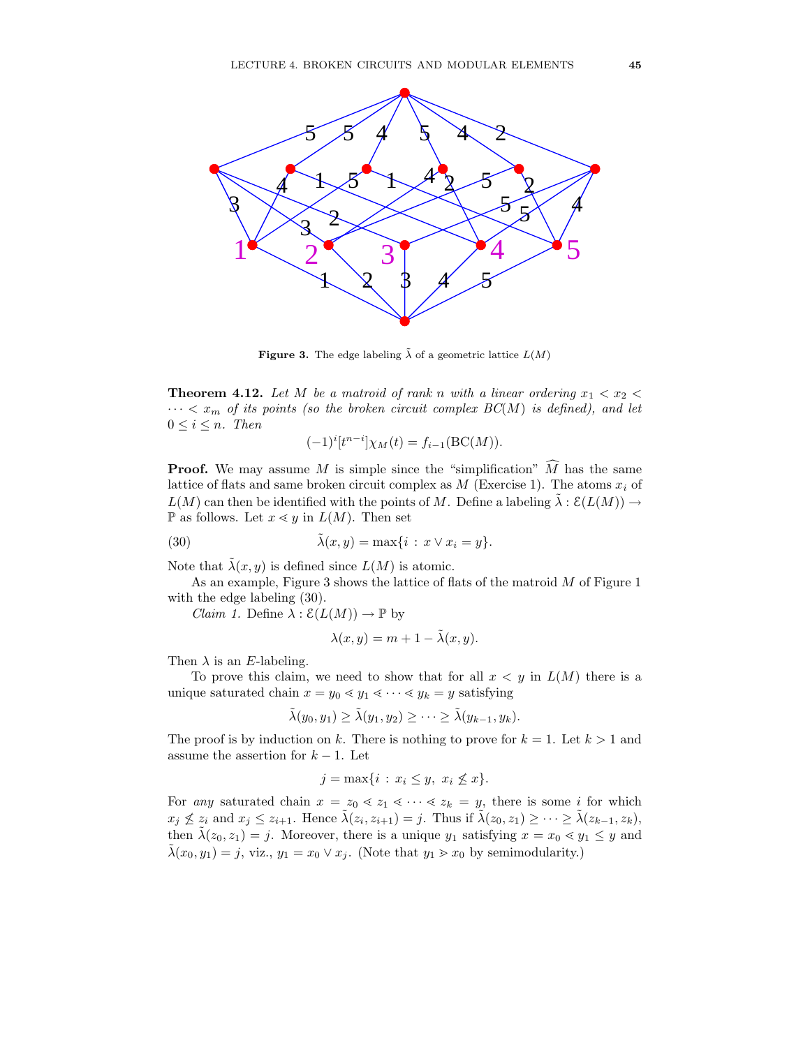**Figure 3.** The edge labeling $\tilde{\lambda}$ of a geometric lattice $L(M)$

**Theorem 4.12.** *Let $M$ be a matroid of rank $n$ with a linear ordering $x_1 < x_2 < \cdots < x_m$ of its points (so the broken circuit complex $BC(M)$ is defined), and let $0 \le i \le n$. Then*

$$(-1)^i[t^{n-i}]\chi_M(t) = f_{i-1}(\mathrm{BC}(M)).$$

**Proof.** We may assume $M$ is simple since the "simplification" $\widehat{M}$ has the same lattice of flats and same broken circuit complex as $M$ (Exercise 1). The atoms $x_i$ of $L(M)$ can then be identified with the points of $M$. Define a labeling $\tilde{\lambda} : \mathcal{E}(L(M)) \to \mathbb{P}$ as follows. Let $x \lessdot y$ in $L(M)$. Then set

$$\tilde{\lambda}(x, y) = \max\{i : x \vee x_i = y\}. \tag{30}$$

Note that $\tilde{\lambda}(x, y)$ is defined since $L(M)$ is atomic.

As an example, Figure 3 shows the lattice of flats of the matroid $M$ of Figure 1 with the edge labeling (30).

*Claim 1.* Define $\lambda : \mathcal{E}(L(M)) \to \mathbb{P}$ by

$$\lambda(x, y) = m + 1 - \tilde{\lambda}(x, y).$$

Then $\lambda$ is an $E$-labeling.

To prove this claim, we need to show that for all $x < y$ in $L(M)$ there is a unique saturated chain $x = y_0 \lessdot y_1 \lessdot \cdots \lessdot y_k = y$ satisfying

$$\tilde{\lambda}(y_0, y_1) \ge \tilde{\lambda}(y_1, y_2) \ge \cdots \ge \tilde{\lambda}(y_{k-1}, y_k).$$

The proof is by induction on $k$. There is nothing to prove for $k = 1$. Let $k > 1$ and assume the assertion for $k - 1$. Let

$$j = \max\{i : x_i \le y,\ x_i \not\le x\}.$$

For *any* saturated chain $x = z_0 \lessdot z_1 \lessdot \cdots \lessdot z_k = y$, there is some $i$ for which $x_j \not\le z_i$ and $x_j \le z_{i+1}$. Hence $\tilde{\lambda}(z_i, z_{i+1}) = j$. Thus if $\tilde{\lambda}(z_0, z_1) \ge \cdots \ge \tilde{\lambda}(z_{k-1}, z_k)$, then $\tilde{\lambda}(z_0, z_1) = j$. Moreover, there is a unique $y_1$ satisfying $x = x_0 \lessdot y_1 \le y$ and $\tilde{\lambda}(x_0, y_1) = j$, viz., $y_1 = x_0 \vee x_j$. (Note that $y_1 \gtrdot x_0$ by semimodularity.)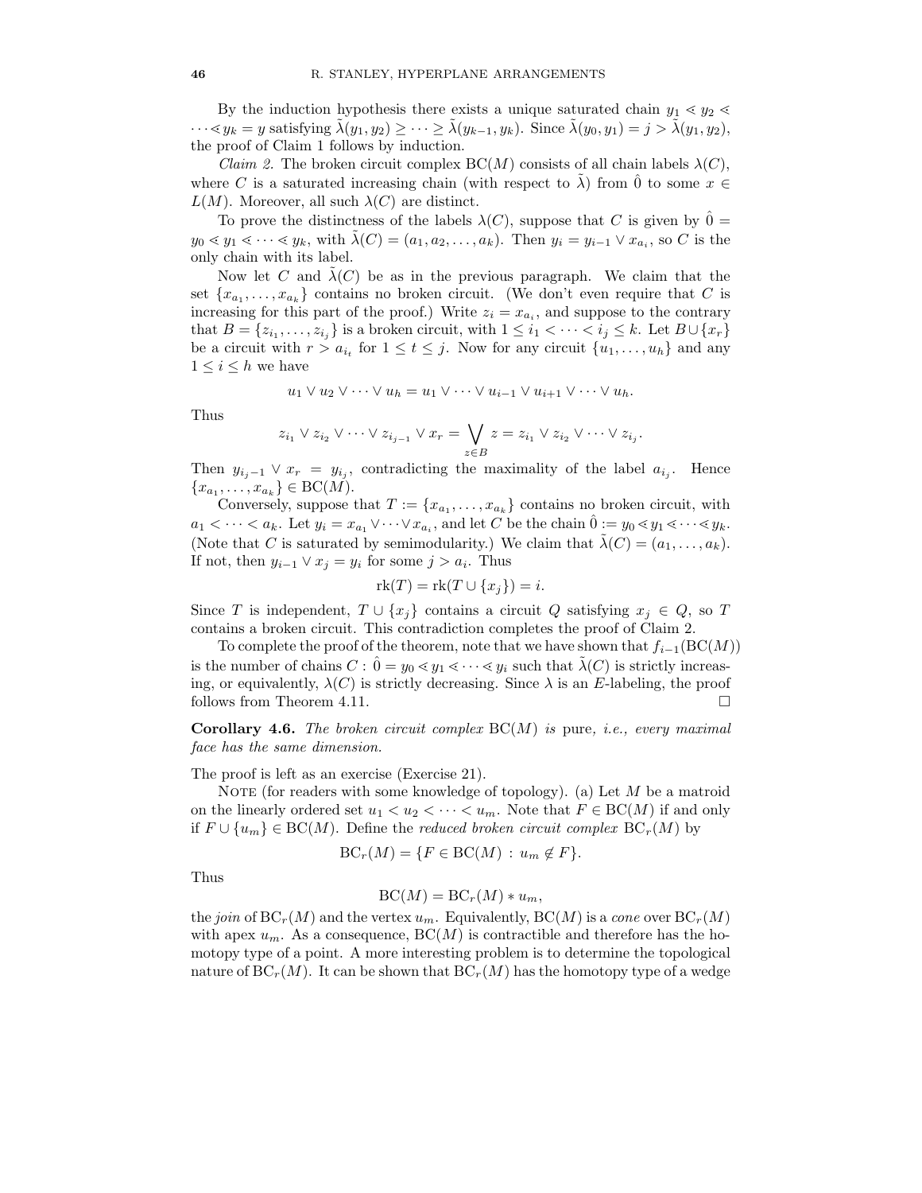By the induction hypothesis there exists a unique saturated chain $y_1 \lessdot y_2 \lessdot \cdots \lessdot y_k = y$ satisfying $\tilde{\lambda}(y_1, y_2) \geq \cdots \geq \tilde{\lambda}(y_{k-1}, y_k)$. Since $\tilde{\lambda}(y_0, y_1) = j > \tilde{\lambda}(y_1, y_2)$, the proof of Claim 1 follows by induction.

*Claim 2.* The broken circuit complex $\mathrm{BC}(M)$ consists of all chain labels $\lambda(C)$, where $C$ is a saturated increasing chain (with respect to $\tilde{\lambda}$) from $\hat{0}$ to some $x \in L(M)$. Moreover, all such $\lambda(C)$ are distinct.

To prove the distinctness of the labels $\lambda(C)$, suppose that $C$ is given by $\hat{0} = y_0 \lessdot y_1 \lessdot \cdots \lessdot y_k$, with $\tilde{\lambda}(C) = (a_1, a_2, \ldots, a_k)$. Then $y_i = y_{i-1} \vee x_{a_i}$, so $C$ is the only chain with its label.

Now let $C$ and $\tilde{\lambda}(C)$ be as in the previous paragraph. We claim that the set $\{x_{a_1}, \ldots, x_{a_k}\}$ contains no broken circuit. (We don't even require that $C$ is increasing for this part of the proof.) Write $z_i = x_{a_i}$, and suppose to the contrary that $B = \{z_{i_1}, \ldots, z_{i_j}\}$ is a broken circuit, with $1 \leq i_1 < \cdots < i_j \leq k$. Let $B \cup \{x_r\}$ be a circuit with $r > a_{i_t}$ for $1 \leq t \leq j$. Now for any circuit $\{u_1, \ldots, u_h\}$ and any $1 \leq i \leq h$ we have

$$u_1 \vee u_2 \vee \cdots \vee u_h = u_1 \vee \cdots \vee u_{i-1} \vee u_{i+1} \vee \cdots \vee u_h.$$

Thus

$$z_{i_1} \vee z_{i_2} \vee \cdots \vee z_{i_{j-1}} \vee x_r = \bigvee_{z \in B} z = z_{i_1} \vee z_{i_2} \vee \cdots \vee z_{i_j}.$$

Then $y_{i_j - 1} \vee x_r = y_{i_j}$, contradicting the maximality of the label $a_{i_j}$. Hence $\{x_{a_1}, \ldots, x_{a_k}\} \in \mathrm{BC}(M)$.

Conversely, suppose that $T := \{x_{a_1}, \ldots, x_{a_k}\}$ contains no broken circuit, with $a_1 < \cdots < a_k$. Let $y_i = x_{a_1} \vee \cdots \vee x_{a_i}$, and let $C$ be the chain $\hat{0} := y_0 \lessdot y_1 \lessdot \cdots \lessdot y_k$. (Note that $C$ is saturated by semimodularity.) We claim that $\tilde{\lambda}(C) = (a_1, \ldots, a_k)$. If not, then $y_{i-1} \vee x_j = y_i$ for some $j > a_i$. Thus

$$\mathrm{rk}(T) = \mathrm{rk}(T \cup \{x_j\}) = i.$$

Since $T$ is independent, $T \cup \{x_j\}$ contains a circuit $Q$ satisfying $x_j \in Q$, so $T$ contains a broken circuit. This contradiction completes the proof of Claim 2.

To complete the proof of the theorem, note that we have shown that $f_{i-1}(\mathrm{BC}(M))$ is the number of chains $C : \hat{0} = y_0 \lessdot y_1 \lessdot \cdots \lessdot y_i$ such that $\tilde{\lambda}(C)$ is strictly increasing, or equivalently, $\lambda(C)$ is strictly decreasing. Since $\lambda$ is an $E$-labeling, the proof follows from Theorem 4.11. $\square$

**Corollary 4.6.** *The broken circuit complex* $\mathrm{BC}(M)$ *is* pure, *i.e., every maximal face has the same dimension.*

The proof is left as an exercise (Exercise 21).

Note (for readers with some knowledge of topology). (a) Let $M$ be a matroid on the linearly ordered set $u_1 < u_2 < \cdots < u_m$. Note that $F \in \mathrm{BC}(M)$ if and only if $F \cup \{u_m\} \in \mathrm{BC}(M)$. Define the *reduced broken circuit complex* $\mathrm{BC}_r(M)$ by

$$\mathrm{BC}_r(M) = \{F \in \mathrm{BC}(M) \, : \, u_m \notin F\}.$$

Thus

$$\mathrm{BC}(M) = \mathrm{BC}_r(M) * u_m,$$

the *join* of $\mathrm{BC}_r(M)$ and the vertex $u_m$. Equivalently, $\mathrm{BC}(M)$ is a *cone* over $\mathrm{BC}_r(M)$ with apex $u_m$. As a consequence, $\mathrm{BC}(M)$ is contractible and therefore has the homotopy type of a point. A more interesting problem is to determine the topological nature of $\mathrm{BC}_r(M)$. It can be shown that $\mathrm{BC}_r(M)$ has the homotopy type of a wedge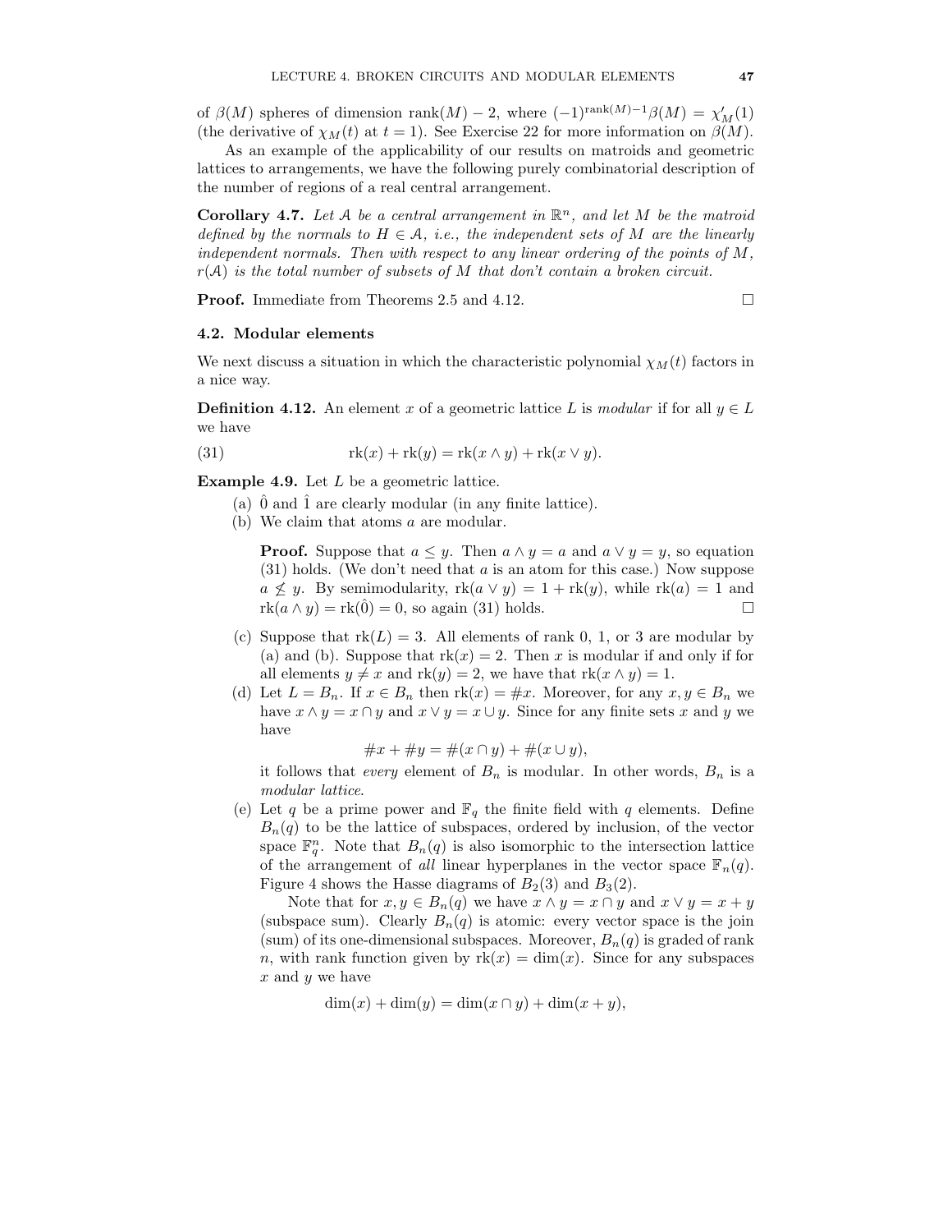of $\beta(M)$ spheres of dimension $\text{rank}(M) - 2$, where $(-1)^{\text{rank}(M)-1}\beta(M) = \chi'_M(1)$ (the derivative of $\chi_M(t)$ at $t = 1$). See Exercise 22 for more information on $\beta(M)$.

As an example of the applicability of our results on matroids and geometric lattices to arrangements, we have the following purely combinatorial description of the number of regions of a real central arrangement.

**Corollary 4.7.** *Let $\mathcal{A}$ be a central arrangement in $\mathbb{R}^n$, and let $M$ be the matroid defined by the normals to $H \in \mathcal{A}$, i.e., the independent sets of $M$ are the linearly independent normals. Then with respect to any linear ordering of the points of $M$, $r(\mathcal{A})$ is the total number of subsets of $M$ that don't contain a broken circuit.*

**Proof.** Immediate from Theorems 2.5 and 4.12. $\square$

## 4.2. Modular elements

We next discuss a situation in which the characteristic polynomial $\chi_M(t)$ factors in a nice way.

**Definition 4.12.** An element $x$ of a geometric lattice $L$ is *modular* if for all $y \in L$ we have

$$\text{rk}(x) + \text{rk}(y) = \text{rk}(x \wedge y) + \text{rk}(x \vee y). \tag{31}$$

**Example 4.9.** Let $L$ be a geometric lattice.

(a) $\hat{0}$ and $\hat{1}$ are clearly modular (in any finite lattice).

(b) We claim that atoms $a$ are modular.

**Proof.** Suppose that $a \leq y$. Then $a \wedge y = a$ and $a \vee y = y$, so equation (31) holds. (We don't need that $a$ is an atom for this case.) Now suppose $a \not\leq y$. By semimodularity, $\text{rk}(a \vee y) = 1 + \text{rk}(y)$, while $\text{rk}(a) = 1$ and $\text{rk}(a \wedge y) = \text{rk}(\hat{0}) = 0$, so again (31) holds. $\square$

(c) Suppose that $\text{rk}(L) = 3$. All elements of rank 0, 1, or 3 are modular by (a) and (b). Suppose that $\text{rk}(x) = 2$. Then $x$ is modular if and only if for all elements $y \neq x$ and $\text{rk}(y) = 2$, we have that $\text{rk}(x \wedge y) = 1$.

(d) Let $L = B_n$. If $x \in B_n$ then $\text{rk}(x) = \#x$. Moreover, for any $x, y \in B_n$ we have $x \wedge y = x \cap y$ and $x \vee y = x \cup y$. Since for any finite sets $x$ and $y$ we have

$$\#x + \#y = \#(x \cap y) + \#(x \cup y),$$

it follows that *every* element of $B_n$ is modular. In other words, $B_n$ is a *modular lattice*.

(e) Let $q$ be a prime power and $\mathbb{F}_q$ the finite field with $q$ elements. Define $B_n(q)$ to be the lattice of subspaces, ordered by inclusion, of the vector space $\mathbb{F}_q^n$. Note that $B_n(q)$ is also isomorphic to the intersection lattice of the arrangement of *all* linear hyperplanes in the vector space $\mathbb{F}_n(q)$. Figure 4 shows the Hasse diagrams of $B_2(3)$ and $B_3(2)$.

Note that for $x, y \in B_n(q)$ we have $x \wedge y = x \cap y$ and $x \vee y = x + y$ (subspace sum). Clearly $B_n(q)$ is atomic: every vector space is the join (sum) of its one-dimensional subspaces. Moreover, $B_n(q)$ is graded of rank $n$, with rank function given by $\text{rk}(x) = \dim(x)$. Since for any subspaces $x$ and $y$ we have

$$\dim(x) + \dim(y) = \dim(x \cap y) + \dim(x + y),$$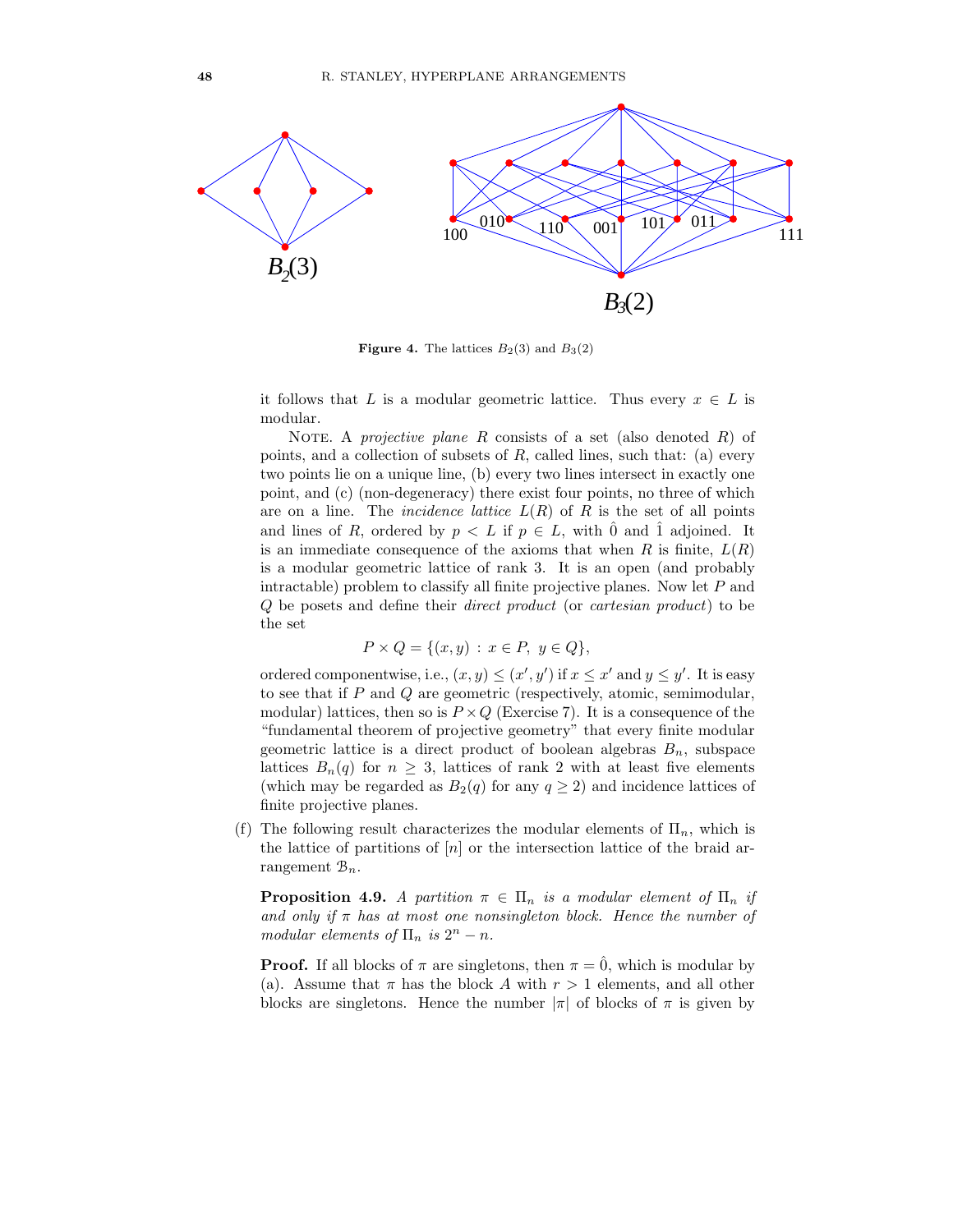**Figure 4.** The lattices $B_2(3)$ and $B_3(2)$

it follows that $L$ is a modular geometric lattice. Thus every $x \in L$ is modular.

NOTE. A *projective plane* $R$ consists of a set (also denoted $R$) of points, and a collection of subsets of $R$, called lines, such that: (a) every two points lie on a unique line, (b) every two lines intersect in exactly one point, and (c) (non-degeneracy) there exist four points, no three of which are on a line. The *incidence lattice* $L(R)$ of $R$ is the set of all points and lines of $R$, ordered by $p < L$ if $p \in L$, with $\hat{0}$ and $\hat{1}$ adjoined. It is an immediate consequence of the axioms that when $R$ is finite, $L(R)$ is a modular geometric lattice of rank 3. It is an open (and probably intractable) problem to classify all finite projective planes. Now let $P$ and $Q$ be posets and define their *direct product* (or *cartesian product*) to be the set

$$P \times Q = \{(x, y) : x \in P, \ y \in Q\},$$

ordered componentwise, i.e., $(x, y) \leq (x', y')$ if $x \leq x'$ and $y \leq y'$. It is easy to see that if $P$ and $Q$ are geometric (respectively, atomic, semimodular, modular) lattices, then so is $P \times Q$ (Exercise 7). It is a consequence of the "fundamental theorem of projective geometry" that every finite modular geometric lattice is a direct product of boolean algebras $B_n$, subspace lattices $B_n(q)$ for $n \geq 3$, lattices of rank 2 with at least five elements (which may be regarded as $B_2(q)$ for any $q \geq 2$) and incidence lattices of finite projective planes.

(f) The following result characterizes the modular elements of $\Pi_n$, which is the lattice of partitions of $[n]$ or the intersection lattice of the braid arrangement $\mathcal{B}_n$.

**Proposition 4.9.** *A partition $\pi \in \Pi_n$ is a modular element of $\Pi_n$ if and only if $\pi$ has at most one nonsingleton block. Hence the number of modular elements of $\Pi_n$ is $2^n - n$.*

**Proof.** If all blocks of $\pi$ are singletons, then $\pi = \hat{0}$, which is modular by (a). Assume that $\pi$ has the block $A$ with $r > 1$ elements, and all other blocks are singletons. Hence the number $|\pi|$ of blocks of $\pi$ is given by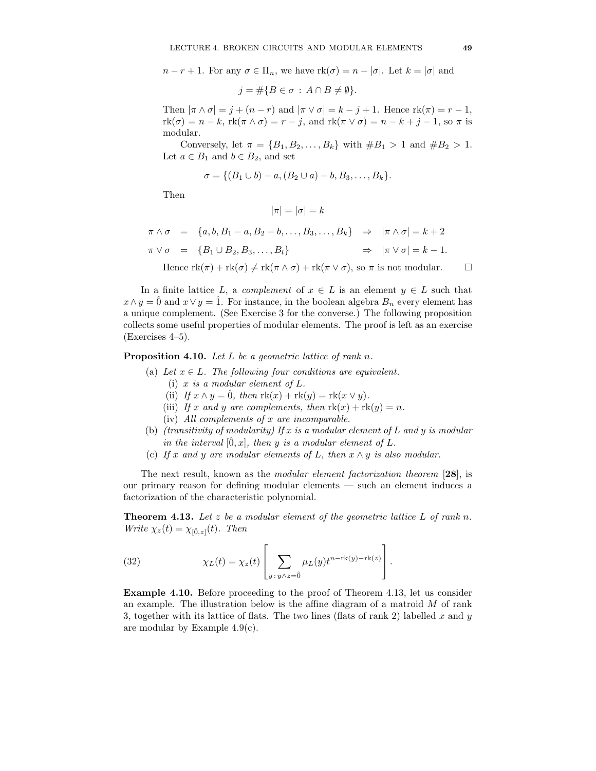$n - r + 1$. For any $\sigma \in \Pi_n$, we have $\text{rk}(\sigma) = n - |\sigma|$. Let $k = |\sigma|$ and

$$j = \#\{B \in \sigma \,:\, A \cap B \neq \emptyset\}.$$

Then $|\pi \wedge \sigma| = j + (n - r)$ and $|\pi \vee \sigma| = k - j + 1$. Hence $\text{rk}(\pi) = r - 1$, $\text{rk}(\sigma) = n - k$, $\text{rk}(\pi \wedge \sigma) = r - j$, and $\text{rk}(\pi \vee \sigma) = n - k + j - 1$, so $\pi$ is modular.

Conversely, let $\pi = \{B_1, B_2, \ldots, B_k\}$ with $\#B_1 > 1$ and $\#B_2 > 1$. Let $a \in B_1$ and $b \in B_2$, and set

$$\sigma = \{(B_1 \cup b) - a, (B_2 \cup a) - b, B_3, \ldots, B_k\}.$$

Then

$$|\pi| = |\sigma| = k$$

$$\begin{aligned}
\pi \wedge \sigma &= \{a, b, B_1 - a, B_2 - b, \ldots, B_3, \ldots, B_k\} \quad \Rightarrow \quad |\pi \wedge \sigma| = k + 2 \\
\pi \vee \sigma &= \{B_1 \cup B_2, B_3, \ldots, B_l\} \quad \Rightarrow \quad |\pi \vee \sigma| = k - 1.
\end{aligned}$$

Hence $\text{rk}(\pi) + \text{rk}(\sigma) \neq \text{rk}(\pi \wedge \sigma) + \text{rk}(\pi \vee \sigma)$, so $\pi$ is not modular. $\square$

In a finite lattice $L$, a *complement* of $x \in L$ is an element $y \in L$ such that $x \wedge y = \hat{0}$ and $x \vee y = \hat{1}$. For instance, in the boolean algebra $B_n$ every element has a unique complement. (See Exercise 3 for the converse.) The following proposition collects some useful properties of modular elements. The proof is left as an exercise (Exercises 4–5).

**Proposition 4.10.** *Let $L$ be a geometric lattice of rank $n$.*

- (a) *Let $x \in L$. The following four conditions are equivalent.*
  - (i) *$x$ is a modular element of $L$.*
  - (ii) *If $x \wedge y = \hat{0}$, then $\text{rk}(x) + \text{rk}(y) = \text{rk}(x \vee y)$.*
  - (iii) *If $x$ and $y$ are complements, then $\text{rk}(x) + \text{rk}(y) = n$.*
  - (iv) *All complements of $x$ are incomparable.*
- (b) *(transitivity of modularity) If $x$ is a modular element of $L$ and $y$ is modular in the interval $[\hat{0}, x]$, then $y$ is a modular element of $L$.*
- (c) *If $x$ and $y$ are modular elements of $L$, then $x \wedge y$ is also modular.*

The next result, known as the *modular element factorization theorem* [**28**], is our primary reason for defining modular elements — such an element induces a factorization of the characteristic polynomial.

**Theorem 4.13.** *Let $z$ be a modular element of the geometric lattice $L$ of rank $n$. Write $\chi_z(t) = \chi_{[\hat{0}, z]}(t)$. Then*

$$\chi_L(t) = \chi_z(t) \left[ \sum_{y \,:\, y \wedge z = \hat{0}} \mu_L(y) t^{n - \text{rk}(y) - \text{rk}(z)} \right]. \tag{32}$$

**Example 4.10.** Before proceeding to the proof of Theorem 4.13, let us consider an example. The illustration below is the affine diagram of a matroid $M$ of rank 3, together with its lattice of flats. The two lines (flats of rank 2) labelled $x$ and $y$ are modular by Example 4.9(c).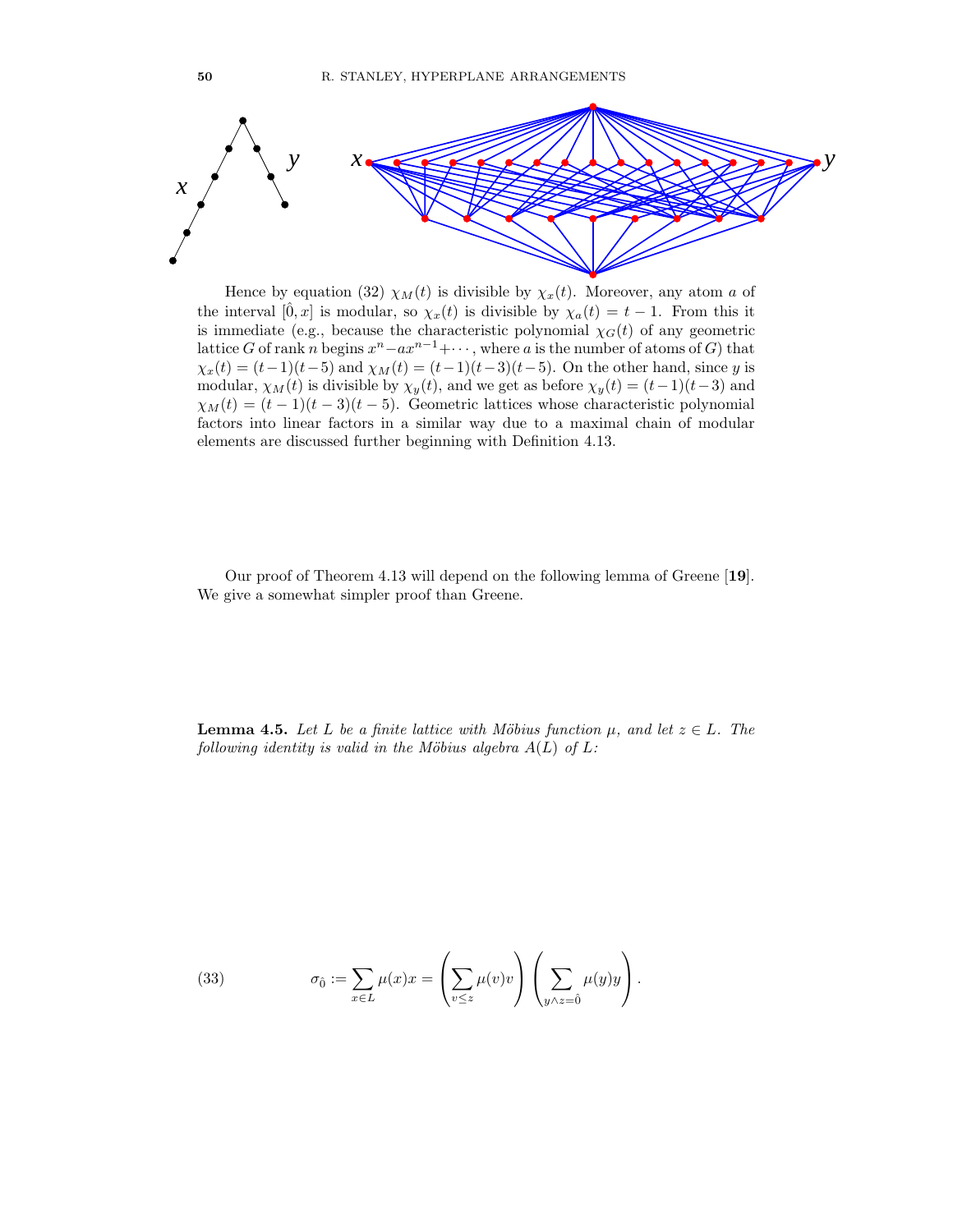Hence by equation (32) $\chi_M(t)$ is divisible by $\chi_x(t)$. Moreover, any atom $a$ of the interval $[\hat{0}, x]$ is modular, so $\chi_x(t)$ is divisible by $\chi_a(t) = t - 1$. From this it is immediate (e.g., because the characteristic polynomial $\chi_G(t)$ of any geometric lattice $G$ of rank $n$ begins $x^n - ax^{n-1} + \cdots$, where $a$ is the number of atoms of $G$) that $\chi_x(t) = (t-1)(t-5)$ and $\chi_M(t) = (t-1)(t-3)(t-5)$. On the other hand, since $y$ is modular, $\chi_M(t)$ is divisible by $\chi_y(t)$, and we get as before $\chi_y(t) = (t-1)(t-3)$ and $\chi_M(t) = (t-1)(t-3)(t-5)$. Geometric lattices whose characteristic polynomial factors into linear factors in a similar way due to a maximal chain of modular elements are discussed further beginning with Definition 4.13.

Our proof of Theorem 4.13 will depend on the following lemma of Greene [**19**]. We give a somewhat simpler proof than Greene.

**Lemma 4.5.** *Let $L$ be a finite lattice with Möbius function $\mu$, and let $z \in L$. The following identity is valid in the Möbius algebra $A(L)$ of $L$:*

$$\sigma_{\hat{0}} := \sum_{x \in L} \mu(x) x = \left( \sum_{v \le z} \mu(v) v \right) \left( \sum_{y \wedge z = \hat{0}} \mu(y) y \right). \tag{33}$$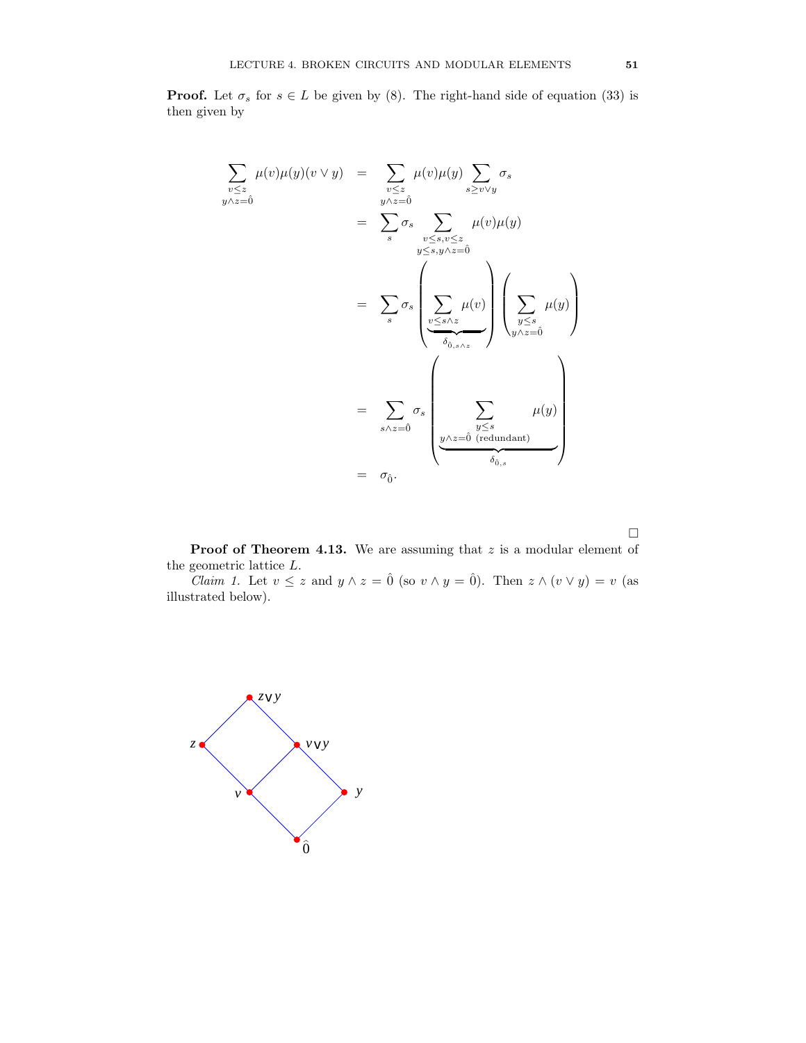**Proof.** Let $\sigma_s$ for $s \in L$ be given by (8). The right-hand side of equation (33) is then given by

$$
\begin{aligned}
\sum_{\substack{v \le z \\ y \wedge z = \hat{0}}} \mu(v)\mu(y)(v \vee y) &= \sum_{\substack{v \le z \\ y \wedge z = \hat{0}}} \mu(v)\mu(y) \sum_{s \ge v \vee y} \sigma_s \\
&= \sum_s \sigma_s \sum_{\substack{v \le s, v \le z \\ y \le s, y \wedge z = \hat{0}}} \mu(v)\mu(y) \\
&= \sum_s \sigma_s \left( \underbrace{\sum_{v \le s \wedge z} \mu(v)}_{\delta_{\hat{0}, s \wedge z}} \right) \left( \sum_{\substack{y \le s \\ y \wedge z = \hat{0}}} \mu(y) \right) \\
&= \sum_{s \wedge z = \hat{0}} \sigma_s \left( \underbrace{\sum_{\substack{y \le s \\ y \wedge z = \hat{0} \text{ (redundant)}}} \mu(y)}_{\delta_{\hat{0}, s}} \right) \\
&= \sigma_{\hat{0}}.
\end{aligned}
$$

$\square$

**Proof of Theorem 4.13.** We are assuming that $z$ is a modular element of the geometric lattice $L$.

*Claim 1.* Let $v \le z$ and $y \wedge z = \hat{0}$ (so $v \wedge y = \hat{0}$). Then $z \wedge (v \vee y) = v$ (as illustrated below).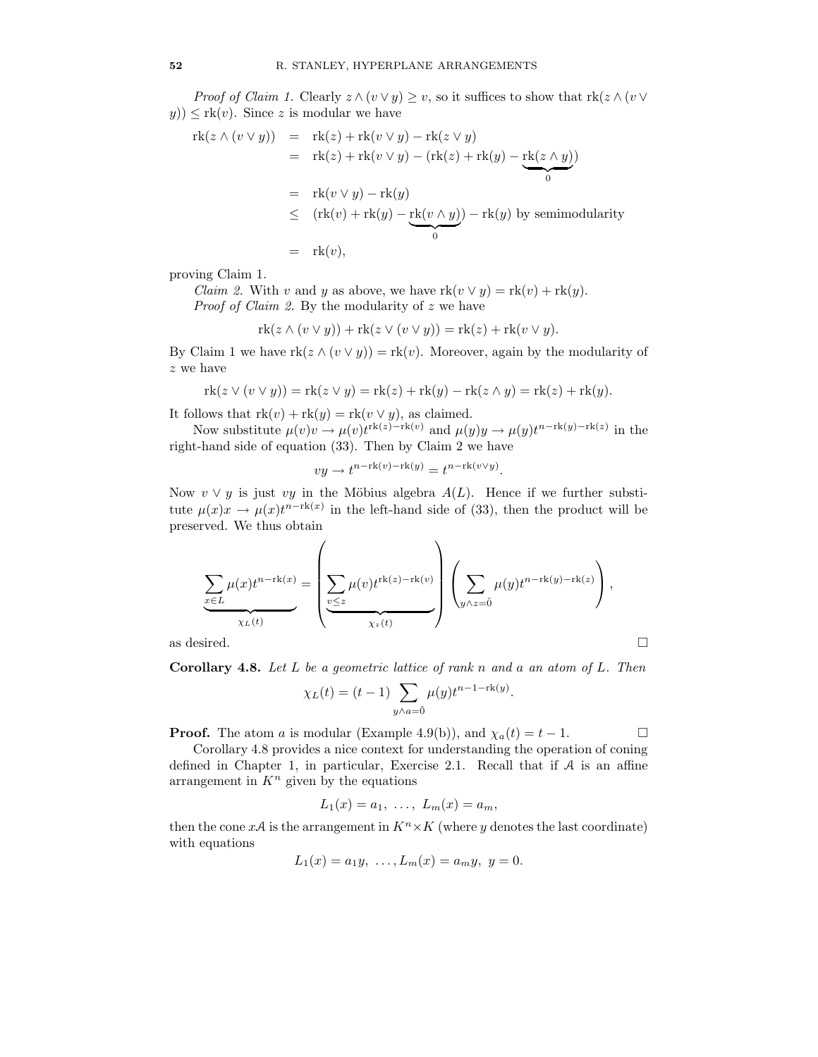*Proof of Claim 1.* Clearly $z \wedge (v \vee y) \geq v$, so it suffices to show that $\text{rk}(z \wedge (v \vee y)) \leq \text{rk}(v)$. Since $z$ is modular we have

$$\begin{aligned}
\text{rk}(z \wedge (v \vee y)) &= \text{rk}(z) + \text{rk}(v \vee y) - \text{rk}(z \vee y) \\
&= \text{rk}(z) + \text{rk}(v \vee y) - (\text{rk}(z) + \text{rk}(y) - \underbrace{\text{rk}(z \wedge y)}_{0}) \\
&= \text{rk}(v \vee y) - \text{rk}(y) \\
&\leq (\text{rk}(v) + \text{rk}(y) - \underbrace{\text{rk}(v \wedge y)}_{0}) - \text{rk}(y) \text{ by semimodularity} \\
&= \text{rk}(v),
\end{aligned}$$

proving Claim 1.

*Claim 2.* With $v$ and $y$ as above, we have $\text{rk}(v \vee y) = \text{rk}(v) + \text{rk}(y)$.

*Proof of Claim 2.* By the modularity of $z$ we have

$$\text{rk}(z \wedge (v \vee y)) + \text{rk}(z \vee (v \vee y)) = \text{rk}(z) + \text{rk}(v \vee y).$$

By Claim 1 we have $\text{rk}(z \wedge (v \vee y)) = \text{rk}(v)$. Moreover, again by the modularity of $z$ we have

$$\text{rk}(z \vee (v \vee y)) = \text{rk}(z \vee y) = \text{rk}(z) + \text{rk}(y) - \text{rk}(z \wedge y) = \text{rk}(z) + \text{rk}(y).$$

It follows that $\text{rk}(v) + \text{rk}(y) = \text{rk}(v \vee y)$, as claimed.

Now substitute $\mu(v)v \to \mu(v)t^{\text{rk}(z)-\text{rk}(v)}$ and $\mu(y)y \to \mu(y)t^{n-\text{rk}(y)-\text{rk}(z)}$ in the right-hand side of equation (33). Then by Claim 2 we have

$$vy \to t^{n-\text{rk}(v)-\text{rk}(y)} = t^{n-\text{rk}(v \vee y)}.$$

Now $v \vee y$ is just $vy$ in the Möbius algebra $A(L)$. Hence if we further substitute $\mu(x)x \to \mu(x)t^{n-\text{rk}(x)}$ in the left-hand side of (33), then the product will be preserved. We thus obtain

$$\underbrace{\sum_{x \in L} \mu(x)t^{n-\text{rk}(x)}}_{\chi_L(t)} = \left( \underbrace{\sum_{v \leq z} \mu(v)t^{\text{rk}(z)-\text{rk}(v)}}_{\chi_z(t)} \right) \left( \sum_{y \wedge z = \hat{0}} \mu(y)t^{n-\text{rk}(y)-\text{rk}(z)} \right),$$

as desired. $\square$

**Corollary 4.8.** *Let $L$ be a geometric lattice of rank $n$ and $a$ an atom of $L$. Then*

$$\chi_L(t) = (t-1) \sum_{y \wedge a = \hat{0}} \mu(y)t^{n-1-\text{rk}(y)}.$$

**Proof.** The atom $a$ is modular (Example 4.9(b)), and $\chi_a(t) = t - 1$. $\square$

Corollary 4.8 provides a nice context for understanding the operation of coning defined in Chapter 1, in particular, Exercise 2.1. Recall that if $\mathcal{A}$ is an affine arrangement in $K^n$ given by the equations

$$L_1(x) = a_1, \ \ldots, \ L_m(x) = a_m,$$

then the cone $x\mathcal{A}$ is the arrangement in $K^n \times K$ (where $y$ denotes the last coordinate) with equations

$$L_1(x) = a_1 y, \ \ldots, L_m(x) = a_m y, \ y = 0.$$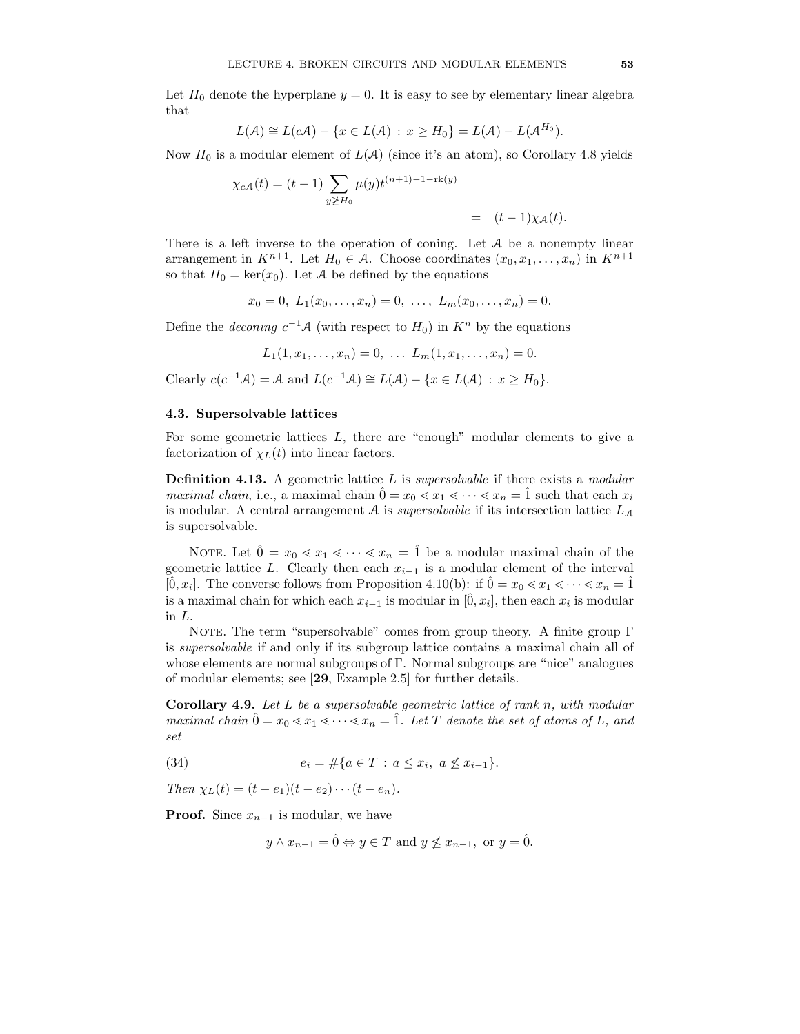Let $H_0$ denote the hyperplane $y = 0$. It is easy to see by elementary linear algebra that

$$L(\mathcal{A}) \cong L(c\mathcal{A}) - \{x \in L(\mathcal{A}) : x \geq H_0\} = L(\mathcal{A}) - L(\mathcal{A}^{H_0}).$$

Now $H_0$ is a modular element of $L(\mathcal{A})$ (since it's an atom), so Corollary 4.8 yields

$$\chi_{c\mathcal{A}}(t) = (t-1) \sum_{y \not\geq H_0} \mu(y) t^{(n+1)-1-\mathrm{rk}(y)}$$

$$= \quad (t-1)\chi_{\mathcal{A}}(t).$$

There is a left inverse to the operation of coning. Let $\mathcal{A}$ be a nonempty linear arrangement in $K^{n+1}$. Let $H_0 \in \mathcal{A}$. Choose coordinates $(x_0, x_1, \ldots, x_n)$ in $K^{n+1}$ so that $H_0 = \ker(x_0)$. Let $\mathcal{A}$ be defined by the equations

$$x_0 = 0,\ L_1(x_0, \ldots, x_n) = 0,\ \ldots,\ L_m(x_0, \ldots, x_n) = 0.$$

Define the *deconing* $c^{-1}\mathcal{A}$ (with respect to $H_0$) in $K^n$ by the equations

$$L_1(1, x_1, \ldots, x_n) = 0,\ \ldots\ L_m(1, x_1, \ldots, x_n) = 0.$$

Clearly $c(c^{-1}\mathcal{A}) = \mathcal{A}$ and $L(c^{-1}\mathcal{A}) \cong L(\mathcal{A}) - \{x \in L(\mathcal{A}) : x \geq H_0\}$.

### 4.3. Supersolvable lattices

For some geometric lattices $L$, there are "enough" modular elements to give a factorization of $\chi_L(t)$ into linear factors.

**Definition 4.13.** A geometric lattice $L$ is *supersolvable* if there exists a *modular maximal chain*, i.e., a maximal chain $\hat{0} = x_0 \lessdot x_1 \lessdot \cdots \lessdot x_n = \hat{1}$ such that each $x_i$ is modular. A central arrangement $\mathcal{A}$ is *supersolvable* if its intersection lattice $L_{\mathcal{A}}$ is supersolvable.

Note. Let $\hat{0} = x_0 \lessdot x_1 \lessdot \cdots \lessdot x_n = \hat{1}$ be a modular maximal chain of the geometric lattice $L$. Clearly then each $x_{i-1}$ is a modular element of the interval $[\hat{0}, x_i]$. The converse follows from Proposition 4.10(b): if $\hat{0} = x_0 \lessdot x_1 \lessdot \cdots \lessdot x_n = \hat{1}$ is a maximal chain for which each $x_{i-1}$ is modular in $[\hat{0}, x_i]$, then each $x_i$ is modular in $L$.

Note. The term "supersolvable" comes from group theory. A finite group $\Gamma$ is *supersolvable* if and only if its subgroup lattice contains a maximal chain all of whose elements are normal subgroups of $\Gamma$. Normal subgroups are "nice" analogues of modular elements; see [**29**, Example 2.5] for further details.

**Corollary 4.9.** *Let $L$ be a supersolvable geometric lattice of rank $n$, with modular maximal chain $\hat{0} = x_0 \lessdot x_1 \lessdot \cdots \lessdot x_n = \hat{1}$. Let $T$ denote the set of atoms of $L$, and set*

$$e_i = \#\{a \in T : a \leq x_i,\ a \not\leq x_{i-1}\}. \tag{34}$$

*Then $\chi_L(t) = (t - e_1)(t - e_2) \cdots (t - e_n)$.*

**Proof.** Since $x_{n-1}$ is modular, we have

$$y \wedge x_{n-1} = \hat{0} \Leftrightarrow y \in T \text{ and } y \not\leq x_{n-1},\ \text{or } y = \hat{0}.$$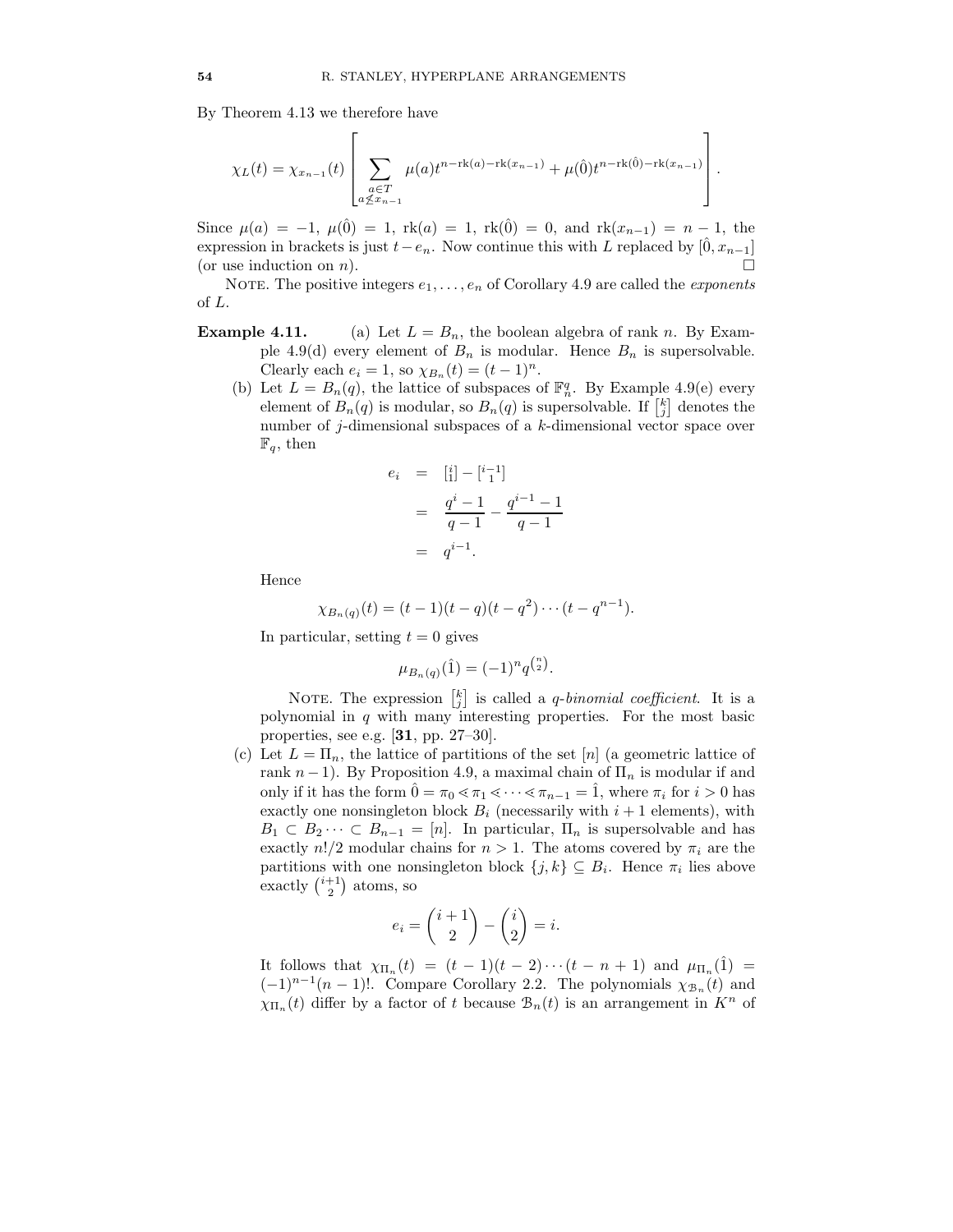By Theorem 4.13 we therefore have

$$\chi_L(t) = \chi_{x_{n-1}}(t) \left[ \sum_{\substack{a \in T \\ a \not\leq x_{n-1}}} \mu(a) t^{n-\mathrm{rk}(a)-\mathrm{rk}(x_{n-1})} + \mu(\hat{0}) t^{n-\mathrm{rk}(\hat{0})-\mathrm{rk}(x_{n-1})} \right].$$

Since $\mu(a) = -1$, $\mu(\hat{0}) = 1$, $\mathrm{rk}(a) = 1$, $\mathrm{rk}(\hat{0}) = 0$, and $\mathrm{rk}(x_{n-1}) = n-1$, the expression in brackets is just $t - e_n$. Now continue this with $L$ replaced by $[\hat{0}, x_{n-1}]$ (or use induction on $n$). $\square$

Note. The positive integers $e_1, \dots, e_n$ of Corollary 4.9 are called the *exponents* of $L$.

**Example 4.11.** (a) Let $L = B_n$, the boolean algebra of rank $n$. By Example 4.9(d) every element of $B_n$ is modular. Hence $B_n$ is supersolvable. Clearly each $e_i = 1$, so $\chi_{B_n}(t) = (t-1)^n$.

(b) Let $L = B_n(q)$, the lattice of subspaces of $\mathbb{F}_n^q$. By Example 4.9(e) every element of $B_n(q)$ is modular, so $B_n(q)$ is supersolvable. If $\left[{k \atop j}\right]$ denotes the number of $j$-dimensional subspaces of a $k$-dimensional vector space over $\mathbb{F}_q$, then

$$\begin{aligned} e_i &= \left[{i \atop 1}\right] - \left[{i-1 \atop 1}\right] \\ &= \frac{q^i - 1}{q-1} - \frac{q^{i-1}-1}{q-1} \\ &= q^{i-1}. \end{aligned}$$

Hence

$$\chi_{B_n(q)}(t) = (t-1)(t-q)(t-q^2)\cdots(t-q^{n-1}).$$

In particular, setting $t = 0$ gives

$$\mu_{B_n(q)}(\hat{1}) = (-1)^n q^{\binom{n}{2}}.$$

Note. The expression $\left[{k \atop j}\right]$ is called a *q-binomial coefficient*. It is a polynomial in $q$ with many interesting properties. For the most basic properties, see e.g. [**31**, pp. 27–30].

(c) Let $L = \Pi_n$, the lattice of partitions of the set $[n]$ (a geometric lattice of rank $n-1$). By Proposition 4.9, a maximal chain of $\Pi_n$ is modular if and only if it has the form $\hat{0} = \pi_0 \lessdot \pi_1 \lessdot \cdots \lessdot \pi_{n-1} = \hat{1}$, where $\pi_i$ for $i > 0$ has exactly one nonsingleton block $B_i$ (necessarily with $i+1$ elements), with $B_1 \subset B_2 \cdots \subset B_{n-1} = [n]$. In particular, $\Pi_n$ is supersolvable and has exactly $n!/2$ modular chains for $n > 1$. The atoms covered by $\pi_i$ are the partitions with one nonsingleton block $\{j,k\} \subseteq B_i$. Hence $\pi_i$ lies above exactly $\binom{i+1}{2}$ atoms, so

$$e_i = \binom{i+1}{2} - \binom{i}{2} = i.$$

It follows that $\chi_{\Pi_n}(t) = (t-1)(t-2)\cdots(t-n+1)$ and $\mu_{\Pi_n}(\hat{1}) = (-1)^{n-1}(n-1)!$. Compare Corollary 2.2. The polynomials $\chi_{\mathcal{B}_n}(t)$ and $\chi_{\Pi_n}(t)$ differ by a factor of $t$ because $\mathcal{B}_n(t)$ is an arrangement in $K^n$ of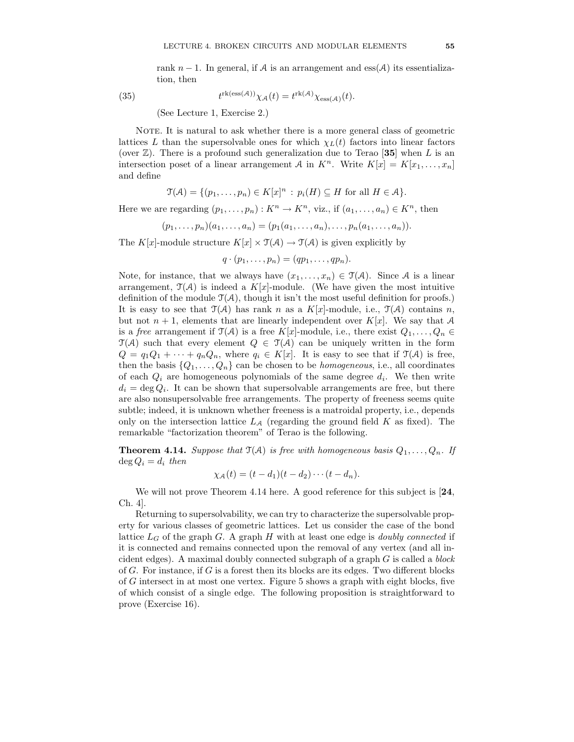rank $n-1$. In general, if $\mathcal{A}$ is an arrangement and $\text{ess}(\mathcal{A})$ its essentialization, then

$$t^{\text{rk}(\text{ess}(\mathcal{A}))}\chi_{\mathcal{A}}(t) = t^{\text{rk}(\mathcal{A})}\chi_{\text{ess}(\mathcal{A})}(t). \tag{35}$$

(See Lecture 1, Exercise 2.)

Note. It is natural to ask whether there is a more general class of geometric lattices $L$ than the supersolvable ones for which $\chi_L(t)$ factors into linear factors (over $\mathbb{Z}$). There is a profound such generalization due to Terao [**35**] when $L$ is an intersection poset of a linear arrangement $\mathcal{A}$ in $K^n$. Write $K[x] = K[x_1, \dots, x_n]$ and define

$$\mathcal{T}(\mathcal{A}) = \{(p_1, \dots, p_n) \in K[x]^n \,:\, p_i(H) \subseteq H \text{ for all } H \in \mathcal{A}\}.$$

Here we are regarding $(p_1, \dots, p_n) : K^n \to K^n$, viz., if $(a_1, \dots, a_n) \in K^n$, then

$$(p_1, \dots, p_n)(a_1, \dots, a_n) = (p_1(a_1, \dots, a_n), \dots, p_n(a_1, \dots, a_n)).$$

The $K[x]$-module structure $K[x] \times \mathcal{T}(\mathcal{A}) \to \mathcal{T}(\mathcal{A})$ is given explicitly by

$$q \cdot (p_1, \dots, p_n) = (qp_1, \dots, qp_n).$$

Note, for instance, that we always have $(x_1, \dots, x_n) \in \mathcal{T}(\mathcal{A})$. Since $\mathcal{A}$ is a linear arrangement, $\mathcal{T}(\mathcal{A})$ is indeed a $K[x]$-module. (We have given the most intuitive definition of the module $\mathcal{T}(\mathcal{A})$, though it isn't the most useful definition for proofs.) It is easy to see that $\mathcal{T}(\mathcal{A})$ has rank $n$ as a $K[x]$-module, i.e., $\mathcal{T}(\mathcal{A})$ contains $n$, but not $n+1$, elements that are linearly independent over $K[x]$. We say that $\mathcal{A}$ is a *free* arrangement if $\mathcal{T}(\mathcal{A})$ is a free $K[x]$-module, i.e., there exist $Q_1, \dots, Q_n \in \mathcal{T}(\mathcal{A})$ such that every element $Q \in \mathcal{T}(\mathcal{A})$ can be uniquely written in the form $Q = q_1Q_1 + \cdots + q_nQ_n$, where $q_i \in K[x]$. It is easy to see that if $\mathcal{T}(\mathcal{A})$ is free, then the basis $\{Q_1, \dots, Q_n\}$ can be chosen to be *homogeneous*, i.e., all coordinates of each $Q_i$ are homogeneous polynomials of the same degree $d_i$. We then write $d_i = \deg Q_i$. It can be shown that supersolvable arrangements are free, but there are also nonsupersolvable free arrangements. The property of freeness seems quite subtle; indeed, it is unknown whether freeness is a matroidal property, i.e., depends only on the intersection lattice $L_{\mathcal{A}}$ (regarding the ground field $K$ as fixed). The remarkable "factorization theorem" of Terao is the following.

**Theorem 4.14.** *Suppose that $\mathcal{T}(\mathcal{A})$ is free with homogeneous basis $Q_1, \dots, Q_n$. If $\deg Q_i = d_i$ then*

$$\chi_{\mathcal{A}}(t) = (t-d_1)(t-d_2)\cdots(t-d_n).$$

We will not prove Theorem 4.14 here. A good reference for this subject is [**24**, Ch. 4].

Returning to supersolvability, we can try to characterize the supersolvable property for various classes of geometric lattices. Let us consider the case of the bond lattice $L_G$ of the graph $G$. A graph $H$ with at least one edge is *doubly connected* if it is connected and remains connected upon the removal of any vertex (and all incident edges). A maximal doubly connected subgraph of a graph $G$ is called a *block* of $G$. For instance, if $G$ is a forest then its blocks are its edges. Two different blocks of $G$ intersect in at most one vertex. Figure 5 shows a graph with eight blocks, five of which consist of a single edge. The following proposition is straightforward to prove (Exercise 16).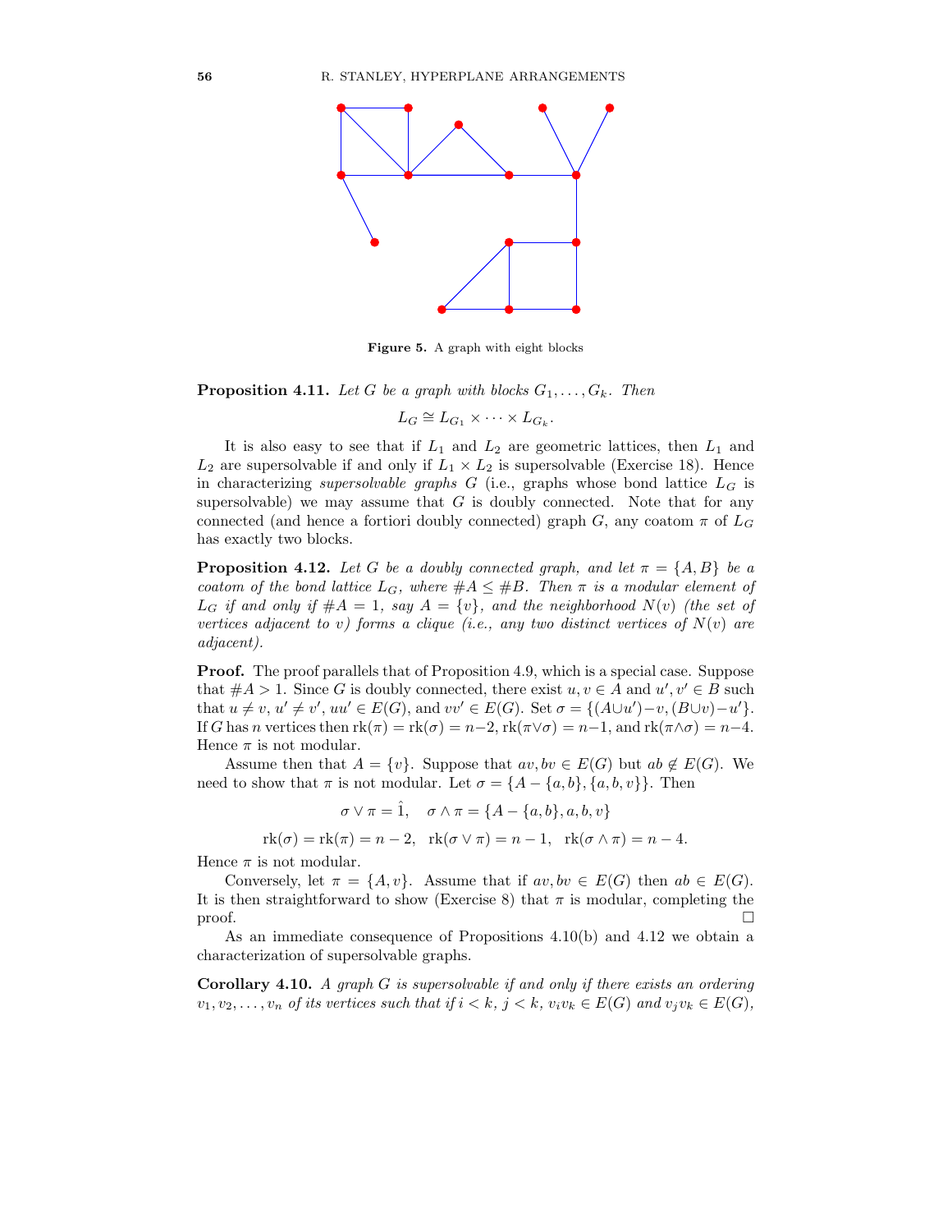**Figure 5.** A graph with eight blocks

**Proposition 4.11.** *Let $G$ be a graph with blocks $G_1, \dots, G_k$. Then*

$$L_G \cong L_{G_1} \times \cdots \times L_{G_k}.$$

It is also easy to see that if $L_1$ and $L_2$ are geometric lattices, then $L_1$ and $L_2$ are supersolvable if and only if $L_1 \times L_2$ is supersolvable (Exercise 18). Hence in characterizing *supersolvable graphs* $G$ (i.e., graphs whose bond lattice $L_G$ is supersolvable) we may assume that $G$ is doubly connected. Note that for any connected (and hence a fortiori doubly connected) graph $G$, any coatom $\pi$ of $L_G$ has exactly two blocks.

**Proposition 4.12.** *Let $G$ be a doubly connected graph, and let $\pi = \{A, B\}$ be a coatom of the bond lattice $L_G$, where $\#A \leq \#B$. Then $\pi$ is a modular element of $L_G$ if and only if $\#A = 1$, say $A = \{v\}$, and the neighborhood $N(v)$ (the set of vertices adjacent to $v$) forms a clique (i.e., any two distinct vertices of $N(v)$ are adjacent).*

**Proof.** The proof parallels that of Proposition 4.9, which is a special case. Suppose that $\#A > 1$. Since $G$ is doubly connected, there exist $u, v \in A$ and $u', v' \in B$ such that $u \neq v$, $u' \neq v'$, $uu' \in E(G)$, and $vv' \in E(G)$. Set $\sigma = \{(A \cup u') - v, (B \cup v) - u'\}$. If $G$ has $n$ vertices then $\mathrm{rk}(\pi) = \mathrm{rk}(\sigma) = n-2$, $\mathrm{rk}(\pi \vee \sigma) = n-1$, and $\mathrm{rk}(\pi \wedge \sigma) = n-4$. Hence $\pi$ is not modular.

Assume then that $A = \{v\}$. Suppose that $av, bv \in E(G)$ but $ab \notin E(G)$. We need to show that $\pi$ is not modular. Let $\sigma = \{A - \{a, b\}, \{a, b, v\}\}$. Then

$$\sigma \vee \pi = \hat{1}, \quad \sigma \wedge \pi = \{A - \{a, b\}, a, b, v\}$$

$$\mathrm{rk}(\sigma) = \mathrm{rk}(\pi) = n-2, \quad \mathrm{rk}(\sigma \vee \pi) = n-1, \quad \mathrm{rk}(\sigma \wedge \pi) = n-4.$$

Hence $\pi$ is not modular.

Conversely, let $\pi = \{A, v\}$. Assume that if $av, bv \in E(G)$ then $ab \in E(G)$. It is then straightforward to show (Exercise 8) that $\pi$ is modular, completing the proof. $\square$

As an immediate consequence of Propositions 4.10(b) and 4.12 we obtain a characterization of supersolvable graphs.

**Corollary 4.10.** *A graph $G$ is supersolvable if and only if there exists an ordering $v_1, v_2, \dots, v_n$ of its vertices such that if $i < k$, $j < k$, $v_i v_k \in E(G)$ and $v_j v_k \in E(G)$,*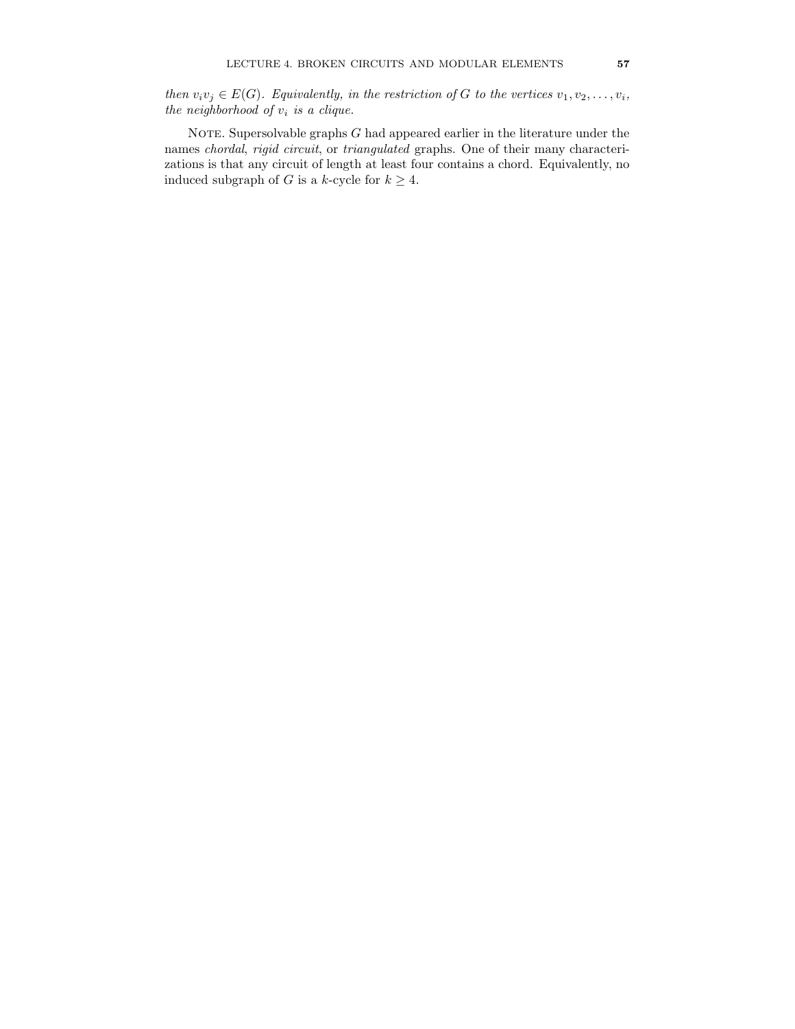*then $v_i v_j \in E(G)$. Equivalently, in the restriction of $G$ to the vertices $v_1, v_2, \ldots, v_i$, the neighborhood of $v_i$ is a clique.*

Note. Supersolvable graphs $G$ had appeared earlier in the literature under the names *chordal*, *rigid circuit*, or *triangulated* graphs. One of their many characterizations is that any circuit of length at least four contains a chord. Equivalently, no induced subgraph of $G$ is a $k$-cycle for $k \geq 4$.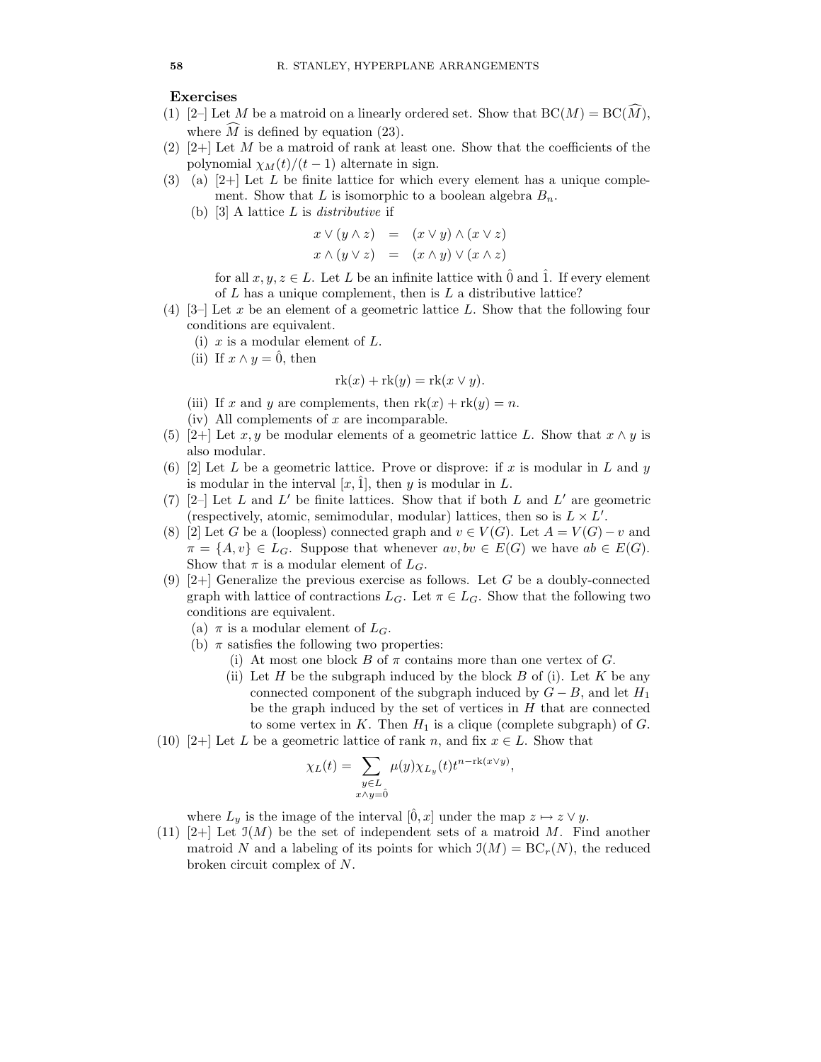## Exercises

(1) [2–] Let $M$ be a matroid on a linearly ordered set. Show that $\mathrm{BC}(M) = \mathrm{BC}(\widehat{M})$, where $\widehat{M}$ is defined by equation (23).

(2) [2+] Let $M$ be a matroid of rank at least one. Show that the coefficients of the polynomial $\chi_M(t)/(t-1)$ alternate in sign.

(3) (a) [2+] Let $L$ be finite lattice for which every element has a unique complement. Show that $L$ is isomorphic to a boolean algebra $B_n$.

  (b) [3] A lattice $L$ is *distributive* if

$$\begin{aligned} x \vee (y \wedge z) &= (x \vee y) \wedge (x \vee z) \\ x \wedge (y \vee z) &= (x \wedge y) \vee (x \wedge z) \end{aligned}$$

  for all $x, y, z \in L$. Let $L$ be an infinite lattice with $\hat{0}$ and $\hat{1}$. If every element of $L$ has a unique complement, then is $L$ a distributive lattice?

(4) [3–] Let $x$ be an element of a geometric lattice $L$. Show that the following four conditions are equivalent.

  (i) $x$ is a modular element of $L$.

  (ii) If $x \wedge y = \hat{0}$, then

$$\mathrm{rk}(x) + \mathrm{rk}(y) = \mathrm{rk}(x \vee y).$$

  (iii) If $x$ and $y$ are complements, then $\mathrm{rk}(x) + \mathrm{rk}(y) = n$.

  (iv) All complements of $x$ are incomparable.

(5) [2+] Let $x, y$ be modular elements of a geometric lattice $L$. Show that $x \wedge y$ is also modular.

(6) [2] Let $L$ be a geometric lattice. Prove or disprove: if $x$ is modular in $L$ and $y$ is modular in the interval $[x, \hat{1}]$, then $y$ is modular in $L$.

(7) [2–] Let $L$ and $L'$ be finite lattices. Show that if both $L$ and $L'$ are geometric (respectively, atomic, semimodular, modular) lattices, then so is $L \times L'$.

(8) [2] Let $G$ be a (loopless) connected graph and $v \in V(G)$. Let $A = V(G) - v$ and $\pi = \{A, v\} \in L_G$. Suppose that whenever $av, bv \in E(G)$ we have $ab \in E(G)$. Show that $\pi$ is a modular element of $L_G$.

(9) [2+] Generalize the previous exercise as follows. Let $G$ be a doubly-connected graph with lattice of contractions $L_G$. Let $\pi \in L_G$. Show that the following two conditions are equivalent.

  (a) $\pi$ is a modular element of $L_G$.

  (b) $\pi$ satisfies the following two properties:

    (i) At most one block $B$ of $\pi$ contains more than one vertex of $G$.

    (ii) Let $H$ be the subgraph induced by the block $B$ of (i). Let $K$ be any connected component of the subgraph induced by $G - B$, and let $H_1$ be the graph induced by the set of vertices in $H$ that are connected to some vertex in $K$. Then $H_1$ is a clique (complete subgraph) of $G$.

(10) [2+] Let $L$ be a geometric lattice of rank $n$, and fix $x \in L$. Show that

$$\chi_L(t) = \sum_{\substack{y \in L \\ x \wedge y = \hat{0}}} \mu(y) \chi_{L_y}(t) t^{n - \mathrm{rk}(x \vee y)},$$

  where $L_y$ is the image of the interval $[\hat{0}, x]$ under the map $z \mapsto z \vee y$.

(11) [2+] Let $\mathcal{I}(M)$ be the set of independent sets of a matroid $M$. Find another matroid $N$ and a labeling of its points for which $\mathcal{I}(M) = \mathrm{BC}_r(N)$, the reduced broken circuit complex of $N$.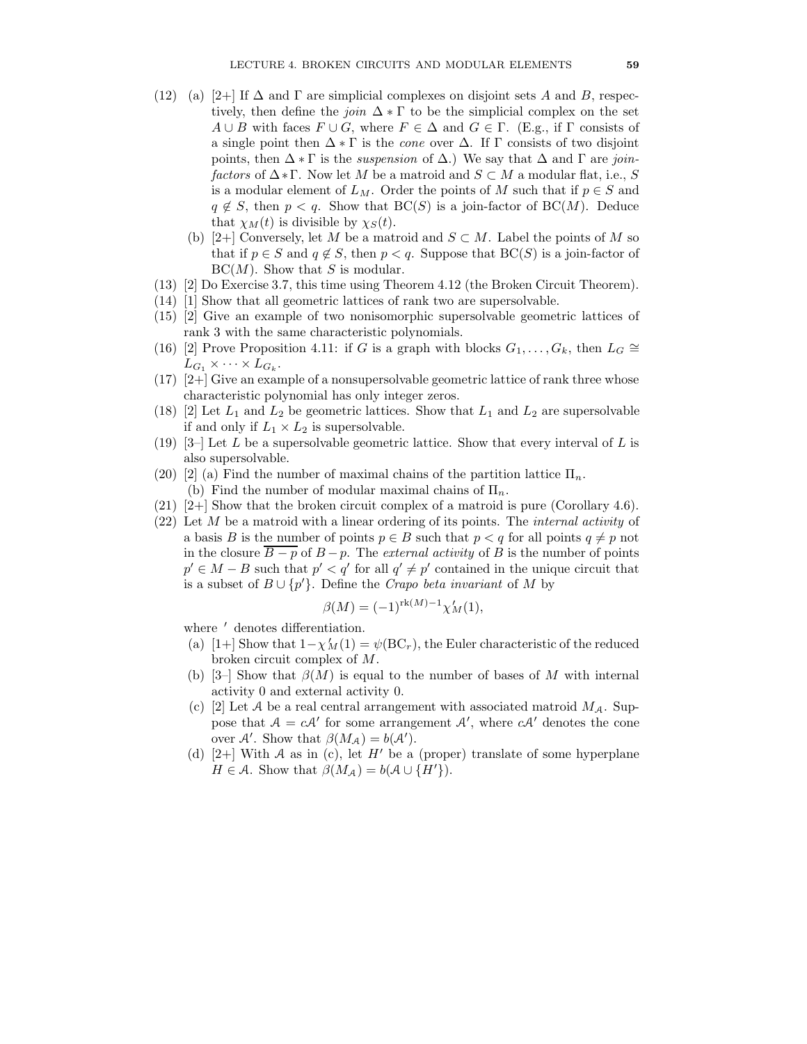(12) (a) [2+] If $\Delta$ and $\Gamma$ are simplicial complexes on disjoint sets $A$ and $B$, respectively, then define the *join* $\Delta * \Gamma$ to be the simplicial complex on the set $A \cup B$ with faces $F \cup G$, where $F \in \Delta$ and $G \in \Gamma$. (E.g., if $\Gamma$ consists of a single point then $\Delta * \Gamma$ is the *cone* over $\Delta$. If $\Gamma$ consists of two disjoint points, then $\Delta * \Gamma$ is the *suspension* of $\Delta$.) We say that $\Delta$ and $\Gamma$ are *join-factors* of $\Delta * \Gamma$. Now let $M$ be a matroid and $S \subset M$ a modular flat, i.e., $S$ is a modular element of $L_M$. Order the points of $M$ such that if $p \in S$ and $q \notin S$, then $p < q$. Show that $\mathrm{BC}(S)$ is a join-factor of $\mathrm{BC}(M)$. Deduce that $\chi_M(t)$ is divisible by $\chi_S(t)$.

(b) [2+] Conversely, let $M$ be a matroid and $S \subset M$. Label the points of $M$ so that if $p \in S$ and $q \notin S$, then $p < q$. Suppose that $\mathrm{BC}(S)$ is a join-factor of $\mathrm{BC}(M)$. Show that $S$ is modular.

(13) [2] Do Exercise 3.7, this time using Theorem 4.12 (the Broken Circuit Theorem).

(14) [1] Show that all geometric lattices of rank two are supersolvable.

(15) [2] Give an example of two nonisomorphic supersolvable geometric lattices of rank 3 with the same characteristic polynomials.

(16) [2] Prove Proposition 4.11: if $G$ is a graph with blocks $G_1, \dots, G_k$, then $L_G \cong L_{G_1} \times \cdots \times L_{G_k}$.

(17) [2+] Give an example of a nonsupersolvable geometric lattice of rank three whose characteristic polynomial has only integer zeros.

(18) [2] Let $L_1$ and $L_2$ be geometric lattices. Show that $L_1$ and $L_2$ are supersolvable if and only if $L_1 \times L_2$ is supersolvable.

(19) [3–] Let $L$ be a supersolvable geometric lattice. Show that every interval of $L$ is also supersolvable.

(20) [2] (a) Find the number of maximal chains of the partition lattice $\Pi_n$.

(b) Find the number of modular maximal chains of $\Pi_n$.

(21) [2+] Show that the broken circuit complex of a matroid is pure (Corollary 4.6).

(22) Let $M$ be a matroid with a linear ordering of its points. The *internal activity* of a basis $B$ is the number of points $p \in B$ such that $p < q$ for all points $q \neq p$ not in the closure $\overline{B - p}$ of $B - p$. The *external activity* of $B$ is the number of points $p' \in M - B$ such that $p' < q'$ for all $q' \neq p'$ contained in the unique circuit that is a subset of $B \cup \{p'\}$. Define the *Crapo beta invariant* of $M$ by

$$\beta(M) = (-1)^{\mathrm{rk}(M)-1} \chi_M'(1),$$

where $'$ denotes differentiation.

(a) [1+] Show that $1 - \chi_M'(1) = \psi(\mathrm{BC}_r)$, the Euler characteristic of the reduced broken circuit complex of $M$.

(b) [3–] Show that $\beta(M)$ is equal to the number of bases of $M$ with internal activity 0 and external activity 0.

(c) [2] Let $\mathcal{A}$ be a real central arrangement with associated matroid $M_{\mathcal{A}}$. Suppose that $\mathcal{A} = c\mathcal{A}'$ for some arrangement $\mathcal{A}'$, where $c\mathcal{A}'$ denotes the cone over $\mathcal{A}'$. Show that $\beta(M_{\mathcal{A}}) = b(\mathcal{A}')$.

(d) [2+] With $\mathcal{A}$ as in (c), let $H'$ be a (proper) translate of some hyperplane $H \in \mathcal{A}$. Show that $\beta(M_{\mathcal{A}}) = b(\mathcal{A} \cup \{H'\})$.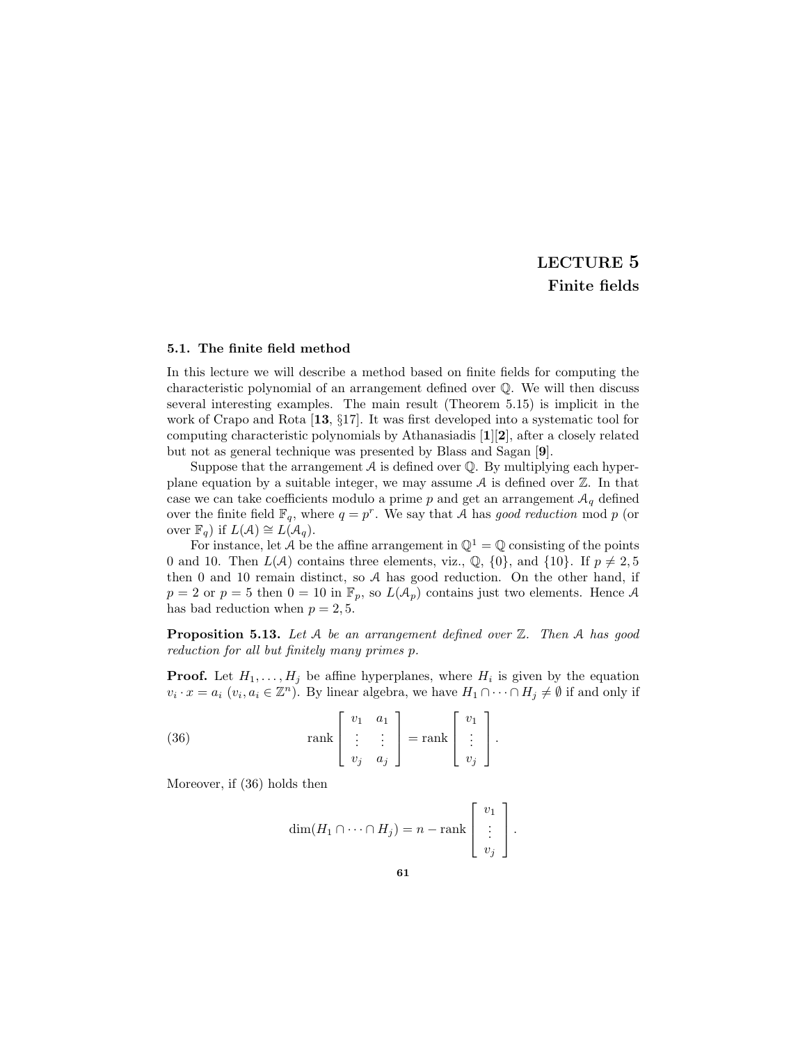# LECTURE 5
## Finite fields

### 5.1. The finite field method

In this lecture we will describe a method based on finite fields for computing the characteristic polynomial of an arrangement defined over $\mathbb{Q}$. We will then discuss several interesting examples. The main result (Theorem 5.15) is implicit in the work of Crapo and Rota [**13**, §17]. It was first developed into a systematic tool for computing characteristic polynomials by Athanasiadis [**1**][**2**], after a closely related but not as general technique was presented by Blass and Sagan [**9**].

Suppose that the arrangement $\mathcal{A}$ is defined over $\mathbb{Q}$. By multiplying each hyperplane equation by a suitable integer, we may assume $\mathcal{A}$ is defined over $\mathbb{Z}$. In that case we can take coefficients modulo a prime $p$ and get an arrangement $\mathcal{A}_q$ defined over the finite field $\mathbb{F}_q$, where $q = p^r$. We say that $\mathcal{A}$ has *good reduction* mod $p$ (or over $\mathbb{F}_q$) if $L(\mathcal{A}) \cong L(\mathcal{A}_q)$.

For instance, let $\mathcal{A}$ be the affine arrangement in $\mathbb{Q}^1 = \mathbb{Q}$ consisting of the points 0 and 10. Then $L(\mathcal{A})$ contains three elements, viz., $\mathbb{Q}$, $\{0\}$, and $\{10\}$. If $p \neq 2, 5$ then 0 and 10 remain distinct, so $\mathcal{A}$ has good reduction. On the other hand, if $p = 2$ or $p = 5$ then $0 = 10$ in $\mathbb{F}_p$, so $L(\mathcal{A}_p)$ contains just two elements. Hence $\mathcal{A}$ has bad reduction when $p = 2, 5$.

**Proposition 5.13.** *Let $\mathcal{A}$ be an arrangement defined over $\mathbb{Z}$. Then $\mathcal{A}$ has good reduction for all but finitely many primes $p$.*

**Proof.** Let $H_1, \ldots, H_j$ be affine hyperplanes, where $H_i$ is given by the equation $v_i \cdot x = a_i$ ($v_i, a_i \in \mathbb{Z}^n$). By linear algebra, we have $H_1 \cap \cdots \cap H_j \neq \emptyset$ if and only if

$$\operatorname{rank} \begin{bmatrix} v_1 & a_1 \\ \vdots & \vdots \\ v_j & a_j \end{bmatrix} = \operatorname{rank} \begin{bmatrix} v_1 \\ \vdots \\ v_j \end{bmatrix}. \tag{36}$$

Moreover, if (36) holds then

$$\dim(H_1 \cap \cdots \cap H_j) = n - \operatorname{rank} \begin{bmatrix} v_1 \\ \vdots \\ v_j \end{bmatrix}.$$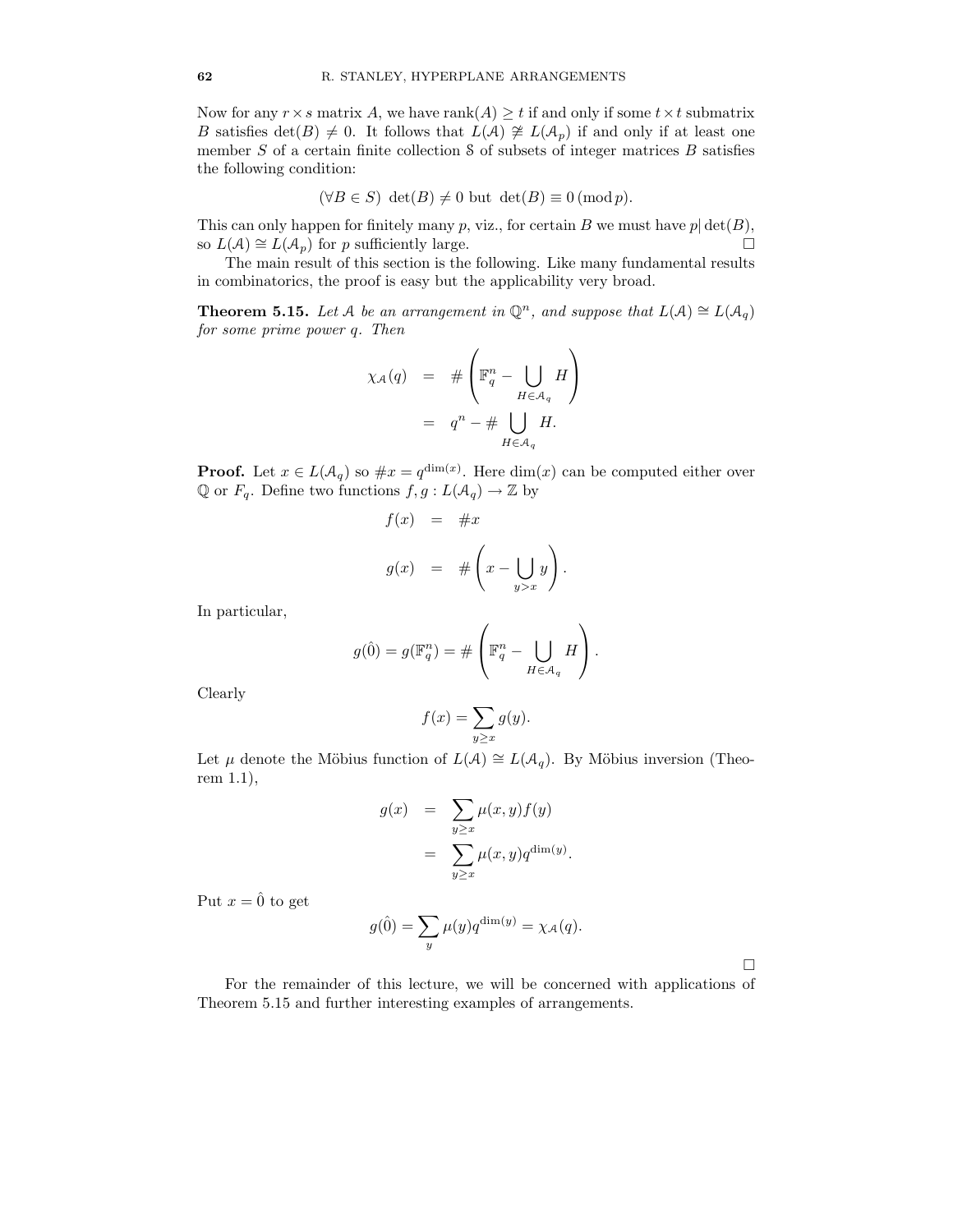Now for any $r \times s$ matrix $A$, we have $\text{rank}(A) \geq t$ if and only if some $t \times t$ submatrix $B$ satisfies $\det(B) \neq 0$. It follows that $L(\mathcal{A}) \not\cong L(\mathcal{A}_p)$ if and only if at least one member $S$ of a certain finite collection $\mathcal{S}$ of subsets of integer matrices $B$ satisfies the following condition:

$$(\forall B \in S) \ \det(B) \neq 0 \text{ but } \det(B) \equiv 0 \,(\text{mod}\, p).$$

This can only happen for finitely many $p$, viz., for certain $B$ we must have $p | \det(B)$, so $L(\mathcal{A}) \cong L(\mathcal{A}_p)$ for $p$ sufficiently large. □

The main result of this section is the following. Like many fundamental results in combinatorics, the proof is easy but the applicability very broad.

**Theorem 5.15.** *Let $\mathcal{A}$ be an arrangement in $\mathbb{Q}^n$, and suppose that $L(\mathcal{A}) \cong L(\mathcal{A}_q)$ for some prime power $q$. Then*

$$\begin{aligned}
\chi_{\mathcal{A}}(q) &= \# \left( \mathbb{F}_q^n - \bigcup_{H \in \mathcal{A}_q} H \right) \\
&= q^n - \# \bigcup_{H \in \mathcal{A}_q} H.
\end{aligned}$$

**Proof.** Let $x \in L(\mathcal{A}_q)$ so $\#x = q^{\dim(x)}$. Here $\dim(x)$ can be computed either over $\mathbb{Q}$ or $F_q$. Define two functions $f, g : L(\mathcal{A}_q) \to \mathbb{Z}$ by

$$\begin{aligned}
f(x) &= \#x \\
g(x) &= \# \left( x - \bigcup_{y > x} y \right).
\end{aligned}$$

In particular,

$$g(\hat{0}) = g(\mathbb{F}_q^n) = \# \left( \mathbb{F}_q^n - \bigcup_{H \in \mathcal{A}_q} H \right).$$

Clearly

$$f(x) = \sum_{y \geq x} g(y).$$

Let $\mu$ denote the Möbius function of $L(\mathcal{A}) \cong L(\mathcal{A}_q)$. By Möbius inversion (Theorem 1.1),

$$\begin{aligned}
g(x) &= \sum_{y \geq x} \mu(x, y) f(y) \\
&= \sum_{y \geq x} \mu(x, y) q^{\dim(y)}.
\end{aligned}$$

Put $x = \hat{0}$ to get

$$g(\hat{0}) = \sum_{y} \mu(y) q^{\dim(y)} = \chi_{\mathcal{A}}(q).$$

□

For the remainder of this lecture, we will be concerned with applications of Theorem 5.15 and further interesting examples of arrangements.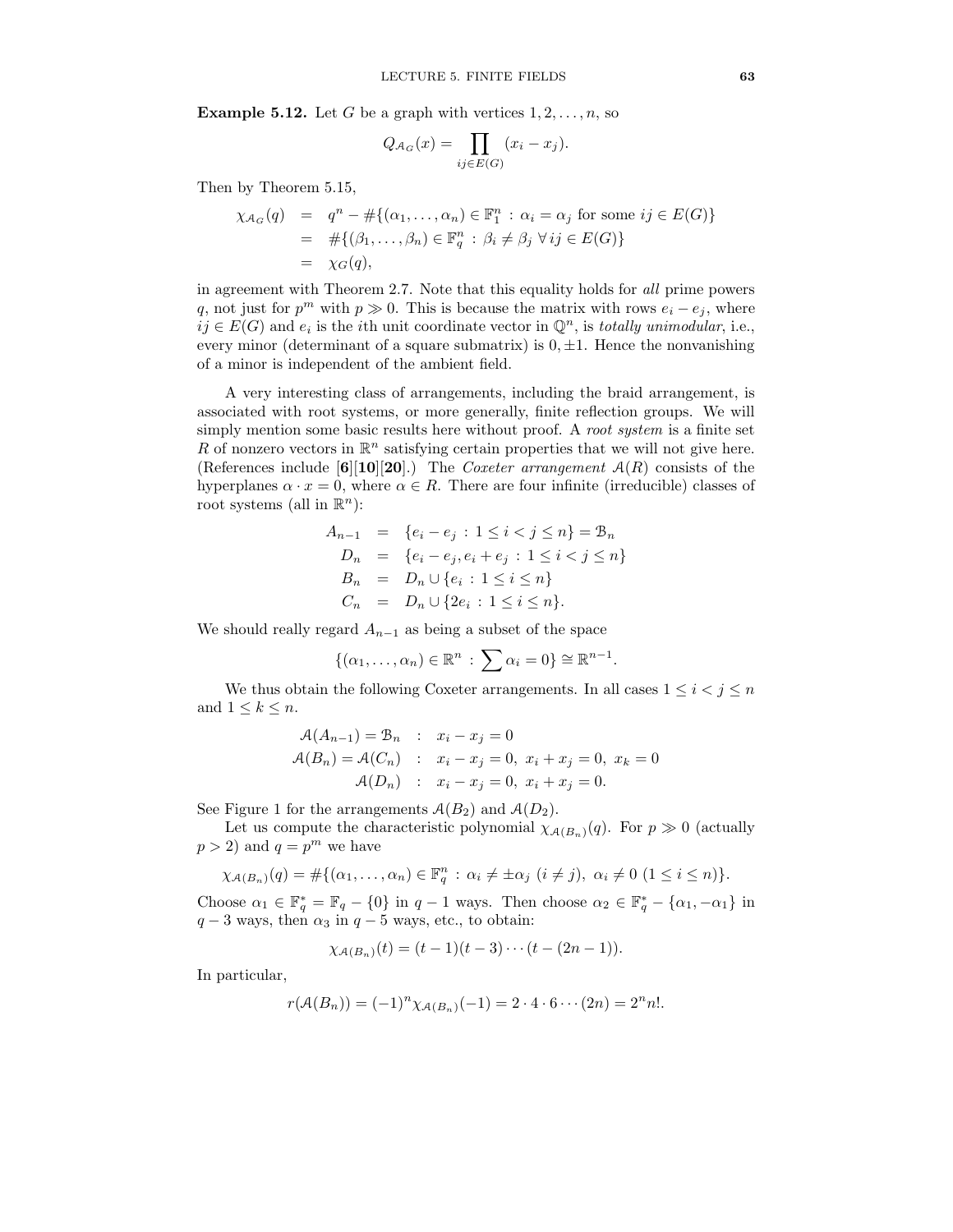**Example 5.12.** Let $G$ be a graph with vertices $1, 2, \ldots, n$, so

$$Q_{\mathcal{A}_G}(x) = \prod_{ij \in E(G)} (x_i - x_j).$$

Then by Theorem 5.15,

$$\begin{aligned}
\chi_{\mathcal{A}_G}(q) &= q^n - \#\{(\alpha_1, \ldots, \alpha_n) \in \mathbb{F}_1^n : \alpha_i = \alpha_j \text{ for some } ij \in E(G)\} \\
&= \#\{(\beta_1, \ldots, \beta_n) \in \mathbb{F}_q^n : \beta_i \neq \beta_j \ \forall\, ij \in E(G)\} \\
&= \chi_G(q),
\end{aligned}$$

in agreement with Theorem 2.7. Note that this equality holds for *all* prime powers $q$, not just for $p^m$ with $p \gg 0$. This is because the matrix with rows $e_i - e_j$, where $ij \in E(G)$ and $e_i$ is the $i$th unit coordinate vector in $\mathbb{Q}^n$, is *totally unimodular*, i.e., every minor (determinant of a square submatrix) is $0, \pm 1$. Hence the nonvanishing of a minor is independent of the ambient field.

A very interesting class of arrangements, including the braid arrangement, is associated with root systems, or more generally, finite reflection groups. We will simply mention some basic results here without proof. A *root system* is a finite set $R$ of nonzero vectors in $\mathbb{R}^n$ satisfying certain properties that we will not give here. (References include **[6][10][20]**.) The *Coxeter arrangement* $\mathcal{A}(R)$ consists of the hyperplanes $\alpha \cdot x = 0$, where $\alpha \in R$. There are four infinite (irreducible) classes of root systems (all in $\mathbb{R}^n$):

$$\begin{aligned}
A_{n-1} &= \{e_i - e_j : 1 \leq i < j \leq n\} = \mathcal{B}_n \\
D_n &= \{e_i - e_j, e_i + e_j : 1 \leq i < j \leq n\} \\
B_n &= D_n \cup \{e_i : 1 \leq i \leq n\} \\
C_n &= D_n \cup \{2e_i : 1 \leq i \leq n\}.
\end{aligned}$$

We should really regard $A_{n-1}$ as being a subset of the space

$$\{(\alpha_1, \ldots, \alpha_n) \in \mathbb{R}^n : \sum \alpha_i = 0\} \cong \mathbb{R}^{n-1}.$$

We thus obtain the following Coxeter arrangements. In all cases $1 \leq i < j \leq n$ and $1 \leq k \leq n$.

$$\begin{aligned}
\mathcal{A}(A_{n-1}) = \mathcal{B}_n \quad &: \quad x_i - x_j = 0 \\
\mathcal{A}(B_n) = \mathcal{A}(C_n) \quad &: \quad x_i - x_j = 0,\ x_i + x_j = 0,\ x_k = 0 \\
\mathcal{A}(D_n) \quad &: \quad x_i - x_j = 0,\ x_i + x_j = 0.
\end{aligned}$$

See Figure 1 for the arrangements $\mathcal{A}(B_2)$ and $\mathcal{A}(D_2)$.

Let us compute the characteristic polynomial $\chi_{\mathcal{A}(B_n)}(q)$. For $p \gg 0$ (actually $p > 2$) and $q = p^m$ we have

$$\chi_{\mathcal{A}(B_n)}(q) = \#\{(\alpha_1, \ldots, \alpha_n) \in \mathbb{F}_q^n : \alpha_i \neq \pm\alpha_j \ (i \neq j),\ \alpha_i \neq 0 \ (1 \leq i \leq n)\}.$$

Choose $\alpha_1 \in \mathbb{F}_q^* = \mathbb{F}_q - \{0\}$ in $q - 1$ ways. Then choose $\alpha_2 \in \mathbb{F}_q^* - \{\alpha_1, -\alpha_1\}$ in $q - 3$ ways, then $\alpha_3$ in $q - 5$ ways, etc., to obtain:

$$\chi_{\mathcal{A}(B_n)}(t) = (t-1)(t-3)\cdots(t-(2n-1)).$$

In particular,

$$r(\mathcal{A}(B_n)) = (-1)^n \chi_{\mathcal{A}(B_n)}(-1) = 2 \cdot 4 \cdot 6 \cdots (2n) = 2^n n!.$$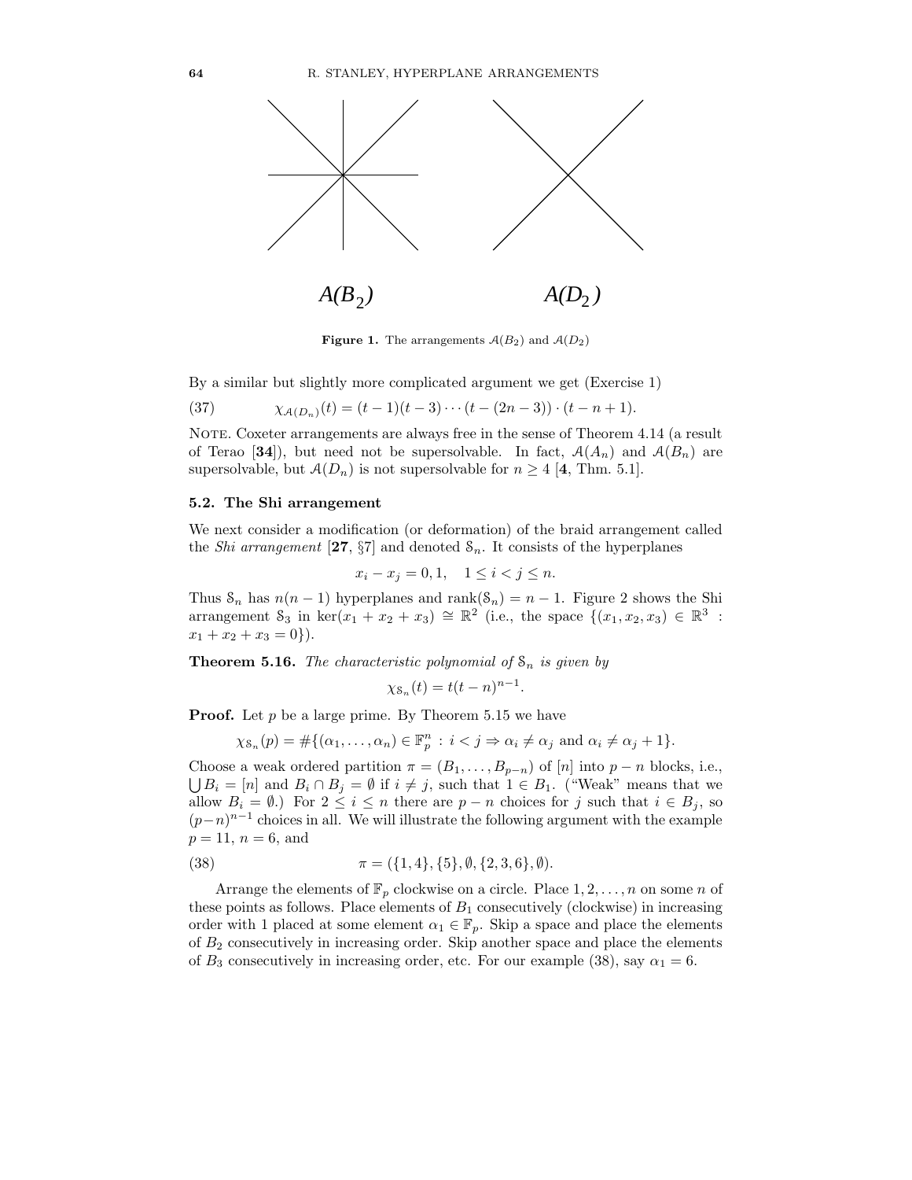**Figure 1.** The arrangements $\mathcal{A}(B_2)$ and $\mathcal{A}(D_2)$

By a similar but slightly more complicated argument we get (Exercise 1)

$$\chi_{\mathcal{A}(D_n)}(t) = (t-1)(t-3)\cdots(t-(2n-3))\cdot(t-n+1). \tag{37}$$

Note. Coxeter arrangements are always free in the sense of Theorem 4.14 (a result of Terao [**34**]), but need not be supersolvable. In fact, $\mathcal{A}(A_n)$ and $\mathcal{A}(B_n)$ are supersolvable, but $\mathcal{A}(D_n)$ is not supersolvable for $n \geq 4$ [**4**, Thm. 5.1].

### 5.2. The Shi arrangement

We next consider a modification (or deformation) of the braid arrangement called the *Shi arrangement* [**27**, §7] and denoted $\mathcal{S}_n$. It consists of the hyperplanes

$$x_i - x_j = 0, 1, \quad 1 \leq i < j \leq n.$$

Thus $\mathcal{S}_n$ has $n(n-1)$ hyperplanes and $\operatorname{rank}(\mathcal{S}_n) = n-1$. Figure 2 shows the Shi arrangement $\mathcal{S}_3$ in $\ker(x_1 + x_2 + x_3) \cong \mathbb{R}^2$ (i.e., the space $\{(x_1, x_2, x_3) \in \mathbb{R}^3 : x_1 + x_2 + x_3 = 0\}$).

**Theorem 5.16.** *The characteristic polynomial of* $\mathcal{S}_n$ *is given by*

$$\chi_{\mathcal{S}_n}(t) = t(t-n)^{n-1}.$$

**Proof.** Let $p$ be a large prime. By Theorem 5.15 we have

$$\chi_{\mathcal{S}_n}(p) = \#\{(\alpha_1, \ldots, \alpha_n) \in \mathbb{F}_p^n : i < j \Rightarrow \alpha_i \neq \alpha_j \text{ and } \alpha_i \neq \alpha_j + 1\}.$$

Choose a weak ordered partition $\pi = (B_1, \ldots, B_{p-n})$ of $[n]$ into $p-n$ blocks, i.e., $\bigcup B_i = [n]$ and $B_i \cap B_j = \emptyset$ if $i \neq j$, such that $1 \in B_1$. ("Weak" means that we allow $B_i = \emptyset$.) For $2 \leq i \leq n$ there are $p-n$ choices for $j$ such that $i \in B_j$, so $(p-n)^{n-1}$ choices in all. We will illustrate the following argument with the example $p = 11$, $n = 6$, and

$$\pi = (\{1,4\}, \{5\}, \emptyset, \{2,3,6\}, \emptyset). \tag{38}$$

Arrange the elements of $\mathbb{F}_p$ clockwise on a circle. Place $1, 2, \ldots, n$ on some $n$ of these points as follows. Place elements of $B_1$ consecutively (clockwise) in increasing order with 1 placed at some element $\alpha_1 \in \mathbb{F}_p$. Skip a space and place the elements of $B_2$ consecutively in increasing order. Skip another space and place the elements of $B_3$ consecutively in increasing order, etc. For our example (38), say $\alpha_1 = 6$.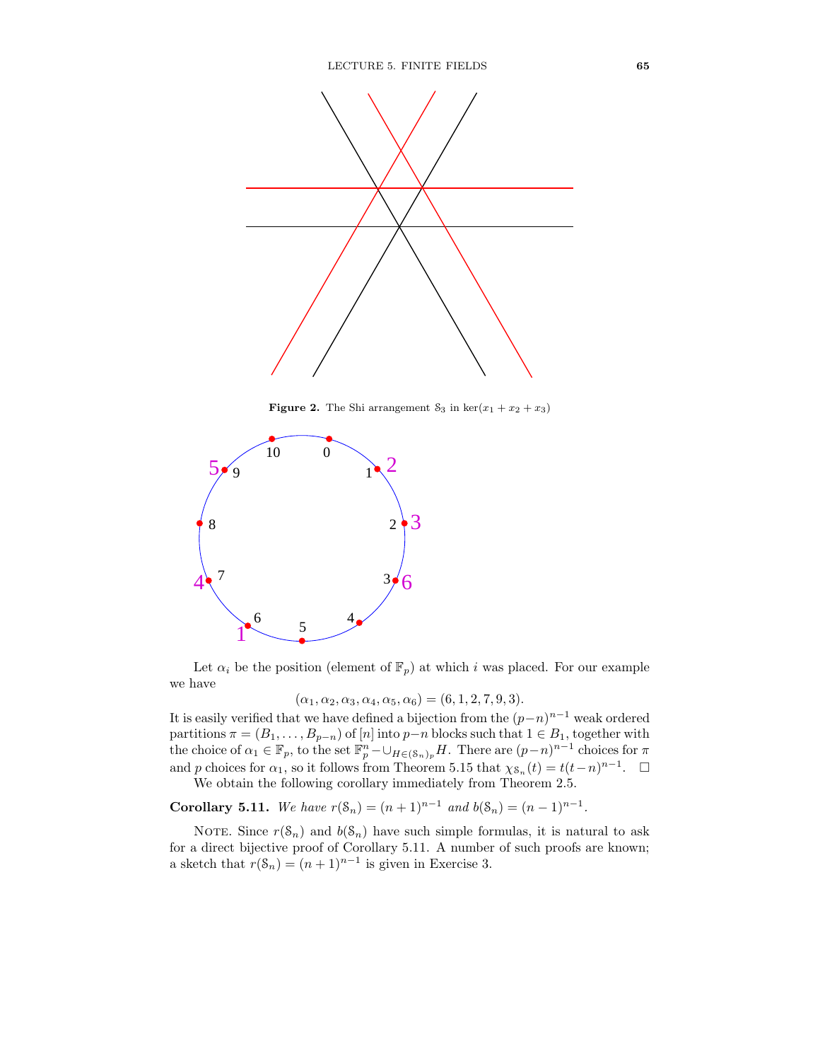**Figure 2.** The Shi arrangement $\mathcal{S}_3$ in $\ker(x_1+x_2+x_3)$

Let $\alpha_i$ be the position (element of $\mathbb{F}_p$) at which $i$ was placed. For our example we have

$$(\alpha_1, \alpha_2, \alpha_3, \alpha_4, \alpha_5, \alpha_6) = (6, 1, 2, 7, 9, 3).$$

It is easily verified that we have defined a bijection from the $(p-n)^{n-1}$ weak ordered partitions $\pi = (B_1, \ldots, B_{p-n})$ of $[n]$ into $p-n$ blocks such that $1 \in B_1$, together with the choice of $\alpha_1 \in \mathbb{F}_p$, to the set $\mathbb{F}_p^n - \cup_{H \in (\mathcal{S}_n)_p} H$. There are $(p-n)^{n-1}$ choices for $\pi$ and $p$ choices for $\alpha_1$, so it follows from Theorem 5.15 that $\chi_{\mathcal{S}_n}(t) = t(t-n)^{n-1}$. $\square$

We obtain the following corollary immediately from Theorem 2.5.

**Corollary 5.11.** *We have $r(\mathcal{S}_n) = (n+1)^{n-1}$ and $b(\mathcal{S}_n) = (n-1)^{n-1}$.*

Note. Since $r(\mathcal{S}_n)$ and $b(\mathcal{S}_n)$ have such simple formulas, it is natural to ask for a direct bijective proof of Corollary 5.11. A number of such proofs are known; a sketch that $r(\mathcal{S}_n) = (n+1)^{n-1}$ is given in Exercise 3.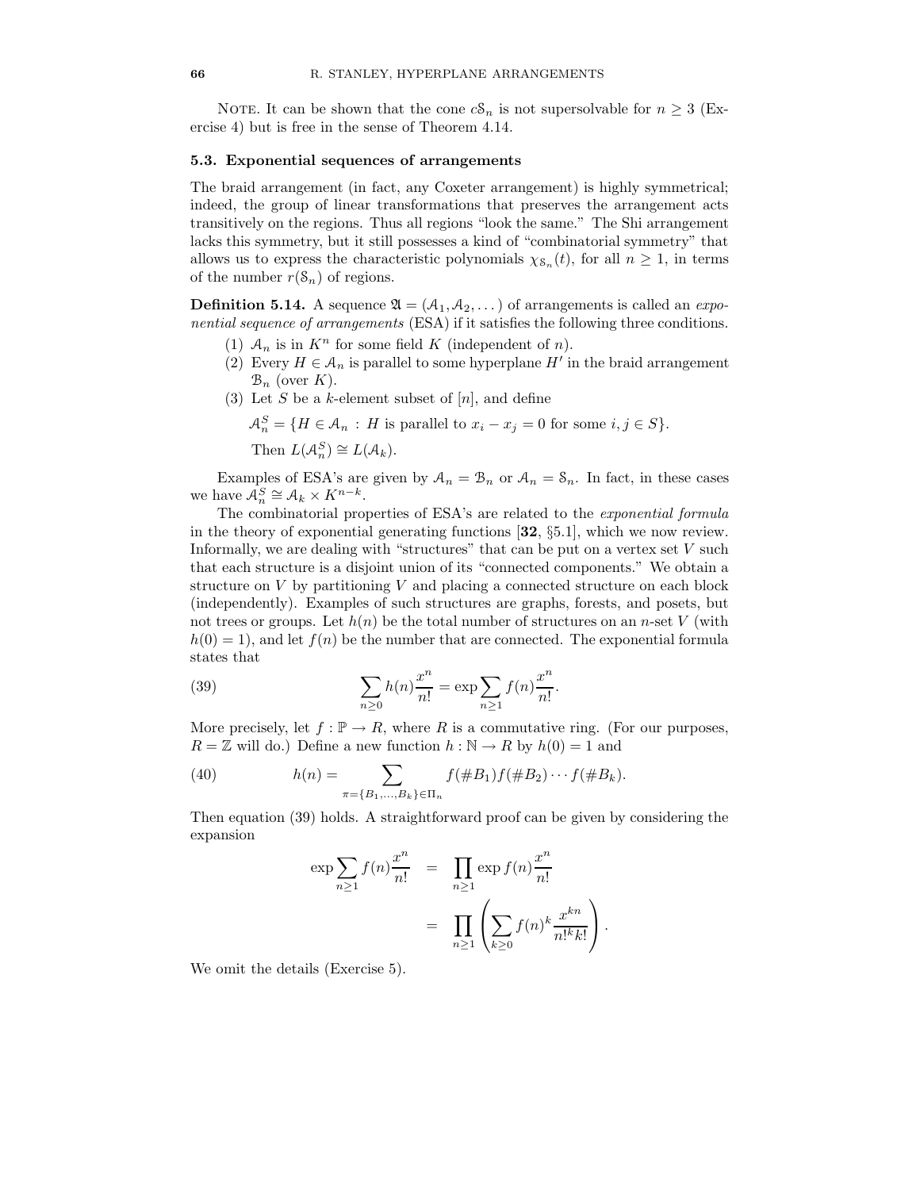Note. It can be shown that the cone $c\mathcal{S}_n$ is not supersolvable for $n \geq 3$ (Exercise 4) but is free in the sense of Theorem 4.14.

### 5.3. Exponential sequences of arrangements

The braid arrangement (in fact, any Coxeter arrangement) is highly symmetrical; indeed, the group of linear transformations that preserves the arrangement acts transitively on the regions. Thus all regions "look the same." The Shi arrangement lacks this symmetry, but it still possesses a kind of "combinatorial symmetry" that allows us to express the characteristic polynomials $\chi_{\mathcal{S}_n}(t)$, for all $n \geq 1$, in terms of the number $r(\mathcal{S}_n)$ of regions.

**Definition 5.14.** A sequence $\mathfrak{A} = (\mathcal{A}_1, \mathcal{A}_2, \dots)$ of arrangements is called an *exponential sequence of arrangements* (ESA) if it satisfies the following three conditions.

1. $\mathcal{A}_n$ is in $K^n$ for some field $K$ (independent of $n$).
2. Every $H \in \mathcal{A}_n$ is parallel to some hyperplane $H'$ in the braid arrangement $\mathcal{B}_n$ (over $K$).
3. Let $S$ be a $k$-element subset of $[n]$, and define

   $\mathcal{A}_n^S = \{H \in \mathcal{A}_n : H \text{ is parallel to } x_i - x_j = 0 \text{ for some } i, j \in S\}.$

   Then $L(\mathcal{A}_n^S) \cong L(\mathcal{A}_k)$.

Examples of ESA's are given by $\mathcal{A}_n = \mathcal{B}_n$ or $\mathcal{A}_n = \mathcal{S}_n$. In fact, in these cases we have $\mathcal{A}_n^S \cong \mathcal{A}_k \times K^{n-k}$.

The combinatorial properties of ESA's are related to the *exponential formula* in the theory of exponential generating functions [**32**, §5.1], which we now review. Informally, we are dealing with "structures" that can be put on a vertex set $V$ such that each structure is a disjoint union of its "connected components." We obtain a structure on $V$ by partitioning $V$ and placing a connected structure on each block (independently). Examples of such structures are graphs, forests, and posets, but not trees or groups. Let $h(n)$ be the total number of structures on an $n$-set $V$ (with $h(0) = 1$), and let $f(n)$ be the number that are connected. The exponential formula states that

$$\sum_{n \geq 0} h(n) \frac{x^n}{n!} = \exp \sum_{n \geq 1} f(n) \frac{x^n}{n!}. \tag{39}$$

More precisely, let $f : \mathbb{P} \to R$, where $R$ is a commutative ring. (For our purposes, $R = \mathbb{Z}$ will do.) Define a new function $h : \mathbb{N} \to R$ by $h(0) = 1$ and

$$h(n) = \sum_{\pi = \{B_1, \dots, B_k\} \in \Pi_n} f(\#B_1) f(\#B_2) \cdots f(\#B_k). \tag{40}$$

Then equation (39) holds. A straightforward proof can be given by considering the expansion

$$\begin{aligned} \exp \sum_{n \geq 1} f(n) \frac{x^n}{n!} &= \prod_{n \geq 1} \exp f(n) \frac{x^n}{n!} \\ &= \prod_{n \geq 1} \left( \sum_{k \geq 0} f(n)^k \frac{x^{kn}}{n!^k k!} \right). \end{aligned}$$

We omit the details (Exercise 5).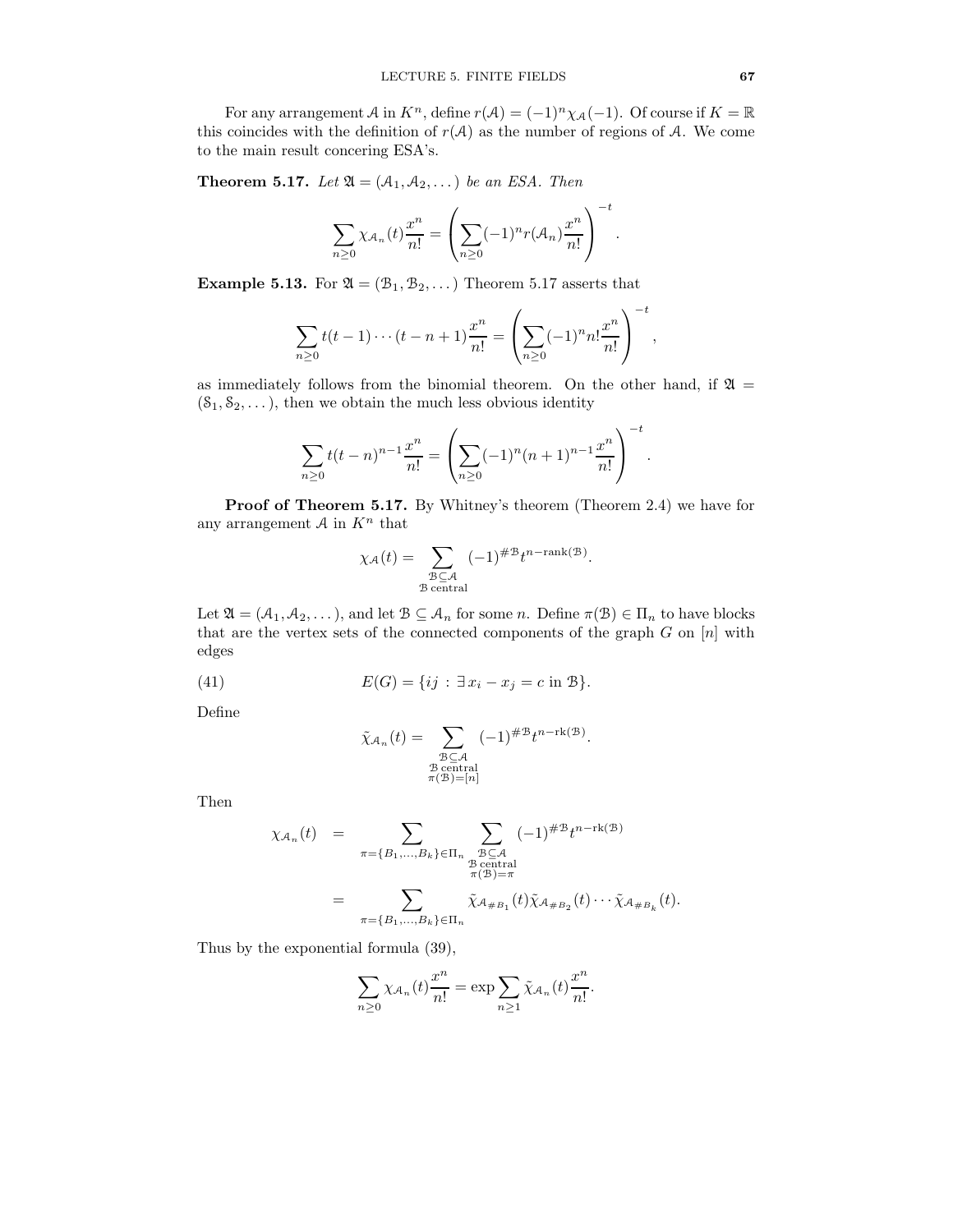For any arrangement $\mathcal{A}$ in $K^n$, define $r(\mathcal{A}) = (-1)^n \chi_{\mathcal{A}}(-1)$. Of course if $K = \mathbb{R}$ this coincides with the definition of $r(\mathcal{A})$ as the number of regions of $\mathcal{A}$. We come to the main result concering ESA's.

**Theorem 5.17.** *Let $\mathfrak{A} = (\mathcal{A}_1, \mathcal{A}_2, \dots)$ be an ESA. Then*

$$\sum_{n\geq 0} \chi_{\mathcal{A}_n}(t)\frac{x^n}{n!} = \left(\sum_{n\geq 0}(-1)^n r(\mathcal{A}_n)\frac{x^n}{n!}\right)^{-t}.$$

**Example 5.13.** For $\mathfrak{A} = (\mathcal{B}_1, \mathcal{B}_2, \dots)$ Theorem 5.17 asserts that

$$\sum_{n\geq 0} t(t-1)\cdots(t-n+1)\frac{x^n}{n!} = \left(\sum_{n\geq 0}(-1)^n n!\frac{x^n}{n!}\right)^{-t},$$

as immediately follows from the binomial theorem. On the other hand, if $\mathfrak{A} = (\mathcal{S}_1, \mathcal{S}_2, \dots)$, then we obtain the much less obvious identity

$$\sum_{n\geq 0} t(t-n)^{n-1}\frac{x^n}{n!} = \left(\sum_{n\geq 0}(-1)^n (n+1)^{n-1}\frac{x^n}{n!}\right)^{-t}.$$

**Proof of Theorem 5.17.** By Whitney's theorem (Theorem 2.4) we have for any arrangement $\mathcal{A}$ in $K^n$ that

$$\chi_{\mathcal{A}}(t) = \sum_{\substack{\mathcal{B}\subseteq\mathcal{A}\\ \mathcal{B}\text{ central}}} (-1)^{\#\mathcal{B}} t^{n-\mathrm{rank}(\mathcal{B})}.$$

Let $\mathfrak{A} = (\mathcal{A}_1, \mathcal{A}_2, \dots)$, and let $\mathcal{B} \subseteq \mathcal{A}_n$ for some $n$. Define $\pi(\mathcal{B}) \in \Pi_n$ to have blocks that are the vertex sets of the connected components of the graph $G$ on $[n]$ with edges

$$E(G) = \{ij \,:\, \exists\, x_i - x_j = c \text{ in } \mathcal{B}\}. \tag{41}$$

Define

$$\tilde{\chi}_{\mathcal{A}_n}(t) = \sum_{\substack{\mathcal{B}\subseteq\mathcal{A}\\ \mathcal{B}\text{ central}\\ \pi(\mathcal{B})=[n]}} (-1)^{\#\mathcal{B}} t^{n-\mathrm{rk}(\mathcal{B})}.$$

Then

$$\begin{aligned}
\chi_{\mathcal{A}_n}(t) &= \sum_{\pi=\{B_1,\dots,B_k\}\in\Pi_n} \sum_{\substack{\mathcal{B}\subseteq\mathcal{A}\\ \mathcal{B}\text{ central}\\ \pi(\mathcal{B})=\pi}} (-1)^{\#\mathcal{B}} t^{n-\mathrm{rk}(\mathcal{B})}\\
&= \sum_{\pi=\{B_1,\dots,B_k\}\in\Pi_n} \tilde{\chi}_{\mathcal{A}_{\#B_1}}(t)\tilde{\chi}_{\mathcal{A}_{\#B_2}}(t)\cdots\tilde{\chi}_{\mathcal{A}_{\#B_k}}(t).
\end{aligned}$$

Thus by the exponential formula (39),

$$\sum_{n\geq 0}\chi_{\mathcal{A}_n}(t)\frac{x^n}{n!} = \exp\sum_{n\geq 1}\tilde{\chi}_{\mathcal{A}_n}(t)\frac{x^n}{n!}.$$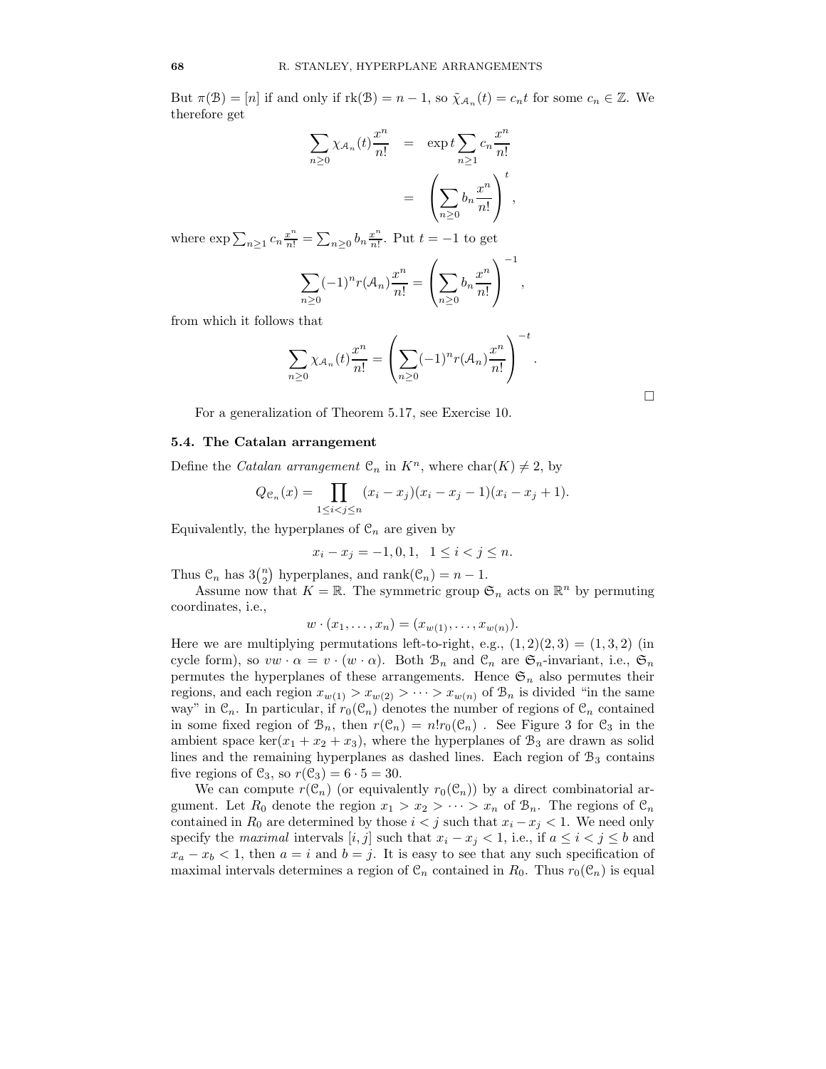But $\pi(\mathcal{B}) = [n]$ if and only if $\mathrm{rk}(\mathcal{B}) = n-1$, so $\tilde{\chi}_{\mathcal{A}_n}(t) = c_n t$ for some $c_n \in \mathbb{Z}$. We therefore get

$$\begin{aligned}\sum_{n\geq 0} \chi_{\mathcal{A}_n}(t)\frac{x^n}{n!} &= \exp t \sum_{n\geq 1} c_n \frac{x^n}{n!} \\ &= \left(\sum_{n\geq 0} b_n \frac{x^n}{n!}\right)^t,\end{aligned}$$

where $\exp \sum_{n\geq 1} c_n \frac{x^n}{n!} = \sum_{n\geq 0} b_n \frac{x^n}{n!}$. Put $t=-1$ to get

$$\sum_{n\geq 0} (-1)^n r(\mathcal{A}_n)\frac{x^n}{n!} = \left(\sum_{n\geq 0} b_n \frac{x^n}{n!}\right)^{-1},$$

from which it follows that

$$\sum_{n\geq 0} \chi_{\mathcal{A}_n}(t)\frac{x^n}{n!} = \left(\sum_{n\geq 0}(-1)^n r(\mathcal{A}_n)\frac{x^n}{n!}\right)^{-t}.$$

□

For a generalization of Theorem 5.17, see Exercise 10.

### 5.4. The Catalan arrangement

Define the *Catalan arrangement* $\mathcal{C}_n$ in $K^n$, where $\mathrm{char}(K) \neq 2$, by

$$Q_{\mathcal{C}_n}(x) = \prod_{1\leq i<j\leq n} (x_i - x_j)(x_i - x_j - 1)(x_i - x_j + 1).$$

Equivalently, the hyperplanes of $\mathcal{C}_n$ are given by

$$x_i - x_j = -1, 0, 1, \quad 1 \leq i < j \leq n.$$

Thus $\mathcal{C}_n$ has $3\binom{n}{2}$ hyperplanes, and $\mathrm{rank}(\mathcal{C}_n) = n-1$.

Assume now that $K = \mathbb{R}$. The symmetric group $\mathfrak{S}_n$ acts on $\mathbb{R}^n$ by permuting coordinates, i.e.,

$$w \cdot (x_1, \dots, x_n) = (x_{w(1)}, \dots, x_{w(n)}).$$

Here we are multiplying permutations left-to-right, e.g., $(1,2)(2,3) = (1,3,2)$ (in cycle form), so $vw \cdot \alpha = v \cdot (w \cdot \alpha)$. Both $\mathcal{B}_n$ and $\mathcal{C}_n$ are $\mathfrak{S}_n$-invariant, i.e., $\mathfrak{S}_n$ permutes the hyperplanes of these arrangements. Hence $\mathfrak{S}_n$ also permutes their regions, and each region $x_{w(1)} > x_{w(2)} > \cdots > x_{w(n)}$ of $\mathcal{B}_n$ is divided "in the same way" in $\mathcal{C}_n$. In particular, if $r_0(\mathcal{C}_n)$ denotes the number of regions of $\mathcal{C}_n$ contained in some fixed region of $\mathcal{B}_n$, then $r(\mathcal{C}_n) = n! r_0(\mathcal{C}_n)$ . See Figure 3 for $\mathcal{C}_3$ in the ambient space $\ker(x_1 + x_2 + x_3)$, where the hyperplanes of $\mathcal{B}_3$ are drawn as solid lines and the remaining hyperplanes as dashed lines. Each region of $\mathcal{B}_3$ contains five regions of $\mathcal{C}_3$, so $r(\mathcal{C}_3) = 6 \cdot 5 = 30$.

We can compute $r(\mathcal{C}_n)$ (or equivalently $r_0(\mathcal{C}_n)$) by a direct combinatorial argument. Let $R_0$ denote the region $x_1 > x_2 > \cdots > x_n$ of $\mathcal{B}_n$. The regions of $\mathcal{C}_n$ contained in $R_0$ are determined by those $i < j$ such that $x_i - x_j < 1$. We need only specify the *maximal* intervals $[i,j]$ such that $x_i - x_j < 1$, i.e., if $a \leq i < j \leq b$ and $x_a - x_b < 1$, then $a = i$ and $b = j$. It is easy to see that any such specification of maximal intervals determines a region of $\mathcal{C}_n$ contained in $R_0$. Thus $r_0(\mathcal{C}_n)$ is equal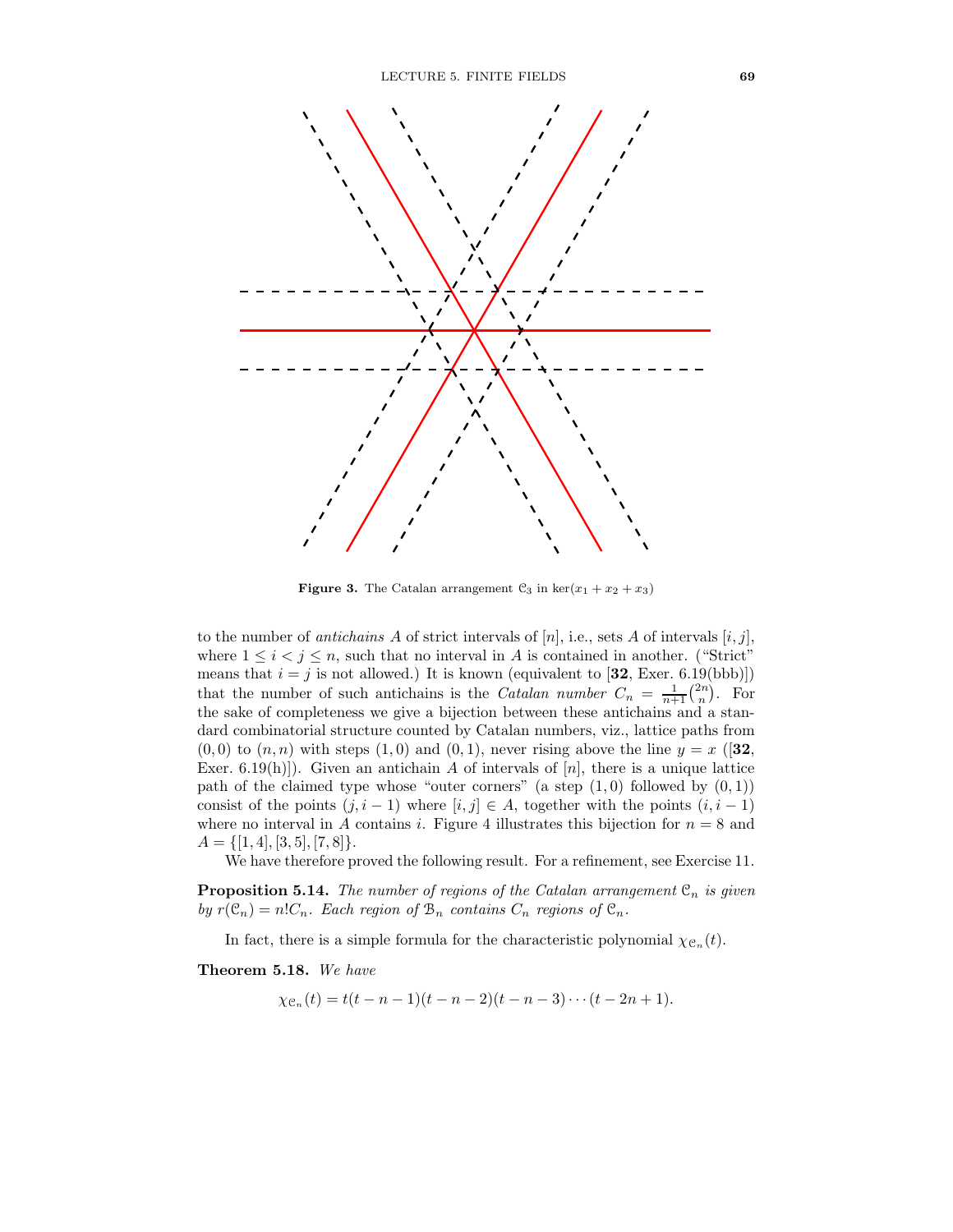**Figure 3.** The Catalan arrangement $\mathcal{C}_3$ in $\ker(x_1 + x_2 + x_3)$

to the number of *antichains* $A$ of strict intervals of $[n]$, i.e., sets $A$ of intervals $[i, j]$, where $1 \le i < j \le n$, such that no interval in $A$ is contained in another. ("Strict" means that $i = j$ is not allowed.) It is known (equivalent to [**32**, Exer. 6.19(bbb)]) that the number of such antichains is the *Catalan number* $C_n = \frac{1}{n+1}\binom{2n}{n}$. For the sake of completeness we give a bijection between these antichains and a standard combinatorial structure counted by Catalan numbers, viz., lattice paths from $(0,0)$ to $(n,n)$ with steps $(1,0)$ and $(0,1)$, never rising above the line $y = x$ ([**32**, Exer. 6.19(h)]). Given an antichain $A$ of intervals of $[n]$, there is a unique lattice path of the claimed type whose "outer corners" (a step $(1,0)$ followed by $(0,1)$) consist of the points $(j, i-1)$ where $[i,j] \in A$, together with the points $(i, i-1)$ where no interval in $A$ contains $i$. Figure 4 illustrates this bijection for $n = 8$ and $A = \{[1,4],[3,5],[7,8]\}$.

We have therefore proved the following result. For a refinement, see Exercise 11.

**Proposition 5.14.** *The number of regions of the Catalan arrangement $\mathcal{C}_n$ is given by $r(\mathcal{C}_n) = n!C_n$. Each region of $\mathcal{B}_n$ contains $C_n$ regions of $\mathcal{C}_n$.*

In fact, there is a simple formula for the characteristic polynomial $\chi_{\mathcal{C}_n}(t)$.

**Theorem 5.18.** *We have*

$$\chi_{\mathcal{C}_n}(t) = t(t-n-1)(t-n-2)(t-n-3)\cdots(t-2n+1).$$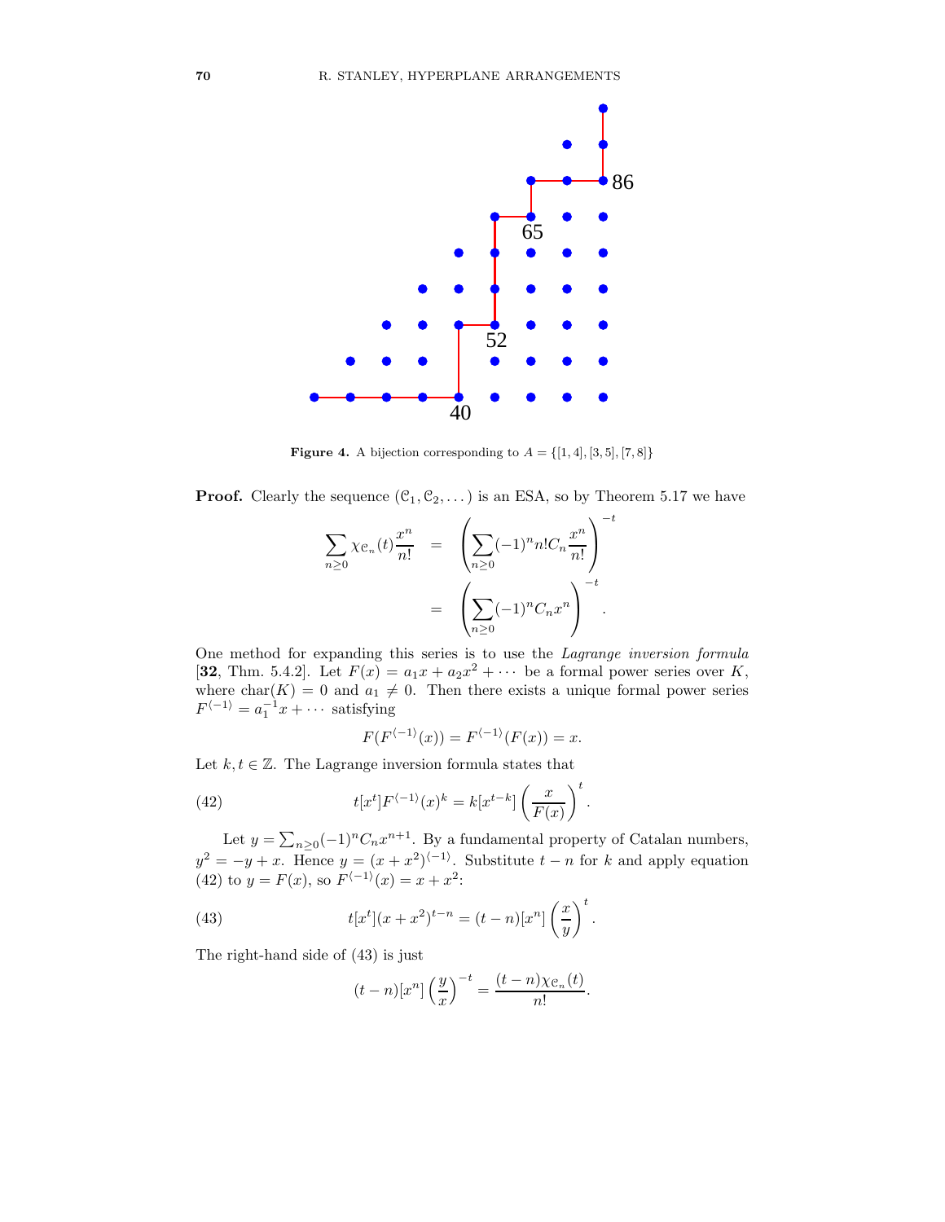**Figure 4.** A bijection corresponding to $A = \{[1,4],[3,5],[7,8]\}$

**Proof.** Clearly the sequence $(\mathcal{C}_1, \mathcal{C}_2, \dots)$ is an ESA, so by Theorem 5.17 we have

$$\begin{aligned}\sum_{n\geq 0} \chi_{\mathcal{C}_n}(t)\frac{x^n}{n!} &= \left(\sum_{n\geq 0}(-1)^n n! C_n \frac{x^n}{n!}\right)^{-t} \\ &= \left(\sum_{n\geq 0}(-1)^n C_n x^n\right)^{-t}.\end{aligned}$$

One method for expanding this series is to use the *Lagrange inversion formula* [**32**, Thm. 5.4.2]. Let $F(x) = a_1 x + a_2 x^2 + \cdots$ be a formal power series over $K$, where $\mathrm{char}(K) = 0$ and $a_1 \neq 0$. Then there exists a unique formal power series $F^{\langle -1 \rangle} = a_1^{-1}x + \cdots$ satisfying

$$F(F^{\langle -1\rangle}(x)) = F^{\langle -1\rangle}(F(x)) = x.$$

Let $k, t \in \mathbb{Z}$. The Lagrange inversion formula states that

$$t[x^t]F^{\langle -1\rangle}(x)^k = k[x^{t-k}]\left(\frac{x}{F(x)}\right)^t. \tag{42}$$

Let $y = \sum_{n\geq 0}(-1)^n C_n x^{n+1}$. By a fundamental property of Catalan numbers, $y^2 = -y + x$. Hence $y = (x+x^2)^{\langle -1\rangle}$. Substitute $t-n$ for $k$ and apply equation (42) to $y = F(x)$, so $F^{\langle -1\rangle}(x) = x + x^2$:

$$t[x^t](x+x^2)^{t-n} = (t-n)[x^n]\left(\frac{x}{y}\right)^t. \tag{43}$$

The right-hand side of (43) is just

$$(t-n)[x^n]\left(\frac{y}{x}\right)^{-t} = \frac{(t-n)\chi_{\mathcal{C}_n}(t)}{n!}.$$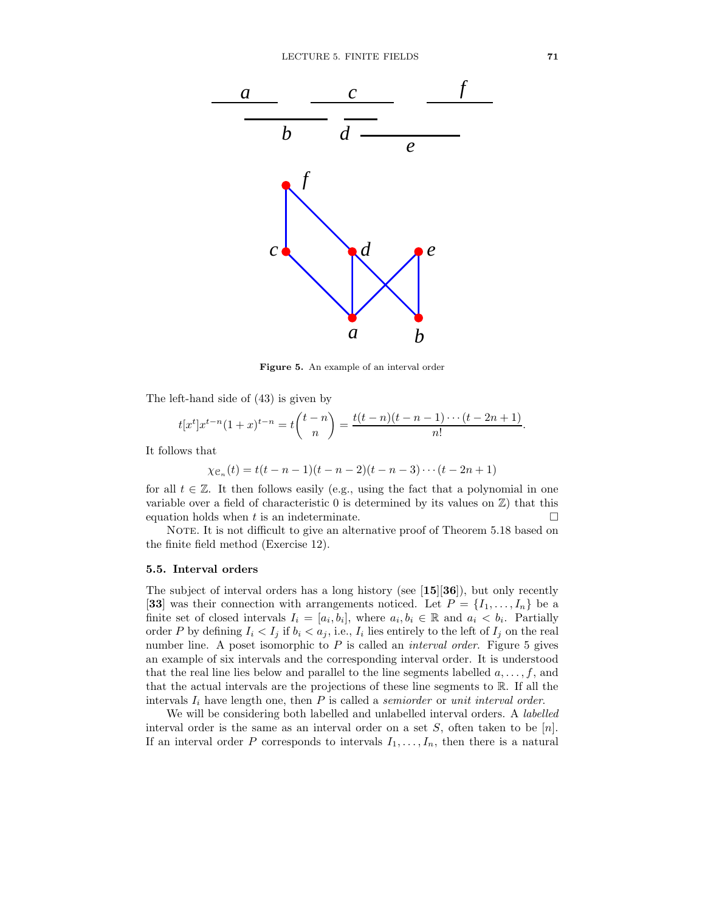**Figure 5.** An example of an interval order

The left-hand side of (43) is given by

$$t[x^t]x^{t-n}(1+x)^{t-n} = t\binom{t-n}{n} = \frac{t(t-n)(t-n-1)\cdots(t-2n+1)}{n!}.$$

It follows that

$$\chi_{\mathcal{e}_n}(t) = t(t-n-1)(t-n-2)(t-n-3)\cdots(t-2n+1)$$

for all $t \in \mathbb{Z}$. It then follows easily (e.g., using the fact that a polynomial in one variable over a field of characteristic 0 is determined by its values on $\mathbb{Z}$) that this equation holds when $t$ is an indeterminate. $\square$

NOTE. It is not difficult to give an alternative proof of Theorem 5.18 based on the finite field method (Exercise 12).

### 5.5. Interval orders

The subject of interval orders has a long history (see [**15**][**36**]), but only recently [**33**] was their connection with arrangements noticed. Let $P = \{I_1, \ldots, I_n\}$ be a finite set of closed intervals $I_i = [a_i, b_i]$, where $a_i, b_i \in \mathbb{R}$ and $a_i < b_i$. Partially order $P$ by defining $I_i < I_j$ if $b_i < a_j$, i.e., $I_i$ lies entirely to the left of $I_j$ on the real number line. A poset isomorphic to $P$ is called an *interval order*. Figure 5 gives an example of six intervals and the corresponding interval order. It is understood that the real line lies below and parallel to the line segments labelled $a, \ldots, f$, and that the actual intervals are the projections of these line segments to $\mathbb{R}$. If all the intervals $I_i$ have length one, then $P$ is called a *semiorder* or *unit interval order*.

We will be considering both labelled and unlabelled interval orders. A *labelled* interval order is the same as an interval order on a set $S$, often taken to be $[n]$. If an interval order $P$ corresponds to intervals $I_1, \ldots, I_n$, then there is a natural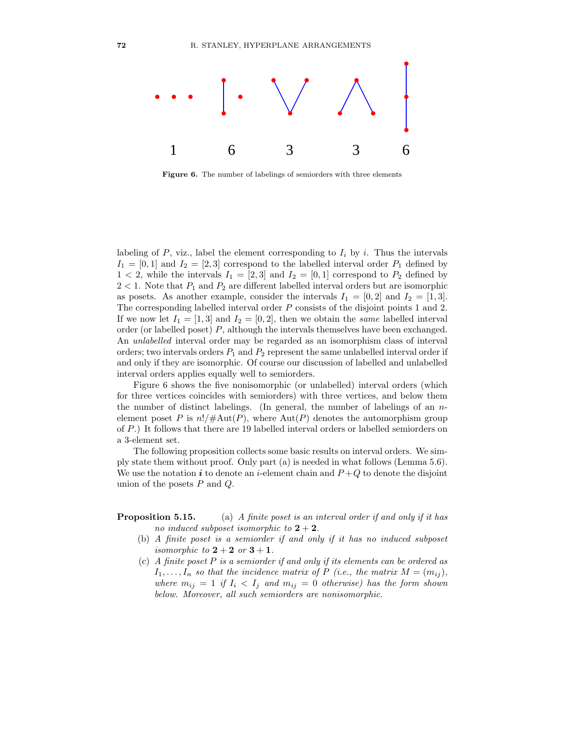1 6 3 3 6

**Figure 6.** The number of labelings of semiorders with three elements

labeling of $P$, viz., label the element corresponding to $I_i$ by $i$. Thus the intervals $I_1 = [0,1]$ and $I_2 = [2,3]$ correspond to the labelled interval order $P_1$ defined by $1 < 2$, while the intervals $I_1 = [2,3]$ and $I_2 = [0,1]$ correspond to $P_2$ defined by $2 < 1$. Note that $P_1$ and $P_2$ are different labelled interval orders but are isomorphic as posets. As another example, consider the intervals $I_1 = [0,2]$ and $I_2 = [1,3]$. The corresponding labelled interval order $P$ consists of the disjoint points 1 and 2. If we now let $I_1 = [1,3]$ and $I_2 = [0,2]$, then we obtain the *same* labelled interval order (or labelled poset) $P$, although the intervals themselves have been exchanged. An *unlabelled* interval order may be regarded as an isomorphism class of interval orders; two intervals orders $P_1$ and $P_2$ represent the same unlabelled interval order if and only if they are isomorphic. Of course our discussion of labelled and unlabelled interval orders applies equally well to semiorders.

Figure 6 shows the five nonisomorphic (or unlabelled) interval orders (which for three vertices coincides with semiorders) with three vertices, and below them the number of distinct labelings. (In general, the number of labelings of an $n$-element poset $P$ is $n!/\#\mathrm{Aut}(P)$, where $\mathrm{Aut}(P)$ denotes the automorphism group of $P$.) It follows that there are 19 labelled interval orders or labelled semiorders on a 3-element set.

The following proposition collects some basic results on interval orders. We simply state them without proof. Only part (a) is needed in what follows (Lemma 5.6). We use the notation $\boldsymbol{i}$ to denote an $i$-element chain and $P+Q$ to denote the disjoint union of the posets $P$ and $Q$.

**Proposition 5.15.** (a) *A finite poset is an interval order if and only if it has no induced subposet isomorphic to* $\mathbf{2}+\mathbf{2}$.

(b) *A finite poset is a semiorder if and only if it has no induced subposet isomorphic to* $\mathbf{2}+\mathbf{2}$ *or* $\mathbf{3}+\mathbf{1}$.

(c) *A finite poset $P$ is a semiorder if and only if its elements can be ordered as $I_1, \ldots, I_n$ so that the incidence matrix of $P$ (i.e., the matrix $M = (m_{ij})$, where $m_{ij} = 1$ if $I_i < I_j$ and $m_{ij} = 0$ otherwise) has the form shown below. Moreover, all such semiorders are nonisomorphic.*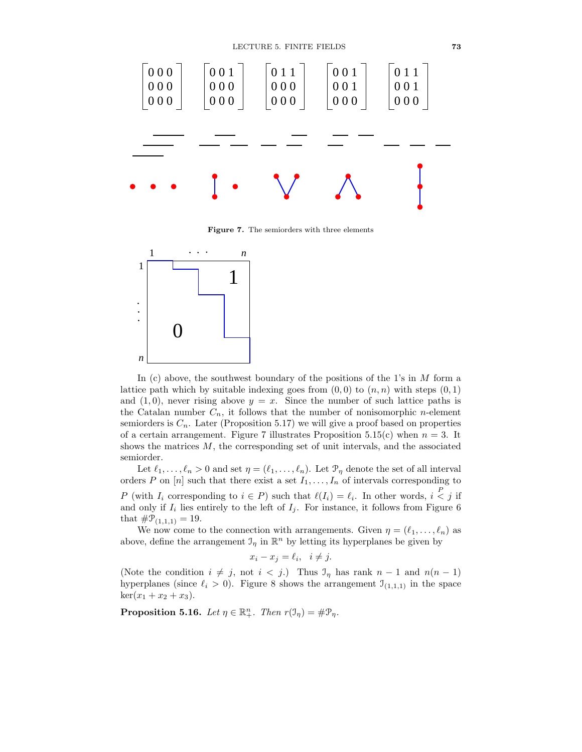$$\begin{bmatrix} 0\,0\,0 \\ 0\,0\,0 \\ 0\,0\,0 \end{bmatrix} \quad \begin{bmatrix} 0\,0\,1 \\ 0\,0\,0 \\ 0\,0\,0 \end{bmatrix} \quad \begin{bmatrix} 0\,1\,1 \\ 0\,0\,0 \\ 0\,0\,0 \end{bmatrix} \quad \begin{bmatrix} 0\,0\,1 \\ 0\,0\,1 \\ 0\,0\,0 \end{bmatrix} \quad \begin{bmatrix} 0\,1\,1 \\ 0\,0\,1 \\ 0\,0\,0 \end{bmatrix}$$

**Figure 7.** The semiorders with three elements

In (c) above, the southwest boundary of the positions of the 1's in $M$ form a lattice path which by suitable indexing goes from $(0,0)$ to $(n,n)$ with steps $(0,1)$ and $(1,0)$, never rising above $y = x$. Since the number of such lattice paths is the Catalan number $C_n$, it follows that the number of nonisomorphic $n$-element semiorders is $C_n$. Later (Proposition 5.17) we will give a proof based on properties of a certain arrangement. Figure 7 illustrates Proposition 5.15(c) when $n = 3$. It shows the matrices $M$, the corresponding set of unit intervals, and the associated semiorder.

Let $\ell_1, \ldots, \ell_n > 0$ and set $\eta = (\ell_1, \ldots, \ell_n)$. Let $\mathcal{P}_\eta$ denote the set of all interval orders $P$ on $[n]$ such that there exist a set $I_1, \ldots, I_n$ of intervals corresponding to $P$ (with $I_i$ corresponding to $i \in P$) such that $\ell(I_i) = \ell_i$. In other words, $i \overset{P}{<} j$ if and only if $I_i$ lies entirely to the left of $I_j$. For instance, it follows from Figure 6 that $\#\mathcal{P}_{(1,1,1)} = 19$.

We now come to the connection with arrangements. Given $\eta = (\ell_1, \ldots, \ell_n)$ as above, define the arrangement $\mathcal{I}_\eta$ in $\mathbb{R}^n$ by letting its hyperplanes be given by

$$x_i - x_j = \ell_i, \quad i \neq j.$$

(Note the condition $i \neq j$, not $i < j$.) Thus $\mathcal{I}_\eta$ has rank $n-1$ and $n(n-1)$ hyperplanes (since $\ell_i > 0$). Figure 8 shows the arrangement $\mathcal{I}_{(1,1,1)}$ in the space $\ker(x_1 + x_2 + x_3)$.

**Proposition 5.16.** *Let $\eta \in \mathbb{R}^n_+$. Then $r(\mathcal{I}_\eta) = \#\mathcal{P}_\eta$.*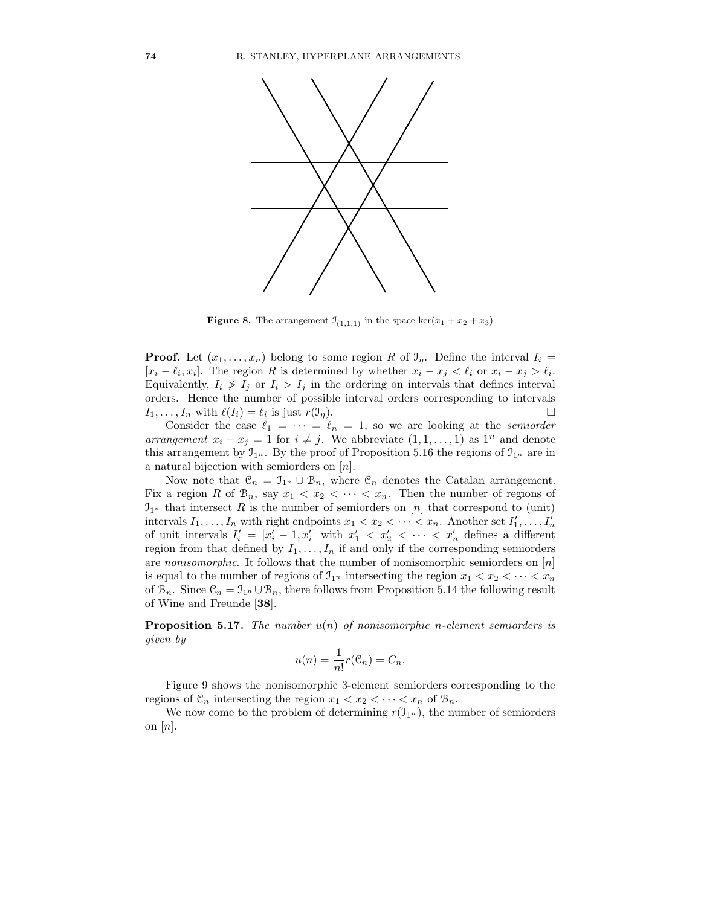**Figure 8.** The arrangement $\mathcal{I}_{(1,1,1)}$ in the space $\ker(x_1 + x_2 + x_3)$

**Proof.** Let $(x_1, \ldots, x_n)$ belong to some region $R$ of $\mathcal{I}_\eta$. Define the interval $I_i = [x_i - \ell_i, x_i]$. The region $R$ is determined by whether $x_i - x_j < \ell_i$ or $x_i - x_j > \ell_i$. Equivalently, $I_i \not> I_j$ or $I_i > I_j$ in the ordering on intervals that defines interval orders. Hence the number of possible interval orders corresponding to intervals $I_1, \ldots, I_n$ with $\ell(I_i) = \ell_i$ is just $r(\mathcal{I}_\eta)$. $\square$

Consider the case $\ell_1 = \cdots = \ell_n = 1$, so we are looking at the *semiorder arrangement* $x_i - x_j = 1$ for $i \neq j$. We abbreviate $(1, 1, \ldots, 1)$ as $1^n$ and denote this arrangement by $\mathcal{I}_{1^n}$. By the proof of Proposition 5.16 the regions of $\mathcal{I}_{1^n}$ are in a natural bijection with semiorders on $[n]$.

Now note that $\mathcal{C}_n = \mathcal{I}_{1^n} \cup \mathcal{B}_n$, where $\mathcal{C}_n$ denotes the Catalan arrangement. Fix a region $R$ of $\mathcal{B}_n$, say $x_1 < x_2 < \cdots < x_n$. Then the number of regions of $\mathcal{I}_{1^n}$ that intersect $R$ is the number of semiorders on $[n]$ that correspond to (unit) intervals $I_1, \ldots, I_n$ with right endpoints $x_1 < x_2 < \cdots < x_n$. Another set $I'_1, \ldots, I'_n$ of unit intervals $I'_i = [x'_i - 1, x'_i]$ with $x'_1 < x'_2 < \cdots < x'_n$ defines a different region from that defined by $I_1, \ldots, I_n$ if and only if the corresponding semiorders are *nonisomorphic*. It follows that the number of nonisomorphic semiorders on $[n]$ is equal to the number of regions of $\mathcal{I}_{1^n}$ intersecting the region $x_1 < x_2 < \cdots < x_n$ of $\mathcal{B}_n$. Since $\mathcal{C}_n = \mathcal{I}_{1^n} \cup \mathcal{B}_n$, there follows from Proposition 5.14 the following result of Wine and Freunde [**38**].

**Proposition 5.17.** *The number $u(n)$ of nonisomorphic $n$-element semiorders is given by*

$$u(n) = \frac{1}{n!} r(\mathcal{C}_n) = C_n.$$

Figure 9 shows the nonisomorphic 3-element semiorders corresponding to the regions of $\mathcal{C}_n$ intersecting the region $x_1 < x_2 < \cdots < x_n$ of $\mathcal{B}_n$.

We now come to the problem of determining $r(\mathcal{I}_{1^n})$, the number of semiorders on $[n]$.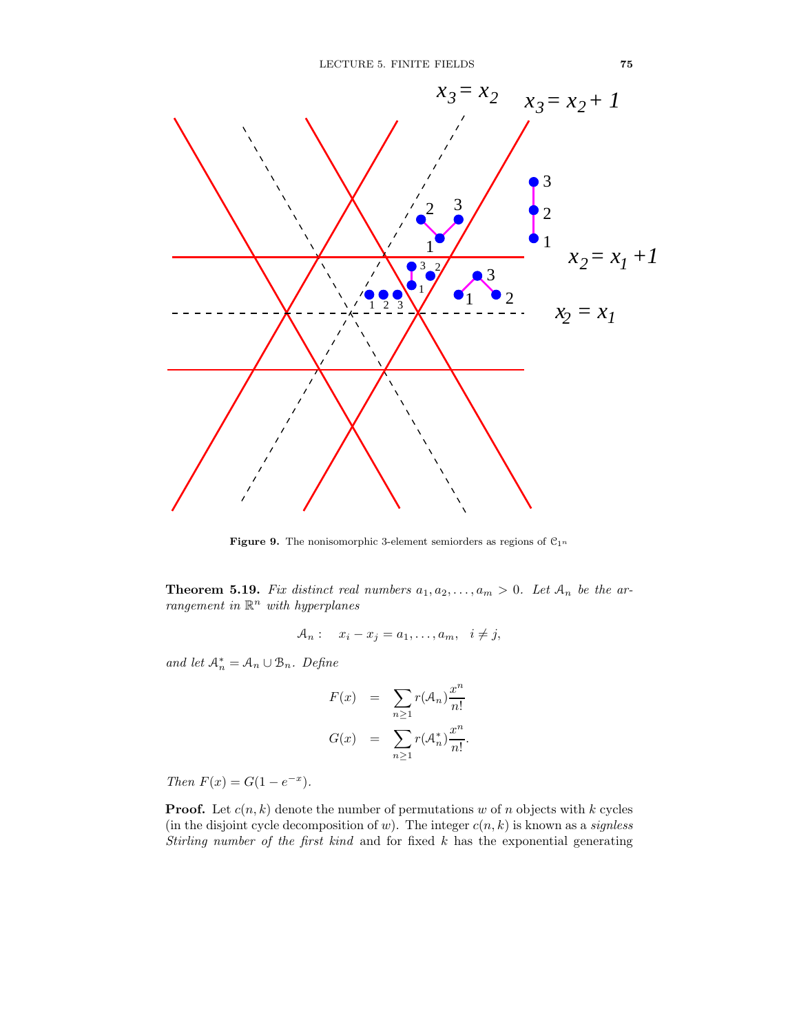**Figure 9.** The nonisomorphic 3-element semiorders as regions of $\mathcal{C}_{1^n}$

**Theorem 5.19.** *Fix distinct real numbers $a_1, a_2, \ldots, a_m > 0$. Let $\mathcal{A}_n$ be the arrangement in $\mathbb{R}^n$ with hyperplanes*

$$\mathcal{A}_n : \quad x_i - x_j = a_1, \ldots, a_m, \quad i \neq j,$$

*and let $\mathcal{A}_n^* = \mathcal{A}_n \cup \mathcal{B}_n$. Define*

$$\begin{aligned} F(x) &= \sum_{n \geq 1} r(\mathcal{A}_n) \frac{x^n}{n!} \\ G(x) &= \sum_{n \geq 1} r(\mathcal{A}_n^*) \frac{x^n}{n!}. \end{aligned}$$

*Then $F(x) = G(1 - e^{-x})$.*

**Proof.** Let $c(n, k)$ denote the number of permutations $w$ of $n$ objects with $k$ cycles (in the disjoint cycle decomposition of $w$). The integer $c(n, k)$ is known as a *signless Stirling number of the first kind* and for fixed $k$ has the exponential generating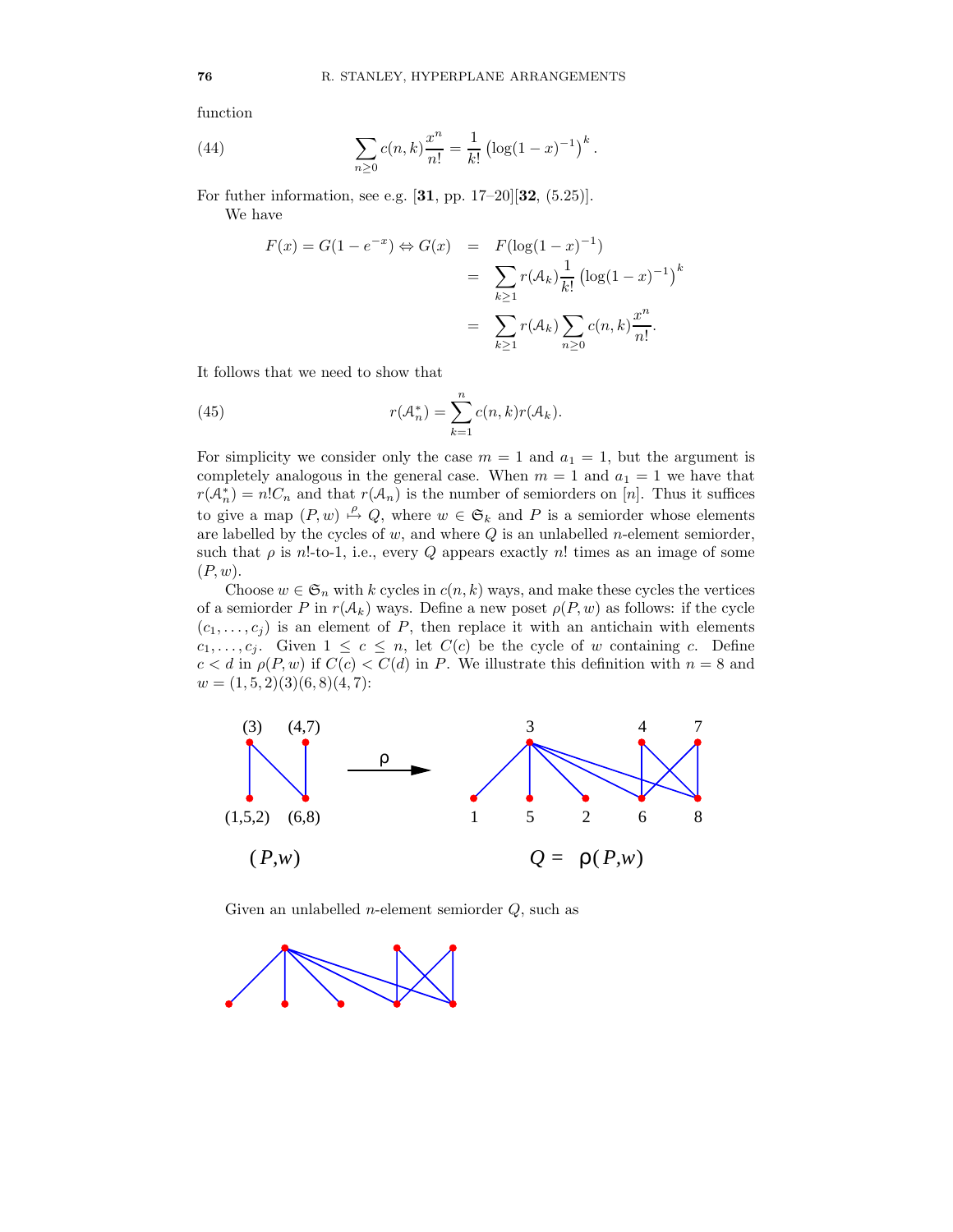function

$$\sum_{n\geq 0} c(n,k)\frac{x^n}{n!} = \frac{1}{k!}\left(\log(1-x)^{-1}\right)^k. \tag{44}$$

For futher information, see e.g. [**31**, pp. 17–20][**32**, (5.25)].

We have

$$\begin{aligned} F(x) = G(1-e^{-x}) \Leftrightarrow G(x) &= F(\log(1-x)^{-1}) \\ &= \sum_{k\geq 1} r(\mathcal{A}_k)\frac{1}{k!}\left(\log(1-x)^{-1}\right)^k \\ &= \sum_{k\geq 1} r(\mathcal{A}_k)\sum_{n\geq 0} c(n,k)\frac{x^n}{n!}. \end{aligned}$$

It follows that we need to show that

$$r(\mathcal{A}_n^*) = \sum_{k=1}^{n} c(n,k) r(\mathcal{A}_k). \tag{45}$$

For simplicity we consider only the case $m = 1$ and $a_1 = 1$, but the argument is completely analogous in the general case. When $m = 1$ and $a_1 = 1$ we have that $r(\mathcal{A}_n^*) = n!C_n$ and that $r(\mathcal{A}_n)$ is the number of semiorders on $[n]$. Thus it suffices to give a map $(P,w) \overset{\rho}{\mapsto} Q$, where $w \in \mathfrak{S}_k$ and $P$ is a semiorder whose elements are labelled by the cycles of $w$, and where $Q$ is an unlabelled $n$-element semiorder, such that $\rho$ is $n!$-to-1, i.e., every $Q$ appears exactly $n!$ times as an image of some $(P,w)$.

Choose $w \in \mathfrak{S}_n$ with $k$ cycles in $c(n,k)$ ways, and make these cycles the vertices of a semiorder $P$ in $r(\mathcal{A}_k)$ ways. Define a new poset $\rho(P,w)$ as follows: if the cycle $(c_1,\ldots,c_j)$ is an element of $P$, then replace it with an antichain with elements $c_1,\ldots,c_j$. Given $1 \leq c \leq n$, let $C(c)$ be the cycle of $w$ containing $c$. Define $c < d$ in $\rho(P,w)$ if $C(c) < C(d)$ in $P$. We illustrate this definition with $n = 8$ and $w = (1,5,2)(3)(6,8)(4,7)$:

Given an unlabelled $n$-element semiorder $Q$, such as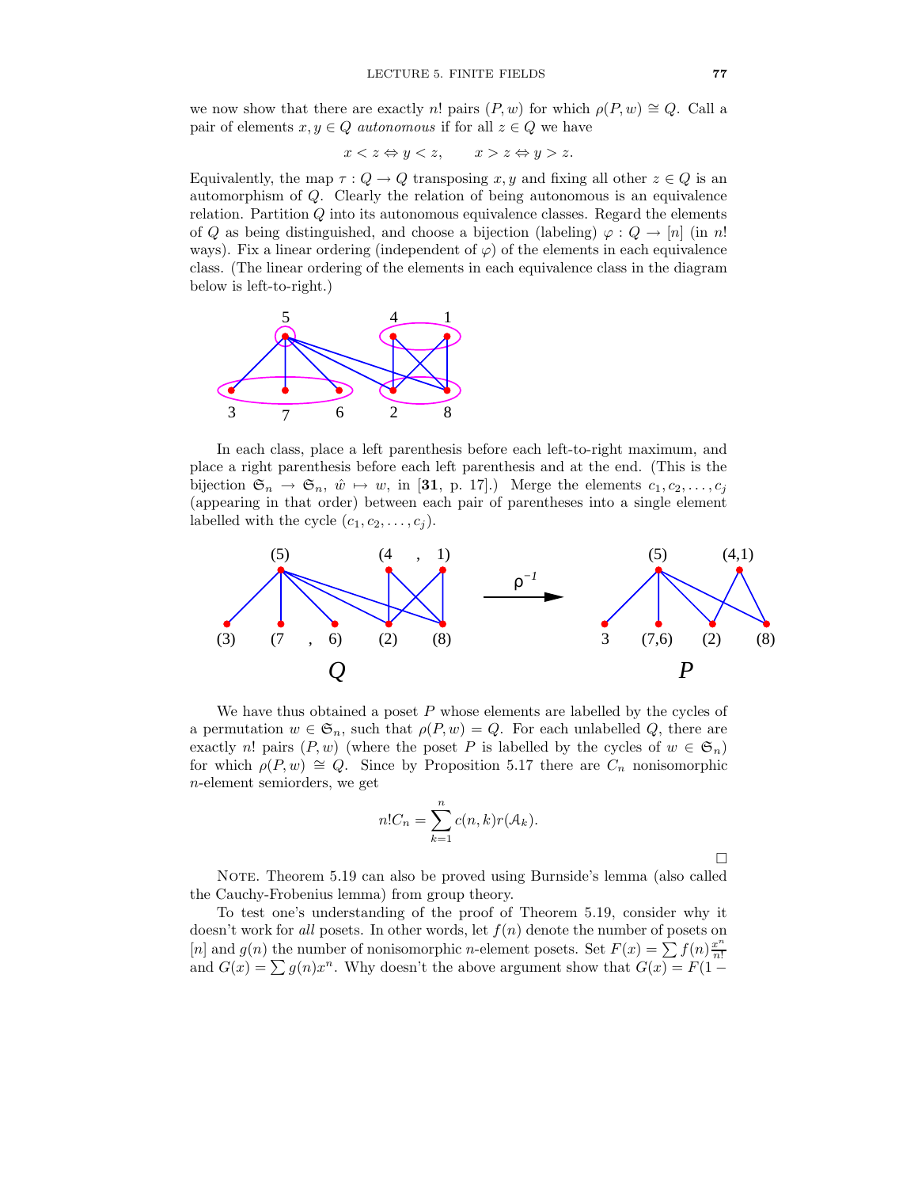we now show that there are exactly $n!$ pairs $(P, w)$ for which $\rho(P, w) \cong Q$. Call a pair of elements $x, y \in Q$ *autonomous* if for all $z \in Q$ we have

$$x < z \Leftrightarrow y < z, \qquad x > z \Leftrightarrow y > z.$$

Equivalently, the map $\tau : Q \to Q$ transposing $x, y$ and fixing all other $z \in Q$ is an automorphism of $Q$. Clearly the relation of being autonomous is an equivalence relation. Partition $Q$ into its autonomous equivalence classes. Regard the elements of $Q$ as being distinguished, and choose a bijection (labeling) $\varphi : Q \to [n]$ (in $n!$ ways). Fix a linear ordering (independent of $\varphi$) of the elements in each equivalence class. (The linear ordering of the elements in each equivalence class in the diagram below is left-to-right.)

In each class, place a left parenthesis before each left-to-right maximum, and place a right parenthesis before each left parenthesis and at the end. (This is the bijection $\mathfrak{S}_n \to \mathfrak{S}_n$, $\hat{w} \mapsto w$, in [**31**, p. 17].) Merge the elements $c_1, c_2, \ldots, c_j$ (appearing in that order) between each pair of parentheses into a single element labelled with the cycle $(c_1, c_2, \ldots, c_j)$.

We have thus obtained a poset $P$ whose elements are labelled by the cycles of a permutation $w \in \mathfrak{S}_n$, such that $\rho(P, w) = Q$. For each unlabelled $Q$, there are exactly $n!$ pairs $(P, w)$ (where the poset $P$ is labelled by the cycles of $w \in \mathfrak{S}_n$) for which $\rho(P, w) \cong Q$. Since by Proposition 5.17 there are $C_n$ nonisomorphic $n$-element semiorders, we get

$$n! C_n = \sum_{k=1}^{n} c(n, k) r(\mathcal{A}_k).$$

$\square$

NOTE. Theorem 5.19 can also be proved using Burnside's lemma (also called the Cauchy-Frobenius lemma) from group theory.

To test one's understanding of the proof of Theorem 5.19, consider why it doesn't work for *all* posets. In other words, let $f(n)$ denote the number of posets on $[n]$ and $g(n)$ the number of nonisomorphic $n$-element posets. Set $F(x) = \sum f(n) \frac{x^n}{n!}$ and $G(x) = \sum g(n) x^n$. Why doesn't the above argument show that $G(x) = F(1 -$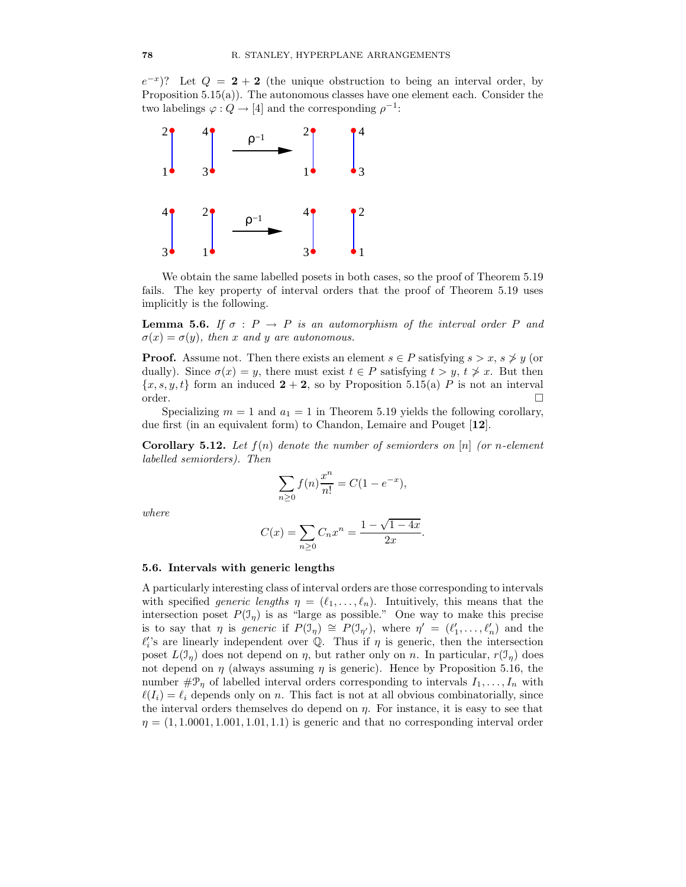$e^{-x}$)? Let $Q = \mathbf{2}+\mathbf{2}$ (the unique obstruction to being an interval order, by Proposition 5.15(a)). The autonomous classes have one element each. Consider the two labelings $\varphi : Q \to [4]$ and the corresponding $\rho^{-1}$:

We obtain the same labelled posets in both cases, so the proof of Theorem 5.19 fails. The key property of interval orders that the proof of Theorem 5.19 uses implicitly is the following.

**Lemma 5.6.** *If $\sigma : P \to P$ is an automorphism of the interval order $P$ and $\sigma(x) = \sigma(y)$, then $x$ and $y$ are autonomous.*

**Proof.** Assume not. Then there exists an element $s \in P$ satisfying $s > x$, $s \not> y$ (or dually). Since $\sigma(x) = y$, there must exist $t \in P$ satisfying $t > y$, $t \not> x$. But then $\{x, s, y, t\}$ form an induced $\mathbf{2}+\mathbf{2}$, so by Proposition 5.15(a) $P$ is not an interval order. $\square$

Specializing $m = 1$ and $a_1 = 1$ in Theorem 5.19 yields the following corollary, due first (in an equivalent form) to Chandon, Lemaire and Pouget [**12**].

**Corollary 5.12.** *Let $f(n)$ denote the number of semiorders on $[n]$ (or $n$-element labelled semiorders). Then*

$$\sum_{n\geq 0} f(n)\frac{x^n}{n!} = C(1-e^{-x}),$$

*where*

$$C(x) = \sum_{n\geq 0} C_n x^n = \frac{1-\sqrt{1-4x}}{2x}.$$

### 5.6. Intervals with generic lengths

A particularly interesting class of interval orders are those corresponding to intervals with specified *generic lengths* $\eta = (\ell_1, \dots, \ell_n)$. Intuitively, this means that the intersection poset $P(\mathcal{I}_\eta)$ is as "large as possible." One way to make this precise is to say that $\eta$ is *generic* if $P(\mathcal{I}_\eta) \cong P(\mathcal{I}_{\eta'})$, where $\eta' = (\ell'_1, \dots, \ell'_n)$ and the $\ell'_i$'s are linearly independent over $\mathbb{Q}$. Thus if $\eta$ is generic, then the intersection poset $L(\mathcal{I}_\eta)$ does not depend on $\eta$, but rather only on $n$. In particular, $r(\mathcal{I}_\eta)$ does not depend on $\eta$ (always assuming $\eta$ is generic). Hence by Proposition 5.16, the number $\#\mathcal{P}_\eta$ of labelled interval orders corresponding to intervals $I_1, \dots, I_n$ with $\ell(I_i) = \ell_i$ depends only on $n$. This fact is not at all obvious combinatorially, since the interval orders themselves do depend on $\eta$. For instance, it is easy to see that $\eta = (1, 1.0001, 1.001, 1.01, 1.1)$ is generic and that no corresponding interval order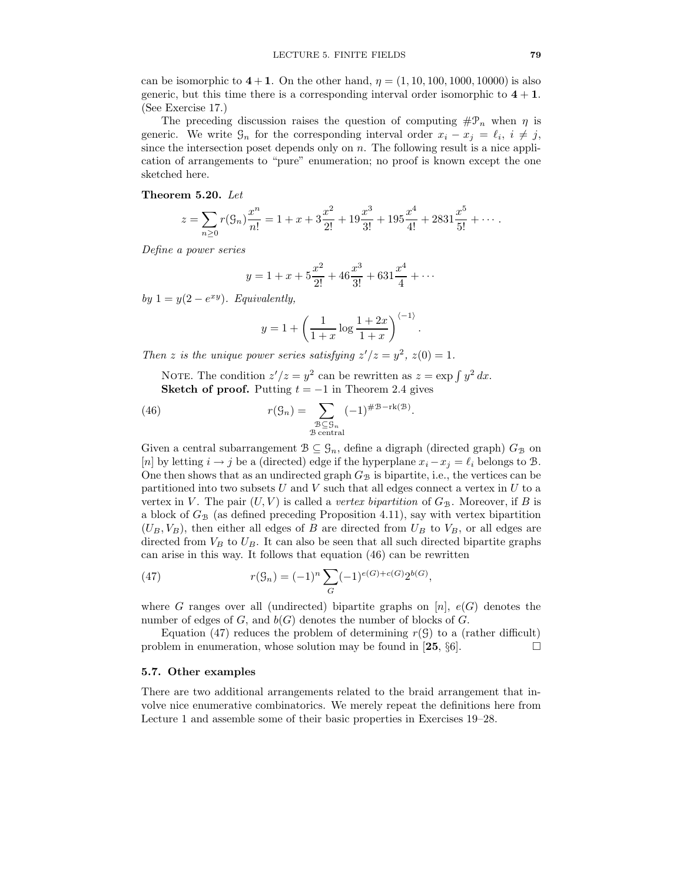can be isomorphic to $\mathbf{4}+\mathbf{1}$. On the other hand, $\eta = (1, 10, 100, 1000, 10000)$ is also generic, but this time there is a corresponding interval order isomorphic to $\mathbf{4}+\mathbf{1}$. (See Exercise 17.)

The preceding discussion raises the question of computing $\#\mathcal{P}_n$ when $\eta$ is generic. We write $\mathcal{G}_n$ for the corresponding interval order $x_i - x_j = \ell_i$, $i \neq j$, since the intersection poset depends only on $n$. The following result is a nice application of arrangements to "pure" enumeration; no proof is known except the one sketched here.

**Theorem 5.20.** *Let*

$$z = \sum_{n \geq 0} r(\mathcal{G}_n) \frac{x^n}{n!} = 1 + x + 3\frac{x^2}{2!} + 19\frac{x^3}{3!} + 195\frac{x^4}{4!} + 2831\frac{x^5}{5!} + \cdots.$$

*Define a power series*

$$y = 1 + x + 5\frac{x^2}{2!} + 46\frac{x^3}{3!} + 631\frac{x^4}{4} + \cdots$$

*by* $1 = y(2 - e^{xy})$. *Equivalently,*

$$y = 1 + \left(\frac{1}{1+x}\log\frac{1+2x}{1+x}\right)^{\langle -1 \rangle}.$$

*Then $z$ is the unique power series satisfying $z'/z = y^2$, $z(0) = 1$.*

Note. The condition $z'/z = y^2$ can be rewritten as $z = \exp \int y^2\, dx$.

**Sketch of proof.** Putting $t = -1$ in Theorem 2.4 gives

$$r(\mathcal{G}_n) = \sum_{\substack{\mathcal{B} \subseteq \mathcal{G}_n \\ \mathcal{B} \text{ central}}} (-1)^{\#\mathcal{B} - \mathrm{rk}(\mathcal{B})}. \tag{46}$$

Given a central subarrangement $\mathcal{B} \subseteq \mathcal{G}_n$, define a digraph (directed graph) $G_{\mathcal{B}}$ on $[n]$ by letting $i \to j$ be a (directed) edge if the hyperplane $x_i - x_j = \ell_i$ belongs to $\mathcal{B}$. One then shows that as an undirected graph $G_{\mathcal{B}}$ is bipartite, i.e., the vertices can be partitioned into two subsets $U$ and $V$ such that all edges connect a vertex in $U$ to a vertex in $V$. The pair $(U, V)$ is called a *vertex bipartition* of $G_{\mathcal{B}}$. Moreover, if $B$ is a block of $G_{\mathcal{B}}$ (as defined preceding Proposition 4.11), say with vertex bipartition $(U_B, V_B)$, then either all edges of $B$ are directed from $U_B$ to $V_B$, or all edges are directed from $V_B$ to $U_B$. It can also be seen that all such directed bipartite graphs can arise in this way. It follows that equation (46) can be rewritten

$$r(\mathcal{G}_n) = (-1)^n \sum_G (-1)^{e(G)+c(G)} 2^{b(G)}, \tag{47}$$

where $G$ ranges over all (undirected) bipartite graphs on $[n]$, $e(G)$ denotes the number of edges of $G$, and $b(G)$ denotes the number of blocks of $G$.

Equation (47) reduces the problem of determining $r(\mathcal{G})$ to a (rather difficult) problem in enumeration, whose solution may be found in [**25**, §6]. $\square$

### 5.7. Other examples

There are two additional arrangements related to the braid arrangement that involve nice enumerative combinatorics. We merely repeat the definitions here from Lecture 1 and assemble some of their basic properties in Exercises 19–28.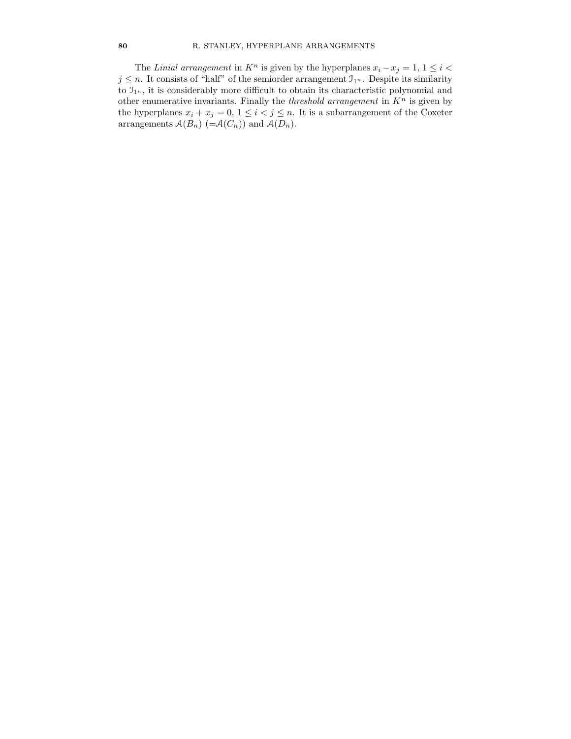The *Linial arrangement* in $K^n$ is given by the hyperplanes $x_i - x_j = 1$, $1 \leq i < j \leq n$. It consists of "half" of the semiorder arrangement $\mathcal{I}_{1^n}$. Despite its similarity to $\mathcal{I}_{1^n}$, it is considerably more difficult to obtain its characteristic polynomial and other enumerative invariants. Finally the *threshold arrangement* in $K^n$ is given by the hyperplanes $x_i + x_j = 0$, $1 \leq i < j \leq n$. It is a subarrangement of the Coxeter arrangements $\mathcal{A}(B_n)$ ($=\mathcal{A}(C_n)$) and $\mathcal{A}(D_n)$.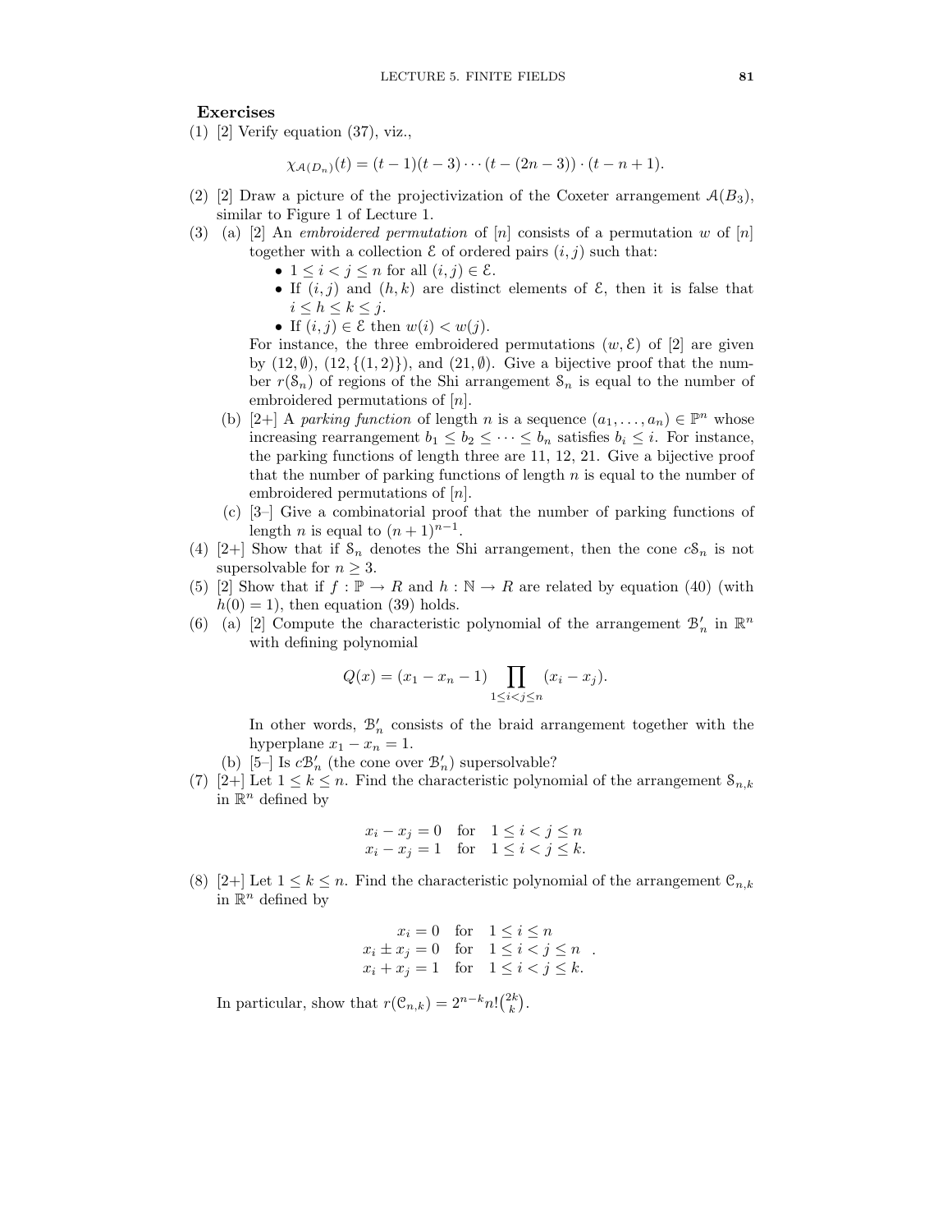## Exercises

(1) [2] Verify equation (37), viz.,

$$\chi_{\mathcal{A}(D_n)}(t) = (t-1)(t-3)\cdots(t-(2n-3))\cdot(t-n+1).$$

(2) [2] Draw a picture of the projectivization of the Coxeter arrangement $\mathcal{A}(B_3)$, similar to Figure 1 of Lecture 1.

(3) (a) [2] An *embroidered permutation* of $[n]$ consists of a permutation $w$ of $[n]$ together with a collection $\mathcal{E}$ of ordered pairs $(i,j)$ such that:
- $1 \le i < j \le n$ for all $(i,j) \in \mathcal{E}$.
- If $(i,j)$ and $(h,k)$ are distinct elements of $\mathcal{E}$, then it is false that $i \le h \le k \le j$.
- If $(i,j) \in \mathcal{E}$ then $w(i) < w(j)$.

For instance, the three embroidered permutations $(w, \mathcal{E})$ of $[2]$ are given by $(12, \emptyset)$, $(12, \{(1,2)\})$, and $(21, \emptyset)$. Give a bijective proof that the number $r(\mathcal{S}_n)$ of regions of the Shi arrangement $\mathcal{S}_n$ is equal to the number of embroidered permutations of $[n]$.

(b) [2+] A *parking function* of length $n$ is a sequence $(a_1, \ldots, a_n) \in \mathbb{P}^n$ whose increasing rearrangement $b_1 \le b_2 \le \cdots \le b_n$ satisfies $b_i \le i$. For instance, the parking functions of length three are 11, 12, 21. Give a bijective proof that the number of parking functions of length $n$ is equal to the number of embroidered permutations of $[n]$.

(c) [3–] Give a combinatorial proof that the number of parking functions of length $n$ is equal to $(n+1)^{n-1}$.

(4) [2+] Show that if $\mathcal{S}_n$ denotes the Shi arrangement, then the cone $c\mathcal{S}_n$ is not supersolvable for $n \ge 3$.

(5) [2] Show that if $f : \mathbb{P} \to R$ and $h : \mathbb{N} \to R$ are related by equation (40) (with $h(0) = 1$), then equation (39) holds.

(6) (a) [2] Compute the characteristic polynomial of the arrangement $\mathcal{B}'_n$ in $\mathbb{R}^n$ with defining polynomial

$$Q(x) = (x_1 - x_n - 1) \prod_{1 \le i < j \le n} (x_i - x_j).$$

In other words, $\mathcal{B}'_n$ consists of the braid arrangement together with the hyperplane $x_1 - x_n = 1$.

(b) [5–] Is $c\mathcal{B}'_n$ (the cone over $\mathcal{B}'_n$) supersolvable?

(7) [2+] Let $1 \le k \le n$. Find the characteristic polynomial of the arrangement $\mathcal{S}_{n,k}$ in $\mathbb{R}^n$ defined by

$$\begin{aligned} x_i - x_j = 0 \quad &\text{for} \quad 1 \le i < j \le n \\ x_i - x_j = 1 \quad &\text{for} \quad 1 \le i < j \le k. \end{aligned}$$

(8) [2+] Let $1 \le k \le n$. Find the characteristic polynomial of the arrangement $\mathcal{C}_{n,k}$ in $\mathbb{R}^n$ defined by

$$\begin{aligned} x_i = 0 \quad &\text{for} \quad 1 \le i \le n \\ x_i \pm x_j = 0 \quad &\text{for} \quad 1 \le i < j \le n \\ x_i + x_j = 1 \quad &\text{for} \quad 1 \le i < j \le k. \end{aligned}$$

In particular, show that $r(\mathcal{C}_{n,k}) = 2^{n-k} n! \binom{2k}{k}$.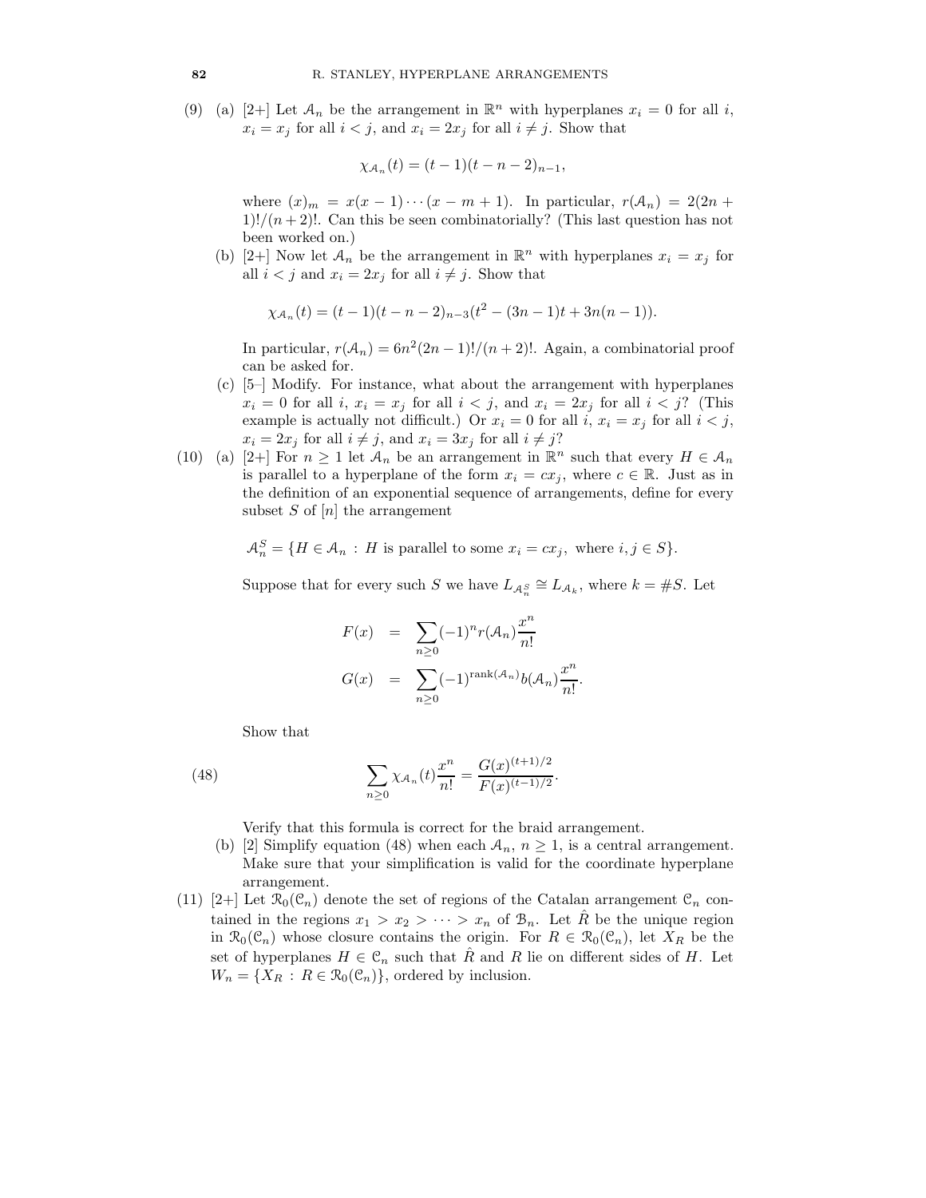(9) (a) [2+] Let $\mathcal{A}_n$ be the arrangement in $\mathbb{R}^n$ with hyperplanes $x_i = 0$ for all $i$, $x_i = x_j$ for all $i < j$, and $x_i = 2x_j$ for all $i \neq j$. Show that

$$\chi_{\mathcal{A}_n}(t) = (t-1)(t-n-2)_{n-1},$$

where $(x)_m = x(x-1)\cdots(x-m+1)$. In particular, $r(\mathcal{A}_n) = 2(2n+1)!/(n+2)!$. Can this be seen combinatorially? (This last question has not been worked on.)

(b) [2+] Now let $\mathcal{A}_n$ be the arrangement in $\mathbb{R}^n$ with hyperplanes $x_i = x_j$ for all $i < j$ and $x_i = 2x_j$ for all $i \neq j$. Show that

$$\chi_{\mathcal{A}_n}(t) = (t-1)(t-n-2)_{n-3}(t^2 - (3n-1)t + 3n(n-1)).$$

In particular, $r(\mathcal{A}_n) = 6n^2(2n-1)!/(n+2)!$. Again, a combinatorial proof can be asked for.

(c) [5–] Modify. For instance, what about the arrangement with hyperplanes $x_i = 0$ for all $i$, $x_i = x_j$ for all $i < j$, and $x_i = 2x_j$ for all $i < j$? (This example is actually not difficult.) Or $x_i = 0$ for all $i$, $x_i = x_j$ for all $i < j$, $x_i = 2x_j$ for all $i \neq j$, and $x_i = 3x_j$ for all $i \neq j$?

(10) (a) [2+] For $n \geq 1$ let $\mathcal{A}_n$ be an arrangement in $\mathbb{R}^n$ such that every $H \in \mathcal{A}_n$ is parallel to a hyperplane of the form $x_i = cx_j$, where $c \in \mathbb{R}$. Just as in the definition of an exponential sequence of arrangements, define for every subset $S$ of $[n]$ the arrangement

$$\mathcal{A}_n^S = \{H \in \mathcal{A}_n : H \text{ is parallel to some } x_i = cx_j, \text{ where } i, j \in S\}.$$

Suppose that for every such $S$ we have $L_{\mathcal{A}_n^S} \cong L_{\mathcal{A}_k}$, where $k = \#S$. Let

$$\begin{aligned} F(x) &= \sum_{n \geq 0} (-1)^n r(\mathcal{A}_n) \frac{x^n}{n!} \\ G(x) &= \sum_{n \geq 0} (-1)^{\mathrm{rank}(\mathcal{A}_n)} b(\mathcal{A}_n) \frac{x^n}{n!}. \end{aligned}$$

Show that

$$\sum_{n \geq 0} \chi_{\mathcal{A}_n}(t) \frac{x^n}{n!} = \frac{G(x)^{(t+1)/2}}{F(x)^{(t-1)/2}}. \tag{48}$$

Verify that this formula is correct for the braid arrangement.

(b) [2] Simplify equation (48) when each $\mathcal{A}_n$, $n \geq 1$, is a central arrangement. Make sure that your simplification is valid for the coordinate hyperplane arrangement.

(11) [2+] Let $\mathcal{R}_0(\mathcal{C}_n)$ denote the set of regions of the Catalan arrangement $\mathcal{C}_n$ contained in the regions $x_1 > x_2 > \cdots > x_n$ of $\mathcal{B}_n$. Let $\hat{R}$ be the unique region in $\mathcal{R}_0(\mathcal{C}_n)$ whose closure contains the origin. For $R \in \mathcal{R}_0(\mathcal{C}_n)$, let $X_R$ be the set of hyperplanes $H \in \mathcal{C}_n$ such that $\hat{R}$ and $R$ lie on different sides of $H$. Let $W_n = \{X_R : R \in \mathcal{R}_0(\mathcal{C}_n)\}$, ordered by inclusion.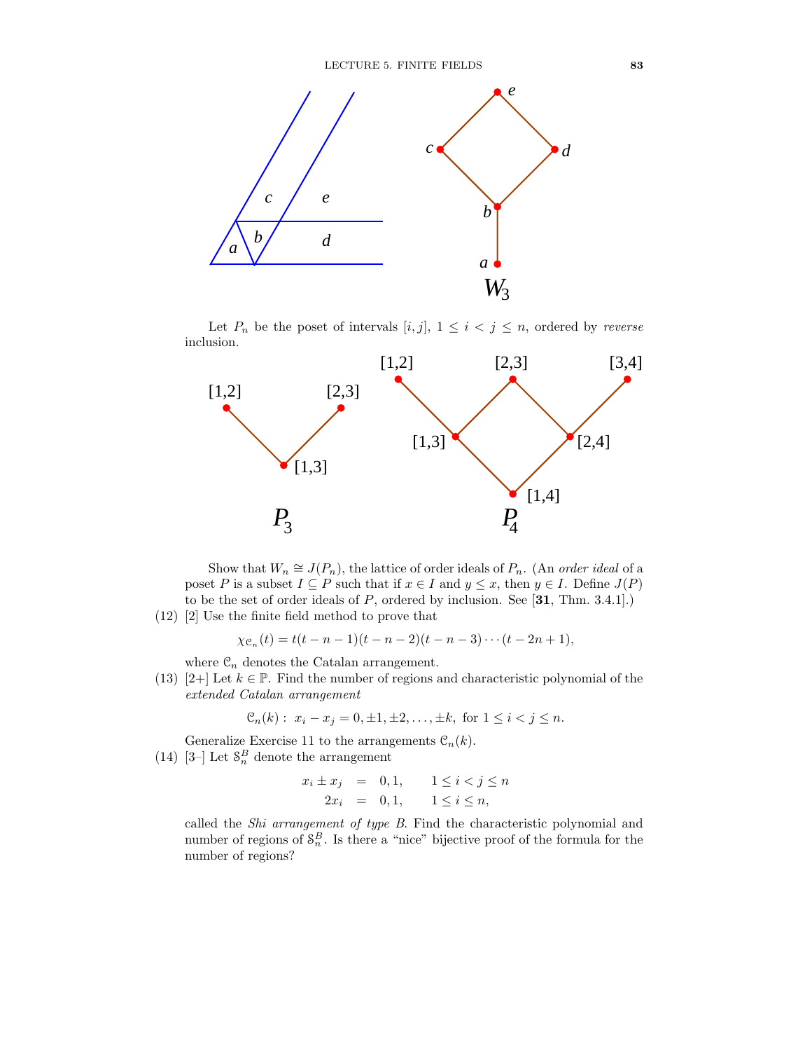Let $P_n$ be the poset of intervals $[i, j]$, $1 \le i < j \le n$, ordered by *reverse* inclusion.

Show that $W_n \cong J(P_n)$, the lattice of order ideals of $P_n$. (An *order ideal* of a poset $P$ is a subset $I \subseteq P$ such that if $x \in I$ and $y \le x$, then $y \in I$. Define $J(P)$ to be the set of order ideals of $P$, ordered by inclusion. See [**31**, Thm. 3.4.1].)

(12) [2] Use the finite field method to prove that

$$\chi_{\mathcal{C}_n}(t) = t(t-n-1)(t-n-2)(t-n-3)\cdots(t-2n+1),$$

where $\mathcal{C}_n$ denotes the Catalan arrangement.

(13) [2+] Let $k \in \mathbb{P}$. Find the number of regions and characteristic polynomial of the *extended Catalan arrangement*

$$\mathcal{C}_n(k): \ x_i - x_j = 0, \pm 1, \pm 2, \ldots, \pm k, \text{ for } 1 \le i < j \le n.$$

Generalize Exercise 11 to the arrangements $\mathcal{C}_n(k)$.

(14) [3–] Let $\mathcal{S}_n^B$ denote the arrangement

$$\begin{aligned} x_i \pm x_j &= 0, 1, \qquad 1 \le i < j \le n \\ 2x_i &= 0, 1, \qquad 1 \le i \le n, \end{aligned}$$

called the *Shi arrangement of type B*. Find the characteristic polynomial and number of regions of $\mathcal{S}_n^B$. Is there a "nice" bijective proof of the formula for the number of regions?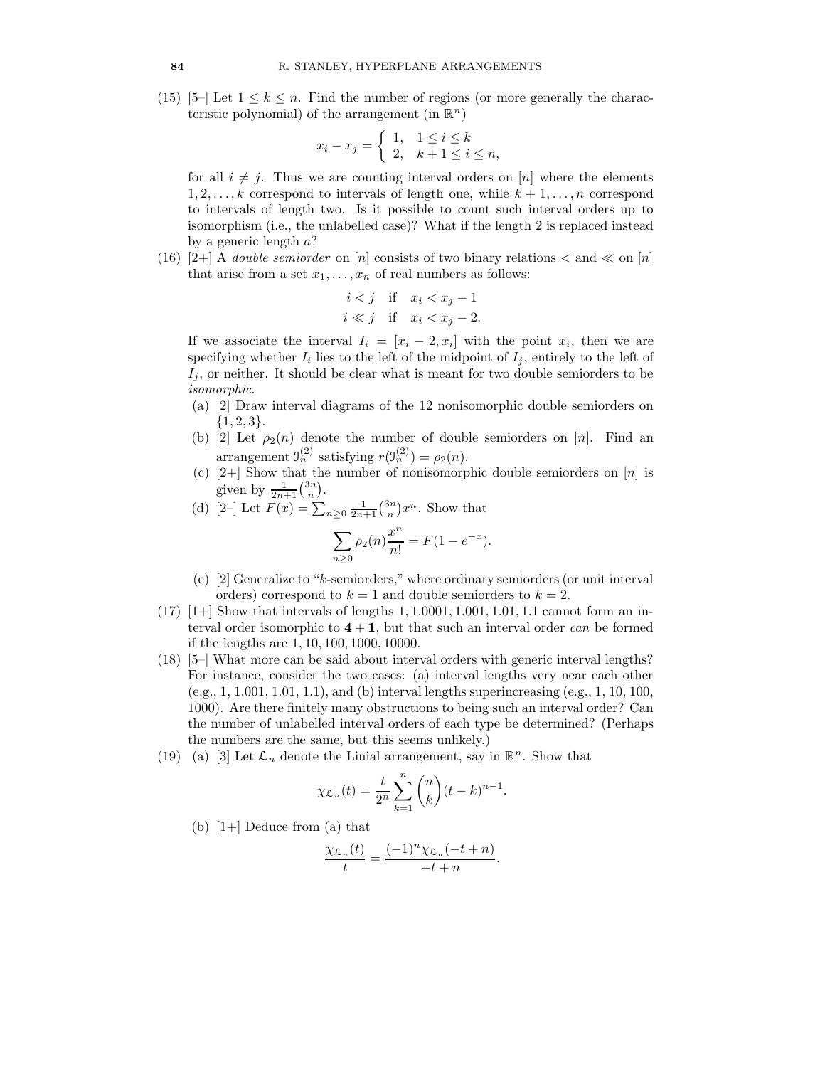(15) [5–] Let $1 \le k \le n$. Find the number of regions (or more generally the characteristic polynomial) of the arrangement (in $\mathbb{R}^n$)

$$x_i - x_j = \begin{cases} 1, & 1 \le i \le k \\ 2, & k+1 \le i \le n, \end{cases}$$

for all $i \neq j$. Thus we are counting interval orders on $[n]$ where the elements $1, 2, \dots, k$ correspond to intervals of length one, while $k+1, \dots, n$ correspond to intervals of length two. Is it possible to count such interval orders up to isomorphism (i.e., the unlabelled case)? What if the length 2 is replaced instead by a generic length $a$?

(16) [2+] A *double semiorder* on $[n]$ consists of two binary relations $<$ and $\ll$ on $[n]$ that arise from a set $x_1, \dots, x_n$ of real numbers as follows:

$$\begin{aligned} i < j \quad &\text{if} \quad x_i < x_j - 1 \\ i \ll j \quad &\text{if} \quad x_i < x_j - 2. \end{aligned}$$

If we associate the interval $I_i = [x_i - 2, x_i]$ with the point $x_i$, then we are specifying whether $I_i$ lies to the left of the midpoint of $I_j$, entirely to the left of $I_j$, or neither. It should be clear what is meant for two double semiorders to be *isomorphic*.

   (a) [2] Draw interval diagrams of the 12 nonisomorphic double semiorders on $\{1, 2, 3\}$.
   (b) [2] Let $\rho_2(n)$ denote the number of double semiorders on $[n]$. Find an arrangement $\mathcal{I}_n^{(2)}$ satisfying $r(\mathcal{I}_n^{(2)}) = \rho_2(n)$.
   (c) [2+] Show that the number of nonisomorphic double semiorders on $[n]$ is given by $\frac{1}{2n+1}\binom{3n}{n}$.
   (d) [2–] Let $F(x) = \sum_{n \ge 0} \frac{1}{2n+1}\binom{3n}{n} x^n$. Show that

$$\sum_{n \ge 0} \rho_2(n) \frac{x^n}{n!} = F(1 - e^{-x}).$$

   (e) [2] Generalize to "$k$-semiorders," where ordinary semiorders (or unit interval orders) correspond to $k = 1$ and double semiorders to $k = 2$.

(17) [1+] Show that intervals of lengths 1, 1.0001, 1.001, 1.01, 1.1 cannot form an interval order isomorphic to **4 + 1**, but that such an interval order *can* be formed if the lengths are 1, 10, 100, 1000, 10000.

(18) [5–] What more can be said about interval orders with generic interval lengths? For instance, consider the two cases: (a) interval lengths very near each other (e.g., 1, 1.001, 1.01, 1.1), and (b) interval lengths superincreasing (e.g., 1, 10, 100, 1000). Are there finitely many obstructions to being such an interval order? Can the number of unlabelled interval orders of each type be determined? (Perhaps the numbers are the same, but this seems unlikely.)

(19) (a) [3] Let $\mathcal{L}_n$ denote the Linial arrangement, say in $\mathbb{R}^n$. Show that

$$\chi_{\mathcal{L}_n}(t) = \frac{t}{2^n} \sum_{k=1}^{n} \binom{n}{k} (t-k)^{n-1}.$$

   (b) [1+] Deduce from (a) that

$$\frac{\chi_{\mathcal{L}_n}(t)}{t} = \frac{(-1)^n \chi_{\mathcal{L}_n}(-t+n)}{-t+n}.$$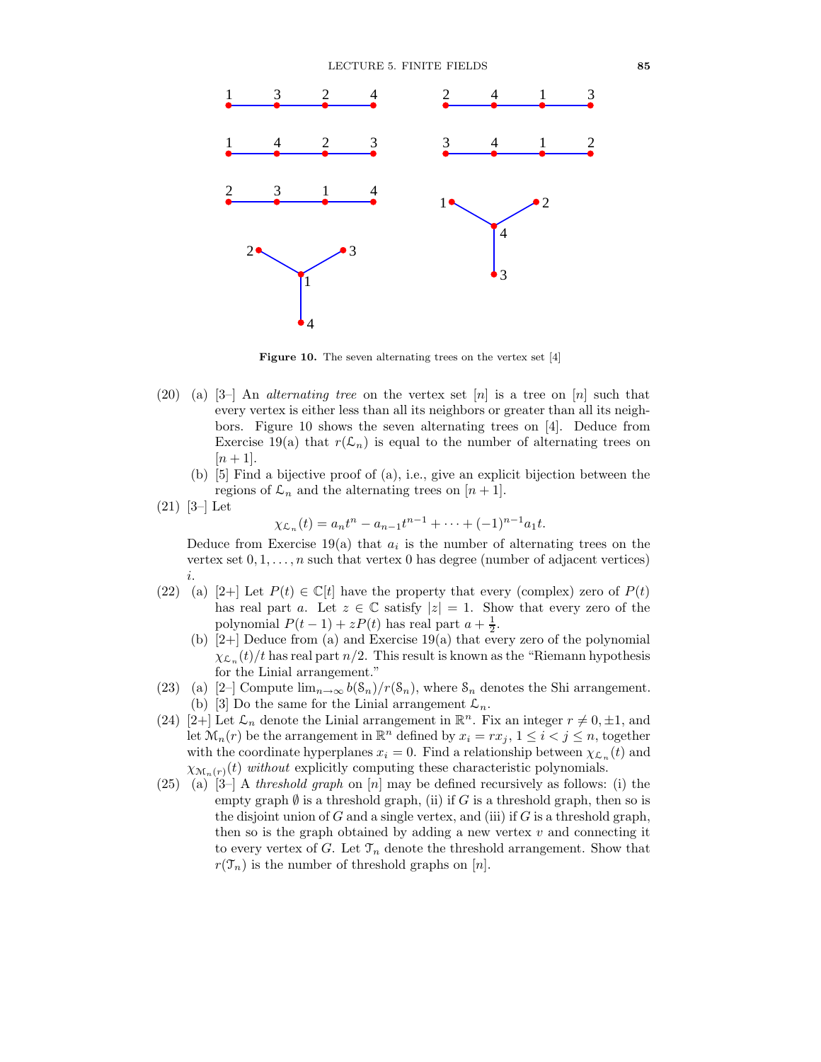**Figure 10.** The seven alternating trees on the vertex set [4]

(20) (a) [3–] An *alternating tree* on the vertex set $[n]$ is a tree on $[n]$ such that every vertex is either less than all its neighbors or greater than all its neighbors. Figure 10 shows the seven alternating trees on [4]. Deduce from Exercise 19(a) that $r(\mathcal{L}_n)$ is equal to the number of alternating trees on $[n+1]$.

(b) [5] Find a bijective proof of (a), i.e., give an explicit bijection between the regions of $\mathcal{L}_n$ and the alternating trees on $[n+1]$.

(21) [3–] Let

$$\chi_{\mathcal{L}_n}(t) = a_n t^n - a_{n-1} t^{n-1} + \cdots + (-1)^{n-1} a_1 t.$$

Deduce from Exercise 19(a) that $a_i$ is the number of alternating trees on the vertex set $0, 1, \ldots, n$ such that vertex 0 has degree (number of adjacent vertices) $i$.

(22) (a) [2+] Let $P(t) \in \mathbb{C}[t]$ have the property that every (complex) zero of $P(t)$ has real part $a$. Let $z \in \mathbb{C}$ satisfy $|z| = 1$. Show that every zero of the polynomial $P(t-1) + zP(t)$ has real part $a + \frac{1}{2}$.

(b) [2+] Deduce from (a) and Exercise 19(a) that every zero of the polynomial $\chi_{\mathcal{L}_n}(t)/t$ has real part $n/2$. This result is known as the "Riemann hypothesis for the Linial arrangement."

(23) (a) [2–] Compute $\lim_{n\to\infty} b(\mathcal{S}_n)/r(\mathcal{S}_n)$, where $\mathcal{S}_n$ denotes the Shi arrangement.

(b) [3] Do the same for the Linial arrangement $\mathcal{L}_n$.

(24) [2+] Let $\mathcal{L}_n$ denote the Linial arrangement in $\mathbb{R}^n$. Fix an integer $r \neq 0, \pm 1$, and let $\mathcal{M}_n(r)$ be the arrangement in $\mathbb{R}^n$ defined by $x_i = rx_j$, $1 \leq i < j \leq n$, together with the coordinate hyperplanes $x_i = 0$. Find a relationship between $\chi_{\mathcal{L}_n}(t)$ and $\chi_{\mathcal{M}_n(r)}(t)$ *without* explicitly computing these characteristic polynomials.

(25) (a) [3–] A *threshold graph* on $[n]$ may be defined recursively as follows: (i) the empty graph $\emptyset$ is a threshold graph, (ii) if $G$ is a threshold graph, then so is the disjoint union of $G$ and a single vertex, and (iii) if $G$ is a threshold graph, then so is the graph obtained by adding a new vertex $v$ and connecting it to every vertex of $G$. Let $\mathcal{T}_n$ denote the threshold arrangement. Show that $r(\mathcal{T}_n)$ is the number of threshold graphs on $[n]$.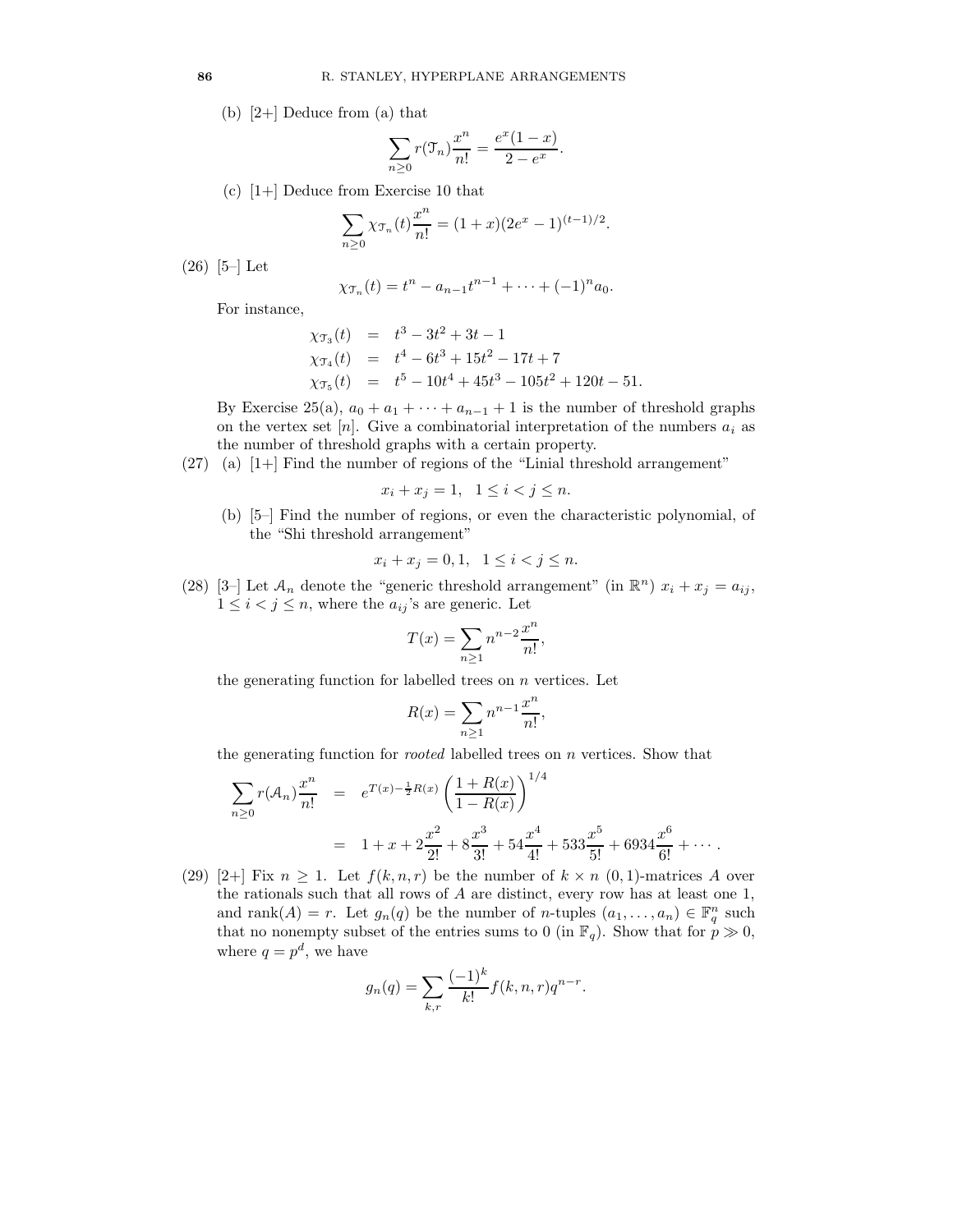(b) [2+] Deduce from (a) that

$$\sum_{n\geq 0} r(\mathcal{T}_n)\frac{x^n}{n!} = \frac{e^x(1-x)}{2-e^x}.$$

(c) [1+] Deduce from Exercise 10 that

$$\sum_{n\geq 0} \chi_{\mathcal{T}_n}(t)\frac{x^n}{n!} = (1+x)(2e^x-1)^{(t-1)/2}.$$

(26) [5–] Let

$$\chi_{\mathcal{T}_n}(t) = t^n - a_{n-1}t^{n-1} + \cdots + (-1)^n a_0.$$

For instance,

$$\begin{aligned}
\chi_{\mathcal{T}_3}(t) &= t^3 - 3t^2 + 3t - 1\\
\chi_{\mathcal{T}_4}(t) &= t^4 - 6t^3 + 15t^2 - 17t + 7\\
\chi_{\mathcal{T}_5}(t) &= t^5 - 10t^4 + 45t^3 - 105t^2 + 120t - 51.
\end{aligned}$$

By Exercise 25(a), $a_0 + a_1 + \cdots + a_{n-1} + 1$ is the number of threshold graphs on the vertex set $[n]$. Give a combinatorial interpretation of the numbers $a_i$ as the number of threshold graphs with a certain property.

(27) (a) [1+] Find the number of regions of the "Linial threshold arrangement"

$$x_i + x_j = 1, \quad 1 \leq i < j \leq n.$$

(b) [5–] Find the number of regions, or even the characteristic polynomial, of the "Shi threshold arrangement"

$$x_i + x_j = 0, 1, \quad 1 \leq i < j \leq n.$$

(28) [3–] Let $\mathcal{A}_n$ denote the "generic threshold arrangement" (in $\mathbb{R}^n$) $x_i + x_j = a_{ij}$, $1 \leq i < j \leq n$, where the $a_{ij}$'s are generic. Let

$$T(x) = \sum_{n\geq 1} n^{n-2}\frac{x^n}{n!},$$

the generating function for labelled trees on $n$ vertices. Let

$$R(x) = \sum_{n\geq 1} n^{n-1}\frac{x^n}{n!},$$

the generating function for *rooted* labelled trees on $n$ vertices. Show that

$$\begin{aligned}
\sum_{n\geq 0} r(\mathcal{A}_n)\frac{x^n}{n!} &= e^{T(x)-\frac{1}{2}R(x)}\left(\frac{1+R(x)}{1-R(x)}\right)^{1/4}\\
&= 1 + x + 2\frac{x^2}{2!} + 8\frac{x^3}{3!} + 54\frac{x^4}{4!} + 533\frac{x^5}{5!} + 6934\frac{x^6}{6!} + \cdots.
\end{aligned}$$

(29) [2+] Fix $n \geq 1$. Let $f(k,n,r)$ be the number of $k \times n$ $(0,1)$-matrices $A$ over the rationals such that all rows of $A$ are distinct, every row has at least one 1, and $\mathrm{rank}(A) = r$. Let $g_n(q)$ be the number of $n$-tuples $(a_1,\ldots,a_n) \in \mathbb{F}_q^n$ such that no nonempty subset of the entries sums to 0 (in $\mathbb{F}_q$). Show that for $p \gg 0$, where $q = p^d$, we have

$$g_n(q) = \sum_{k,r} \frac{(-1)^k}{k!} f(k,n,r) q^{n-r}.$$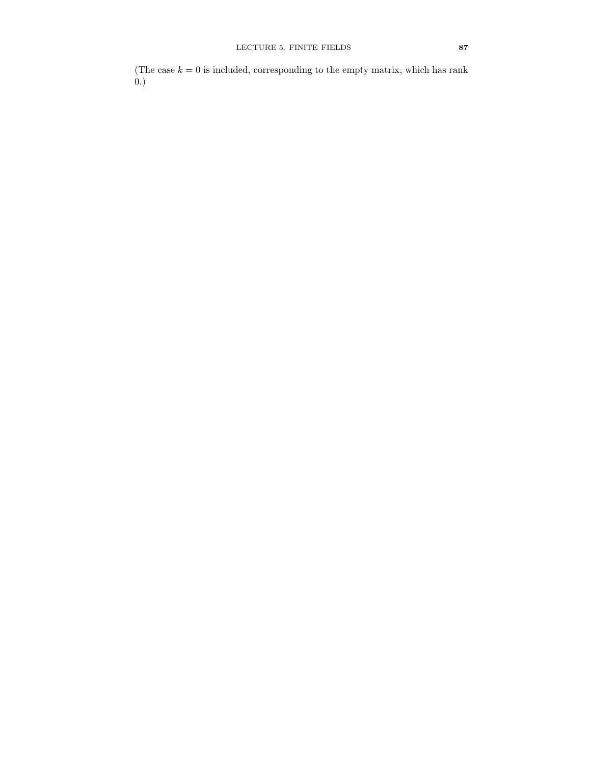(The case $k = 0$ is included, corresponding to the empty matrix, which has rank 0.)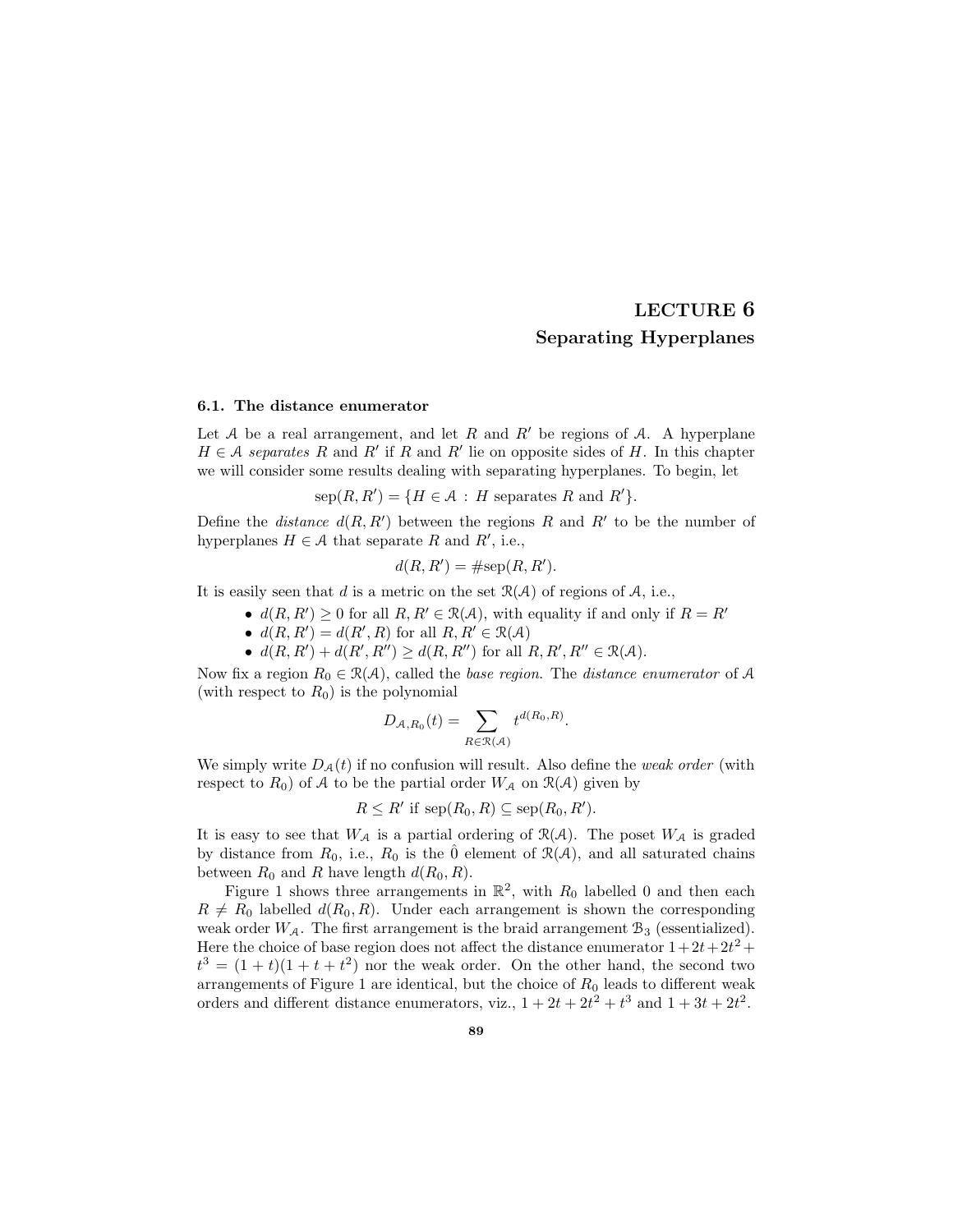# LECTURE 6
## Separating Hyperplanes

### 6.1. The distance enumerator

Let $\mathcal{A}$ be a real arrangement, and let $R$ and $R'$ be regions of $\mathcal{A}$. A hyperplane $H \in \mathcal{A}$ *separates* $R$ and $R'$ if $R$ and $R'$ lie on opposite sides of $H$. In this chapter we will consider some results dealing with separating hyperplanes. To begin, let

$$\operatorname{sep}(R, R') = \{H \in \mathcal{A} \,:\, H \text{ separates } R \text{ and } R'\}.$$

Define the *distance* $d(R, R')$ between the regions $R$ and $R'$ to be the number of hyperplanes $H \in \mathcal{A}$ that separate $R$ and $R'$, i.e.,

$$d(R, R') = \#\operatorname{sep}(R, R').$$

It is easily seen that $d$ is a metric on the set $\mathcal{R}(\mathcal{A})$ of regions of $\mathcal{A}$, i.e.,

- $d(R, R') \geq 0$ for all $R, R' \in \mathcal{R}(\mathcal{A})$, with equality if and only if $R = R'$
- $d(R, R') = d(R', R)$ for all $R, R' \in \mathcal{R}(\mathcal{A})$
- $d(R, R') + d(R', R'') \geq d(R, R'')$ for all $R, R', R'' \in \mathcal{R}(\mathcal{A})$.

Now fix a region $R_0 \in \mathcal{R}(\mathcal{A})$, called the *base region*. The *distance enumerator* of $\mathcal{A}$ (with respect to $R_0$) is the polynomial

$$D_{\mathcal{A},R_0}(t) = \sum_{R \in \mathcal{R}(\mathcal{A})} t^{d(R_0,R)}.$$

We simply write $D_{\mathcal{A}}(t)$ if no confusion will result. Also define the *weak order* (with respect to $R_0$) of $\mathcal{A}$ to be the partial order $W_{\mathcal{A}}$ on $\mathcal{R}(\mathcal{A})$ given by

$$R \leq R' \text{ if } \operatorname{sep}(R_0, R) \subseteq \operatorname{sep}(R_0, R').$$

It is easy to see that $W_{\mathcal{A}}$ is a partial ordering of $\mathcal{R}(\mathcal{A})$. The poset $W_{\mathcal{A}}$ is graded by distance from $R_0$, i.e., $R_0$ is the $\hat{0}$ element of $\mathcal{R}(\mathcal{A})$, and all saturated chains between $R_0$ and $R$ have length $d(R_0, R)$.

Figure 1 shows three arrangements in $\mathbb{R}^2$, with $R_0$ labelled 0 and then each $R \neq R_0$ labelled $d(R_0, R)$. Under each arrangement is shown the corresponding weak order $W_{\mathcal{A}}$. The first arrangement is the braid arrangement $\mathcal{B}_3$ (essentialized). Here the choice of base region does not affect the distance enumerator $1+2t+2t^2+t^3 = (1+t)(1+t+t^2)$ nor the weak order. On the other hand, the second two arrangements of Figure 1 are identical, but the choice of $R_0$ leads to different weak orders and different distance enumerators, viz., $1 + 2t + 2t^2 + t^3$ and $1 + 3t + 2t^2$.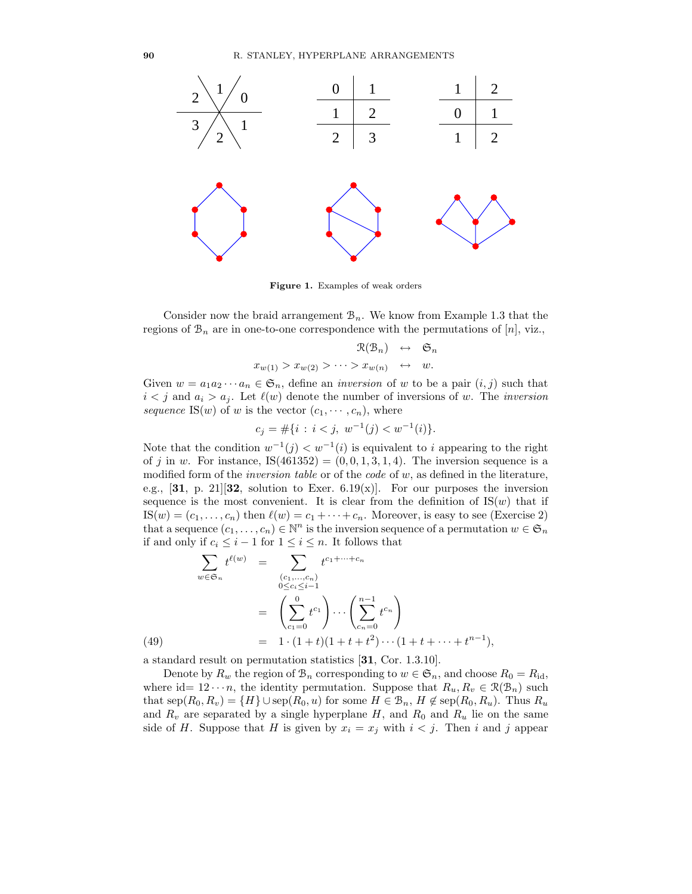Figure 1. Examples of weak orders

Consider now the braid arrangement $\mathcal{B}_n$. We know from Example 1.3 that the regions of $\mathcal{B}_n$ are in one-to-one correspondence with the permutations of $[n]$, viz.,

$$\begin{array}{rcl} \mathcal{R}(\mathcal{B}_n) & \leftrightarrow & \mathfrak{S}_n \\ x_{w(1)} > x_{w(2)} > \cdots > x_{w(n)} & \leftrightarrow & w. \end{array}$$

Given $w = a_1 a_2 \cdots a_n \in \mathfrak{S}_n$, define an *inversion* of $w$ to be a pair $(i, j)$ such that $i < j$ and $a_i > a_j$. Let $\ell(w)$ denote the number of inversions of $w$. The *inversion sequence* $\mathrm{IS}(w)$ of $w$ is the vector $(c_1, \cdots, c_n)$, where

$$c_j = \#\{i : i < j,\ w^{-1}(j) < w^{-1}(i)\}.$$

Note that the condition $w^{-1}(j) < w^{-1}(i)$ is equivalent to $i$ appearing to the right of $j$ in $w$. For instance, $\mathrm{IS}(461352) = (0, 0, 1, 3, 1, 4)$. The inversion sequence is a modified form of the *inversion table* or of the *code* of $w$, as defined in the literature, e.g., [**31**, p. 21][**32**, solution to Exer. 6.19(x)]. For our purposes the inversion sequence is the most convenient. It is clear from the definition of $\mathrm{IS}(w)$ that if $\mathrm{IS}(w) = (c_1, \ldots, c_n)$ then $\ell(w) = c_1 + \cdots + c_n$. Moreover, is easy to see (Exercise 2) that a sequence $(c_1, \ldots, c_n) \in \mathbb{N}^n$ is the inversion sequence of a permutation $w \in \mathfrak{S}_n$ if and only if $c_i \leq i - 1$ for $1 \leq i \leq n$. It follows that

$$\begin{aligned} \sum_{w \in \mathfrak{S}_n} t^{\ell(w)} &= \sum_{\substack{(c_1, \ldots, c_n) \\ 0 \leq c_i \leq i-1}} t^{c_1 + \cdots + c_n} \\ &= \left( \sum_{c_1=0}^{0} t^{c_1} \right) \cdots \left( \sum_{c_n=0}^{n-1} t^{c_n} \right) \\ &= 1 \cdot (1+t)(1+t+t^2) \cdots (1+t+\cdots+t^{n-1}), \end{aligned} \tag{49}$$

a standard result on permutation statistics [**31**, Cor. 1.3.10].

Denote by $R_w$ the region of $\mathcal{B}_n$ corresponding to $w \in \mathfrak{S}_n$, and choose $R_0 = R_{\mathrm{id}}$, where id$= 12 \cdots n$, the identity permutation. Suppose that $R_u, R_v \in \mathcal{R}(\mathcal{B}_n)$ such that $\mathrm{sep}(R_0, R_v) = \{H\} \cup \mathrm{sep}(R_0, u)$ for some $H \in \mathcal{B}_n$, $H \notin \mathrm{sep}(R_0, R_u)$. Thus $R_u$ and $R_v$ are separated by a single hyperplane $H$, and $R_0$ and $R_u$ lie on the same side of $H$. Suppose that $H$ is given by $x_i = x_j$ with $i < j$. Then $i$ and $j$ appear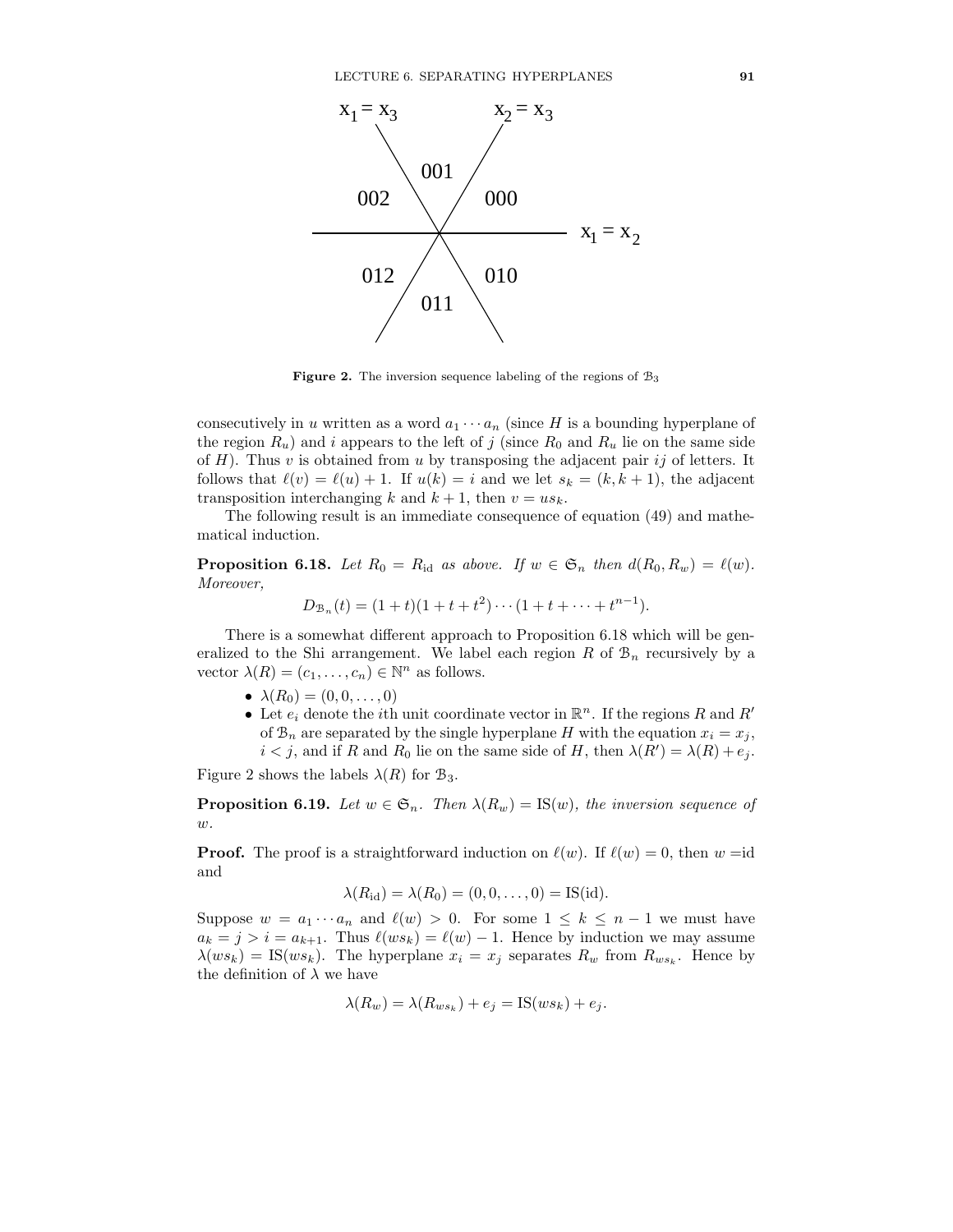x1 = x3    x2 = x3

001

002    000

x1 = x2

012    010

011

**Figure 2.** The inversion sequence labeling of the regions of $\mathcal{B}_3$

consecutively in $u$ written as a word $a_1 \cdots a_n$ (since $H$ is a bounding hyperplane of the region $R_u$) and $i$ appears to the left of $j$ (since $R_0$ and $R_u$ lie on the same side of $H$). Thus $v$ is obtained from $u$ by transposing the adjacent pair $ij$ of letters. It follows that $\ell(v) = \ell(u) + 1$. If $u(k) = i$ and we let $s_k = (k, k+1)$, the adjacent transposition interchanging $k$ and $k+1$, then $v = us_k$.

The following result is an immediate consequence of equation (49) and mathematical induction.

**Proposition 6.18.** *Let $R_0 = R_{\text{id}}$ as above. If $w \in \mathfrak{S}_n$ then $d(R_0, R_w) = \ell(w)$. Moreover,*

$$D_{\mathcal{B}_n}(t) = (1+t)(1+t+t^2)\cdots(1+t+\cdots+t^{n-1}).$$

There is a somewhat different approach to Proposition 6.18 which will be generalized to the Shi arrangement. We label each region $R$ of $\mathcal{B}_n$ recursively by a vector $\lambda(R) = (c_1, \ldots, c_n) \in \mathbb{N}^n$ as follows.

- $\lambda(R_0) = (0, 0, \ldots, 0)$
- Let $e_i$ denote the $i$th unit coordinate vector in $\mathbb{R}^n$. If the regions $R$ and $R'$ of $\mathcal{B}_n$ are separated by the single hyperplane $H$ with the equation $x_i = x_j$, $i < j$, and if $R$ and $R_0$ lie on the same side of $H$, then $\lambda(R') = \lambda(R) + e_j$.

Figure 2 shows the labels $\lambda(R)$ for $\mathcal{B}_3$.

**Proposition 6.19.** *Let $w \in \mathfrak{S}_n$. Then $\lambda(R_w) = \text{IS}(w)$, the inversion sequence of $w$.*

**Proof.** The proof is a straightforward induction on $\ell(w)$. If $\ell(w) = 0$, then $w = $id and

$$\lambda(R_{\text{id}}) = \lambda(R_0) = (0, 0, \ldots, 0) = \text{IS}(\text{id}).$$

Suppose $w = a_1 \cdots a_n$ and $\ell(w) > 0$. For some $1 \leq k \leq n-1$ we must have $a_k = j > i = a_{k+1}$. Thus $\ell(ws_k) = \ell(w) - 1$. Hence by induction we may assume $\lambda(ws_k) = \text{IS}(ws_k)$. The hyperplane $x_i = x_j$ separates $R_w$ from $R_{ws_k}$. Hence by the definition of $\lambda$ we have

$$\lambda(R_w) = \lambda(R_{ws_k}) + e_j = \text{IS}(ws_k) + e_j.$$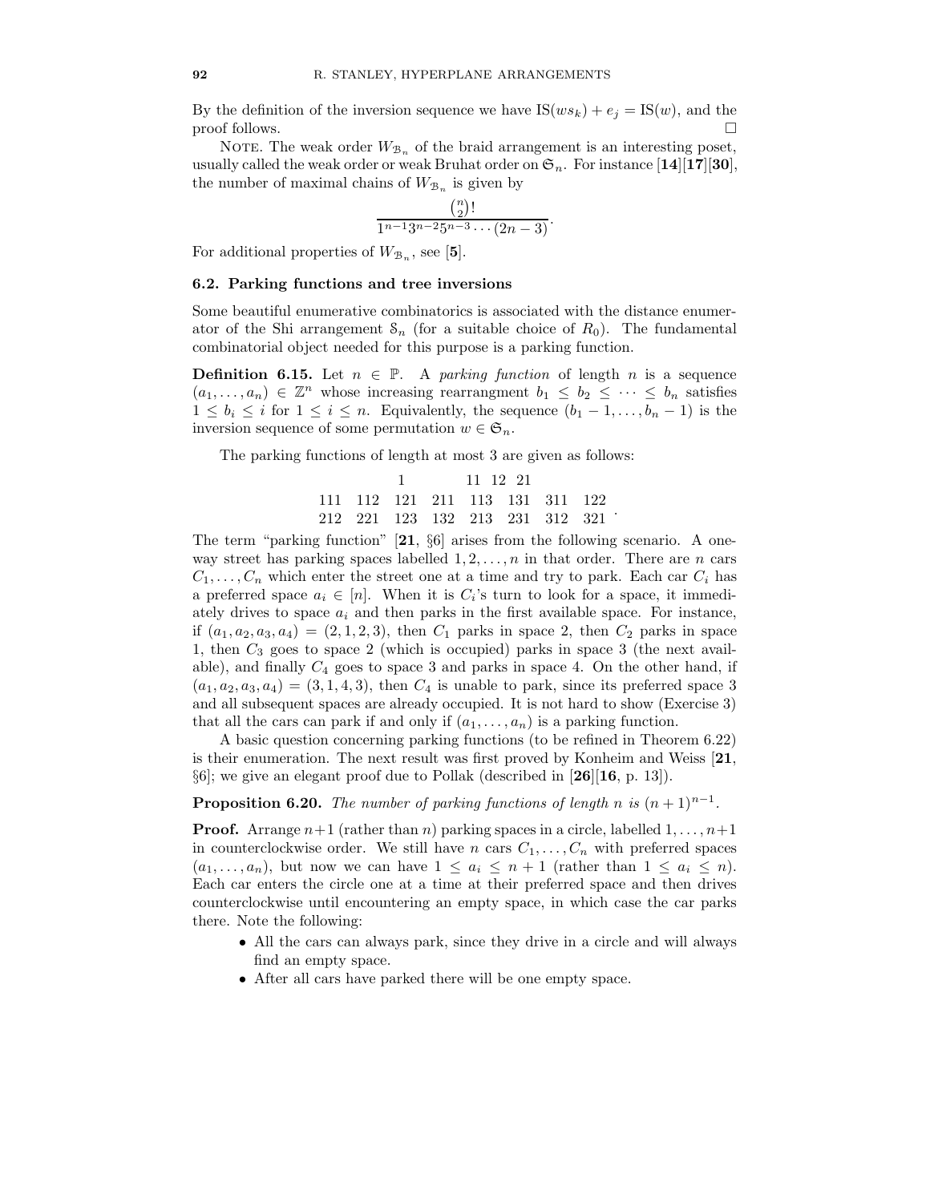By the definition of the inversion sequence we have $\mathrm{IS}(ws_k) + e_j = \mathrm{IS}(w)$, and the proof follows. □

Note. The weak order $W_{\mathcal{B}_n}$ of the braid arrangement is an interesting poset, usually called the weak order or weak Bruhat order on $\mathfrak{S}_n$. For instance [**14**][**17**][**30**], the number of maximal chains of $W_{\mathcal{B}_n}$ is given by

$$\frac{\binom{n}{2}!}{1^{n-1}3^{n-2}5^{n-3}\cdots(2n-3)}.$$

For additional properties of $W_{\mathcal{B}_n}$, see [**5**].

### 6.2. Parking functions and tree inversions

Some beautiful enumerative combinatorics is associated with the distance enumerator of the Shi arrangement $\mathcal{S}_n$ (for a suitable choice of $R_0$). The fundamental combinatorial object needed for this purpose is a parking function.

**Definition 6.15.** Let $n \in \mathbb{P}$. A *parking function* of length $n$ is a sequence $(a_1, \ldots, a_n) \in \mathbb{Z}^n$ whose increasing rearrangment $b_1 \le b_2 \le \cdots \le b_n$ satisfies $1 \le b_i \le i$ for $1 \le i \le n$. Equivalently, the sequence $(b_1 - 1, \ldots, b_n - 1)$ is the inversion sequence of some permutation $w \in \mathfrak{S}_n$.

The parking functions of length at most 3 are given as follows:

$$\begin{array}{cccccccc} & & 1 & & & 11 & 12 & 21 \\ 111 & 112 & 121 & 211 & 113 & 131 & 311 & 122 \\ 212 & 221 & 123 & 132 & 213 & 231 & 312 & 321 \end{array}.$$

The term "parking function" [**21**, §6] arises from the following scenario. A one-way street has parking spaces labelled $1, 2, \ldots, n$ in that order. There are $n$ cars $C_1, \ldots, C_n$ which enter the street one at a time and try to park. Each car $C_i$ has a preferred space $a_i \in [n]$. When it is $C_i$'s turn to look for a space, it immediately drives to space $a_i$ and then parks in the first available space. For instance, if $(a_1, a_2, a_3, a_4) = (2, 1, 2, 3)$, then $C_1$ parks in space 2, then $C_2$ parks in space 1, then $C_3$ goes to space 2 (which is occupied) parks in space 3 (the next available), and finally $C_4$ goes to space 3 and parks in space 4. On the other hand, if $(a_1, a_2, a_3, a_4) = (3, 1, 4, 3)$, then $C_4$ is unable to park, since its preferred space 3 and all subsequent spaces are already occupied. It is not hard to show (Exercise 3) that all the cars can park if and only if $(a_1, \ldots, a_n)$ is a parking function.

A basic question concerning parking functions (to be refined in Theorem 6.22) is their enumeration. The next result was first proved by Konheim and Weiss [**21**, §6]; we give an elegant proof due to Pollak (described in [**26**][**16**, p. 13]).

**Proposition 6.20.** *The number of parking functions of length $n$ is $(n + 1)^{n-1}$.*

**Proof.** Arrange $n+1$ (rather than $n$) parking spaces in a circle, labelled $1, \ldots, n+1$ in counterclockwise order. We still have $n$ cars $C_1, \ldots, C_n$ with preferred spaces $(a_1, \ldots, a_n)$, but now we can have $1 \le a_i \le n + 1$ (rather than $1 \le a_i \le n$). Each car enters the circle one at a time at their preferred space and then drives counterclockwise until encountering an empty space, in which case the car parks there. Note the following:

- All the cars can always park, since they drive in a circle and will always find an empty space.
- After all cars have parked there will be one empty space.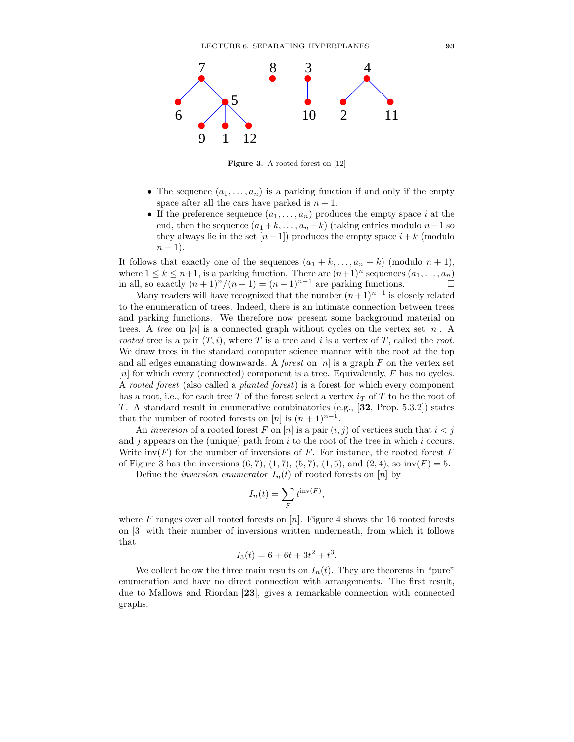**Figure 3.** A rooted forest on [12]

- The sequence $(a_1, \dots, a_n)$ is a parking function if and only if the empty space after all the cars have parked is $n+1$.
- If the preference sequence $(a_1, \dots, a_n)$ produces the empty space $i$ at the end, then the sequence $(a_1+k, \dots, a_n+k)$ (taking entries modulo $n+1$ so they always lie in the set $[n+1]$) produces the empty space $i+k$ (modulo $n+1$).

It follows that exactly one of the sequences $(a_1+k, \dots, a_n+k)$ (modulo $n+1$), where $1 \le k \le n+1$, is a parking function. There are $(n+1)^n$ sequences $(a_1, \dots, a_n)$ in all, so exactly $(n+1)^n/(n+1) = (n+1)^{n-1}$ are parking functions. $\square$

Many readers will have recognized that the number $(n+1)^{n-1}$ is closely related to the enumeration of trees. Indeed, there is an intimate connection between trees and parking functions. We therefore now present some background material on trees. A *tree* on $[n]$ is a connected graph without cycles on the vertex set $[n]$. A *rooted* tree is a pair $(T, i)$, where $T$ is a tree and $i$ is a vertex of $T$, called the *root*. We draw trees in the standard computer science manner with the root at the top and all edges emanating downwards. A *forest* on $[n]$ is a graph $F$ on the vertex set $[n]$ for which every (connected) component is a tree. Equivalently, $F$ has no cycles. A *rooted forest* (also called a *planted forest*) is a forest for which every component has a root, i.e., for each tree $T$ of the forest select a vertex $i_T$ of $T$ to be the root of $T$. A standard result in enumerative combinatorics (e.g., [**32**, Prop. 5.3.2]) states that the number of rooted forests on $[n]$ is $(n+1)^{n-1}$.

An *inversion* of a rooted forest $F$ on $[n]$ is a pair $(i, j)$ of vertices such that $i < j$ and $j$ appears on the (unique) path from $i$ to the root of the tree in which $i$ occurs. Write $\mathrm{inv}(F)$ for the number of inversions of $F$. For instance, the rooted forest $F$ of Figure 3 has the inversions $(6,7)$, $(1,7)$, $(5,7)$, $(1,5)$, and $(2,4)$, so $\mathrm{inv}(F) = 5$.

Define the *inversion enumerator* $I_n(t)$ of rooted forests on $[n]$ by

$$I_n(t) = \sum_F t^{\mathrm{inv}(F)},$$

where $F$ ranges over all rooted forests on $[n]$. Figure 4 shows the 16 rooted forests on $[3]$ with their number of inversions written underneath, from which it follows that

$$I_3(t) = 6 + 6t + 3t^2 + t^3.$$

We collect below the three main results on $I_n(t)$. They are theorems in "pure" enumeration and have no direct connection with arrangements. The first result, due to Mallows and Riordan [**23**], gives a remarkable connection with connected graphs.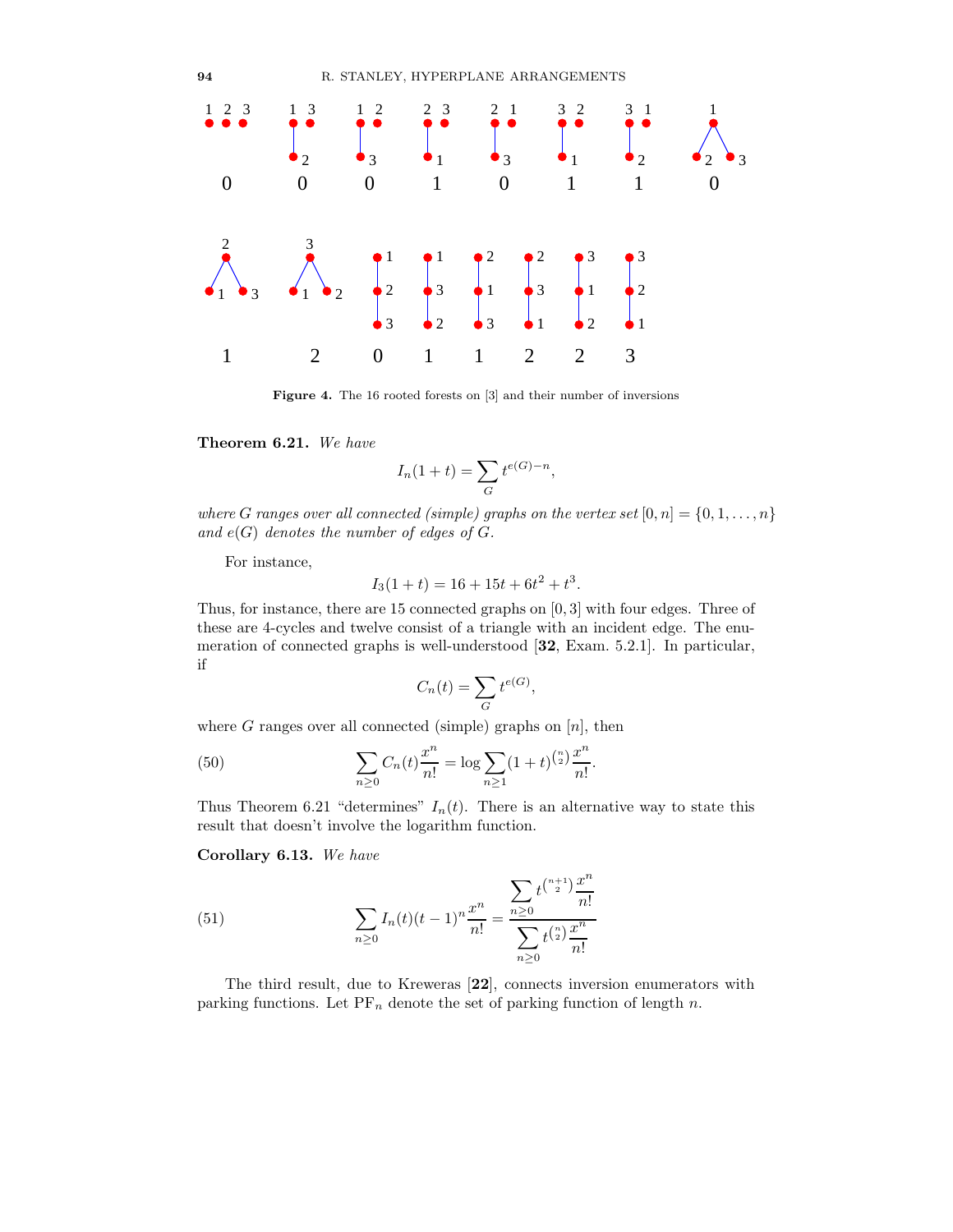Figure 4. The 16 rooted forests on [3] and their number of inversions

**Theorem 6.21.** *We have*

$$I_n(1+t) = \sum_G t^{e(G)-n},$$

*where $G$ ranges over all connected (simple) graphs on the vertex set $[0,n] = \{0,1,\ldots,n\}$ and $e(G)$ denotes the number of edges of $G$.*

For instance,

$$I_3(1+t) = 16 + 15t + 6t^2 + t^3.$$

Thus, for instance, there are 15 connected graphs on $[0,3]$ with four edges. Three of these are 4-cycles and twelve consist of a triangle with an incident edge. The enumeration of connected graphs is well-understood [**32**, Exam. 5.2.1]. In particular, if

$$C_n(t) = \sum_G t^{e(G)},$$

where $G$ ranges over all connected (simple) graphs on $[n]$, then

$$\sum_{n\geq 0} C_n(t)\frac{x^n}{n!} = \log \sum_{n\geq 1}(1+t)^{\binom{n}{2}}\frac{x^n}{n!}. \tag{50}$$

Thus Theorem 6.21 "determines" $I_n(t)$. There is an alternative way to state this result that doesn't involve the logarithm function.

**Corollary 6.13.** *We have*

$$\sum_{n\geq 0} I_n(t)(t-1)^n\frac{x^n}{n!} = \frac{\displaystyle\sum_{n\geq 0} t^{\binom{n+1}{2}}\frac{x^n}{n!}}{\displaystyle\sum_{n\geq 0} t^{\binom{n}{2}}\frac{x^n}{n!}} \tag{51}$$

The third result, due to Kreweras [**22**], connects inversion enumerators with parking functions. Let $\mathrm{PF}_n$ denote the set of parking function of length $n$.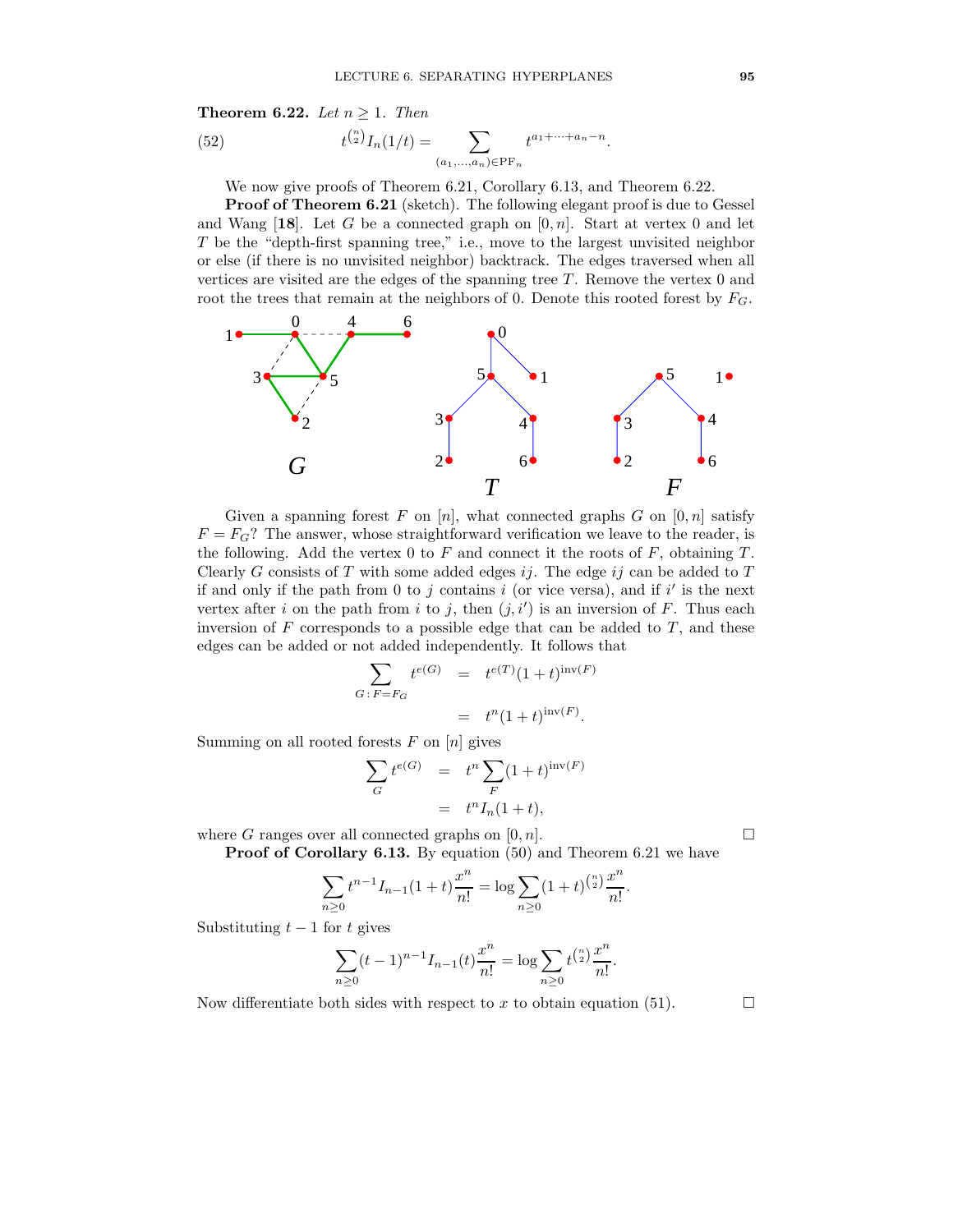**Theorem 6.22.** *Let $n \geq 1$. Then*

$$t^{\binom{n}{2}} I_n(1/t) = \sum_{(a_1,\ldots,a_n)\in \mathrm{PF}_n} t^{a_1+\cdots+a_n-n}. \tag{52}$$

We now give proofs of Theorem 6.21, Corollary 6.13, and Theorem 6.22.

**Proof of Theorem 6.21** (sketch). The following elegant proof is due to Gessel and Wang [**18**]. Let $G$ be a connected graph on $[0,n]$. Start at vertex 0 and let $T$ be the "depth-first spanning tree," i.e., move to the largest unvisited neighbor or else (if there is no unvisited neighbor) backtrack. The edges traversed when all vertices are visited are the edges of the spanning tree $T$. Remove the vertex 0 and root the trees that remain at the neighbors of 0. Denote this rooted forest by $F_G$.

Given a spanning forest $F$ on $[n]$, what connected graphs $G$ on $[0,n]$ satisfy $F = F_G$? The answer, whose straightforward verification we leave to the reader, is the following. Add the vertex 0 to $F$ and connect it the roots of $F$, obtaining $T$. Clearly $G$ consists of $T$ with some added edges $ij$. The edge $ij$ can be added to $T$ if and only if the path from 0 to $j$ contains $i$ (or vice versa), and if $i'$ is the next vertex after $i$ on the path from $i$ to $j$, then $(j,i')$ is an inversion of $F$. Thus each inversion of $F$ corresponds to a possible edge that can be added to $T$, and these edges can be added or not added independently. It follows that

$$\begin{aligned}
\sum_{G\,:\,F=F_G} t^{e(G)} &= t^{e(T)}(1+t)^{\mathrm{inv}(F)} \\
&= t^n(1+t)^{\mathrm{inv}(F)}.
\end{aligned}$$

Summing on all rooted forests $F$ on $[n]$ gives

$$\begin{aligned}
\sum_G t^{e(G)} &= t^n \sum_F (1+t)^{\mathrm{inv}(F)} \\
&= t^n I_n(1+t),
\end{aligned}$$

where $G$ ranges over all connected graphs on $[0,n]$. $\square$

**Proof of Corollary 6.13.** By equation (50) and Theorem 6.21 we have

$$\sum_{n\geq 0} t^{n-1} I_{n-1}(1+t)\frac{x^n}{n!} = \log \sum_{n\geq 0}(1+t)^{\binom{n}{2}}\frac{x^n}{n!}.$$

Substituting $t-1$ for $t$ gives

$$\sum_{n\geq 0}(t-1)^{n-1} I_{n-1}(t)\frac{x^n}{n!} = \log \sum_{n\geq 0} t^{\binom{n}{2}}\frac{x^n}{n!}.$$

Now differentiate both sides with respect to $x$ to obtain equation (51). $\square$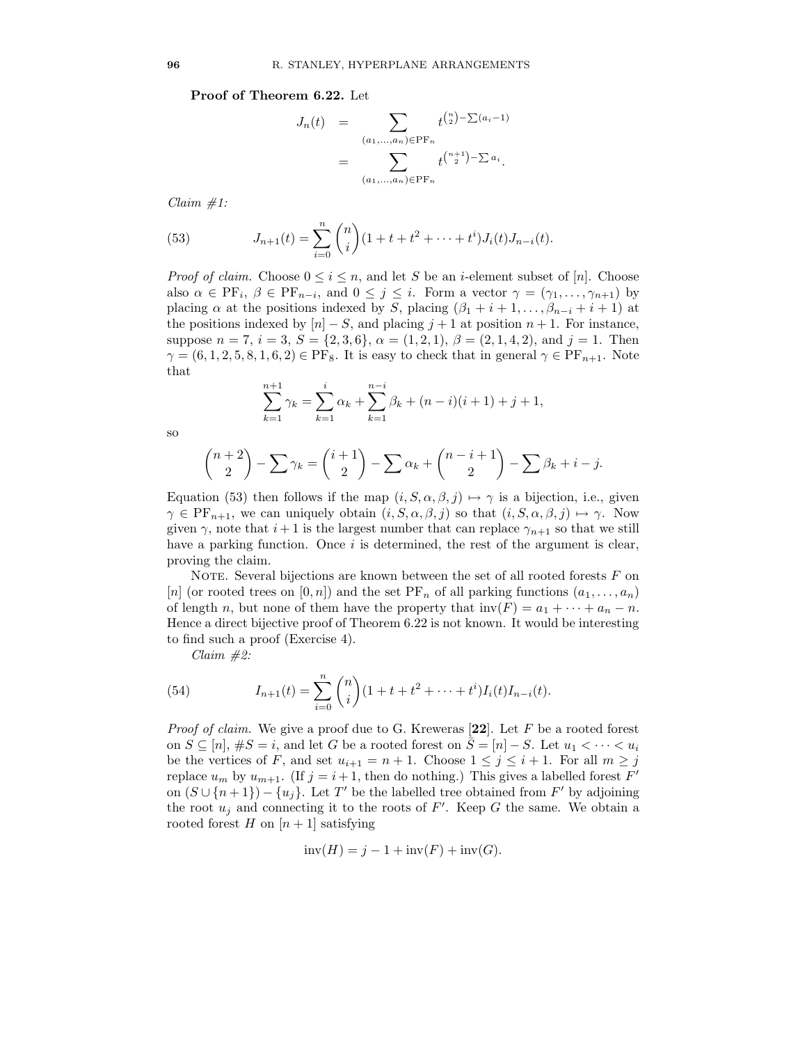**Proof of Theorem 6.22.** Let

$$\begin{aligned} J_n(t) &= \sum_{(a_1,\dots,a_n)\in \mathrm{PF}_n} t^{\binom{n}{2}-\sum(a_i-1)} \\ &= \sum_{(a_1,\dots,a_n)\in \mathrm{PF}_n} t^{\binom{n+1}{2}-\sum a_i}. \end{aligned}$$

*Claim #1:*

$$J_{n+1}(t) = \sum_{i=0}^{n} \binom{n}{i} (1+t+t^2+\cdots+t^i) J_i(t) J_{n-i}(t). \tag{53}$$

*Proof of claim.* Choose $0 \le i \le n$, and let $S$ be an $i$-element subset of $[n]$. Choose also $\alpha \in \mathrm{PF}_i$, $\beta \in \mathrm{PF}_{n-i}$, and $0 \le j \le i$. Form a vector $\gamma = (\gamma_1, \dots, \gamma_{n+1})$ by placing $\alpha$ at the positions indexed by $S$, placing $(\beta_1 + i + 1, \dots, \beta_{n-i} + i + 1)$ at the positions indexed by $[n] - S$, and placing $j+1$ at position $n+1$. For instance, suppose $n = 7$, $i = 3$, $S = \{2, 3, 6\}$, $\alpha = (1, 2, 1)$, $\beta = (2, 1, 4, 2)$, and $j = 1$. Then $\gamma = (6, 1, 2, 5, 8, 1, 6, 2) \in \mathrm{PF}_8$. It is easy to check that in general $\gamma \in \mathrm{PF}_{n+1}$. Note that

$$\sum_{k=1}^{n+1} \gamma_k = \sum_{k=1}^{i} \alpha_k + \sum_{k=1}^{n-i} \beta_k + (n-i)(i+1) + j + 1,$$

so

$$\binom{n+2}{2} - \sum \gamma_k = \binom{i+1}{2} - \sum \alpha_k + \binom{n-i+1}{2} - \sum \beta_k + i - j.$$

Equation (53) then follows if the map $(i, S, \alpha, \beta, j) \mapsto \gamma$ is a bijection, i.e., given $\gamma \in \mathrm{PF}_{n+1}$, we can uniquely obtain $(i, S, \alpha, \beta, j)$ so that $(i, S, \alpha, \beta, j) \mapsto \gamma$. Now given $\gamma$, note that $i+1$ is the largest number that can replace $\gamma_{n+1}$ so that we still have a parking function. Once $i$ is determined, the rest of the argument is clear, proving the claim.

Note. Several bijections are known between the set of all rooted forests $F$ on $[n]$ (or rooted trees on $[0, n]$) and the set $\mathrm{PF}_n$ of all parking functions $(a_1, \dots, a_n)$ of length $n$, but none of them have the property that $\mathrm{inv}(F) = a_1 + \cdots + a_n - n$. Hence a direct bijective proof of Theorem 6.22 is not known. It would be interesting to find such a proof (Exercise 4).

*Claim #2:*

$$I_{n+1}(t) = \sum_{i=0}^{n} \binom{n}{i} (1+t+t^2+\cdots+t^i) I_i(t) I_{n-i}(t). \tag{54}$$

*Proof of claim.* We give a proof due to G. Kreweras [**22**]. Let $F$ be a rooted forest on $S \subseteq [n]$, $\#S = i$, and let $G$ be a rooted forest on $\bar{S} = [n] - S$. Let $u_1 < \cdots < u_i$ be the vertices of $F$, and set $u_{i+1} = n+1$. Choose $1 \le j \le i+1$. For all $m \ge j$ replace $u_m$ by $u_{m+1}$. (If $j = i+1$, then do nothing.) This gives a labelled forest $F'$ on $(S \cup \{n+1\}) - \{u_j\}$. Let $T'$ be the labelled tree obtained from $F'$ by adjoining the root $u_j$ and connecting it to the roots of $F'$. Keep $G$ the same. We obtain a rooted forest $H$ on $[n+1]$ satisfying

$$\mathrm{inv}(H) = j - 1 + \mathrm{inv}(F) + \mathrm{inv}(G).$$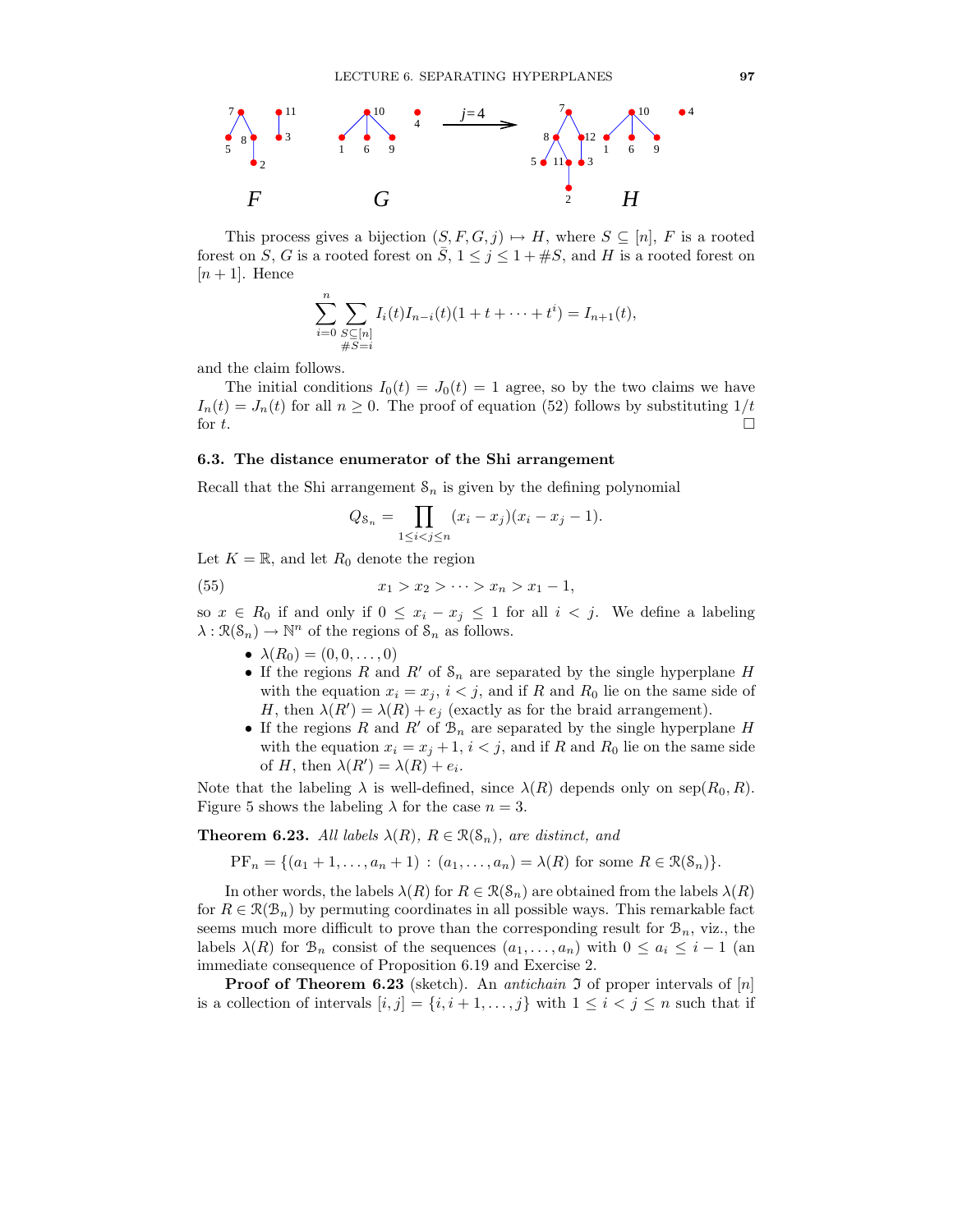This process gives a bijection $(S, F, G, j) \mapsto H$, where $S \subseteq [n]$, $F$ is a rooted forest on $S$, $G$ is a rooted forest on $\bar{S}$, $1 \leq j \leq 1 + \#S$, and $H$ is a rooted forest on $[n+1]$. Hence

$$\sum_{i=0}^{n} \sum_{\substack{S \subseteq [n] \\ \#S = i}} I_i(t) I_{n-i}(t)(1 + t + \cdots + t^i) = I_{n+1}(t),$$

and the claim follows.

The initial conditions $I_0(t) = J_0(t) = 1$ agree, so by the two claims we have $I_n(t) = J_n(t)$ for all $n \geq 0$. The proof of equation (52) follows by substituting $1/t$ for $t$. $\square$

### 6.3. The distance enumerator of the Shi arrangement

Recall that the Shi arrangement $\mathcal{S}_n$ is given by the defining polynomial

$$Q_{\mathcal{S}_n} = \prod_{1 \leq i < j \leq n} (x_i - x_j)(x_i - x_j - 1).$$

Let $K = \mathbb{R}$, and let $R_0$ denote the region

$$x_1 > x_2 > \cdots > x_n > x_1 - 1, \tag{55}$$

so $x \in R_0$ if and only if $0 \leq x_i - x_j \leq 1$ for all $i < j$. We define a labeling $\lambda : \mathcal{R}(\mathcal{S}_n) \to \mathbb{N}^n$ of the regions of $\mathcal{S}_n$ as follows.

- $\lambda(R_0) = (0, 0, \ldots, 0)$
- If the regions $R$ and $R'$ of $\mathcal{S}_n$ are separated by the single hyperplane $H$ with the equation $x_i = x_j$, $i < j$, and if $R$ and $R_0$ lie on the same side of $H$, then $\lambda(R') = \lambda(R) + e_j$ (exactly as for the braid arrangement).
- If the regions $R$ and $R'$ of $\mathcal{B}_n$ are separated by the single hyperplane $H$ with the equation $x_i = x_j + 1$, $i < j$, and if $R$ and $R_0$ lie on the same side of $H$, then $\lambda(R') = \lambda(R) + e_i$.

Note that the labeling $\lambda$ is well-defined, since $\lambda(R)$ depends only on $\text{sep}(R_0, R)$. Figure 5 shows the labeling $\lambda$ for the case $n = 3$.

**Theorem 6.23.** *All labels $\lambda(R)$, $R \in \mathcal{R}(\mathcal{S}_n)$, are distinct, and*

$$\text{PF}_n = \{(a_1 + 1, \ldots, a_n + 1) : (a_1, \ldots, a_n) = \lambda(R) \text{ for some } R \in \mathcal{R}(\mathcal{S}_n)\}.$$

In other words, the labels $\lambda(R)$ for $R \in \mathcal{R}(\mathcal{S}_n)$ are obtained from the labels $\lambda(R)$ for $R \in \mathcal{R}(\mathcal{B}_n)$ by permuting coordinates in all possible ways. This remarkable fact seems much more difficult to prove than the corresponding result for $\mathcal{B}_n$, viz., the labels $\lambda(R)$ for $\mathcal{B}_n$ consist of the sequences $(a_1, \ldots, a_n)$ with $0 \leq a_i \leq i - 1$ (an immediate consequence of Proposition 6.19 and Exercise 2.

**Proof of Theorem 6.23** (sketch). An *antichain* $\mathfrak{I}$ of proper intervals of $[n]$ is a collection of intervals $[i, j] = \{i, i+1, \ldots, j\}$ with $1 \leq i < j \leq n$ such that if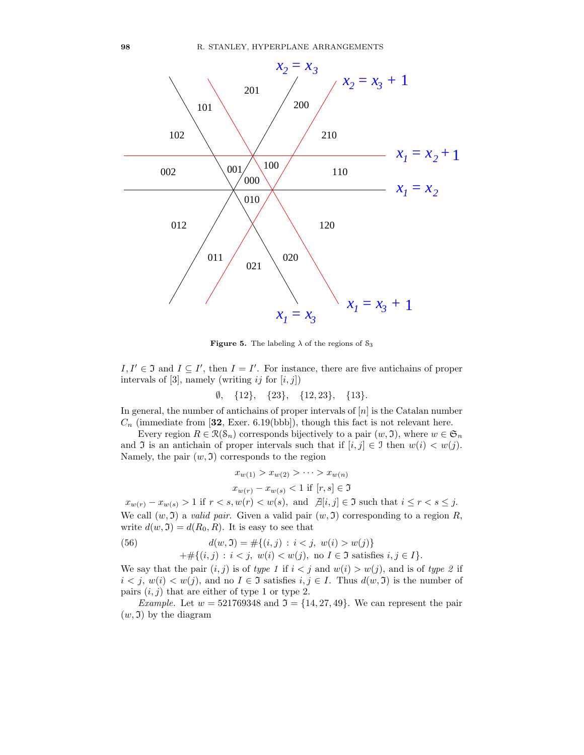**Figure 5.** The labeling $\lambda$ of the regions of $\mathcal{S}_3$

$I, I' \in \mathfrak{I}$ and $I \subseteq I'$, then $I = I'$. For instance, there are five antichains of proper intervals of $[3]$, namely (writing $ij$ for $[i,j]$)

$$\emptyset, \quad \{12\}, \quad \{23\}, \quad \{12, 23\}, \quad \{13\}.$$

In general, the number of antichains of proper intervals of $[n]$ is the Catalan number $C_n$ (immediate from [**32**, Exer. 6.19(bbb)], though this fact is not relevant here.

Every region $R \in \mathcal{R}(\mathcal{S}_n)$ corresponds bijectively to a pair $(w, \mathfrak{I})$, where $w \in \mathfrak{S}_n$ and $\mathfrak{I}$ is an antichain of proper intervals such that if $[i,j] \in \mathfrak{I}$ then $w(i) < w(j)$. Namely, the pair $(w, \mathfrak{I})$ corresponds to the region

$$x_{w(1)} > x_{w(2)} > \cdots > x_{w(n)}$$

$$x_{w(r)} - x_{w(s)} < 1 \text{ if } [r,s] \in \mathfrak{I}$$

$$x_{w(r)} - x_{w(s)} > 1 \text{ if } r < s, w(r) < w(s), \text{ and } \nexists [i,j] \in \mathfrak{I} \text{ such that } i \le r < s \le j.$$

We call $(w, \mathfrak{I})$ a *valid pair*. Given a valid pair $(w, \mathfrak{I})$ corresponding to a region $R$, write $d(w, \mathfrak{I}) = d(R_0, R)$. It is easy to see that

$$\begin{aligned} d(w, \mathfrak{I}) = \#\{(i,j) : i < j,\ w(i) > w(j)\} \\ + \#\{(i,j) : i < j,\ w(i) < w(j), \text{ no } I \in \mathfrak{I} \text{ satisfies } i, j \in I\}. \end{aligned} \tag{56}$$

We say that the pair $(i,j)$ is of *type 1* if $i < j$ and $w(i) > w(j)$, and is of *type 2* if $i < j$, $w(i) < w(j)$, and no $I \in \mathfrak{I}$ satisfies $i, j \in I$. Thus $d(w, \mathfrak{I})$ is the number of pairs $(i,j)$ that are either of type 1 or type 2.

*Example.* Let $w = 521769348$ and $\mathfrak{I} = \{14, 27, 49\}$. We can represent the pair $(w, \mathfrak{I})$ by the diagram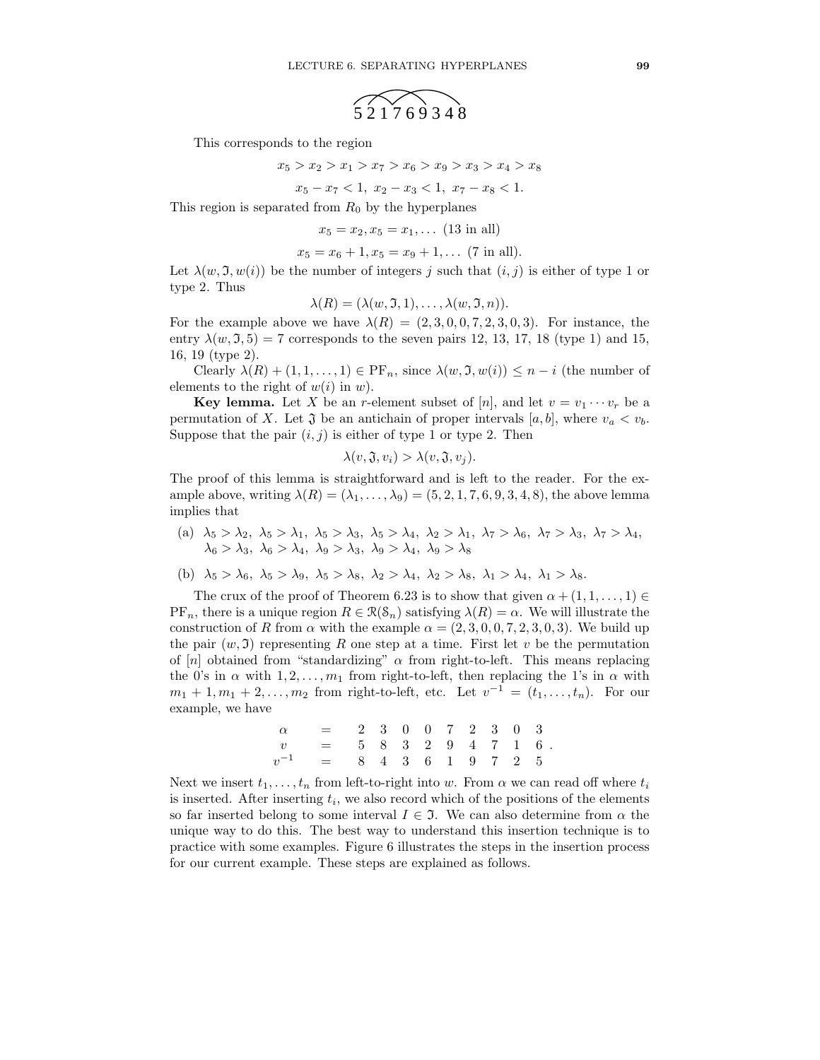$$5\,2\,1\,7\,6\,9\,3\,4\,8$$

This corresponds to the region

$$x_5 > x_2 > x_1 > x_7 > x_6 > x_9 > x_3 > x_4 > x_8$$

$$x_5 - x_7 < 1,\ x_2 - x_3 < 1,\ x_7 - x_8 < 1.$$

This region is separated from $R_0$ by the hyperplanes

$$x_5 = x_2, x_5 = x_1, \ldots \text{ (13 in all)}$$

$$x_5 = x_6 + 1, x_5 = x_9 + 1, \ldots \text{ (7 in all)}.$$

Let $\lambda(w, \mathfrak{I}, w(i))$ be the number of integers $j$ such that $(i, j)$ is either of type 1 or type 2. Thus

$$\lambda(R) = (\lambda(w, \mathfrak{I}, 1), \ldots, \lambda(w, \mathfrak{I}, n)).$$

For the example above we have $\lambda(R) = (2, 3, 0, 0, 7, 2, 3, 0, 3)$. For instance, the entry $\lambda(w, \mathfrak{I}, 5) = 7$ corresponds to the seven pairs 12, 13, 17, 18 (type 1) and 15, 16, 19 (type 2).

Clearly $\lambda(R) + (1, 1, \ldots, 1) \in \mathrm{PF}_n$, since $\lambda(w, \mathfrak{I}, w(i)) \leq n - i$ (the number of elements to the right of $w(i)$ in $w$).

**Key lemma.** Let $X$ be an $r$-element subset of $[n]$, and let $v = v_1 \cdots v_r$ be a permutation of $X$. Let $\mathfrak{I}$ be an antichain of proper intervals $[a, b]$, where $v_a < v_b$. Suppose that the pair $(i, j)$ is either of type 1 or type 2. Then

$$\lambda(v, \mathfrak{I}, v_i) > \lambda(v, \mathfrak{I}, v_j).$$

The proof of this lemma is straightforward and is left to the reader. For the example above, writing $\lambda(R) = (\lambda_1, \ldots, \lambda_9) = (5, 2, 1, 7, 6, 9, 3, 4, 8)$, the above lemma implies that

(a) $\lambda_5 > \lambda_2,\ \lambda_5 > \lambda_1,\ \lambda_5 > \lambda_3,\ \lambda_5 > \lambda_4,\ \lambda_2 > \lambda_1,\ \lambda_7 > \lambda_6,\ \lambda_7 > \lambda_3,\ \lambda_7 > \lambda_4,$ $\lambda_6 > \lambda_3,\ \lambda_6 > \lambda_4,\ \lambda_9 > \lambda_3,\ \lambda_9 > \lambda_4,\ \lambda_9 > \lambda_8$

(b) $\lambda_5 > \lambda_6,\ \lambda_5 > \lambda_9,\ \lambda_5 > \lambda_8,\ \lambda_2 > \lambda_4,\ \lambda_2 > \lambda_8,\ \lambda_1 > \lambda_4,\ \lambda_1 > \lambda_8.$

The crux of the proof of Theorem 6.23 is to show that given $\alpha + (1, 1, \ldots, 1) \in \mathrm{PF}_n$, there is a unique region $R \in \mathcal{R}(\mathcal{S}_n)$ satisfying $\lambda(R) = \alpha$. We will illustrate the construction of $R$ from $\alpha$ with the example $\alpha = (2, 3, 0, 0, 7, 2, 3, 0, 3)$. We build up the pair $(w, \mathfrak{I})$ representing $R$ one step at a time. First let $v$ be the permutation of $[n]$ obtained from "standardizing" $\alpha$ from right-to-left. This means replacing the 0's in $\alpha$ with $1, 2, \ldots, m_1$ from right-to-left, then replacing the 1's in $\alpha$ with $m_1 + 1, m_1 + 2, \ldots, m_2$ from right-to-left, etc. Let $v^{-1} = (t_1, \ldots, t_n)$. For our example, we have

$$\begin{array}{ccccccccccc} \alpha & = & 2 & 3 & 0 & 0 & 7 & 2 & 3 & 0 & 3 \\ v & = & 5 & 8 & 3 & 2 & 9 & 4 & 7 & 1 & 6 \\ v^{-1} & = & 8 & 4 & 3 & 6 & 1 & 9 & 7 & 2 & 5 \end{array}.$$

Next we insert $t_1, \ldots, t_n$ from left-to-right into $w$. From $\alpha$ we can read off where $t_i$ is inserted. After inserting $t_i$, we also record which of the positions of the elements so far inserted belong to some interval $I \in \mathfrak{I}$. We can also determine from $\alpha$ the unique way to do this. The best way to understand this insertion technique is to practice with some examples. Figure 6 illustrates the steps in the insertion process for our current example. These steps are explained as follows.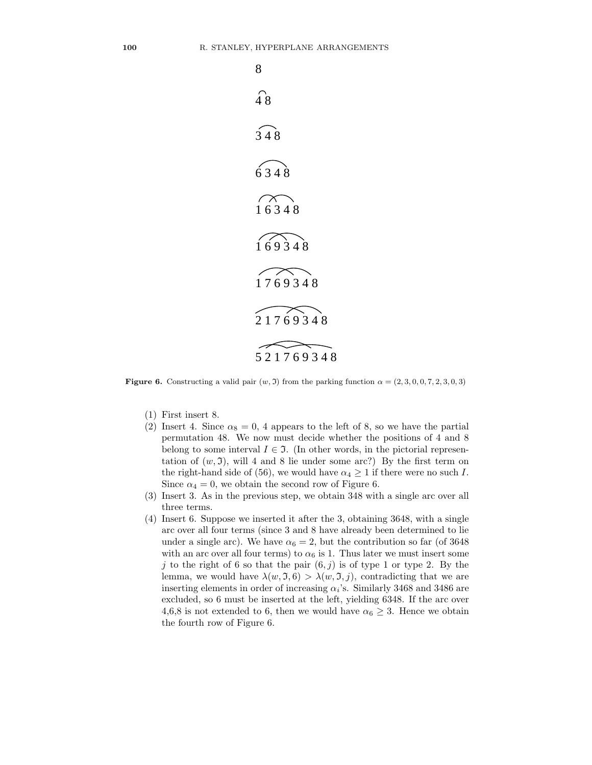8

4 8

3 4 8

6 3 4 8

1 6 3 4 8

1 6 9 3 4 8

1 7 6 9 3 4 8

2 1 7 6 9 3 4 8

5 2 1 7 6 9 3 4 8

**Figure 6.** Constructing a valid pair $(w, \mathfrak{I})$ from the parking function $\alpha = (2, 3, 0, 0, 7, 2, 3, 0, 3)$

(1) First insert 8.

(2) Insert 4. Since $\alpha_8 = 0$, 4 appears to the left of 8, so we have the partial permutation 48. We now must decide whether the positions of 4 and 8 belong to some interval $I \in \mathfrak{I}$. (In other words, in the pictorial representation of $(w, \mathfrak{I})$, will 4 and 8 lie under some arc?) By the first term on the right-hand side of (56), we would have $\alpha_4 \geq 1$ if there were no such $I$. Since $\alpha_4 = 0$, we obtain the second row of Figure 6.

(3) Insert 3. As in the previous step, we obtain 348 with a single arc over all three terms.

(4) Insert 6. Suppose we inserted it after the 3, obtaining 3648, with a single arc over all four terms (since 3 and 8 have already been determined to lie under a single arc). We have $\alpha_6 = 2$, but the contribution so far (of 3648 with an arc over all four terms) to $\alpha_6$ is 1. Thus later we must insert some $j$ to the right of 6 so that the pair $(6, j)$ is of type 1 or type 2. By the lemma, we would have $\lambda(w, \mathfrak{I}, 6) > \lambda(w, \mathfrak{I}, j)$, contradicting that we are inserting elements in order of increasing $\alpha_i$'s. Similarly 3468 and 3486 are excluded, so 6 must be inserted at the left, yielding 6348. If the arc over 4,6,8 is not extended to 6, then we would have $\alpha_6 \geq 3$. Hence we obtain the fourth row of Figure 6.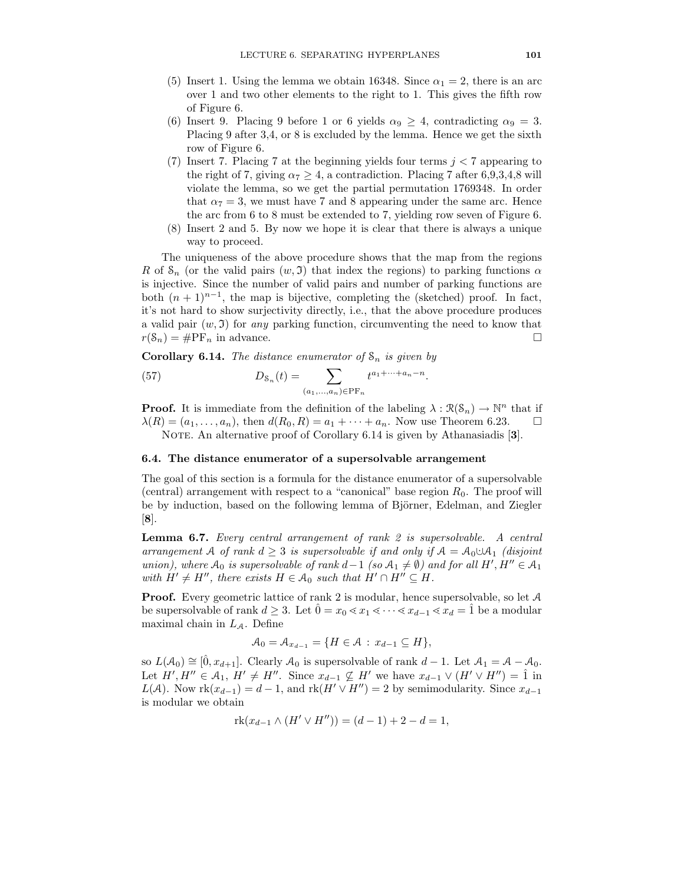(5) Insert 1. Using the lemma we obtain 16348. Since $\alpha_1 = 2$, there is an arc over 1 and two other elements to the right to 1. This gives the fifth row of Figure 6.

(6) Insert 9. Placing 9 before 1 or 6 yields $\alpha_9 \geq 4$, contradicting $\alpha_9 = 3$. Placing 9 after 3,4, or 8 is excluded by the lemma. Hence we get the sixth row of Figure 6.

(7) Insert 7. Placing 7 at the beginning yields four terms $j < 7$ appearing to the right of 7, giving $\alpha_7 \geq 4$, a contradiction. Placing 7 after 6,9,3,4,8 will violate the lemma, so we get the partial permutation 1769348. In order that $\alpha_7 = 3$, we must have 7 and 8 appearing under the same arc. Hence the arc from 6 to 8 must be extended to 7, yielding row seven of Figure 6.

(8) Insert 2 and 5. By now we hope it is clear that there is always a unique way to proceed.

The uniqueness of the above procedure shows that the map from the regions $R$ of $\mathcal{S}_n$ (or the valid pairs $(w, \mathfrak{I})$ that index the regions) to parking functions $\alpha$ is injective. Since the number of valid pairs and number of parking functions are both $(n+1)^{n-1}$, the map is bijective, completing the (sketched) proof. In fact, it's not hard to show surjectivity directly, i.e., that the above procedure produces a valid pair $(w, \mathfrak{I})$ for *any* parking function, circumventing the need to know that $r(\mathcal{S}_n) = \#\mathrm{PF}_n$ in advance. $\square$

**Corollary 6.14.** *The distance enumerator of $\mathcal{S}_n$ is given by*

$$D_{\mathcal{S}_n}(t) = \sum_{(a_1,\ldots,a_n)\in \mathrm{PF}_n} t^{a_1+\cdots+a_n-n}. \tag{57}$$

**Proof.** It is immediate from the definition of the labeling $\lambda : \mathcal{R}(\mathcal{S}_n) \to \mathbb{N}^n$ that if $\lambda(R) = (a_1, \ldots, a_n)$, then $d(R_0, R) = a_1 + \cdots + a_n$. Now use Theorem 6.23. $\square$

Note. An alternative proof of Corollary 6.14 is given by Athanasiadis [**3**].

## 6.4. The distance enumerator of a supersolvable arrangement

The goal of this section is a formula for the distance enumerator of a supersolvable (central) arrangement with respect to a "canonical" base region $R_0$. The proof will be by induction, based on the following lemma of Björner, Edelman, and Ziegler [**8**].

**Lemma 6.7.** *Every central arrangement of rank 2 is supersolvable. A central arrangement $\mathcal{A}$ of rank $d \geq 3$ is supersolvable if and only if $\mathcal{A} = \mathcal{A}_0 \uplus \mathcal{A}_1$ (disjoint union), where $\mathcal{A}_0$ is supersolvable of rank $d-1$ (so $\mathcal{A}_1 \neq \emptyset$) and for all $H', H'' \in \mathcal{A}_1$ with $H' \neq H''$, there exists $H \in \mathcal{A}_0$ such that $H' \cap H'' \subseteq H$.*

**Proof.** Every geometric lattice of rank 2 is modular, hence supersolvable, so let $\mathcal{A}$ be supersolvable of rank $d \geq 3$. Let $\hat{0} = x_0 \lessdot x_1 \lessdot \cdots \lessdot x_{d-1} \lessdot x_d = \hat{1}$ be a modular maximal chain in $L_{\mathcal{A}}$. Define

$$\mathcal{A}_0 = \mathcal{A}_{x_{d-1}} = \{H \in \mathcal{A} \,:\, x_{d-1} \subseteq H\},$$

so $L(\mathcal{A}_0) \cong [\hat{0}, x_{d+1}]$. Clearly $\mathcal{A}_0$ is supersolvable of rank $d-1$. Let $\mathcal{A}_1 = \mathcal{A} - \mathcal{A}_0$. Let $H', H'' \in \mathcal{A}_1$, $H' \neq H''$. Since $x_{d-1} \not\subseteq H'$ we have $x_{d-1} \vee (H' \vee H'') = \hat{1}$ in $L(\mathcal{A})$. Now $\mathrm{rk}(x_{d-1}) = d-1$, and $\mathrm{rk}(H' \vee H'') = 2$ by semimodularity. Since $x_{d-1}$ is modular we obtain

$$\mathrm{rk}(x_{d-1} \wedge (H' \vee H'')) = (d-1) + 2 - d = 1,$$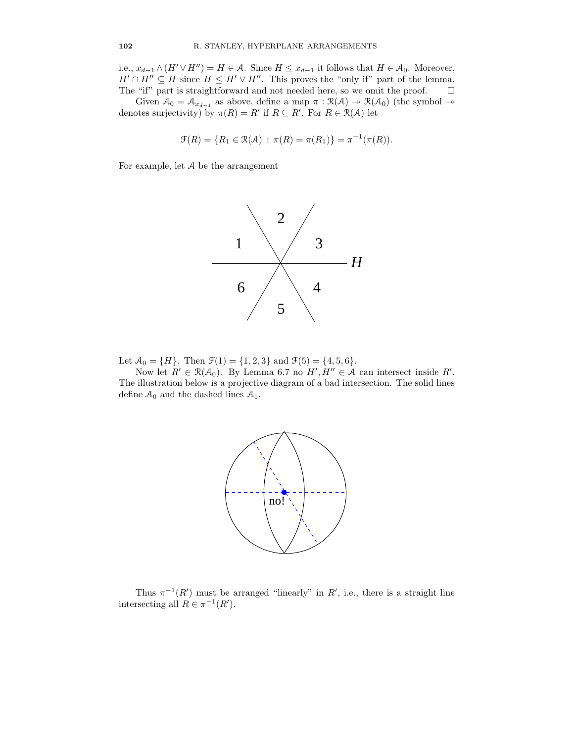i.e., $x_{d-1} \wedge (H' \vee H'') = H \in \mathcal{A}$. Since $H \le x_{d-1}$ it follows that $H \in \mathcal{A}_0$. Moreover, $H' \cap H'' \subseteq H$ since $H \le H' \vee H''$. This proves the "only if" part of the lemma. The "if" part is straightforward and not needed here, so we omit the proof. $\square$

Given $\mathcal{A}_0 = \mathcal{A}_{x_{d-1}}$ as above, define a map $\pi : \mathcal{R}(\mathcal{A}) \twoheadrightarrow \mathcal{R}(\mathcal{A}_0)$ (the symbol $\twoheadrightarrow$ denotes surjectivity) by $\pi(R) = R'$ if $R \subseteq R'$. For $R \in \mathcal{R}(\mathcal{A})$ let

$$\mathcal{F}(R) = \{R_1 \in \mathcal{R}(\mathcal{A}) : \pi(R) = \pi(R_1)\} = \pi^{-1}(\pi(R)).$$

For example, let $\mathcal{A}$ be the arrangement

Let $\mathcal{A}_0 = \{H\}$. Then $\mathcal{F}(1) = \{1, 2, 3\}$ and $\mathcal{F}(5) = \{4, 5, 6\}$.

Now let $R' \in \mathcal{R}(\mathcal{A}_0)$. By Lemma 6.7 no $H', H'' \in \mathcal{A}$ can intersect inside $R'$. The illustration below is a projective diagram of a bad intersection. The solid lines define $\mathcal{A}_0$ and the dashed lines $\mathcal{A}_1$.

Thus $\pi^{-1}(R')$ must be arranged "linearly" in $R'$, i.e., there is a straight line intersecting all $R \in \pi^{-1}(R')$.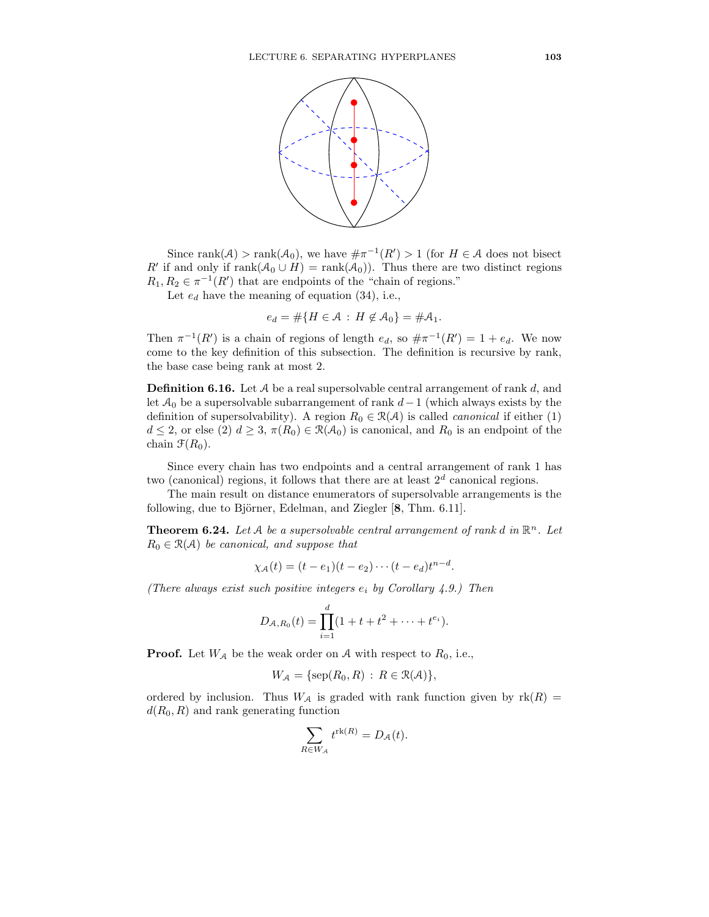Since $\text{rank}(\mathcal{A}) > \text{rank}(\mathcal{A}_0)$, we have $\#\pi^{-1}(R') > 1$ (for $H \in \mathcal{A}$ does not bisect $R'$ if and only if $\text{rank}(\mathcal{A}_0 \cup H) = \text{rank}(\mathcal{A}_0)$). Thus there are two distinct regions $R_1, R_2 \in \pi^{-1}(R')$ that are endpoints of the "chain of regions."

Let $e_d$ have the meaning of equation (34), i.e.,

$$e_d = \#\{H \in \mathcal{A} : H \notin \mathcal{A}_0\} = \#\mathcal{A}_1.$$

Then $\pi^{-1}(R')$ is a chain of regions of length $e_d$, so $\#\pi^{-1}(R') = 1 + e_d$. We now come to the key definition of this subsection. The definition is recursive by rank, the base case being rank at most 2.

**Definition 6.16.** Let $\mathcal{A}$ be a real supersolvable central arrangement of rank $d$, and let $\mathcal{A}_0$ be a supersolvable subarrangement of rank $d-1$ (which always exists by the definition of supersolvability). A region $R_0 \in \mathcal{R}(\mathcal{A})$ is called *canonical* if either (1) $d \leq 2$, or else (2) $d \geq 3$, $\pi(R_0) \in \mathcal{R}(\mathcal{A}_0)$ is canonical, and $R_0$ is an endpoint of the chain $\mathcal{F}(R_0)$.

Since every chain has two endpoints and a central arrangement of rank 1 has two (canonical) regions, it follows that there are at least $2^d$ canonical regions.

The main result on distance enumerators of supersolvable arrangements is the following, due to Björner, Edelman, and Ziegler [**8**, Thm. 6.11].

**Theorem 6.24.** *Let $\mathcal{A}$ be a supersolvable central arrangement of rank $d$ in $\mathbb{R}^n$. Let $R_0 \in \mathcal{R}(\mathcal{A})$ be canonical, and suppose that*

$$\chi_{\mathcal{A}}(t) = (t - e_1)(t - e_2) \cdots (t - e_d)t^{n-d}.$$

*(There always exist such positive integers $e_i$ by Corollary 4.9.) Then*

$$D_{\mathcal{A},R_0}(t) = \prod_{i=1}^{d}(1 + t + t^2 + \cdots + t^{e_i}).$$

**Proof.** Let $W_{\mathcal{A}}$ be the weak order on $\mathcal{A}$ with respect to $R_0$, i.e.,

$$W_{\mathcal{A}} = \{\text{sep}(R_0, R) : R \in \mathcal{R}(\mathcal{A})\},$$

ordered by inclusion. Thus $W_{\mathcal{A}}$ is graded with rank function given by $\text{rk}(R) = d(R_0, R)$ and rank generating function

$$\sum_{R \in W_{\mathcal{A}}} t^{\text{rk}(R)} = D_{\mathcal{A}}(t).$$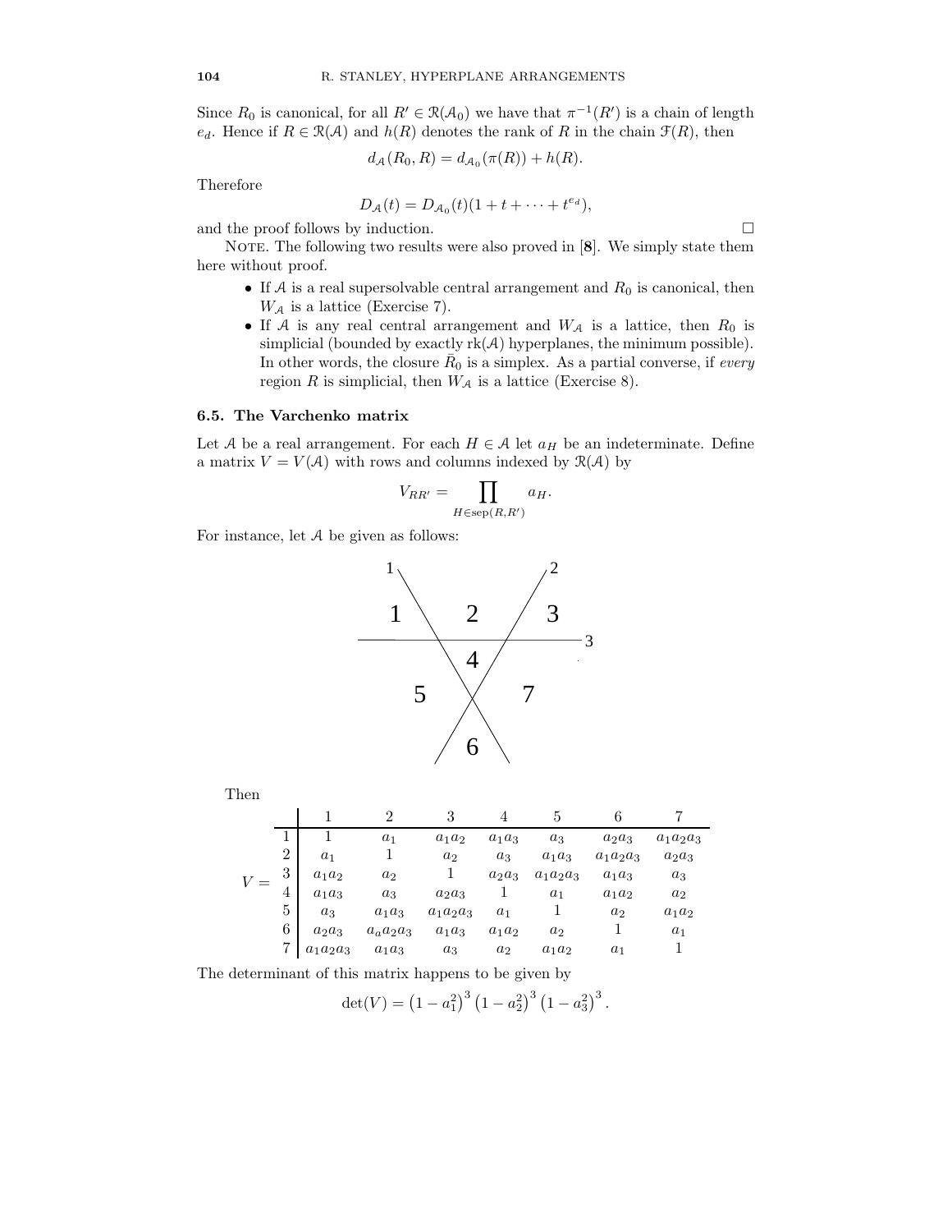Since $R_0$ is canonical, for all $R' \in \mathcal{R}(\mathcal{A}_0)$ we have that $\pi^{-1}(R')$ is a chain of length $e_d$. Hence if $R \in \mathcal{R}(\mathcal{A})$ and $h(R)$ denotes the rank of $R$ in the chain $\mathcal{F}(R)$, then

$$d_{\mathcal{A}}(R_0, R) = d_{\mathcal{A}_0}(\pi(R)) + h(R).$$

Therefore

$$D_{\mathcal{A}}(t) = D_{\mathcal{A}_0}(t)(1 + t + \cdots + t^{e_d}),$$

and the proof follows by induction. $\square$

NOTE. The following two results were also proved in [**8**]. We simply state them here without proof.

- If $\mathcal{A}$ is a real supersolvable central arrangement and $R_0$ is canonical, then $W_{\mathcal{A}}$ is a lattice (Exercise 7).
- If $\mathcal{A}$ is any real central arrangement and $W_{\mathcal{A}}$ is a lattice, then $R_0$ is simplicial (bounded by exactly $\text{rk}(\mathcal{A})$ hyperplanes, the minimum possible). In other words, the closure $\bar{R}_0$ is a simplex. As a partial converse, if *every* region $R$ is simplicial, then $W_{\mathcal{A}}$ is a lattice (Exercise 8).

### 6.5. The Varchenko matrix

Let $\mathcal{A}$ be a real arrangement. For each $H \in \mathcal{A}$ let $a_H$ be an indeterminate. Define a matrix $V = V(\mathcal{A})$ with rows and columns indexed by $\mathcal{R}(\mathcal{A})$ by

$$V_{RR'} = \prod_{H \in \text{sep}(R, R')} a_H.$$

For instance, let $\mathcal{A}$ be given as follows:

Then

| $V =$ | 1 | 2 | 3 | 4 | 5 | 6 | 7 |
|---|---|---|---|---|---|---|---|
| 1 | $1$ | $a_1$ | $a_1a_2$ | $a_1a_3$ | $a_3$ | $a_2a_3$ | $a_1a_2a_3$ |
| 2 | $a_1$ | $1$ | $a_2$ | $a_3$ | $a_1a_3$ | $a_1a_2a_3$ | $a_2a_3$ |
| 3 | $a_1a_2$ | $a_2$ | $1$ | $a_2a_3$ | $a_1a_2a_3$ | $a_1a_3$ | $a_3$ |
| 4 | $a_1a_3$ | $a_3$ | $a_2a_3$ | $1$ | $a_1$ | $a_1a_2$ | $a_2$ |
| 5 | $a_3$ | $a_1a_3$ | $a_1a_2a_3$ | $a_1$ | $1$ | $a_2$ | $a_1a_2$ |
| 6 | $a_2a_3$ | $a_aa_2a_3$ | $a_1a_3$ | $a_1a_2$ | $a_2$ | $1$ | $a_1$ |
| 7 | $a_1a_2a_3$ | $a_1a_3$ | $a_3$ | $a_2$ | $a_1a_2$ | $a_1$ | $1$ |

The determinant of this matrix happens to be given by

$$\det(V) = \left(1 - a_1^2\right)^3 \left(1 - a_2^2\right)^3 \left(1 - a_3^2\right)^3.$$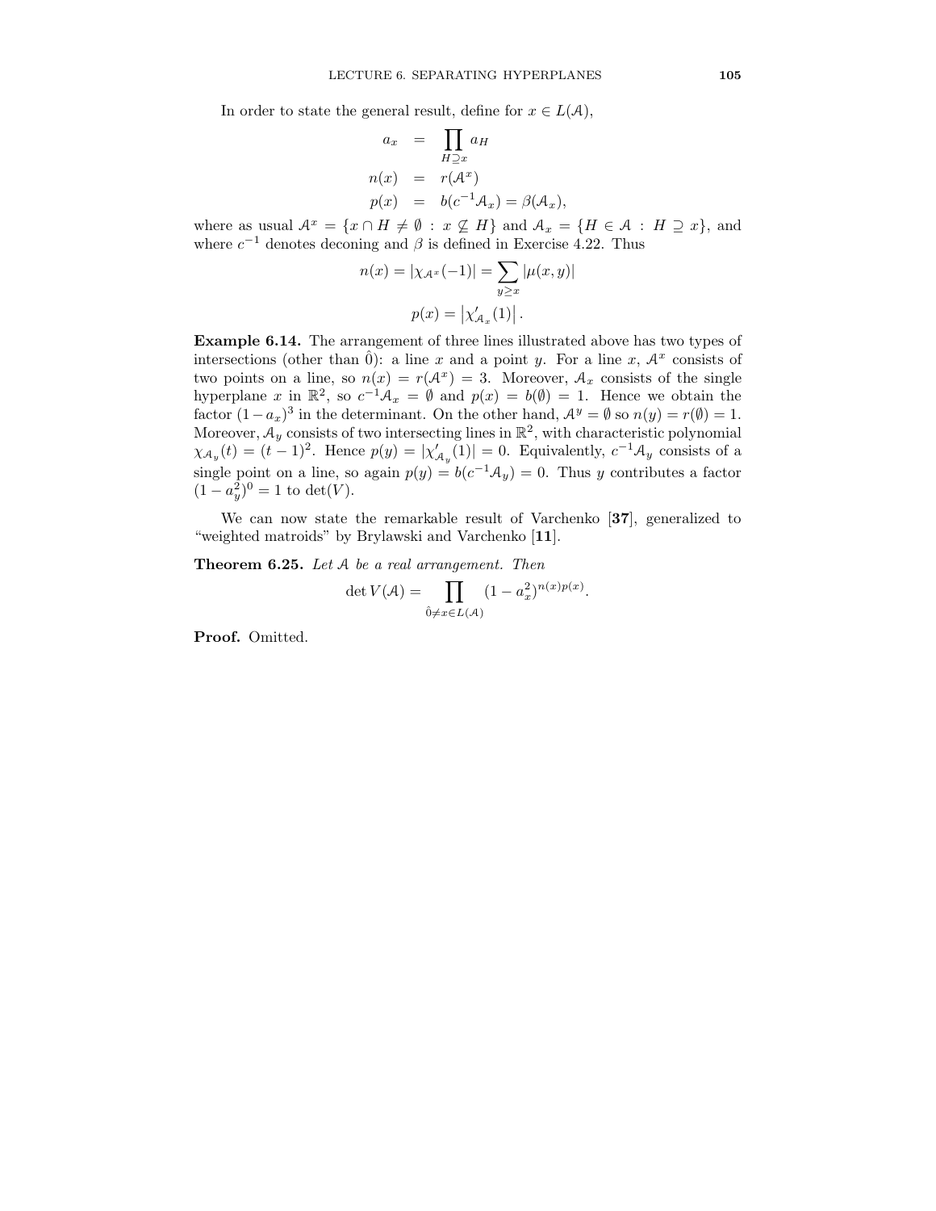In order to state the general result, define for $x \in L(\mathcal{A})$,

$$
\begin{aligned}
a_x &= \prod_{H \supseteq x} a_H \\
n(x) &= r(\mathcal{A}^x) \\
p(x) &= b(c^{-1}\mathcal{A}_x) = \beta(\mathcal{A}_x),
\end{aligned}
$$

where as usual $\mathcal{A}^x = \{x \cap H \neq \emptyset \,:\, x \not\subseteq H\}$ and $\mathcal{A}_x = \{H \in \mathcal{A} \,:\, H \supseteq x\}$, and where $c^{-1}$ denotes deconing and $\beta$ is defined in Exercise 4.22. Thus

$$
n(x) = |\chi_{\mathcal{A}^x}(-1)| = \sum_{y \geq x} |\mu(x, y)|
$$

$$
p(x) = \left|\chi'_{\mathcal{A}_x}(1)\right|.
$$

**Example 6.14.** The arrangement of three lines illustrated above has two types of intersections (other than $\hat{0}$): a line $x$ and a point $y$. For a line $x$, $\mathcal{A}^x$ consists of two points on a line, so $n(x) = r(\mathcal{A}^x) = 3$. Moreover, $\mathcal{A}_x$ consists of the single hyperplane $x$ in $\mathbb{R}^2$, so $c^{-1}\mathcal{A}_x = \emptyset$ and $p(x) = b(\emptyset) = 1$. Hence we obtain the factor $(1 - a_x)^3$ in the determinant. On the other hand, $\mathcal{A}^y = \emptyset$ so $n(y) = r(\emptyset) = 1$. Moreover, $\mathcal{A}_y$ consists of two intersecting lines in $\mathbb{R}^2$, with characteristic polynomial $\chi_{\mathcal{A}_y}(t) = (t-1)^2$. Hence $p(y) = |\chi'_{\mathcal{A}_y}(1)| = 0$. Equivalently, $c^{-1}\mathcal{A}_y$ consists of a single point on a line, so again $p(y) = b(c^{-1}\mathcal{A}_y) = 0$. Thus $y$ contributes a factor $(1 - a_y^2)^0 = 1$ to $\det(V)$.

We can now state the remarkable result of Varchenko [**37**], generalized to "weighted matroids" by Brylawski and Varchenko [**11**].

**Theorem 6.25.** *Let $\mathcal{A}$ be a real arrangement. Then*

$$
\det V(\mathcal{A}) = \prod_{\hat{0} \neq x \in L(\mathcal{A})} (1 - a_x^2)^{n(x)p(x)}.
$$

**Proof.** Omitted.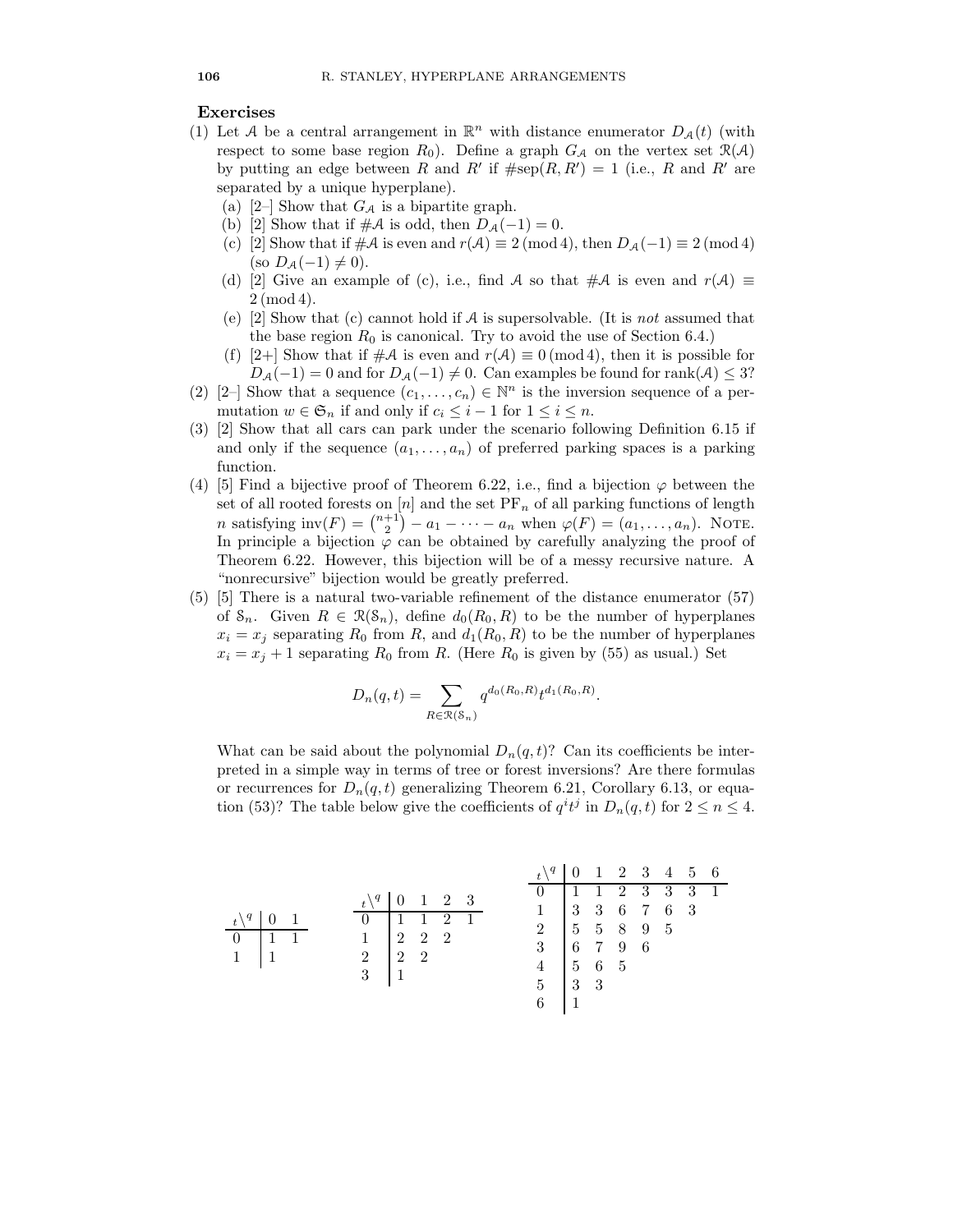## Exercises

(1) Let $\mathcal{A}$ be a central arrangement in $\mathbb{R}^n$ with distance enumerator $D_{\mathcal{A}}(t)$ (with respect to some base region $R_0$). Define a graph $G_{\mathcal{A}}$ on the vertex set $\mathcal{R}(\mathcal{A})$ by putting an edge between $R$ and $R'$ if $\#\text{sep}(R, R') = 1$ (i.e., $R$ and $R'$ are separated by a unique hyperplane).

 (a) [2–] Show that $G_{\mathcal{A}}$ is a bipartite graph.

 (b) [2] Show that if $\#\mathcal{A}$ is odd, then $D_{\mathcal{A}}(-1) = 0$.

 (c) [2] Show that if $\#\mathcal{A}$ is even and $r(\mathcal{A}) \equiv 2 \pmod 4$, then $D_{\mathcal{A}}(-1) \equiv 2 \pmod 4$ (so $D_{\mathcal{A}}(-1) \neq 0$).

 (d) [2] Give an example of (c), i.e., find $\mathcal{A}$ so that $\#\mathcal{A}$ is even and $r(\mathcal{A}) \equiv 2 \pmod 4$.

 (e) [2] Show that (c) cannot hold if $\mathcal{A}$ is supersolvable. (It is *not* assumed that the base region $R_0$ is canonical. Try to avoid the use of Section 6.4.)

 (f) [2+] Show that if $\#\mathcal{A}$ is even and $r(\mathcal{A}) \equiv 0 \pmod 4$, then it is possible for $D_{\mathcal{A}}(-1) = 0$ and for $D_{\mathcal{A}}(-1) \neq 0$. Can examples be found for $\text{rank}(\mathcal{A}) \leq 3$?

(2) [2–] Show that a sequence $(c_1, \ldots, c_n) \in \mathbb{N}^n$ is the inversion sequence of a permutation $w \in \mathfrak{S}_n$ if and only if $c_i \leq i - 1$ for $1 \leq i \leq n$.

(3) [2] Show that all cars can park under the scenario following Definition 6.15 if and only if the sequence $(a_1, \ldots, a_n)$ of preferred parking spaces is a parking function.

(4) [5] Find a bijective proof of Theorem 6.22, i.e., find a bijection $\varphi$ between the set of all rooted forests on $[n]$ and the set $\text{PF}_n$ of all parking functions of length $n$ satisfying $\text{inv}(F) = \binom{n+1}{2} - a_1 - \cdots - a_n$ when $\varphi(F) = (a_1, \ldots, a_n)$. NOTE. In principle a bijection $\varphi$ can be obtained by carefully analyzing the proof of Theorem 6.22. However, this bijection will be of a messy recursive nature. A "nonrecursive" bijection would be greatly preferred.

(5) [5] There is a natural two-variable refinement of the distance enumerator (57) of $\mathcal{S}_n$. Given $R \in \mathcal{R}(\mathcal{S}_n)$, define $d_0(R_0, R)$ to be the number of hyperplanes $x_i = x_j$ separating $R_0$ from $R$, and $d_1(R_0, R)$ to be the number of hyperplanes $x_i = x_j + 1$ separating $R_0$ from $R$. (Here $R_0$ is given by (55) as usual.) Set

$$D_n(q, t) = \sum_{R \in \mathcal{R}(\mathcal{S}_n)} q^{d_0(R_0, R)} t^{d_1(R_0, R)}.$$

What can be said about the polynomial $D_n(q, t)$? Can its coefficients be interpreted in a simple way in terms of tree or forest inversions? Are there formulas or recurrences for $D_n(q, t)$ generalizing Theorem 6.21, Corollary 6.13, or equation (53)? The table below give the coefficients of $q^i t^j$ in $D_n(q, t)$ for $2 \leq n \leq 4$.

| $t \backslash q$ | 0 | 1 |
|---|---|---|
| 0 | 1 | 1 |
| 1 | 1 | |

| $t \backslash q$ | 0 | 1 | 2 | 3 |
|---|---|---|---|---|
| 0 | 1 | 1 | 2 | 1 |
| 1 | 2 | 2 | 2 | |
| 2 | 2 | 2 | | |
| 3 | 1 | | | |

| $t \backslash q$ | 0 | 1 | 2 | 3 | 4 | 5 | 6 |
|---|---|---|---|---|---|---|---|
| 0 | 1 | 1 | 2 | 3 | 3 | 3 | 1 |
| 1 | 3 | 3 | 6 | 7 | 6 | 3 | |
| 2 | 5 | 5 | 8 | 9 | 5 | | |
| 3 | 6 | 7 | 9 | 6 | | | |
| 4 | 5 | 6 | 5 | | | | |
| 5 | 3 | 3 | | | | | |
| 6 | 1 | | | | | | |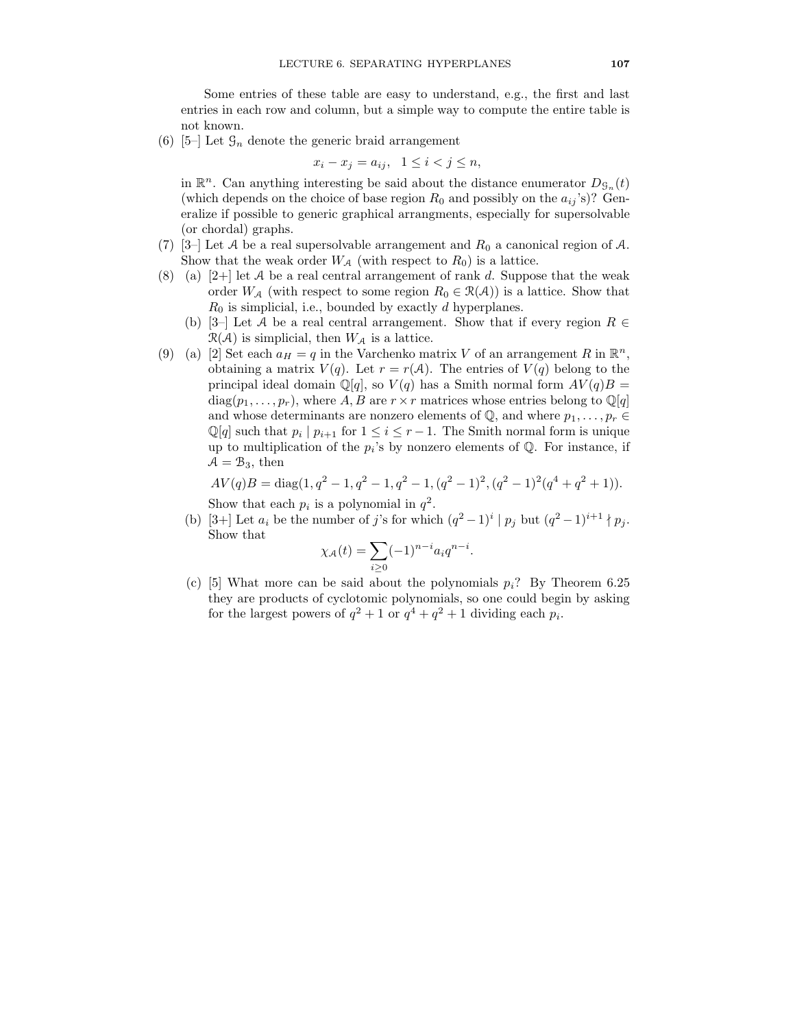Some entries of these table are easy to understand, e.g., the first and last entries in each row and column, but a simple way to compute the entire table is not known.

(6) [5–] Let $\mathcal{G}_n$ denote the generic braid arrangement

$$x_i - x_j = a_{ij}, \quad 1 \le i < j \le n,$$

in $\mathbb{R}^n$. Can anything interesting be said about the distance enumerator $D_{\mathcal{G}_n}(t)$ (which depends on the choice of base region $R_0$ and possibly on the $a_{ij}$'s)? Generalize if possible to generic graphical arrangments, especially for supersolvable (or chordal) graphs.

(7) [3–] Let $\mathcal{A}$ be a real supersolvable arrangement and $R_0$ a canonical region of $\mathcal{A}$. Show that the weak order $W_{\mathcal{A}}$ (with respect to $R_0$) is a lattice.

(8) (a) [2+] let $\mathcal{A}$ be a real central arrangement of rank $d$. Suppose that the weak order $W_{\mathcal{A}}$ (with respect to some region $R_0 \in \mathcal{R}(\mathcal{A})$) is a lattice. Show that $R_0$ is simplicial, i.e., bounded by exactly $d$ hyperplanes.

(b) [3–] Let $\mathcal{A}$ be a real central arrangement. Show that if every region $R \in \mathcal{R}(\mathcal{A})$ is simplicial, then $W_{\mathcal{A}}$ is a lattice.

(9) (a) [2] Set each $a_H = q$ in the Varchenko matrix $V$ of an arrangement $R$ in $\mathbb{R}^n$, obtaining a matrix $V(q)$. Let $r = r(\mathcal{A})$. The entries of $V(q)$ belong to the principal ideal domain $\mathbb{Q}[q]$, so $V(q)$ has a Smith normal form $AV(q)B = \mathrm{diag}(p_1, \dots, p_r)$, where $A, B$ are $r \times r$ matrices whose entries belong to $\mathbb{Q}[q]$ and whose determinants are nonzero elements of $\mathbb{Q}$, and where $p_1, \dots, p_r \in \mathbb{Q}[q]$ such that $p_i \mid p_{i+1}$ for $1 \le i \le r-1$. The Smith normal form is unique up to multiplication of the $p_i$'s by nonzero elements of $\mathbb{Q}$. For instance, if $\mathcal{A} = \mathcal{B}_3$, then

$$AV(q)B = \mathrm{diag}(1, q^2-1, q^2-1, q^2-1, (q^2-1)^2, (q^2-1)^2(q^4+q^2+1)).$$

Show that each $p_i$ is a polynomial in $q^2$.

(b) [3+] Let $a_i$ be the number of $j$'s for which $(q^2-1)^i \mid p_j$ but $(q^2-1)^{i+1} \nmid p_j$. Show that

$$\chi_{\mathcal{A}}(t) = \sum_{i \ge 0} (-1)^{n-i} a_i q^{n-i}.$$

(c) [5] What more can be said about the polynomials $p_i$? By Theorem 6.25 they are products of cyclotomic polynomials, so one could begin by asking for the largest powers of $q^2+1$ or $q^4+q^2+1$ dividing each $p_i$.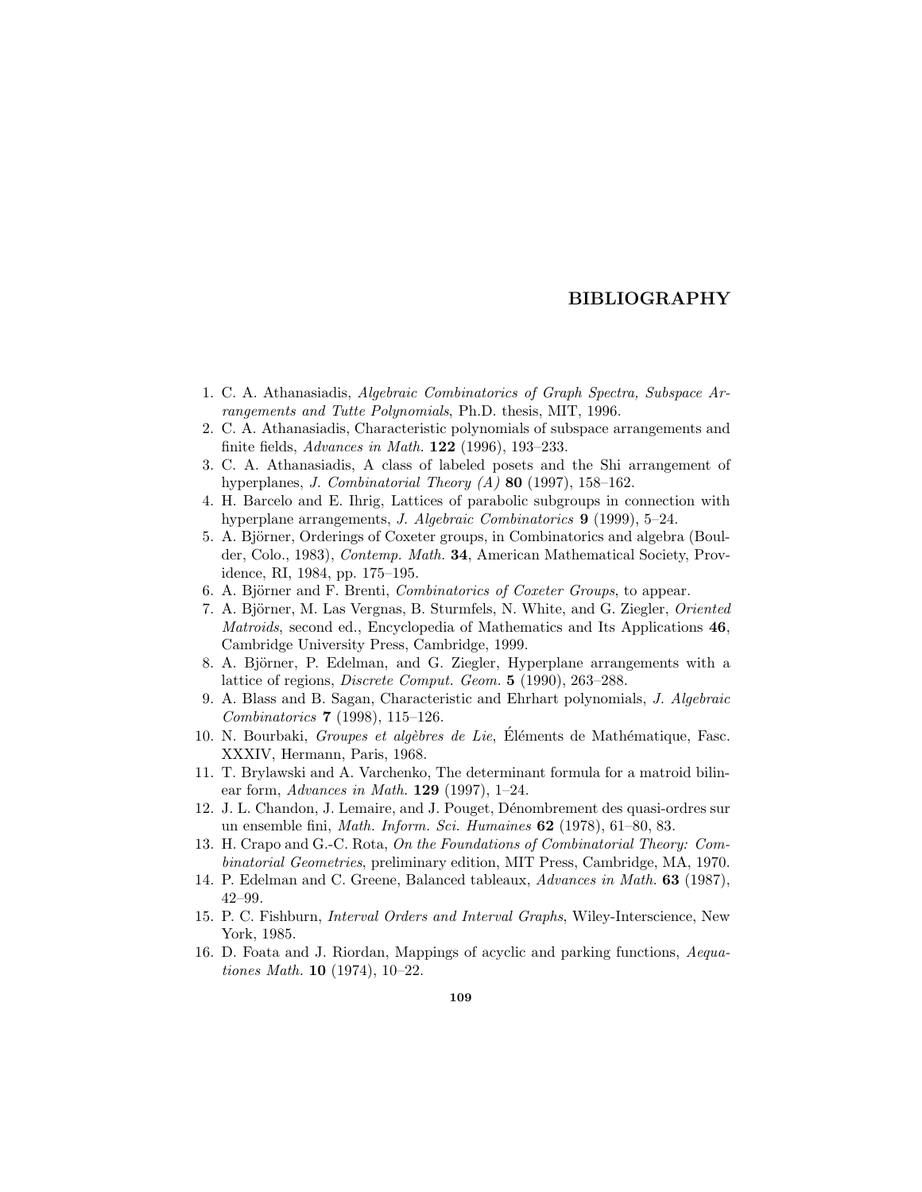# BIBLIOGRAPHY

1. C. A. Athanasiadis, *Algebraic Combinatorics of Graph Spectra, Subspace Arrangements and Tutte Polynomials*, Ph.D. thesis, MIT, 1996.
2. C. A. Athanasiadis, Characteristic polynomials of subspace arrangements and finite fields, *Advances in Math.* **122** (1996), 193–233.
3. C. A. Athanasiadis, A class of labeled posets and the Shi arrangement of hyperplanes, *J. Combinatorial Theory (A)* **80** (1997), 158–162.
4. H. Barcelo and E. Ihrig, Lattices of parabolic subgroups in connection with hyperplane arrangements, *J. Algebraic Combinatorics* **9** (1999), 5–24.
5. A. Björner, Orderings of Coxeter groups, in Combinatorics and algebra (Boulder, Colo., 1983), *Contemp. Math.* **34**, American Mathematical Society, Providence, RI, 1984, pp. 175–195.
6. A. Björner and F. Brenti, *Combinatorics of Coxeter Groups*, to appear.
7. A. Björner, M. Las Vergnas, B. Sturmfels, N. White, and G. Ziegler, *Oriented Matroids*, second ed., Encyclopedia of Mathematics and Its Applications **46**, Cambridge University Press, Cambridge, 1999.
8. A. Björner, P. Edelman, and G. Ziegler, Hyperplane arrangements with a lattice of regions, *Discrete Comput. Geom.* **5** (1990), 263–288.
9. A. Blass and B. Sagan, Characteristic and Ehrhart polynomials, *J. Algebraic Combinatorics* **7** (1998), 115–126.
10. N. Bourbaki, *Groupes et algèbres de Lie*, Éléments de Mathématique, Fasc. XXXIV, Hermann, Paris, 1968.
11. T. Brylawski and A. Varchenko, The determinant formula for a matroid bilinear form, *Advances in Math.* **129** (1997), 1–24.
12. J. L. Chandon, J. Lemaire, and J. Pouget, Dénombrement des quasi-ordres sur un ensemble fini, *Math. Inform. Sci. Humaines* **62** (1978), 61–80, 83.
13. H. Crapo and G.-C. Rota, *On the Foundations of Combinatorial Theory: Combinatorial Geometries*, preliminary edition, MIT Press, Cambridge, MA, 1970.
14. P. Edelman and C. Greene, Balanced tableaux, *Advances in Math.* **63** (1987), 42–99.
15. P. C. Fishburn, *Interval Orders and Interval Graphs*, Wiley-Interscience, New York, 1985.
16. D. Foata and J. Riordan, Mappings of acyclic and parking functions, *Aequationes Math.* **10** (1974), 10–22.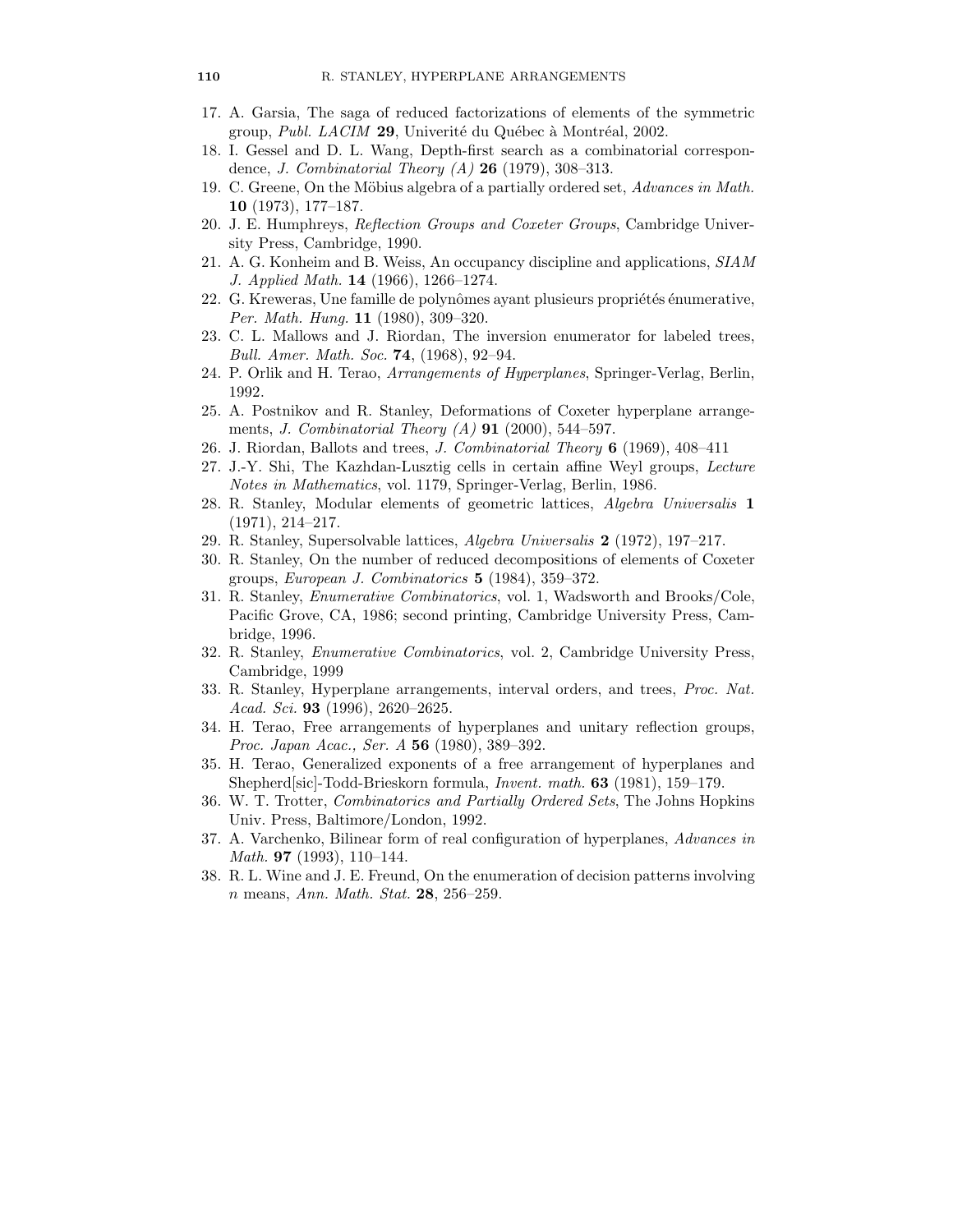17. A. Garsia, The saga of reduced factorizations of elements of the symmetric group, *Publ. LACIM* **29**, Univerité du Québec à Montréal, 2002.
18. I. Gessel and D. L. Wang, Depth-first search as a combinatorial correspondence, *J. Combinatorial Theory (A)* **26** (1979), 308–313.
19. C. Greene, On the Möbius algebra of a partially ordered set, *Advances in Math.* **10** (1973), 177–187.
20. J. E. Humphreys, *Reflection Groups and Coxeter Groups*, Cambridge University Press, Cambridge, 1990.
21. A. G. Konheim and B. Weiss, An occupancy discipline and applications, *SIAM J. Applied Math.* **14** (1966), 1266–1274.
22. G. Kreweras, Une famille de polynômes ayant plusieurs propriétés énumerative, *Per. Math. Hung.* **11** (1980), 309–320.
23. C. L. Mallows and J. Riordan, The inversion enumerator for labeled trees, *Bull. Amer. Math. Soc.* **74**, (1968), 92–94.
24. P. Orlik and H. Terao, *Arrangements of Hyperplanes*, Springer-Verlag, Berlin, 1992.
25. A. Postnikov and R. Stanley, Deformations of Coxeter hyperplane arrangements, *J. Combinatorial Theory (A)* **91** (2000), 544–597.
26. J. Riordan, Ballots and trees, *J. Combinatorial Theory* **6** (1969), 408–411
27. J.-Y. Shi, The Kazhdan-Lusztig cells in certain affine Weyl groups, *Lecture Notes in Mathematics*, vol. 1179, Springer-Verlag, Berlin, 1986.
28. R. Stanley, Modular elements of geometric lattices, *Algebra Universalis* **1** (1971), 214–217.
29. R. Stanley, Supersolvable lattices, *Algebra Universalis* **2** (1972), 197–217.
30. R. Stanley, On the number of reduced decompositions of elements of Coxeter groups, *European J. Combinatorics* **5** (1984), 359–372.
31. R. Stanley, *Enumerative Combinatorics*, vol. 1, Wadsworth and Brooks/Cole, Pacific Grove, CA, 1986; second printing, Cambridge University Press, Cambridge, 1996.
32. R. Stanley, *Enumerative Combinatorics*, vol. 2, Cambridge University Press, Cambridge, 1999
33. R. Stanley, Hyperplane arrangements, interval orders, and trees, *Proc. Nat. Acad. Sci.* **93** (1996), 2620–2625.
34. H. Terao, Free arrangements of hyperplanes and unitary reflection groups, *Proc. Japan Acac., Ser. A* **56** (1980), 389–392.
35. H. Terao, Generalized exponents of a free arrangement of hyperplanes and Shepherd[sic]-Todd-Brieskorn formula, *Invent. math.* **63** (1981), 159–179.
36. W. T. Trotter, *Combinatorics and Partially Ordered Sets*, The Johns Hopkins Univ. Press, Baltimore/London, 1992.
37. A. Varchenko, Bilinear form of real configuration of hyperplanes, *Advances in Math.* **97** (1993), 110–144.
38. R. L. Wine and J. E. Freund, On the enumeration of decision patterns involving $n$ means, *Ann. Math. Stat.* **28**, 256–259.